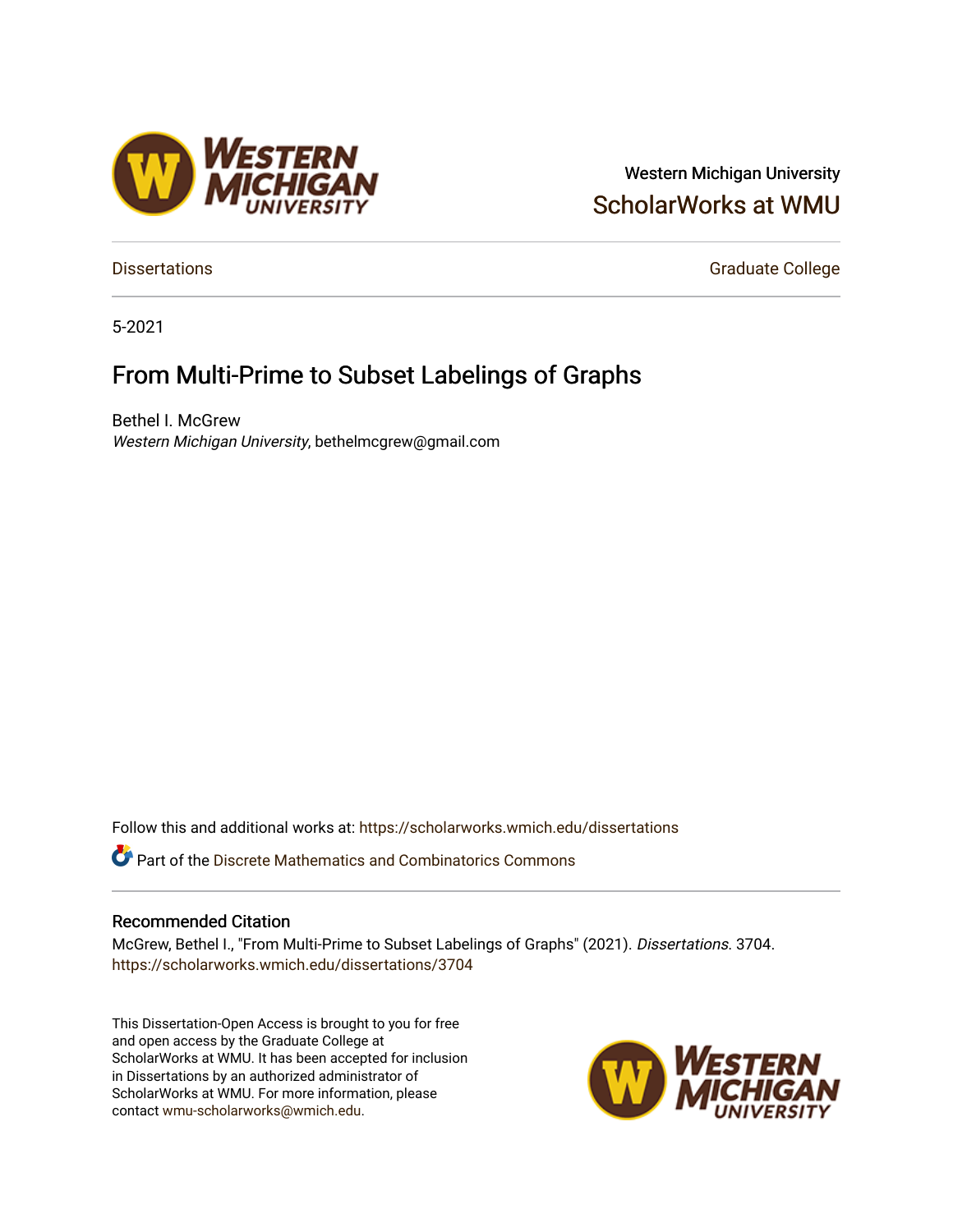Western Michigan University

ScholarWorks at WMU

Dissertations

Graduate College

5-2021

# From Multi-Prime to Subset Labelings of Graphs

Bethel I. McGrew
*Western Michigan University*, bethelmcgrew@gmail.com

Follow this and additional works at: https://scholarworks.wmich.edu/dissertations

Part of the Discrete Mathematics and Combinatorics Commons

### Recommended Citation

McGrew, Bethel I., "From Multi-Prime to Subset Labelings of Graphs" (2021). *Dissertations*. 3704.
https://scholarworks.wmich.edu/dissertations/3704

This Dissertation-Open Access is brought to you for free and open access by the Graduate College at ScholarWorks at WMU. It has been accepted for inclusion in Dissertations by an authorized administrator of ScholarWorks at WMU. For more information, please contact wmu-scholarworks@wmich.edu.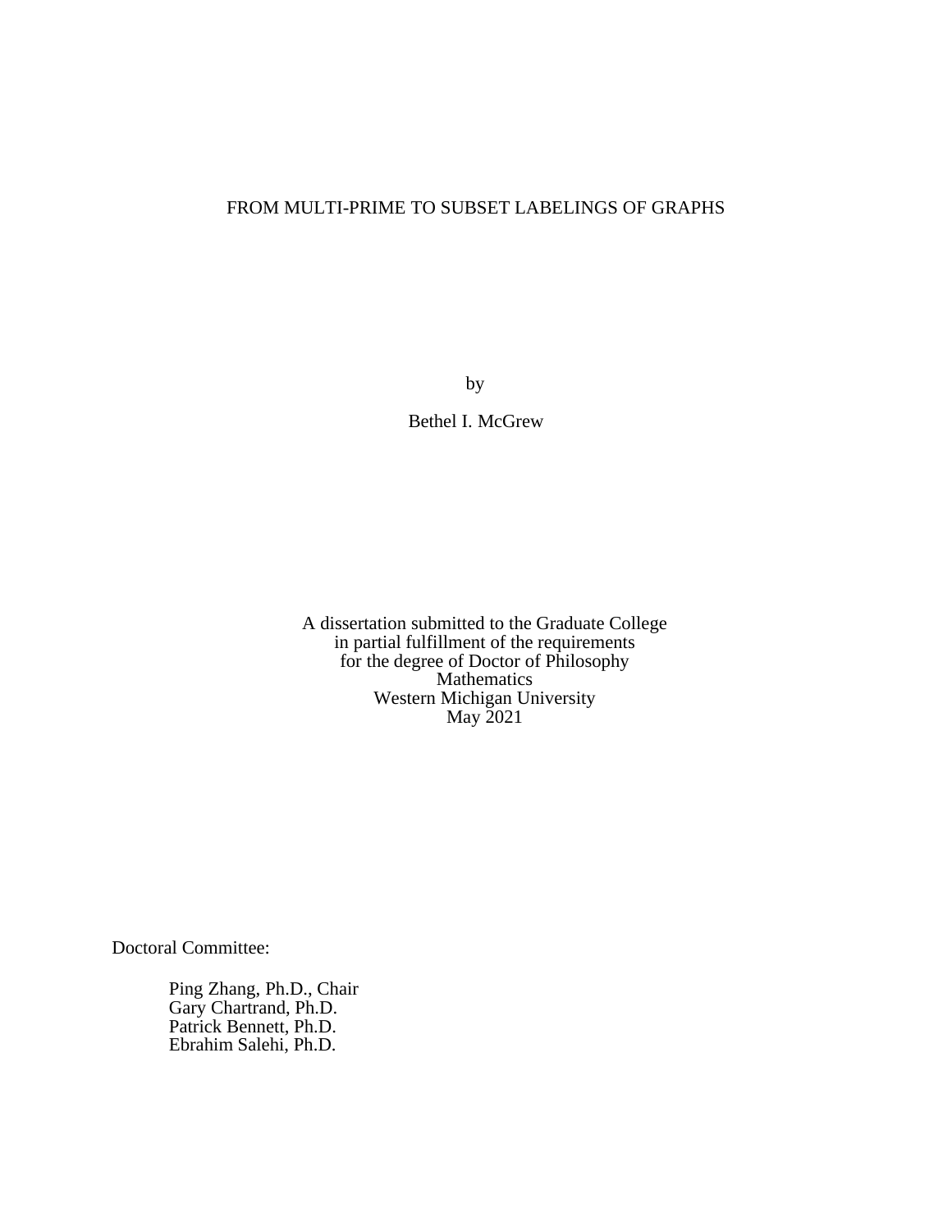# FROM MULTI-PRIME TO SUBSET LABELINGS OF GRAPHS

by

Bethel I. McGrew

A dissertation submitted to the Graduate College
in partial fulfillment of the requirements
for the degree of Doctor of Philosophy
Mathematics
Western Michigan University
May 2021

Doctoral Committee:

Ping Zhang, Ph.D., Chair
Gary Chartrand, Ph.D.
Patrick Bennett, Ph.D.
Ebrahim Salehi, Ph.D.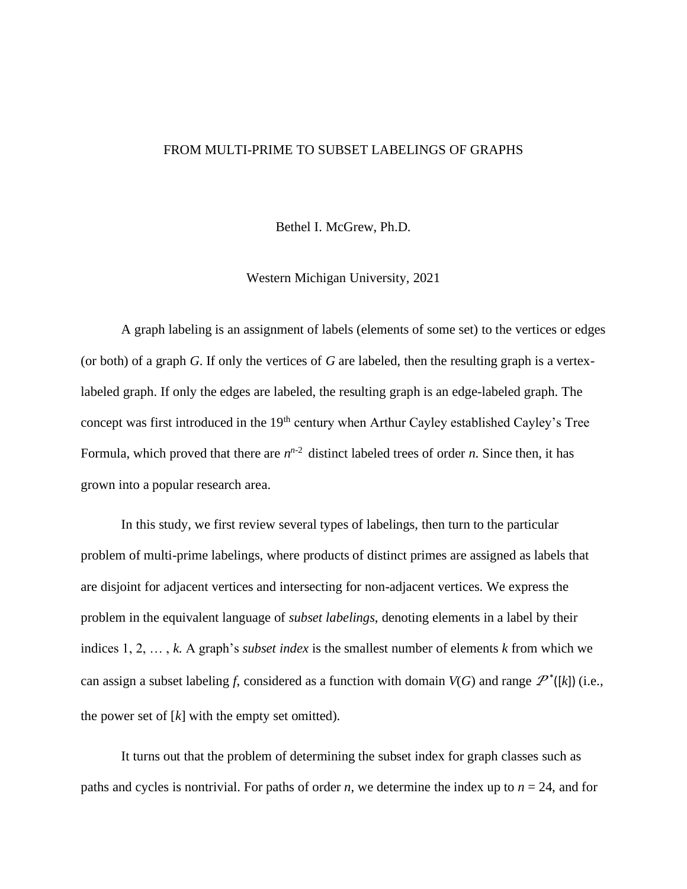FROM MULTI-PRIME TO SUBSET LABELINGS OF GRAPHS

Bethel I. McGrew, Ph.D.

Western Michigan University, 2021

A graph labeling is an assignment of labels (elements of some set) to the vertices or edges (or both) of a graph *G*. If only the vertices of *G* are labeled, then the resulting graph is a vertex-labeled graph. If only the edges are labeled, the resulting graph is an edge-labeled graph. The concept was first introduced in the 19th century when Arthur Cayley established Cayley's Tree Formula, which proved that there are $n^{n-2}$ distinct labeled trees of order *n*. Since then, it has grown into a popular research area.

In this study, we first review several types of labelings, then turn to the particular problem of multi-prime labelings, where products of distinct primes are assigned as labels that are disjoint for adjacent vertices and intersecting for non-adjacent vertices. We express the problem in the equivalent language of *subset labelings*, denoting elements in a label by their indices 1, 2, … , *k.* A graph's *subset index* is the smallest number of elements *k* from which we can assign a subset labeling *f*, considered as a function with domain $V(G)$ and range $\mathcal{P}^*([k])$ (i.e., the power set of $[k]$ with the empty set omitted).

It turns out that the problem of determining the subset index for graph classes such as paths and cycles is nontrivial. For paths of order *n*, we determine the index up to $n = 24$, and for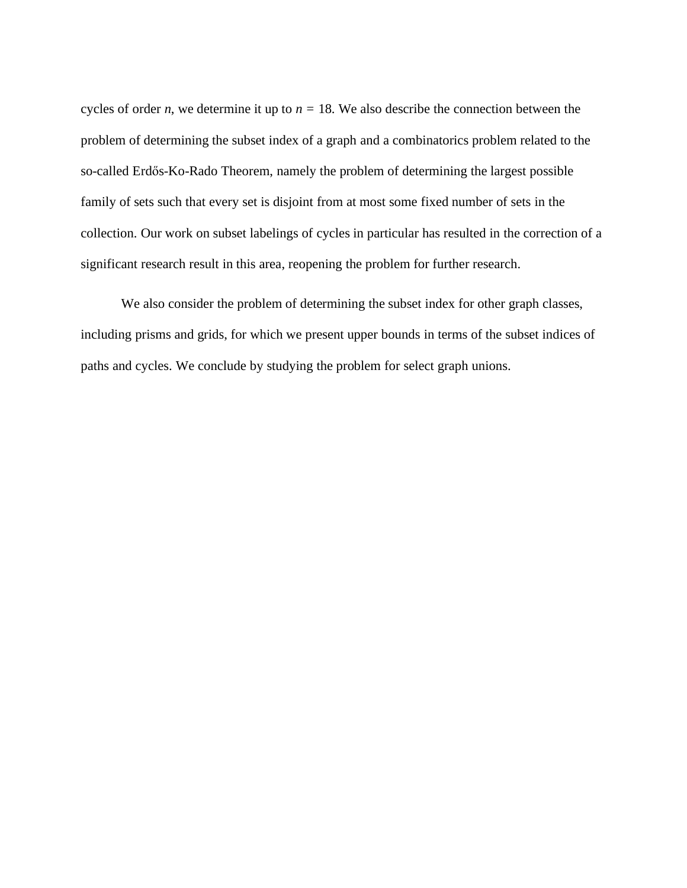cycles of order $n$, we determine it up to $n = 18$. We also describe the connection between the problem of determining the subset index of a graph and a combinatorics problem related to the so-called Erdős-Ko-Rado Theorem, namely the problem of determining the largest possible family of sets such that every set is disjoint from at most some fixed number of sets in the collection. Our work on subset labelings of cycles in particular has resulted in the correction of a significant research result in this area, reopening the problem for further research.

We also consider the problem of determining the subset index for other graph classes, including prisms and grids, for which we present upper bounds in terms of the subset indices of paths and cycles. We conclude by studying the problem for select graph unions.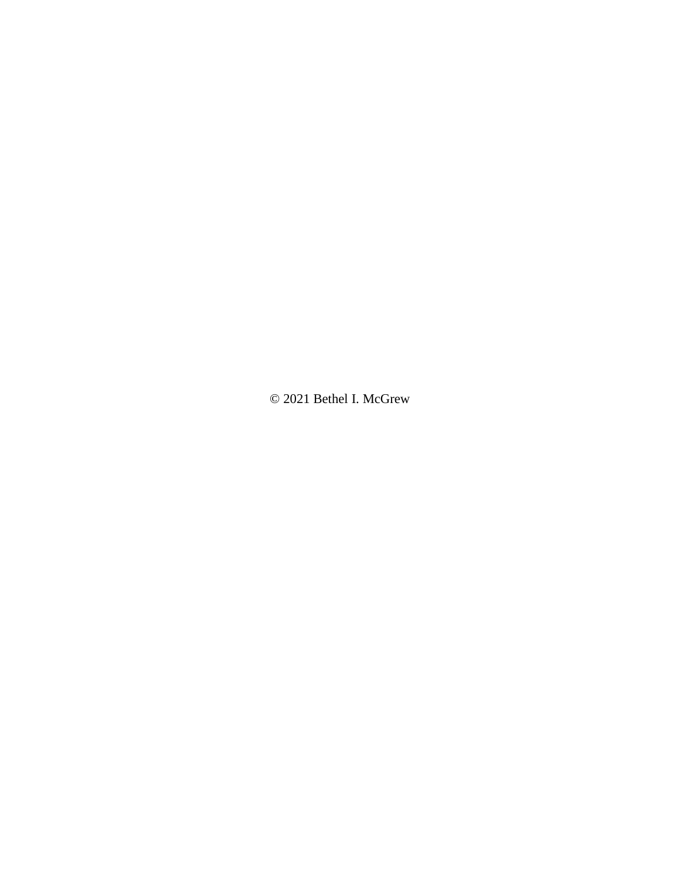© 2021 Bethel I. McGrew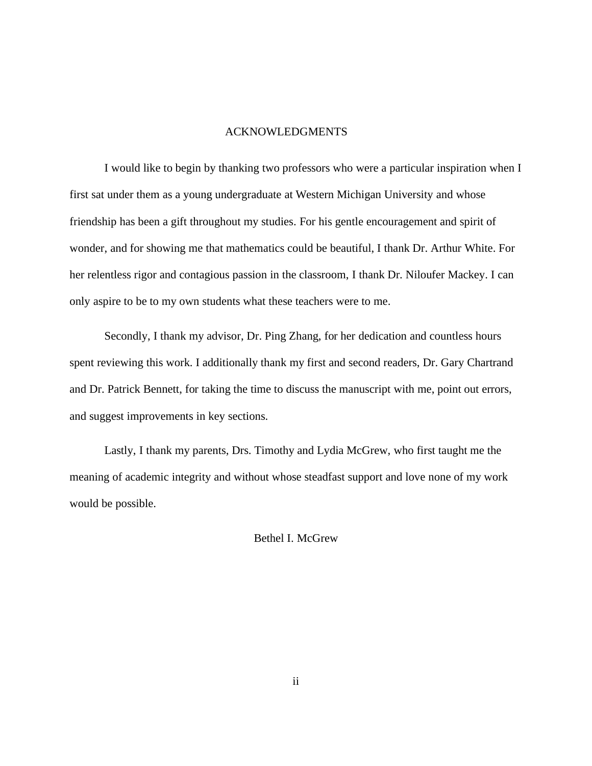# ACKNOWLEDGMENTS

I would like to begin by thanking two professors who were a particular inspiration when I first sat under them as a young undergraduate at Western Michigan University and whose friendship has been a gift throughout my studies. For his gentle encouragement and spirit of wonder, and for showing me that mathematics could be beautiful, I thank Dr. Arthur White. For her relentless rigor and contagious passion in the classroom, I thank Dr. Niloufer Mackey. I can only aspire to be to my own students what these teachers were to me.

Secondly, I thank my advisor, Dr. Ping Zhang, for her dedication and countless hours spent reviewing this work. I additionally thank my first and second readers, Dr. Gary Chartrand and Dr. Patrick Bennett, for taking the time to discuss the manuscript with me, point out errors, and suggest improvements in key sections.

Lastly, I thank my parents, Drs. Timothy and Lydia McGrew, who first taught me the meaning of academic integrity and without whose steadfast support and love none of my work would be possible.

Bethel I. McGrew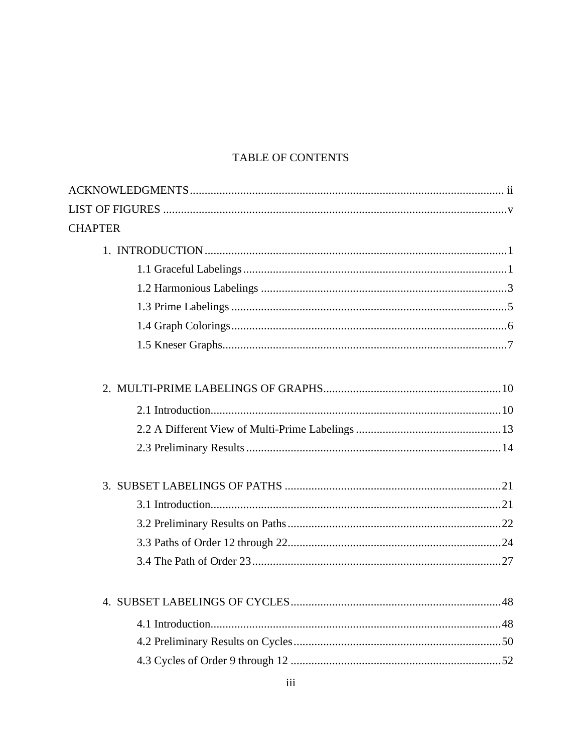# TABLE OF CONTENTS

ACKNOWLEDGMENTS .......... ii

LIST OF FIGURES .......... v

CHAPTER

1. INTRODUCTION .......... 1
    - 1.1 Graceful Labelings .......... 1
    - 1.2 Harmonious Labelings .......... 3
    - 1.3 Prime Labelings .......... 5
    - 1.4 Graph Colorings .......... 6
    - 1.5 Kneser Graphs .......... 7

2. MULTI-PRIME LABELINGS OF GRAPHS .......... 10
    - 2.1 Introduction .......... 10
    - 2.2 A Different View of Multi-Prime Labelings .......... 13
    - 2.3 Preliminary Results .......... 14

3. SUBSET LABELINGS OF PATHS .......... 21
    - 3.1 Introduction .......... 21
    - 3.2 Preliminary Results on Paths .......... 22
    - 3.3 Paths of Order 12 through 22 .......... 24
    - 3.4 The Path of Order 23 .......... 27

4. SUBSET LABELINGS OF CYCLES .......... 48
    - 4.1 Introduction .......... 48
    - 4.2 Preliminary Results on Cycles .......... 50
    - 4.3 Cycles of Order 9 through 12 .......... 52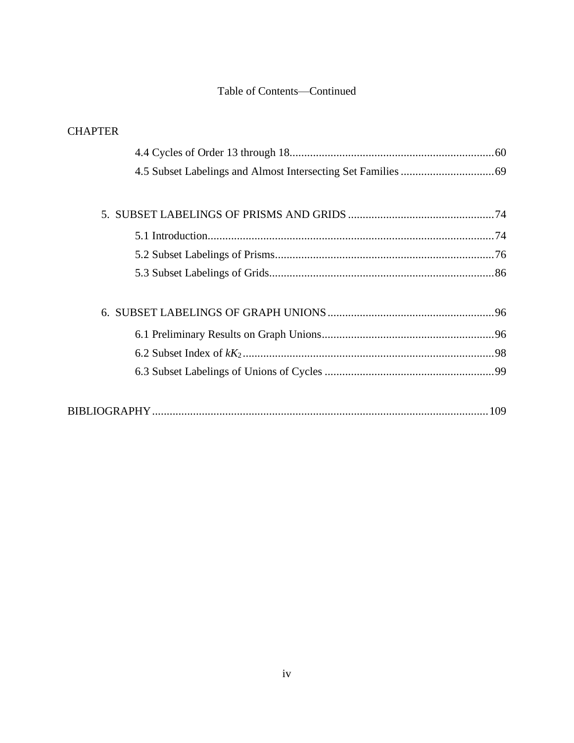Table of Contents—Continued

CHAPTER

- 4.4 Cycles of Order 13 through 18 .......... 60
- 4.5 Subset Labelings and Almost Intersecting Set Families .......... 69

5. SUBSET LABELINGS OF PRISMS AND GRIDS .......... 74
   - 5.1 Introduction .......... 74
   - 5.2 Subset Labelings of Prisms .......... 76
   - 5.3 Subset Labelings of Grids .......... 86

6. SUBSET LABELINGS OF GRAPH UNIONS .......... 96
   - 6.1 Preliminary Results on Graph Unions .......... 96
   - 6.2 Subset Index of $kK_2$ .......... 98
   - 6.3 Subset Labelings of Unions of Cycles .......... 99

BIBLIOGRAPHY .......... 109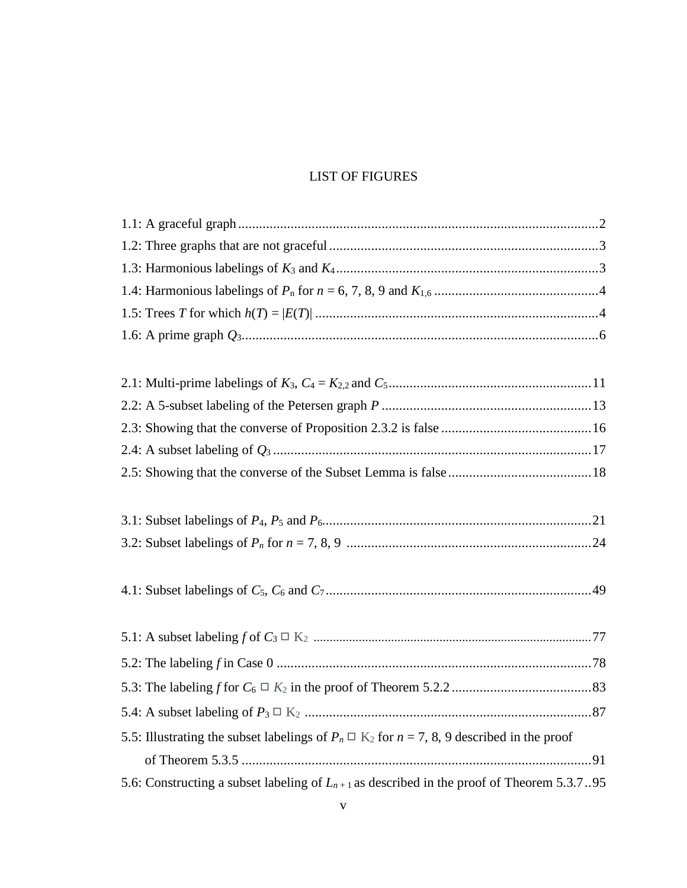# LIST OF FIGURES

1.1: A graceful graph ........................................................................................................2
1.2: Three graphs that are not graceful ..............................................................................3
1.3: Harmonious labelings of $K_3$ and $K_4$ ............................................................................3
1.4: Harmonious labelings of $P_n$ for $n = 6, 7, 8, 9$ and $K_{1,6}$ ...............................................4
1.5: Trees $T$ for which $h(T) = |E(T)|$ ..................................................................................4
1.6: A prime graph $Q_3$.......................................................................................................6

2.1: Multi-prime labelings of $K_3$, $C_4 = K_{2,2}$ and $C_5$..........................................................11
2.2: A 5-subset labeling of the Petersen graph $P$ ............................................................13
2.3: Showing that the converse of Proposition 2.3.2 is false ...........................................16
2.4: A subset labeling of $Q_3$ ............................................................................................17
2.5: Showing that the converse of the Subset Lemma is false .........................................18

3.1: Subset labelings of $P_4$, $P_5$ and $P_6$.............................................................................21
3.2: Subset labelings of $P_n$ for $n = 7, 8, 9$ ......................................................................24

4.1: Subset labelings of $C_5$, $C_6$ and $C_7$............................................................................49

5.1: A subset labeling $f$ of $C_3 \square K_2$ ...................................................................................77
5.2: The labeling $f$ in Case 0 ...........................................................................................78
5.3: The labeling $f$ for $C_6 \square K_2$ in the proof of Theorem 5.2.2........................................83
5.4: A subset labeling of $P_3 \square K_2$ ..................................................................................87
5.5: Illustrating the subset labelings of $P_n \square K_2$ for $n = 7, 8, 9$ described in the proof of Theorem 5.3.5 .....................................................................................................91
5.6: Constructing a subset labeling of $L_{n+1}$ as described in the proof of Theorem 5.3.7..95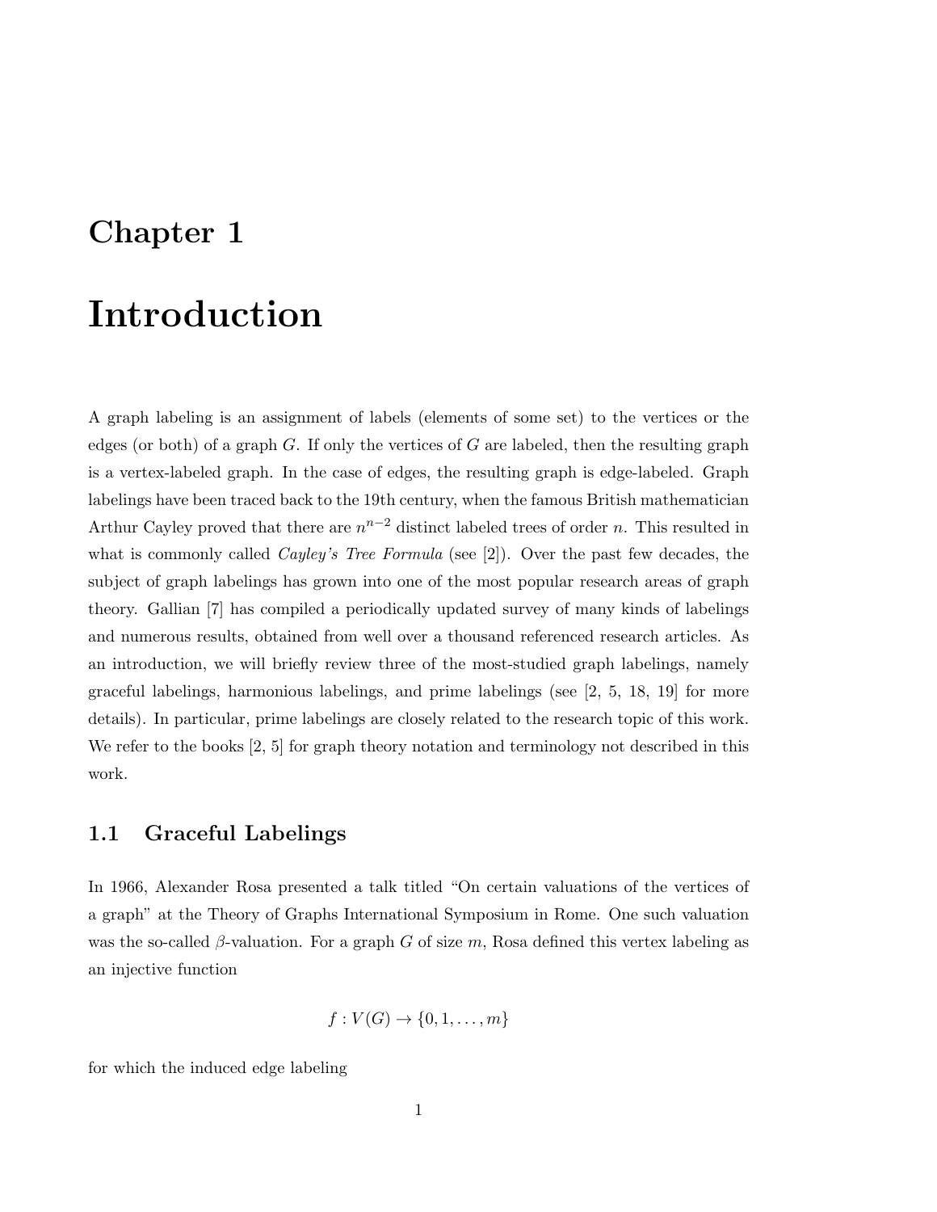# Chapter 1

# Introduction

A graph labeling is an assignment of labels (elements of some set) to the vertices or the edges (or both) of a graph $G$. If only the vertices of $G$ are labeled, then the resulting graph is a vertex-labeled graph. In the case of edges, the resulting graph is edge-labeled. Graph labelings have been traced back to the 19th century, when the famous British mathematician Arthur Cayley proved that there are $n^{n-2}$ distinct labeled trees of order $n$. This resulted in what is commonly called *Cayley's Tree Formula* (see [2]). Over the past few decades, the subject of graph labelings has grown into one of the most popular research areas of graph theory. Gallian [7] has compiled a periodically updated survey of many kinds of labelings and numerous results, obtained from well over a thousand referenced research articles. As an introduction, we will briefly review three of the most-studied graph labelings, namely graceful labelings, harmonious labelings, and prime labelings (see [2, 5, 18, 19] for more details). In particular, prime labelings are closely related to the research topic of this work. We refer to the books [2, 5] for graph theory notation and terminology not described in this work.

## 1.1 Graceful Labelings

In 1966, Alexander Rosa presented a talk titled "On certain valuations of the vertices of a graph" at the Theory of Graphs International Symposium in Rome. One such valuation was the so-called $\beta$-valuation. For a graph $G$ of size $m$, Rosa defined this vertex labeling as an injective function

$$f : V(G) \to \{0, 1, \ldots, m\}$$

for which the induced edge labeling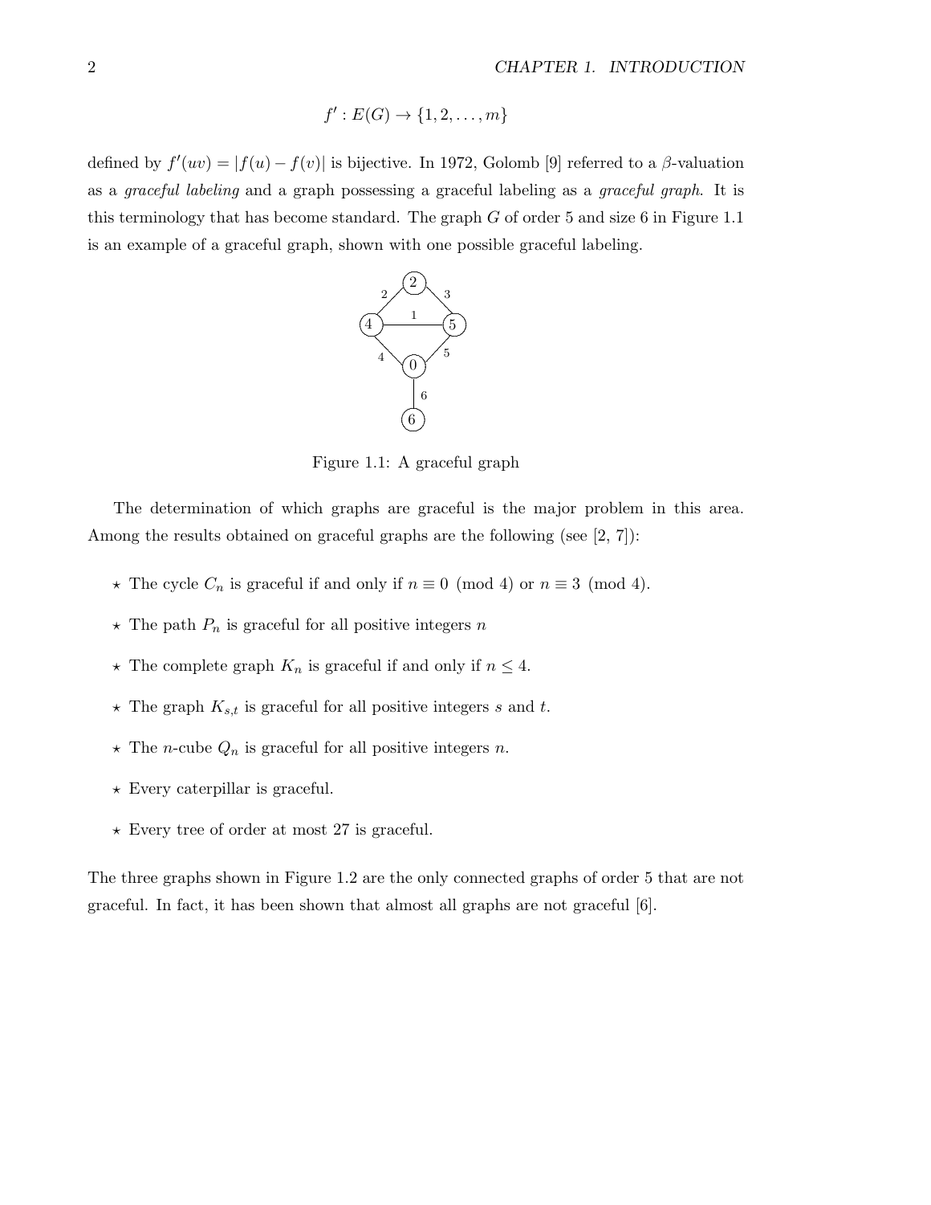$$f' : E(G) \to \{1, 2, \ldots, m\}$$

defined by $f'(uv) = |f(u) - f(v)|$ is bijective. In 1972, Golomb [9] referred to a $\beta$-valuation as a *graceful labeling* and a graph possessing a graceful labeling as a *graceful graph*. It is this terminology that has become standard. The graph $G$ of order 5 and size 6 in Figure 1.1 is an example of a graceful graph, shown with one possible graceful labeling.

Figure 1.1: A graceful graph

The determination of which graphs are graceful is the major problem in this area. Among the results obtained on graceful graphs are the following (see [2, 7]):

- ⋆ The cycle $C_n$ is graceful if and only if $n \equiv 0 \pmod 4$ or $n \equiv 3 \pmod 4$.
- ⋆ The path $P_n$ is graceful for all positive integers $n$
- ⋆ The complete graph $K_n$ is graceful if and only if $n \leq 4$.
- ⋆ The graph $K_{s,t}$ is graceful for all positive integers $s$ and $t$.
- ⋆ The $n$-cube $Q_n$ is graceful for all positive integers $n$.
- ⋆ Every caterpillar is graceful.
- ⋆ Every tree of order at most 27 is graceful.

The three graphs shown in Figure 1.2 are the only connected graphs of order 5 that are not graceful. In fact, it has been shown that almost all graphs are not graceful [6].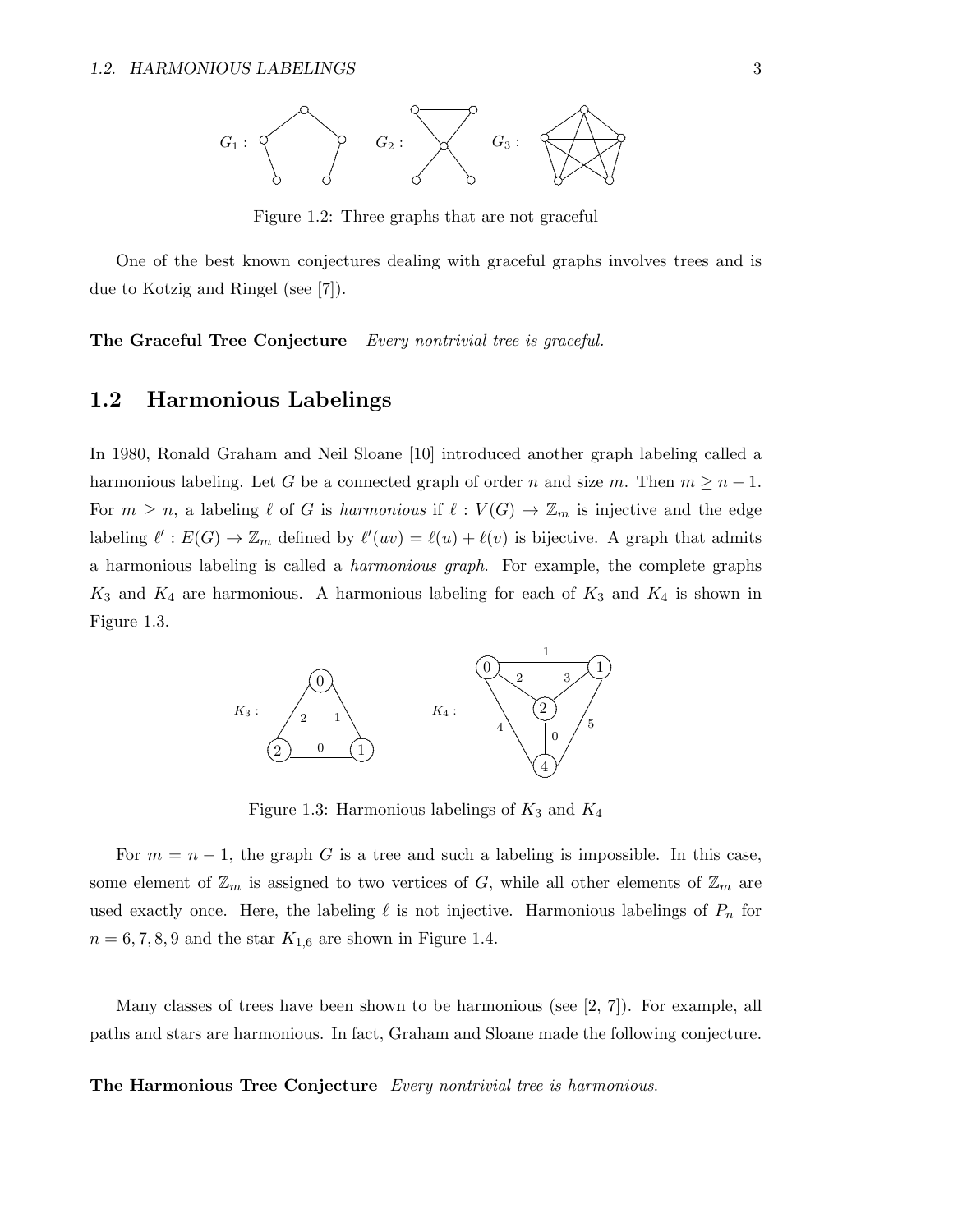Figure 1.2: Three graphs that are not graceful

One of the best known conjectures dealing with graceful graphs involves trees and is due to Kotzig and Ringel (see [7]).

**The Graceful Tree Conjecture** *Every nontrivial tree is graceful.*

## 1.2 Harmonious Labelings

In 1980, Ronald Graham and Neil Sloane [10] introduced another graph labeling called a harmonious labeling. Let $G$ be a connected graph of order $n$ and size $m$. Then $m \geq n-1$. For $m \geq n$, a labeling $\ell$ of $G$ is *harmonious* if $\ell : V(G) \to \mathbb{Z}_m$ is injective and the edge labeling $\ell' : E(G) \to \mathbb{Z}_m$ defined by $\ell'(uv) = \ell(u) + \ell(v)$ is bijective. A graph that admits a harmonious labeling is called a *harmonious graph*. For example, the complete graphs $K_3$ and $K_4$ are harmonious. A harmonious labeling for each of $K_3$ and $K_4$ is shown in Figure 1.3.

Figure 1.3: Harmonious labelings of $K_3$ and $K_4$

For $m = n-1$, the graph $G$ is a tree and such a labeling is impossible. In this case, some element of $\mathbb{Z}_m$ is assigned to two vertices of $G$, while all other elements of $\mathbb{Z}_m$ are used exactly once. Here, the labeling $\ell$ is not injective. Harmonious labelings of $P_n$ for $n = 6, 7, 8, 9$ and the star $K_{1,6}$ are shown in Figure 1.4.

Many classes of trees have been shown to be harmonious (see [2, 7]). For example, all paths and stars are harmonious. In fact, Graham and Sloane made the following conjecture.

**The Harmonious Tree Conjecture** *Every nontrivial tree is harmonious.*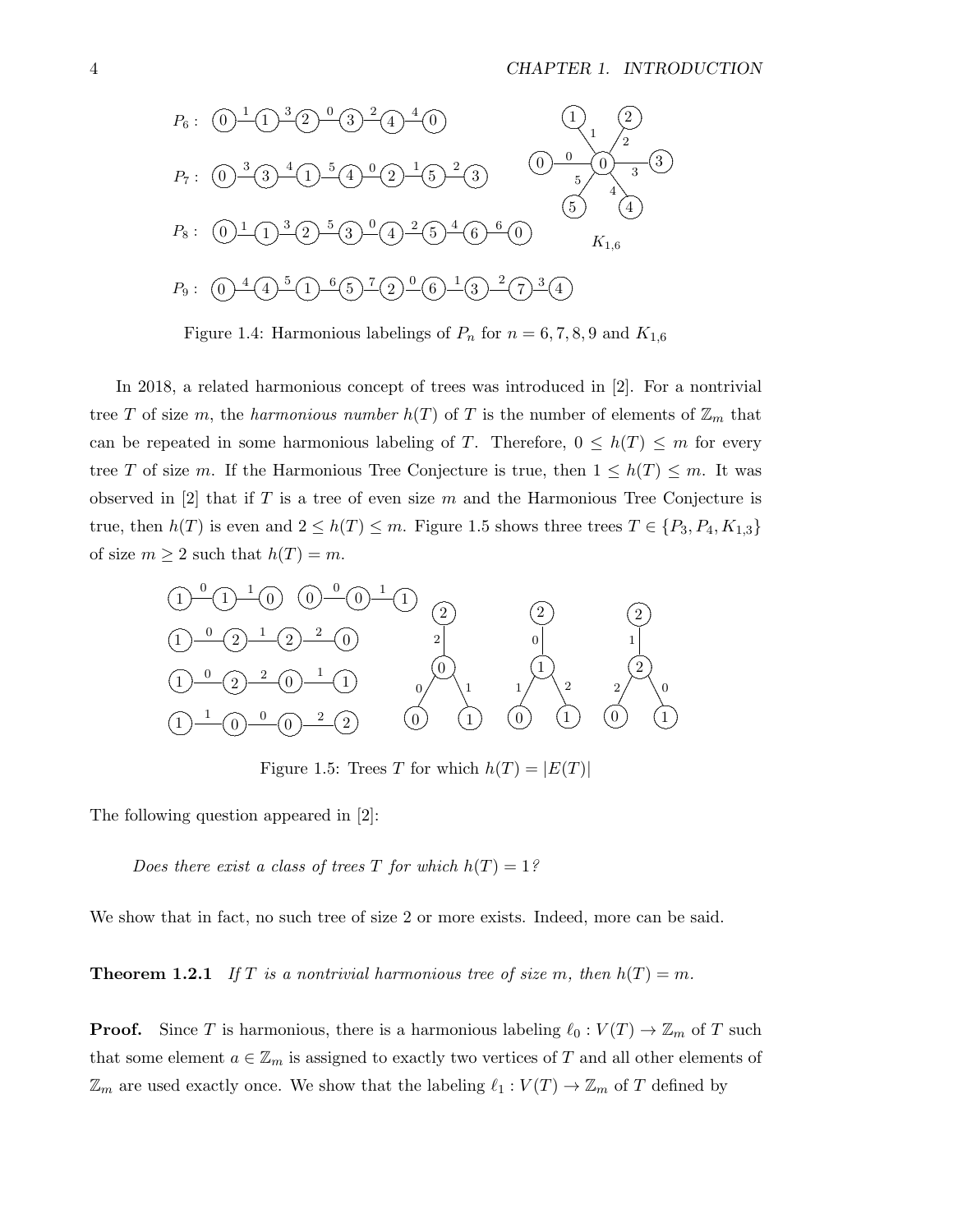Figure 1.4: Harmonious labelings of $P_n$ for $n = 6, 7, 8, 9$ and $K_{1,6}$

In 2018, a related harmonious concept of trees was introduced in [2]. For a nontrivial tree $T$ of size $m$, the *harmonious number* $h(T)$ of $T$ is the number of elements of $\mathbb{Z}_m$ that can be repeated in some harmonious labeling of $T$. Therefore, $0 \leq h(T) \leq m$ for every tree $T$ of size $m$. If the Harmonious Tree Conjecture is true, then $1 \leq h(T) \leq m$. It was observed in [2] that if $T$ is a tree of even size $m$ and the Harmonious Tree Conjecture is true, then $h(T)$ is even and $2 \leq h(T) \leq m$. Figure 1.5 shows three trees $T \in \{P_3, P_4, K_{1,3}\}$ of size $m \geq 2$ such that $h(T) = m$.

Figure 1.5: Trees $T$ for which $h(T) = |E(T)|$

The following question appeared in [2]:

*Does there exist a class of trees $T$ for which $h(T) = 1$?*

We show that in fact, no such tree of size 2 or more exists. Indeed, more can be said.

**Theorem 1.2.1** *If $T$ is a nontrivial harmonious tree of size $m$, then $h(T) = m$.*

**Proof.** Since $T$ is harmonious, there is a harmonious labeling $\ell_0 : V(T) \to \mathbb{Z}_m$ of $T$ such that some element $a \in \mathbb{Z}_m$ is assigned to exactly two vertices of $T$ and all other elements of $\mathbb{Z}_m$ are used exactly once. We show that the labeling $\ell_1 : V(T) \to \mathbb{Z}_m$ of $T$ defined by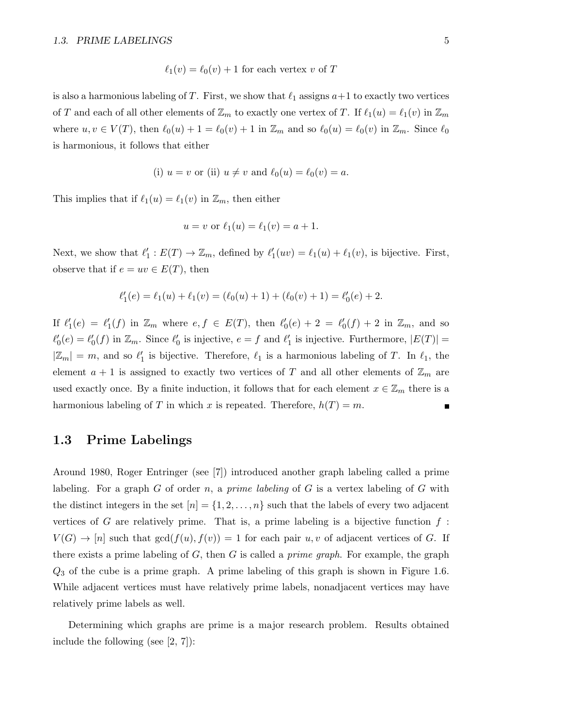$$\ell_1(v) = \ell_0(v) + 1 \text{ for each vertex } v \text{ of } T$$

is also a harmonious labeling of $T$. First, we show that $\ell_1$ assigns $a+1$ to exactly two vertices of $T$ and each of all other elements of $\mathbb{Z}_m$ to exactly one vertex of $T$. If $\ell_1(u) = \ell_1(v)$ in $\mathbb{Z}_m$ where $u, v \in V(T)$, then $\ell_0(u) + 1 = \ell_0(v) + 1$ in $\mathbb{Z}_m$ and so $\ell_0(u) = \ell_0(v)$ in $\mathbb{Z}_m$. Since $\ell_0$ is harmonious, it follows that either

$$\text{(i) } u = v \text{ or (ii) } u \neq v \text{ and } \ell_0(u) = \ell_0(v) = a.$$

This implies that if $\ell_1(u) = \ell_1(v)$ in $\mathbb{Z}_m$, then either

$$u = v \text{ or } \ell_1(u) = \ell_1(v) = a + 1.$$

Next, we show that $\ell_1' : E(T) \to \mathbb{Z}_m$, defined by $\ell_1'(uv) = \ell_1(u) + \ell_1(v)$, is bijective. First, observe that if $e = uv \in E(T)$, then

$$\ell_1'(e) = \ell_1(u) + \ell_1(v) = (\ell_0(u) + 1) + (\ell_0(v) + 1) = \ell_0'(e) + 2.$$

If $\ell_1'(e) = \ell_1'(f)$ in $\mathbb{Z}_m$ where $e, f \in E(T)$, then $\ell_0'(e) + 2 = \ell_0'(f) + 2$ in $\mathbb{Z}_m$, and so $\ell_0'(e) = \ell_0'(f)$ in $\mathbb{Z}_m$. Since $\ell_0'$ is injective, $e = f$ and $\ell_1'$ is injective. Furthermore, $|E(T)| = |\mathbb{Z}_m| = m$, and so $\ell_1'$ is bijective. Therefore, $\ell_1$ is a harmonious labeling of $T$. In $\ell_1$, the element $a + 1$ is assigned to exactly two vertices of $T$ and all other elements of $\mathbb{Z}_m$ are used exactly once. By a finite induction, it follows that for each element $x \in \mathbb{Z}_m$ there is a harmonious labeling of $T$ in which $x$ is repeated. Therefore, $h(T) = m$. ■

## 1.3 Prime Labelings

Around 1980, Roger Entringer (see [7]) introduced another graph labeling called a prime labeling. For a graph $G$ of order $n$, a *prime labeling* of $G$ is a vertex labeling of $G$ with the distinct integers in the set $[n] = \{1, 2, \ldots, n\}$ such that the labels of every two adjacent vertices of $G$ are relatively prime. That is, a prime labeling is a bijective function $f : V(G) \to [n]$ such that $\gcd(f(u), f(v)) = 1$ for each pair $u, v$ of adjacent vertices of $G$. If there exists a prime labeling of $G$, then $G$ is called a *prime graph*. For example, the graph $Q_3$ of the cube is a prime graph. A prime labeling of this graph is shown in Figure 1.6. While adjacent vertices must have relatively prime labels, nonadjacent vertices may have relatively prime labels as well.

Determining which graphs are prime is a major research problem. Results obtained include the following (see [2, 7]):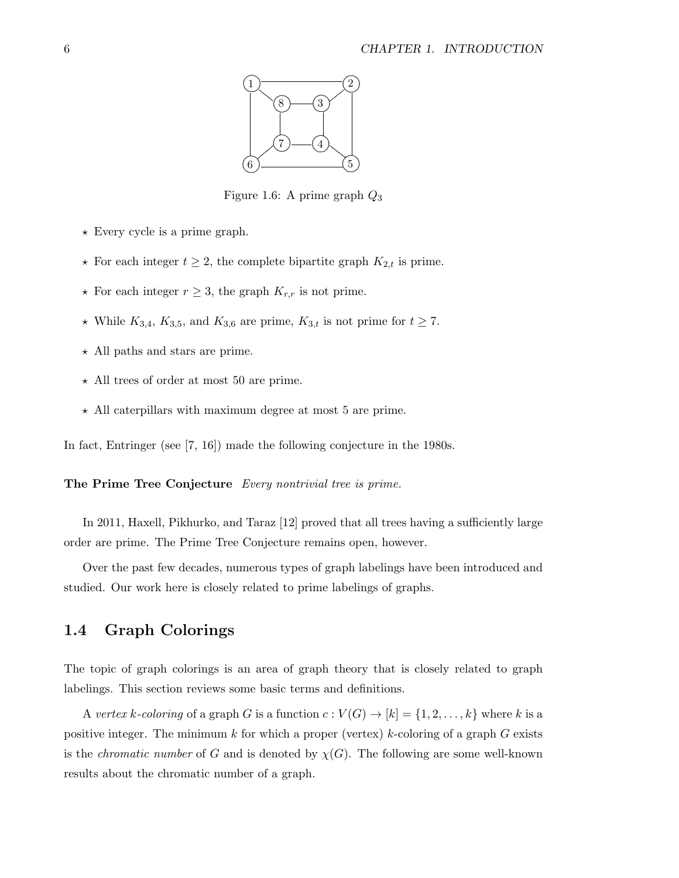Figure 1.6: A prime graph $Q_3$

- ⋆ Every cycle is a prime graph.
- ⋆ For each integer $t \geq 2$, the complete bipartite graph $K_{2,t}$ is prime.
- ⋆ For each integer $r \geq 3$, the graph $K_{r,r}$ is not prime.
- ⋆ While $K_{3,4}$, $K_{3,5}$, and $K_{3,6}$ are prime, $K_{3,t}$ is not prime for $t \geq 7$.
- ⋆ All paths and stars are prime.
- ⋆ All trees of order at most 50 are prime.
- ⋆ All caterpillars with maximum degree at most 5 are prime.

In fact, Entringer (see [7, 16]) made the following conjecture in the 1980s.

**The Prime Tree Conjecture** *Every nontrivial tree is prime.*

In 2011, Haxell, Pikhurko, and Taraz [12] proved that all trees having a sufficiently large order are prime. The Prime Tree Conjecture remains open, however.

Over the past few decades, numerous types of graph labelings have been introduced and studied. Our work here is closely related to prime labelings of graphs.

## 1.4 Graph Colorings

The topic of graph colorings is an area of graph theory that is closely related to graph labelings. This section reviews some basic terms and definitions.

A *vertex k-coloring* of a graph $G$ is a function $c : V(G) \to [k] = \{1, 2, \ldots, k\}$ where $k$ is a positive integer. The minimum $k$ for which a proper (vertex) $k$-coloring of a graph $G$ exists is the *chromatic number* of $G$ and is denoted by $\chi(G)$. The following are some well-known results about the chromatic number of a graph.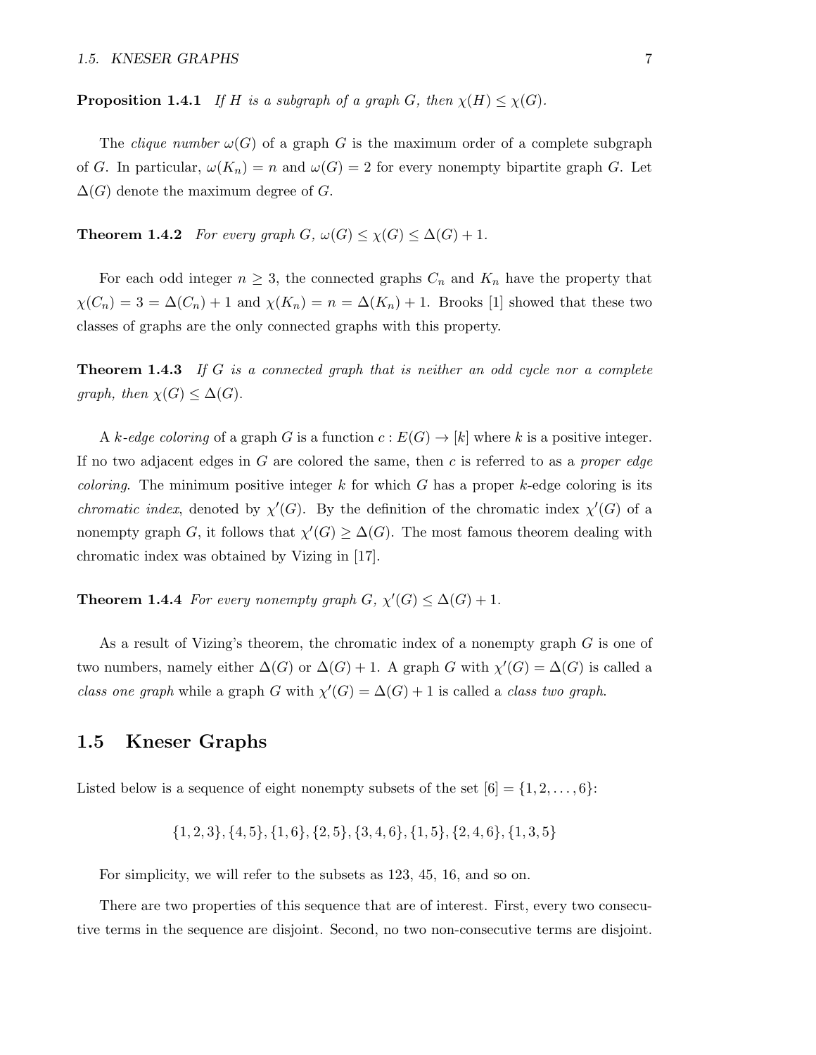**Proposition 1.4.1** *If $H$ is a subgraph of a graph $G$, then $\chi(H) \leq \chi(G)$.*

The *clique number* $\omega(G)$ of a graph $G$ is the maximum order of a complete subgraph of $G$. In particular, $\omega(K_n) = n$ and $\omega(G) = 2$ for every nonempty bipartite graph $G$. Let $\Delta(G)$ denote the maximum degree of $G$.

**Theorem 1.4.2** *For every graph $G$, $\omega(G) \leq \chi(G) \leq \Delta(G) + 1$.*

For each odd integer $n \geq 3$, the connected graphs $C_n$ and $K_n$ have the property that $\chi(C_n) = 3 = \Delta(C_n) + 1$ and $\chi(K_n) = n = \Delta(K_n) + 1$. Brooks [1] showed that these two classes of graphs are the only connected graphs with this property.

**Theorem 1.4.3** *If $G$ is a connected graph that is neither an odd cycle nor a complete graph, then $\chi(G) \leq \Delta(G)$.*

A *$k$-edge coloring* of a graph $G$ is a function $c : E(G) \to [k]$ where $k$ is a positive integer. If no two adjacent edges in $G$ are colored the same, then $c$ is referred to as a *proper edge coloring*. The minimum positive integer $k$ for which $G$ has a proper $k$-edge coloring is its *chromatic index*, denoted by $\chi'(G)$. By the definition of the chromatic index $\chi'(G)$ of a nonempty graph $G$, it follows that $\chi'(G) \geq \Delta(G)$. The most famous theorem dealing with chromatic index was obtained by Vizing in [17].

**Theorem 1.4.4** *For every nonempty graph $G$, $\chi'(G) \leq \Delta(G) + 1$.*

As a result of Vizing's theorem, the chromatic index of a nonempty graph $G$ is one of two numbers, namely either $\Delta(G)$ or $\Delta(G) + 1$. A graph $G$ with $\chi'(G) = \Delta(G)$ is called a *class one graph* while a graph $G$ with $\chi'(G) = \Delta(G) + 1$ is called a *class two graph*.

## 1.5 Kneser Graphs

Listed below is a sequence of eight nonempty subsets of the set $[6] = \{1, 2, \ldots, 6\}$:

$$\{1, 2, 3\}, \{4, 5\}, \{1, 6\}, \{2, 5\}, \{3, 4, 6\}, \{1, 5\}, \{2, 4, 6\}, \{1, 3, 5\}$$

For simplicity, we will refer to the subsets as 123, 45, 16, and so on.

There are two properties of this sequence that are of interest. First, every two consecutive terms in the sequence are disjoint. Second, no two non-consecutive terms are disjoint.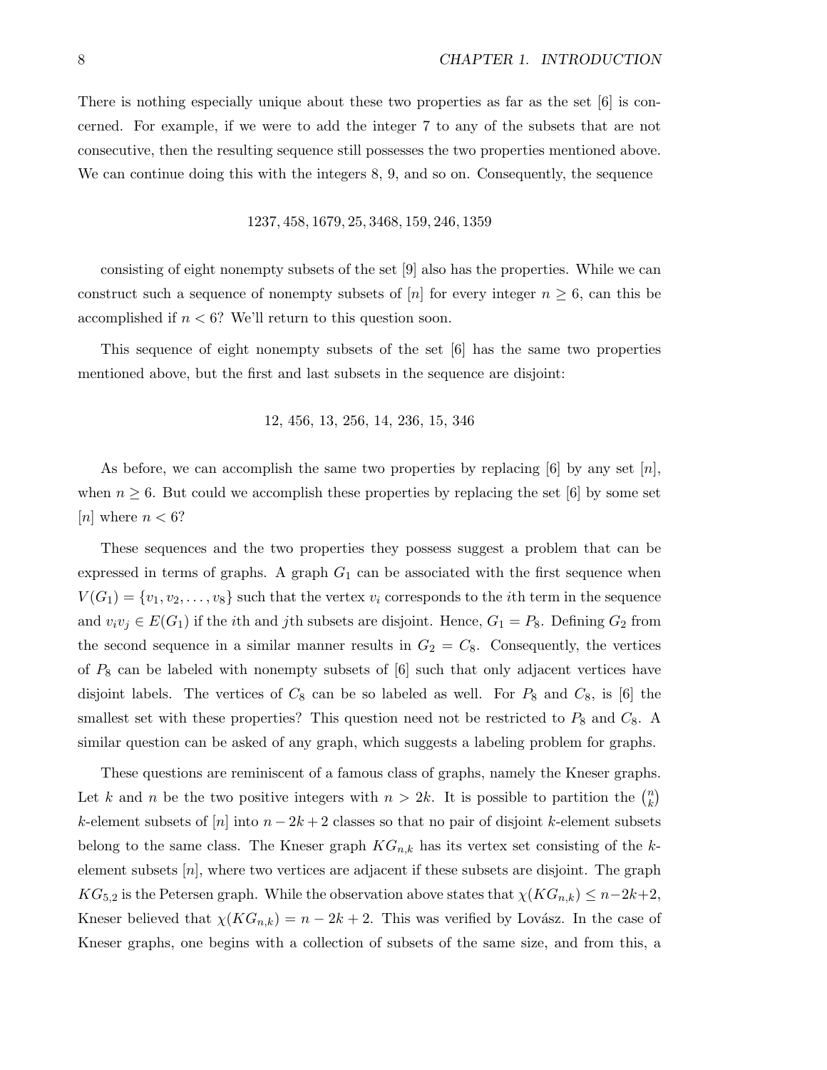There is nothing especially unique about these two properties as far as the set [6] is concerned. For example, if we were to add the integer 7 to any of the subsets that are not consecutive, then the resulting sequence still possesses the two properties mentioned above. We can continue doing this with the integers 8, 9, and so on. Consequently, the sequence

$$1237, 458, 1679, 25, 3468, 159, 246, 1359$$

consisting of eight nonempty subsets of the set [9] also has the properties. While we can construct such a sequence of nonempty subsets of $[n]$ for every integer $n \geq 6$, can this be accomplished if $n < 6$? We'll return to this question soon.

This sequence of eight nonempty subsets of the set [6] has the same two properties mentioned above, but the first and last subsets in the sequence are disjoint:

$$12,\ 456,\ 13,\ 256,\ 14,\ 236,\ 15,\ 346$$

As before, we can accomplish the same two properties by replacing [6] by any set $[n]$, when $n \geq 6$. But could we accomplish these properties by replacing the set [6] by some set $[n]$ where $n < 6$?

These sequences and the two properties they possess suggest a problem that can be expressed in terms of graphs. A graph $G_1$ can be associated with the first sequence when $V(G_1) = \{v_1, v_2, \ldots, v_8\}$ such that the vertex $v_i$ corresponds to the $i$th term in the sequence and $v_iv_j \in E(G_1)$ if the $i$th and $j$th subsets are disjoint. Hence, $G_1 = P_8$. Defining $G_2$ from the second sequence in a similar manner results in $G_2 = C_8$. Consequently, the vertices of $P_8$ can be labeled with nonempty subsets of [6] such that only adjacent vertices have disjoint labels. The vertices of $C_8$ can be so labeled as well. For $P_8$ and $C_8$, is [6] the smallest set with these properties? This question need not be restricted to $P_8$ and $C_8$. A similar question can be asked of any graph, which suggests a labeling problem for graphs.

These questions are reminiscent of a famous class of graphs, namely the Kneser graphs. Let $k$ and $n$ be the two positive integers with $n > 2k$. It is possible to partition the $\binom{n}{k}$ $k$-element subsets of $[n]$ into $n - 2k + 2$ classes so that no pair of disjoint $k$-element subsets belong to the same class. The Kneser graph $KG_{n,k}$ has its vertex set consisting of the $k$-element subsets $[n]$, where two vertices are adjacent if these subsets are disjoint. The graph $KG_{5,2}$ is the Petersen graph. While the observation above states that $\chi(KG_{n,k}) \leq n-2k+2$, Kneser believed that $\chi(KG_{n,k}) = n - 2k + 2$. This was verified by Lovász. In the case of Kneser graphs, one begins with a collection of subsets of the same size, and from this, a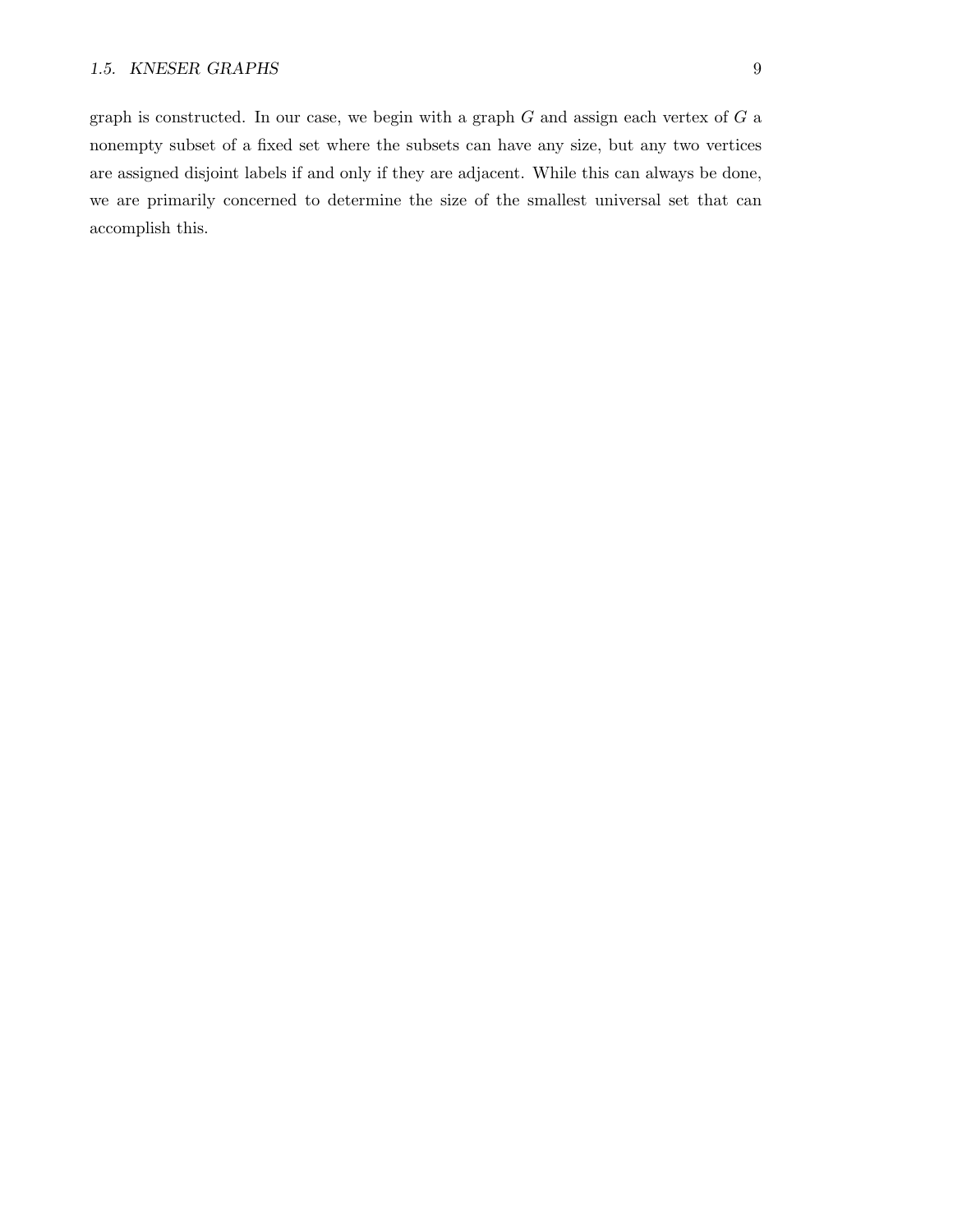graph is constructed. In our case, we begin with a graph $G$ and assign each vertex of $G$ a nonempty subset of a fixed set where the subsets can have any size, but any two vertices are assigned disjoint labels if and only if they are adjacent. While this can always be done, we are primarily concerned to determine the size of the smallest universal set that can accomplish this.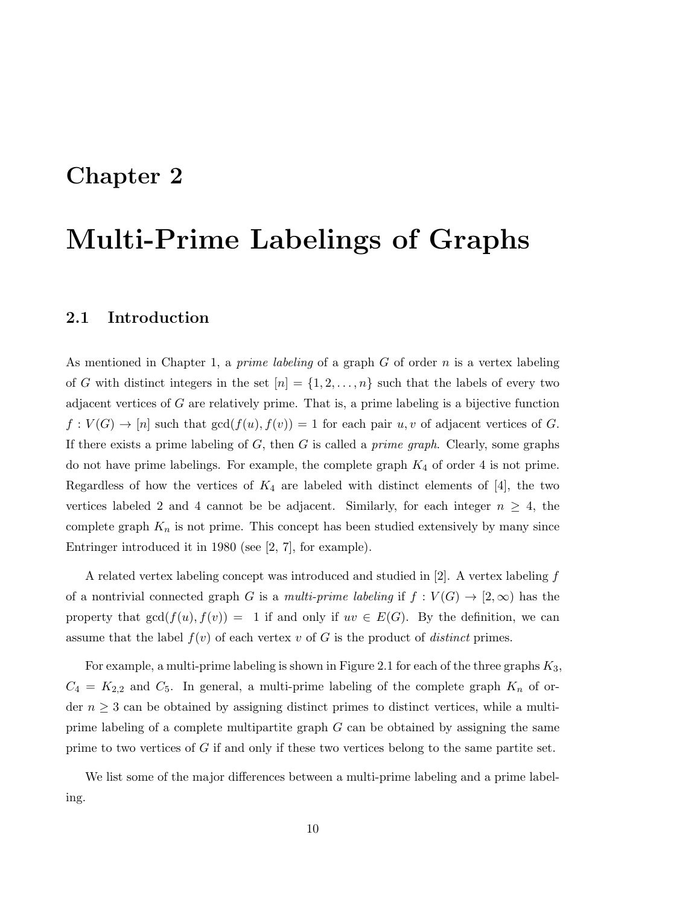# Chapter 2

# Multi-Prime Labelings of Graphs

## 2.1 Introduction

As mentioned in Chapter 1, a *prime labeling* of a graph $G$ of order $n$ is a vertex labeling of $G$ with distinct integers in the set $[n] = \{1, 2, \ldots, n\}$ such that the labels of every two adjacent vertices of $G$ are relatively prime. That is, a prime labeling is a bijective function $f : V(G) \to [n]$ such that $\gcd(f(u), f(v)) = 1$ for each pair $u, v$ of adjacent vertices of $G$. If there exists a prime labeling of $G$, then $G$ is called a *prime graph*. Clearly, some graphs do not have prime labelings. For example, the complete graph $K_4$ of order 4 is not prime. Regardless of how the vertices of $K_4$ are labeled with distinct elements of [4], the two vertices labeled 2 and 4 cannot be be adjacent. Similarly, for each integer $n \geq 4$, the complete graph $K_n$ is not prime. This concept has been studied extensively by many since Entringer introduced it in 1980 (see [2, 7], for example).

A related vertex labeling concept was introduced and studied in [2]. A vertex labeling $f$ of a nontrivial connected graph $G$ is a *multi-prime labeling* if $f : V(G) \to [2, \infty)$ has the property that $\gcd(f(u), f(v)) = 1$ if and only if $uv \in E(G)$. By the definition, we can assume that the label $f(v)$ of each vertex $v$ of $G$ is the product of *distinct* primes.

For example, a multi-prime labeling is shown in Figure 2.1 for each of the three graphs $K_3$, $C_4 = K_{2,2}$ and $C_5$. In general, a multi-prime labeling of the complete graph $K_n$ of order $n \geq 3$ can be obtained by assigning distinct primes to distinct vertices, while a multi-prime labeling of a complete multipartite graph $G$ can be obtained by assigning the same prime to two vertices of $G$ if and only if these two vertices belong to the same partite set.

We list some of the major differences between a multi-prime labeling and a prime labeling.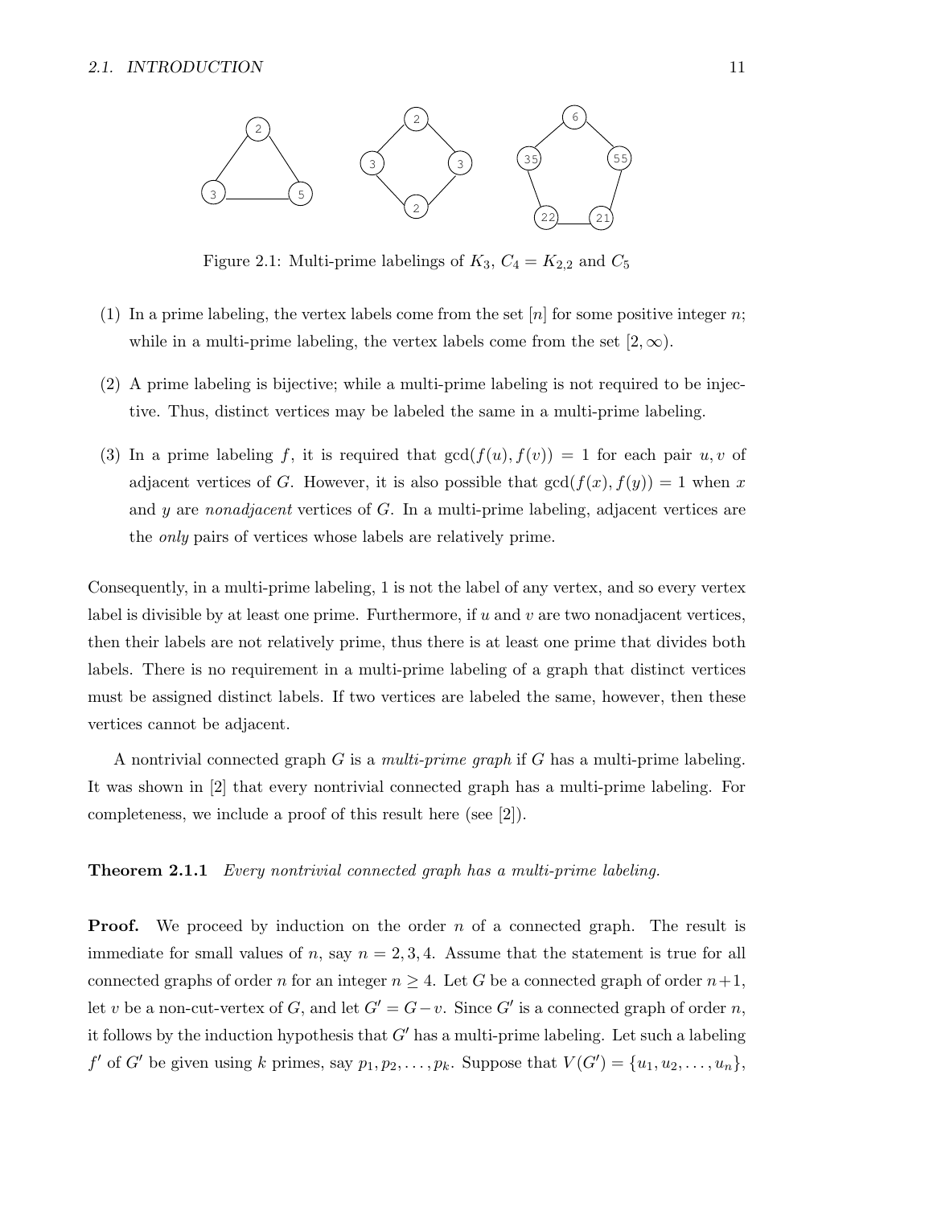Figure 2.1: Multi-prime labelings of $K_3$, $C_4 = K_{2,2}$ and $C_5$

(1) In a prime labeling, the vertex labels come from the set $[n]$ for some positive integer $n$; while in a multi-prime labeling, the vertex labels come from the set $[2, \infty)$.

(2) A prime labeling is bijective; while a multi-prime labeling is not required to be injective. Thus, distinct vertices may be labeled the same in a multi-prime labeling.

(3) In a prime labeling $f$, it is required that $\gcd(f(u), f(v)) = 1$ for each pair $u, v$ of adjacent vertices of $G$. However, it is also possible that $\gcd(f(x), f(y)) = 1$ when $x$ and $y$ are *nonadjacent* vertices of $G$. In a multi-prime labeling, adjacent vertices are the *only* pairs of vertices whose labels are relatively prime.

Consequently, in a multi-prime labeling, 1 is not the label of any vertex, and so every vertex label is divisible by at least one prime. Furthermore, if $u$ and $v$ are two nonadjacent vertices, then their labels are not relatively prime, thus there is at least one prime that divides both labels. There is no requirement in a multi-prime labeling of a graph that distinct vertices must be assigned distinct labels. If two vertices are labeled the same, however, then these vertices cannot be adjacent.

A nontrivial connected graph $G$ is a *multi-prime graph* if $G$ has a multi-prime labeling. It was shown in [2] that every nontrivial connected graph has a multi-prime labeling. For completeness, we include a proof of this result here (see [2]).

**Theorem 2.1.1** *Every nontrivial connected graph has a multi-prime labeling.*

**Proof.** We proceed by induction on the order $n$ of a connected graph. The result is immediate for small values of $n$, say $n = 2, 3, 4$. Assume that the statement is true for all connected graphs of order $n$ for an integer $n \geq 4$. Let $G$ be a connected graph of order $n+1$, let $v$ be a non-cut-vertex of $G$, and let $G' = G - v$. Since $G'$ is a connected graph of order $n$, it follows by the induction hypothesis that $G'$ has a multi-prime labeling. Let such a labeling $f'$ of $G'$ be given using $k$ primes, say $p_1, p_2, \ldots, p_k$. Suppose that $V(G') = \{u_1, u_2, \ldots, u_n\}$,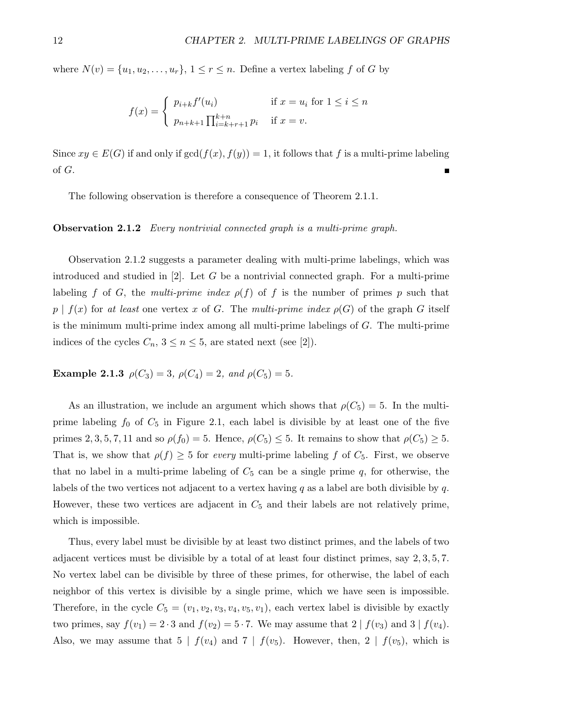where $N(v) = \{u_1, u_2, \ldots, u_r\}$, $1 \le r \le n$. Define a vertex labeling $f$ of $G$ by

$$f(x) = \begin{cases} p_{i+k} f'(u_i) & \text{if } x = u_i \text{ for } 1 \le i \le n \\ p_{n+k+1} \prod_{i=k+r+1}^{k+n} p_i & \text{if } x = v. \end{cases}$$

Since $xy \in E(G)$ if and only if $\gcd(f(x), f(y)) = 1$, it follows that $f$ is a multi-prime labeling of $G$. ■

The following observation is therefore a consequence of Theorem 2.1.1.

**Observation 2.1.2** *Every nontrivial connected graph is a multi-prime graph.*

Observation 2.1.2 suggests a parameter dealing with multi-prime labelings, which was introduced and studied in [2]. Let $G$ be a nontrivial connected graph. For a multi-prime labeling $f$ of $G$, the *multi-prime index* $\rho(f)$ of $f$ is the number of primes $p$ such that $p \mid f(x)$ for *at least* one vertex $x$ of $G$. The *multi-prime index* $\rho(G)$ of the graph $G$ itself is the minimum multi-prime index among all multi-prime labelings of $G$. The multi-prime indices of the cycles $C_n$, $3 \le n \le 5$, are stated next (see [2]).

**Example 2.1.3** *$\rho(C_3) = 3$, $\rho(C_4) = 2$, and $\rho(C_5) = 5$.*

As an illustration, we include an argument which shows that $\rho(C_5) = 5$. In the multi-prime labeling $f_0$ of $C_5$ in Figure 2.1, each label is divisible by at least one of the five primes $2, 3, 5, 7, 11$ and so $\rho(f_0) = 5$. Hence, $\rho(C_5) \le 5$. It remains to show that $\rho(C_5) \ge 5$. That is, we show that $\rho(f) \ge 5$ for *every* multi-prime labeling $f$ of $C_5$. First, we observe that no label in a multi-prime labeling of $C_5$ can be a single prime $q$, for otherwise, the labels of the two vertices not adjacent to a vertex having $q$ as a label are both divisible by $q$. However, these two vertices are adjacent in $C_5$ and their labels are not relatively prime, which is impossible.

Thus, every label must be divisible by at least two distinct primes, and the labels of two adjacent vertices must be divisible by a total of at least four distinct primes, say $2, 3, 5, 7$. No vertex label can be divisible by three of these primes, for otherwise, the label of each neighbor of this vertex is divisible by a single prime, which we have seen is impossible. Therefore, in the cycle $C_5 = (v_1, v_2, v_3, v_4, v_5, v_1)$, each vertex label is divisible by exactly two primes, say $f(v_1) = 2 \cdot 3$ and $f(v_2) = 5 \cdot 7$. We may assume that $2 \mid f(v_3)$ and $3 \mid f(v_4)$. Also, we may assume that $5 \mid f(v_4)$ and $7 \mid f(v_5)$. However, then, $2 \mid f(v_5)$, which is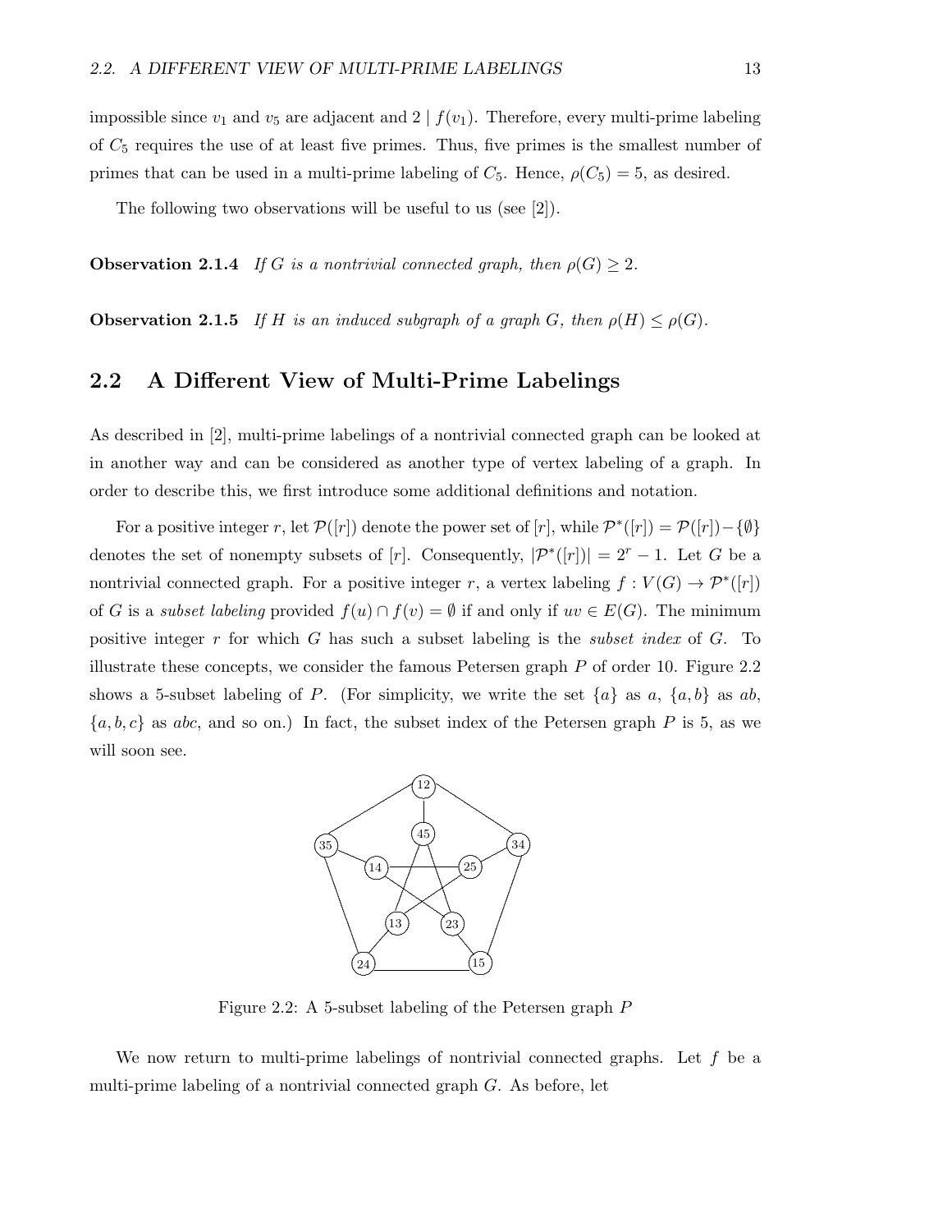impossible since $v_1$ and $v_5$ are adjacent and $2 \mid f(v_1)$. Therefore, every multi-prime labeling of $C_5$ requires the use of at least five primes. Thus, five primes is the smallest number of primes that can be used in a multi-prime labeling of $C_5$. Hence, $\rho(C_5) = 5$, as desired.

The following two observations will be useful to us (see [2]).

**Observation 2.1.4** *If $G$ is a nontrivial connected graph, then $\rho(G) \geq 2$.*

**Observation 2.1.5** *If $H$ is an induced subgraph of a graph $G$, then $\rho(H) \leq \rho(G)$.*

## 2.2 A Different View of Multi-Prime Labelings

As described in [2], multi-prime labelings of a nontrivial connected graph can be looked at in another way and can be considered as another type of vertex labeling of a graph. In order to describe this, we first introduce some additional definitions and notation.

For a positive integer $r$, let $\mathcal{P}([r])$ denote the power set of $[r]$, while $\mathcal{P}^*([r]) = \mathcal{P}([r]) - \{\emptyset\}$ denotes the set of nonempty subsets of $[r]$. Consequently, $|\mathcal{P}^*([r])| = 2^r - 1$. Let $G$ be a nontrivial connected graph. For a positive integer $r$, a vertex labeling $f : V(G) \to \mathcal{P}^*([r])$ of $G$ is a *subset labeling* provided $f(u) \cap f(v) = \emptyset$ if and only if $uv \in E(G)$. The minimum positive integer $r$ for which $G$ has such a subset labeling is the *subset index* of $G$. To illustrate these concepts, we consider the famous Petersen graph $P$ of order 10. Figure 2.2 shows a 5-subset labeling of $P$. (For simplicity, we write the set $\{a\}$ as $a$, $\{a, b\}$ as $ab$, $\{a, b, c\}$ as $abc$, and so on.) In fact, the subset index of the Petersen graph $P$ is 5, as we will soon see.

Figure 2.2: A 5-subset labeling of the Petersen graph $P$

We now return to multi-prime labelings of nontrivial connected graphs. Let $f$ be a multi-prime labeling of a nontrivial connected graph $G$. As before, let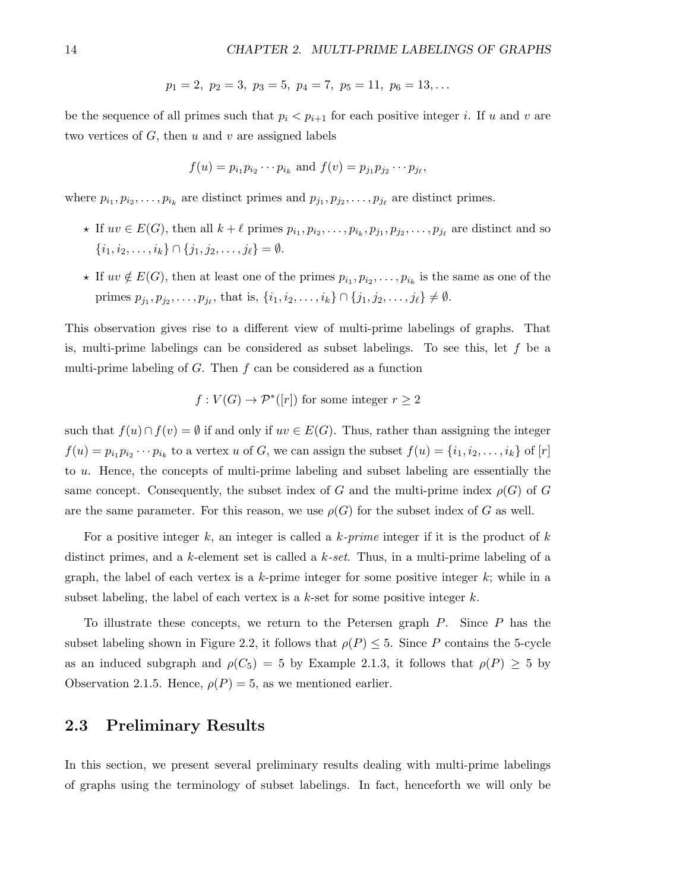$$p_1 = 2,\ p_2 = 3,\ p_3 = 5,\ p_4 = 7,\ p_5 = 11,\ p_6 = 13, \ldots$$

be the sequence of all primes such that $p_i < p_{i+1}$ for each positive integer $i$. If $u$ and $v$ are two vertices of $G$, then $u$ and $v$ are assigned labels

$$f(u) = p_{i_1} p_{i_2} \cdots p_{i_k} \text{ and } f(v) = p_{j_1} p_{j_2} \cdots p_{j_\ell},$$

where $p_{i_1}, p_{i_2}, \ldots, p_{i_k}$ are distinct primes and $p_{j_1}, p_{j_2}, \ldots, p_{j_\ell}$ are distinct primes.

- ⋆ If $uv \in E(G)$, then all $k + \ell$ primes $p_{i_1}, p_{i_2}, \ldots, p_{i_k}, p_{j_1}, p_{j_2}, \ldots, p_{j_\ell}$ are distinct and so $\{i_1, i_2, \ldots, i_k\} \cap \{j_1, j_2, \ldots, j_\ell\} = \emptyset$.
- ⋆ If $uv \notin E(G)$, then at least one of the primes $p_{i_1}, p_{i_2}, \ldots, p_{i_k}$ is the same as one of the primes $p_{j_1}, p_{j_2}, \ldots, p_{j_\ell}$, that is, $\{i_1, i_2, \ldots, i_k\} \cap \{j_1, j_2, \ldots, j_\ell\} \neq \emptyset$.

This observation gives rise to a different view of multi-prime labelings of graphs. That is, multi-prime labelings can be considered as subset labelings. To see this, let $f$ be a multi-prime labeling of $G$. Then $f$ can be considered as a function

$$f : V(G) \to \mathcal{P}^*([r]) \text{ for some integer } r \geq 2$$

such that $f(u) \cap f(v) = \emptyset$ if and only if $uv \in E(G)$. Thus, rather than assigning the integer $f(u) = p_{i_1} p_{i_2} \cdots p_{i_k}$ to a vertex $u$ of $G$, we can assign the subset $f(u) = \{i_1, i_2, \ldots, i_k\}$ of $[r]$ to $u$. Hence, the concepts of multi-prime labeling and subset labeling are essentially the same concept. Consequently, the subset index of $G$ and the multi-prime index $\rho(G)$ of $G$ are the same parameter. For this reason, we use $\rho(G)$ for the subset index of $G$ as well.

For a positive integer $k$, an integer is called a *$k$-prime* integer if it is the product of $k$ distinct primes, and a $k$-element set is called a *$k$-set*. Thus, in a multi-prime labeling of a graph, the label of each vertex is a $k$-prime integer for some positive integer $k$; while in a subset labeling, the label of each vertex is a $k$-set for some positive integer $k$.

To illustrate these concepts, we return to the Petersen graph $P$. Since $P$ has the subset labeling shown in Figure 2.2, it follows that $\rho(P) \leq 5$. Since $P$ contains the 5-cycle as an induced subgraph and $\rho(C_5) = 5$ by Example 2.1.3, it follows that $\rho(P) \geq 5$ by Observation 2.1.5. Hence, $\rho(P) = 5$, as we mentioned earlier.

## 2.3 Preliminary Results

In this section, we present several preliminary results dealing with multi-prime labelings of graphs using the terminology of subset labelings. In fact, henceforth we will only be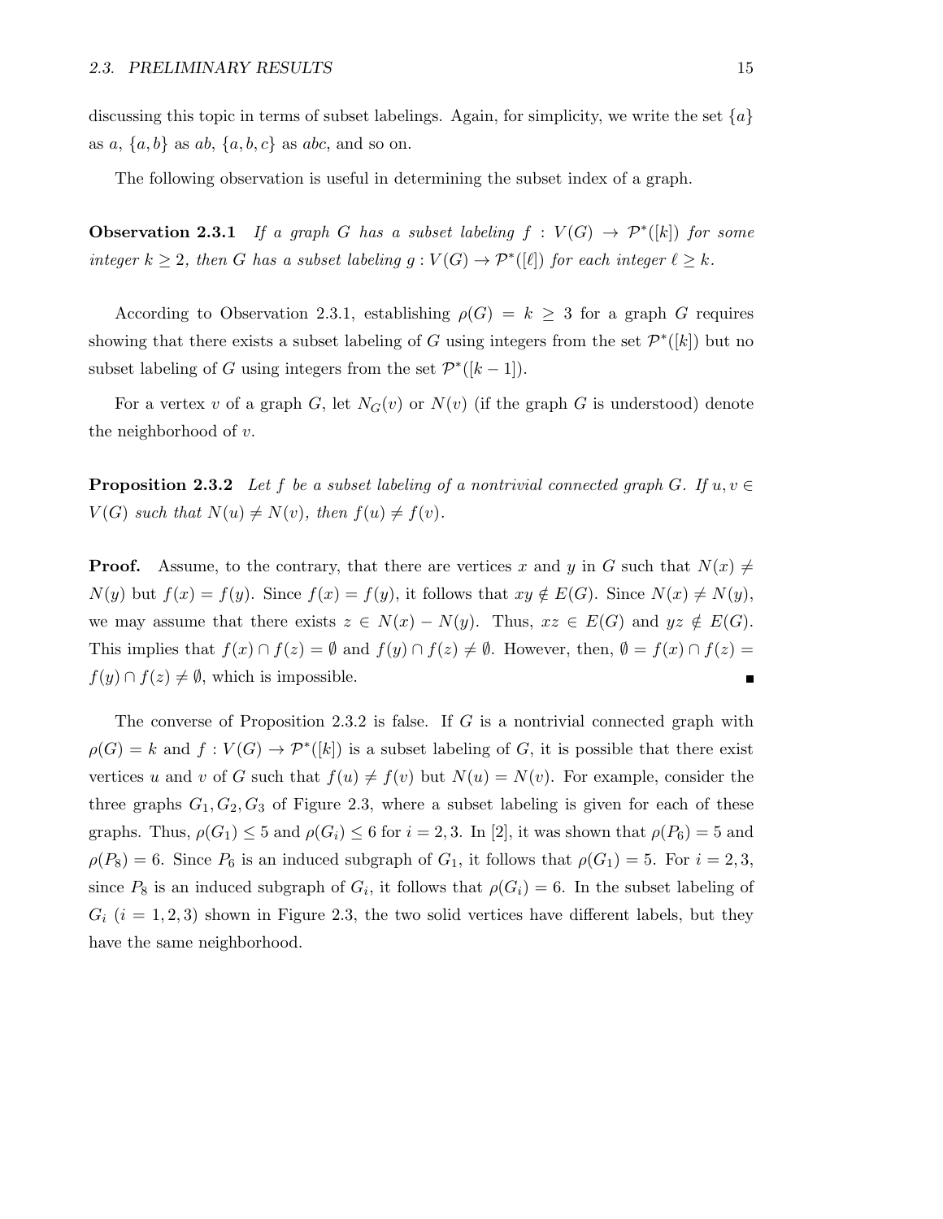discussing this topic in terms of subset labelings. Again, for simplicity, we write the set $\{a\}$ as $a$, $\{a, b\}$ as $ab$, $\{a, b, c\}$ as $abc$, and so on.

The following observation is useful in determining the subset index of a graph.

**Observation 2.3.1** *If a graph $G$ has a subset labeling $f : V(G) \to \mathcal{P}^*([k])$ for some integer $k \geq 2$, then $G$ has a subset labeling $g : V(G) \to \mathcal{P}^*([\ell])$ for each integer $\ell \geq k$.*

According to Observation 2.3.1, establishing $\rho(G) = k \geq 3$ for a graph $G$ requires showing that there exists a subset labeling of $G$ using integers from the set $\mathcal{P}^*([k])$ but no subset labeling of $G$ using integers from the set $\mathcal{P}^*([k-1])$.

For a vertex $v$ of a graph $G$, let $N_G(v)$ or $N(v)$ (if the graph $G$ is understood) denote the neighborhood of $v$.

**Proposition 2.3.2** *Let $f$ be a subset labeling of a nontrivial connected graph $G$. If $u, v \in V(G)$ such that $N(u) \neq N(v)$, then $f(u) \neq f(v)$.*

**Proof.** Assume, to the contrary, that there are vertices $x$ and $y$ in $G$ such that $N(x) \neq N(y)$ but $f(x) = f(y)$. Since $f(x) = f(y)$, it follows that $xy \notin E(G)$. Since $N(x) \neq N(y)$, we may assume that there exists $z \in N(x) - N(y)$. Thus, $xz \in E(G)$ and $yz \notin E(G)$. This implies that $f(x) \cap f(z) = \emptyset$ and $f(y) \cap f(z) \neq \emptyset$. However, then, $\emptyset = f(x) \cap f(z) = f(y) \cap f(z) \neq \emptyset$, which is impossible. ■

The converse of Proposition 2.3.2 is false. If $G$ is a nontrivial connected graph with $\rho(G) = k$ and $f : V(G) \to \mathcal{P}^*([k])$ is a subset labeling of $G$, it is possible that there exist vertices $u$ and $v$ of $G$ such that $f(u) \neq f(v)$ but $N(u) = N(v)$. For example, consider the three graphs $G_1, G_2, G_3$ of Figure 2.3, where a subset labeling is given for each of these graphs. Thus, $\rho(G_1) \leq 5$ and $\rho(G_i) \leq 6$ for $i = 2, 3$. In [2], it was shown that $\rho(P_6) = 5$ and $\rho(P_8) = 6$. Since $P_6$ is an induced subgraph of $G_1$, it follows that $\rho(G_1) = 5$. For $i = 2, 3$, since $P_8$ is an induced subgraph of $G_i$, it follows that $\rho(G_i) = 6$. In the subset labeling of $G_i$ $(i = 1, 2, 3)$ shown in Figure 2.3, the two solid vertices have different labels, but they have the same neighborhood.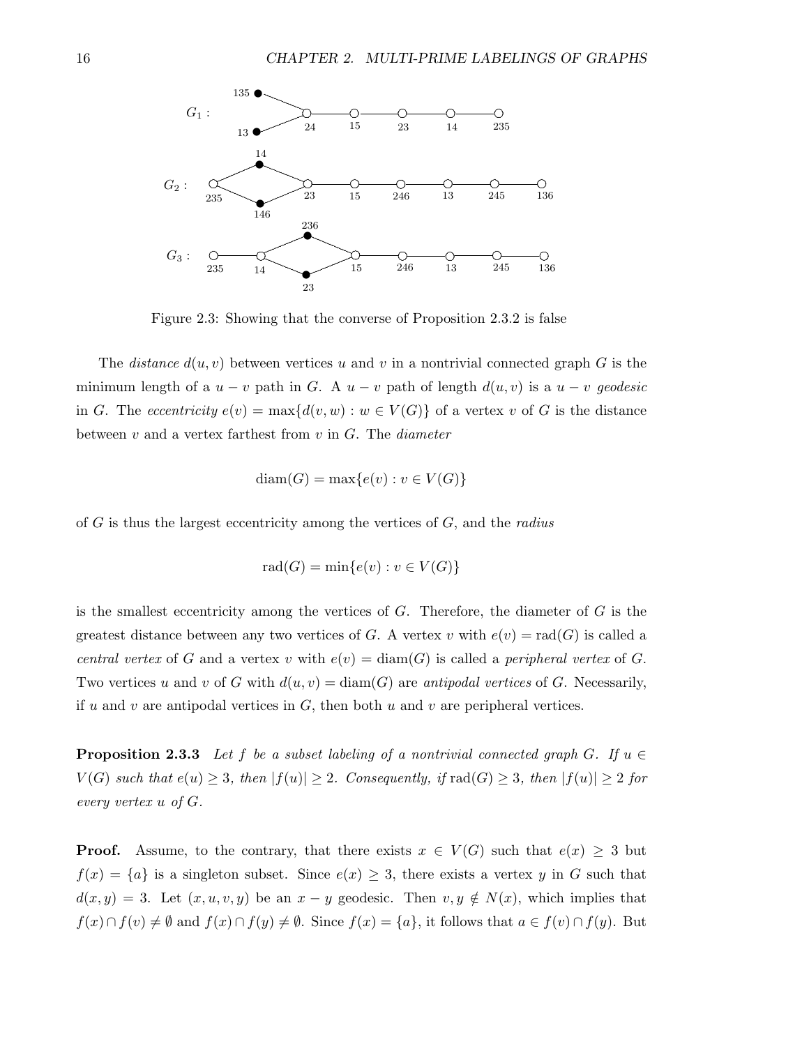Figure 2.3: Showing that the converse of Proposition 2.3.2 is false

The *distance* $d(u, v)$ between vertices $u$ and $v$ in a nontrivial connected graph $G$ is the minimum length of a $u - v$ path in $G$. A $u - v$ path of length $d(u, v)$ is a $u - v$ *geodesic* in $G$. The *eccentricity* $e(v) = \max\{d(v, w) : w \in V(G)\}$ of a vertex $v$ of $G$ is the distance between $v$ and a vertex farthest from $v$ in $G$. The *diameter*

$$\text{diam}(G) = \max\{e(v) : v \in V(G)\}$$

of $G$ is thus the largest eccentricity among the vertices of $G$, and the *radius*

$$\text{rad}(G) = \min\{e(v) : v \in V(G)\}$$

is the smallest eccentricity among the vertices of $G$. Therefore, the diameter of $G$ is the greatest distance between any two vertices of $G$. A vertex $v$ with $e(v) = \text{rad}(G)$ is called a *central vertex* of $G$ and a vertex $v$ with $e(v) = \text{diam}(G)$ is called a *peripheral vertex* of $G$. Two vertices $u$ and $v$ of $G$ with $d(u, v) = \text{diam}(G)$ are *antipodal vertices* of $G$. Necessarily, if $u$ and $v$ are antipodal vertices in $G$, then both $u$ and $v$ are peripheral vertices.

**Proposition 2.3.3** *Let $f$ be a subset labeling of a nontrivial connected graph $G$. If $u \in V(G)$ such that $e(u) \geq 3$, then $|f(u)| \geq 2$. Consequently, if $\text{rad}(G) \geq 3$, then $|f(u)| \geq 2$ for every vertex $u$ of $G$.*

**Proof.** Assume, to the contrary, that there exists $x \in V(G)$ such that $e(x) \geq 3$ but $f(x) = \{a\}$ is a singleton subset. Since $e(x) \geq 3$, there exists a vertex $y$ in $G$ such that $d(x, y) = 3$. Let $(x, u, v, y)$ be an $x - y$ geodesic. Then $v, y \notin N(x)$, which implies that $f(x) \cap f(v) \neq \emptyset$ and $f(x) \cap f(y) \neq \emptyset$. Since $f(x) = \{a\}$, it follows that $a \in f(v) \cap f(y)$. But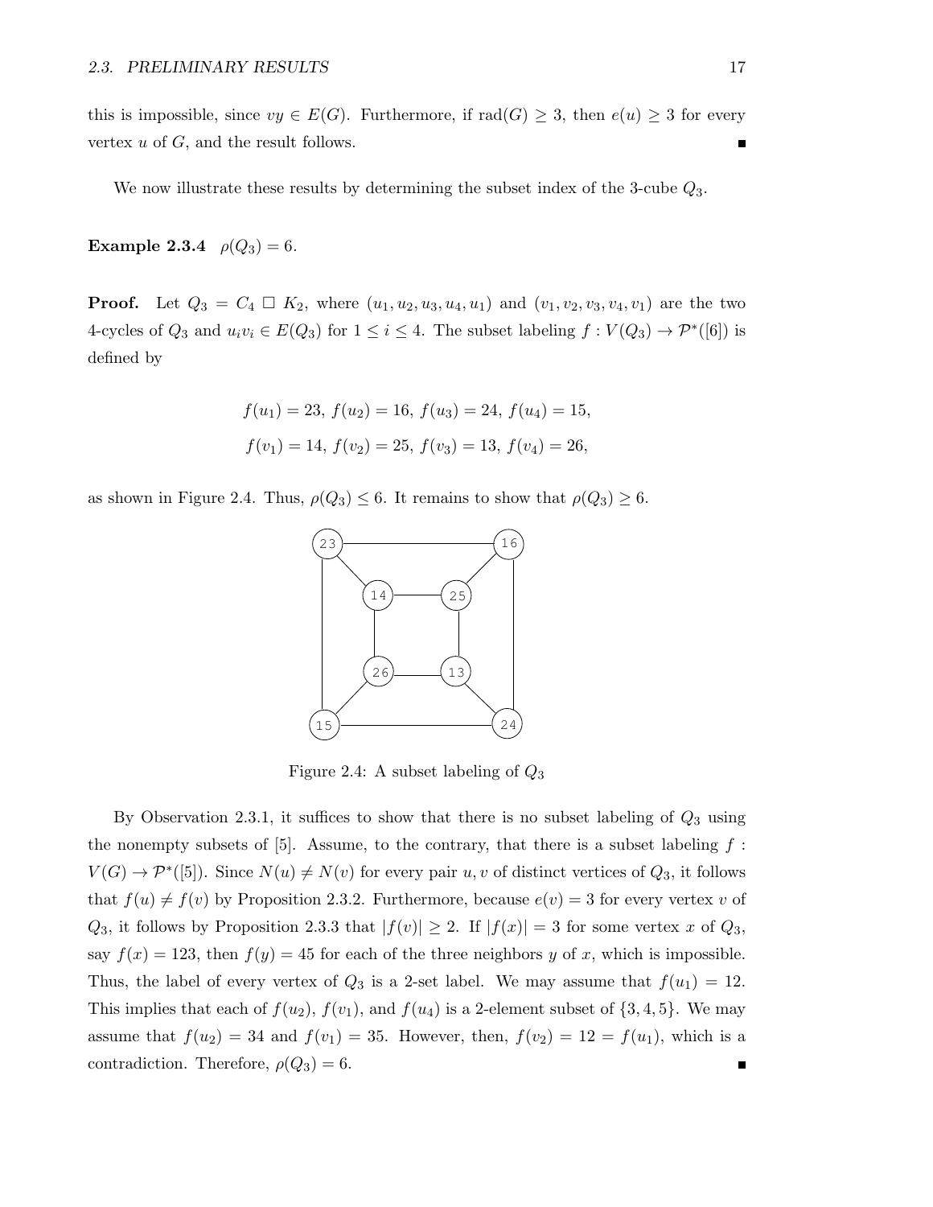this is impossible, since $vy \in E(G)$. Furthermore, if $\mathrm{rad}(G) \geq 3$, then $e(u) \geq 3$ for every vertex $u$ of $G$, and the result follows. ■

We now illustrate these results by determining the subset index of the 3-cube $Q_3$.

**Example 2.3.4** $\rho(Q_3) = 6$.

**Proof.** Let $Q_3 = C_4 \,\square\, K_2$, where $(u_1, u_2, u_3, u_4, u_1)$ and $(v_1, v_2, v_3, v_4, v_1)$ are the two 4-cycles of $Q_3$ and $u_i v_i \in E(Q_3)$ for $1 \leq i \leq 4$. The subset labeling $f : V(Q_3) \to \mathcal{P}^*([6])$ is defined by

$$f(u_1) = 23,\ f(u_2) = 16,\ f(u_3) = 24,\ f(u_4) = 15,$$

$$f(v_1) = 14,\ f(v_2) = 25,\ f(v_3) = 13,\ f(v_4) = 26,$$

as shown in Figure 2.4. Thus, $\rho(Q_3) \leq 6$. It remains to show that $\rho(Q_3) \geq 6$.

Figure 2.4: A subset labeling of $Q_3$

By Observation 2.3.1, it suffices to show that there is no subset labeling of $Q_3$ using the nonempty subsets of [5]. Assume, to the contrary, that there is a subset labeling $f : V(G) \to \mathcal{P}^*([5])$. Since $N(u) \neq N(v)$ for every pair $u, v$ of distinct vertices of $Q_3$, it follows that $f(u) \neq f(v)$ by Proposition 2.3.2. Furthermore, because $e(v) = 3$ for every vertex $v$ of $Q_3$, it follows by Proposition 2.3.3 that $|f(v)| \geq 2$. If $|f(x)| = 3$ for some vertex $x$ of $Q_3$, say $f(x) = 123$, then $f(y) = 45$ for each of the three neighbors $y$ of $x$, which is impossible. Thus, the label of every vertex of $Q_3$ is a 2-set label. We may assume that $f(u_1) = 12$. This implies that each of $f(u_2)$, $f(v_1)$, and $f(u_4)$ is a 2-element subset of $\{3, 4, 5\}$. We may assume that $f(u_2) = 34$ and $f(v_1) = 35$. However, then, $f(v_2) = 12 = f(u_1)$, which is a contradiction. Therefore, $\rho(Q_3) = 6$. ■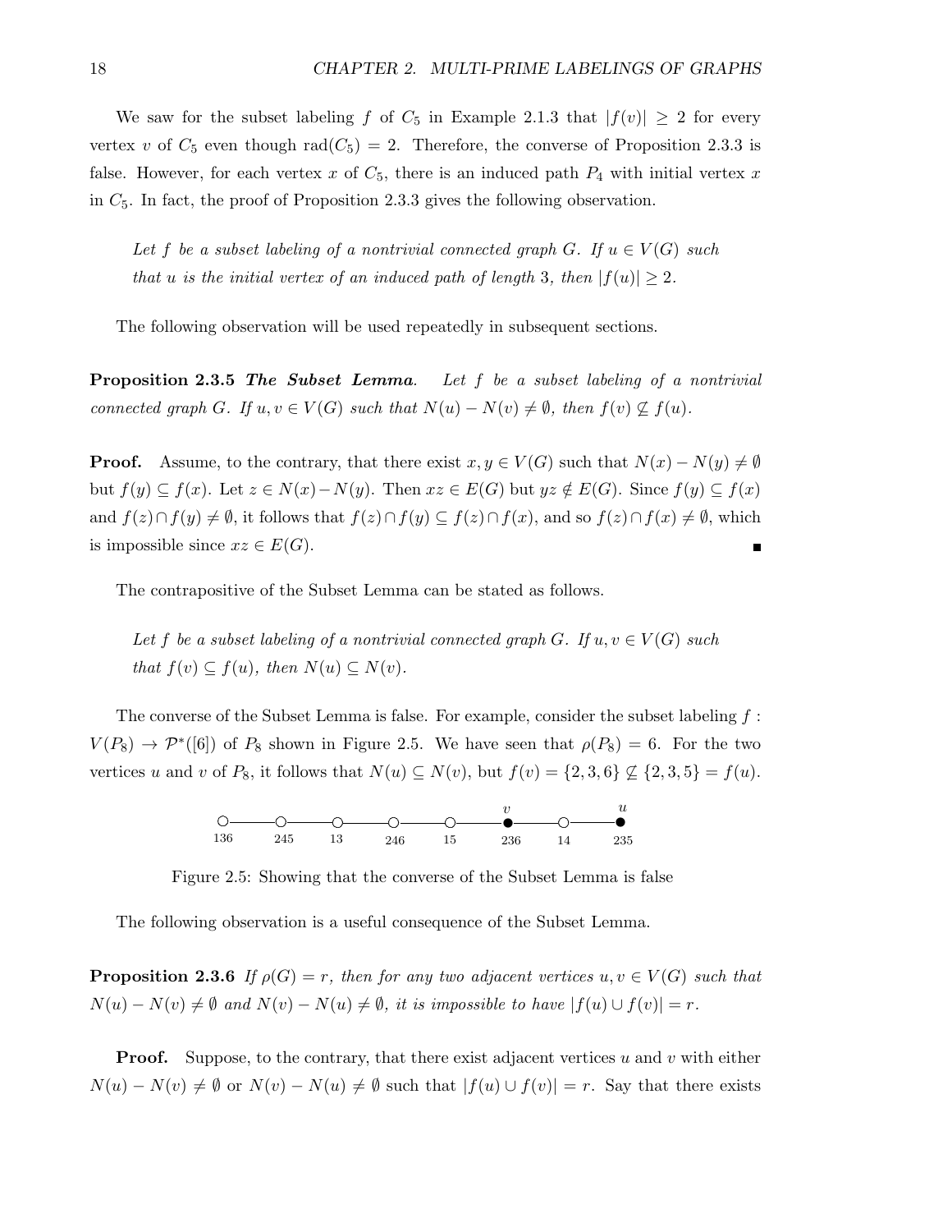We saw for the subset labeling $f$ of $C_5$ in Example 2.1.3 that $|f(v)| \geq 2$ for every vertex $v$ of $C_5$ even though $\text{rad}(C_5) = 2$. Therefore, the converse of Proposition 2.3.3 is false. However, for each vertex $x$ of $C_5$, there is an induced path $P_4$ with initial vertex $x$ in $C_5$. In fact, the proof of Proposition 2.3.3 gives the following observation.

> *Let $f$ be a subset labeling of a nontrivial connected graph $G$. If $u \in V(G)$ such that $u$ is the initial vertex of an induced path of length 3, then $|f(u)| \geq 2$.*

The following observation will be used repeatedly in subsequent sections.

**Proposition 2.3.5** ***The Subset Lemma**.* *Let $f$ be a subset labeling of a nontrivial connected graph $G$. If $u, v \in V(G)$ such that $N(u) - N(v) \neq \emptyset$, then $f(v) \not\subseteq f(u)$.*

**Proof.** Assume, to the contrary, that there exist $x, y \in V(G)$ such that $N(x) - N(y) \neq \emptyset$ but $f(y) \subseteq f(x)$. Let $z \in N(x) - N(y)$. Then $xz \in E(G)$ but $yz \notin E(G)$. Since $f(y) \subseteq f(x)$ and $f(z) \cap f(y) \neq \emptyset$, it follows that $f(z) \cap f(y) \subseteq f(z) \cap f(x)$, and so $f(z) \cap f(x) \neq \emptyset$, which is impossible since $xz \in E(G)$. ■

The contrapositive of the Subset Lemma can be stated as follows.

> *Let $f$ be a subset labeling of a nontrivial connected graph $G$. If $u, v \in V(G)$ such that $f(v) \subseteq f(u)$, then $N(u) \subseteq N(v)$.*

The converse of the Subset Lemma is false. For example, consider the subset labeling $f : V(P_8) \to \mathcal{P}^*([6])$ of $P_8$ shown in Figure 2.5. We have seen that $\rho(P_8) = 6$. For the two vertices $u$ and $v$ of $P_8$, it follows that $N(u) \subseteq N(v)$, but $f(v) = \{2, 3, 6\} \not\subseteq \{2, 3, 5\} = f(u)$.

136 — 245 — 13 — 246 — 15 — 236 ($v$) — 14 — 235 ($u$)

Figure 2.5: Showing that the converse of the Subset Lemma is false

The following observation is a useful consequence of the Subset Lemma.

**Proposition 2.3.6** *If $\rho(G) = r$, then for any two adjacent vertices $u, v \in V(G)$ such that $N(u) - N(v) \neq \emptyset$ and $N(v) - N(u) \neq \emptyset$, it is impossible to have $|f(u) \cup f(v)| = r$.*

**Proof.** Suppose, to the contrary, that there exist adjacent vertices $u$ and $v$ with either $N(u) - N(v) \neq \emptyset$ or $N(v) - N(u) \neq \emptyset$ such that $|f(u) \cup f(v)| = r$. Say that there exists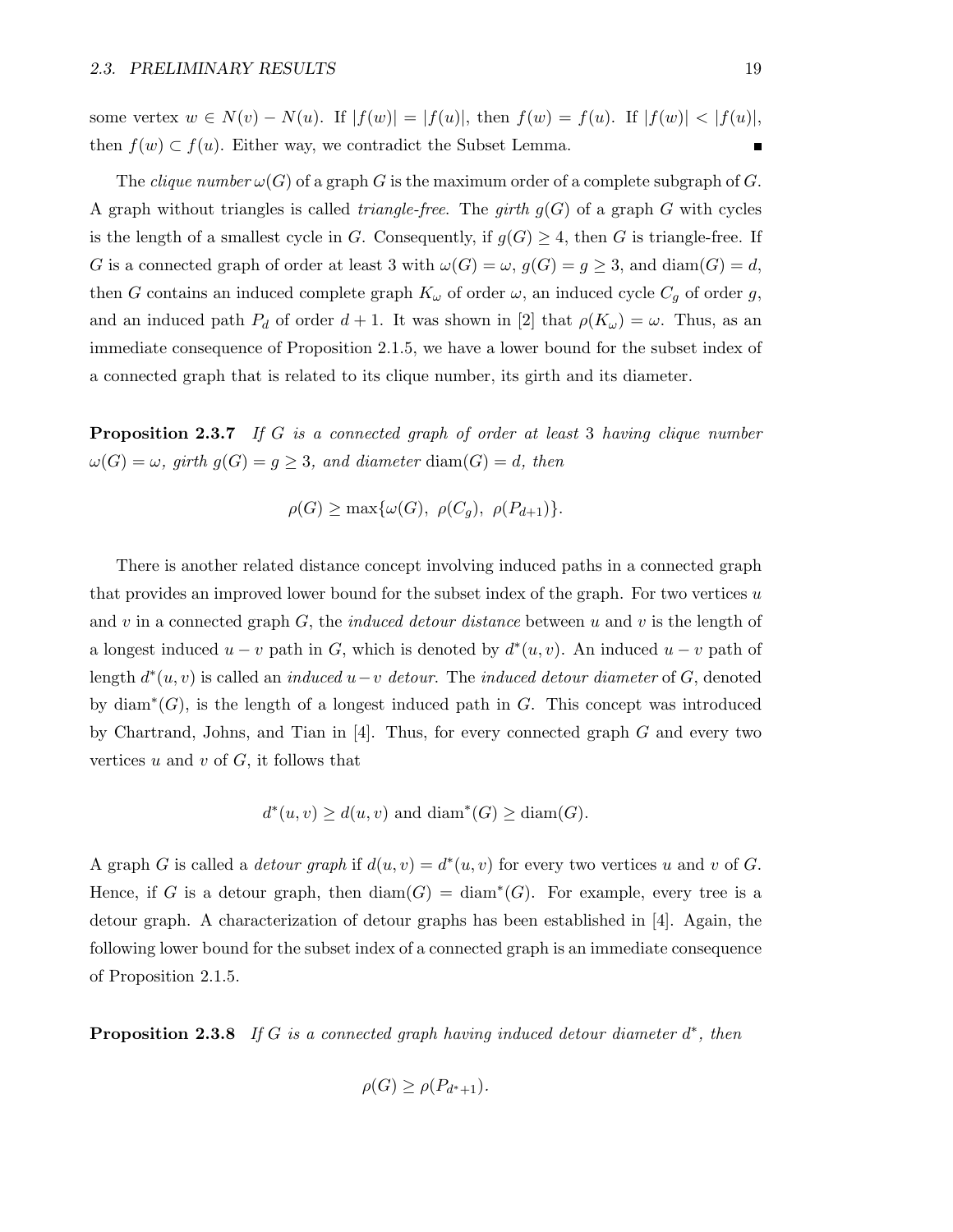some vertex $w \in N(v) - N(u)$. If $|f(w)| = |f(u)|$, then $f(w) = f(u)$. If $|f(w)| < |f(u)|$, then $f(w) \subset f(u)$. Either way, we contradict the Subset Lemma. ■

The *clique number* $\omega(G)$ of a graph $G$ is the maximum order of a complete subgraph of $G$. A graph without triangles is called *triangle-free*. The *girth* $g(G)$ of a graph $G$ with cycles is the length of a smallest cycle in $G$. Consequently, if $g(G) \geq 4$, then $G$ is triangle-free. If $G$ is a connected graph of order at least 3 with $\omega(G) = \omega$, $g(G) = g \geq 3$, and $\text{diam}(G) = d$, then $G$ contains an induced complete graph $K_\omega$ of order $\omega$, an induced cycle $C_g$ of order $g$, and an induced path $P_d$ of order $d + 1$. It was shown in [2] that $\rho(K_\omega) = \omega$. Thus, as an immediate consequence of Proposition 2.1.5, we have a lower bound for the subset index of a connected graph that is related to its clique number, its girth and its diameter.

**Proposition 2.3.7** *If $G$ is a connected graph of order at least 3 having clique number $\omega(G) = \omega$, girth $g(G) = g \geq 3$, and diameter $\text{diam}(G) = d$, then*

$$\rho(G) \geq \max\{\omega(G),\ \rho(C_g),\ \rho(P_{d+1})\}.$$

There is another related distance concept involving induced paths in a connected graph that provides an improved lower bound for the subset index of the graph. For two vertices $u$ and $v$ in a connected graph $G$, the *induced detour distance* between $u$ and $v$ is the length of a longest induced $u - v$ path in $G$, which is denoted by $d^*(u, v)$. An induced $u - v$ path of length $d^*(u, v)$ is called an *induced $u - v$ detour*. The *induced detour diameter* of $G$, denoted by $\text{diam}^*(G)$, is the length of a longest induced path in $G$. This concept was introduced by Chartrand, Johns, and Tian in [4]. Thus, for every connected graph $G$ and every two vertices $u$ and $v$ of $G$, it follows that

$$d^*(u, v) \geq d(u, v) \text{ and } \text{diam}^*(G) \geq \text{diam}(G).$$

A graph $G$ is called a *detour graph* if $d(u, v) = d^*(u, v)$ for every two vertices $u$ and $v$ of $G$. Hence, if $G$ is a detour graph, then $\text{diam}(G) = \text{diam}^*(G)$. For example, every tree is a detour graph. A characterization of detour graphs has been established in [4]. Again, the following lower bound for the subset index of a connected graph is an immediate consequence of Proposition 2.1.5.

**Proposition 2.3.8** *If $G$ is a connected graph having induced detour diameter $d^*$, then*

$$\rho(G) \geq \rho(P_{d^*+1}).$$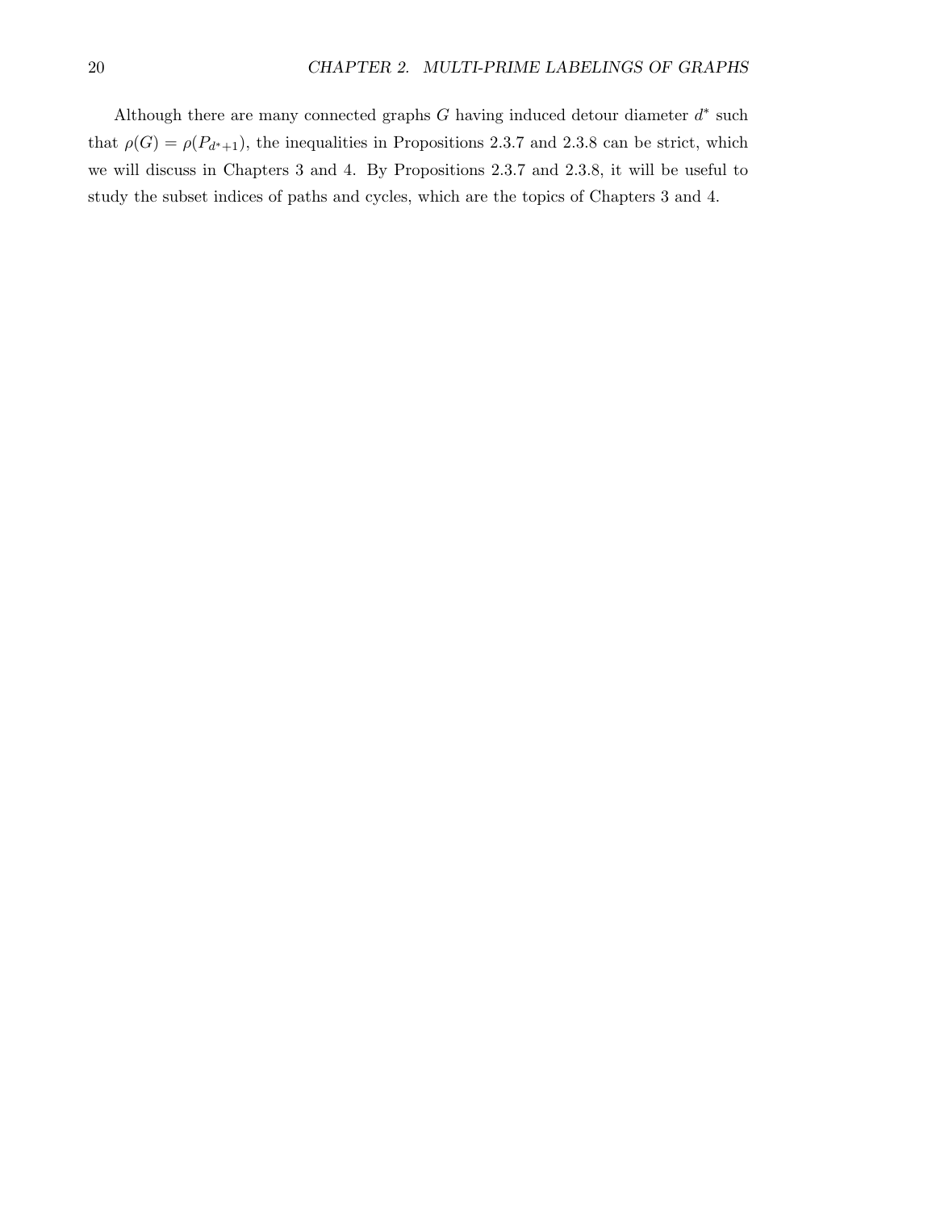Although there are many connected graphs $G$ having induced detour diameter $d^*$ such that $\rho(G) = \rho(P_{d^*+1})$, the inequalities in Propositions 2.3.7 and 2.3.8 can be strict, which we will discuss in Chapters 3 and 4. By Propositions 2.3.7 and 2.3.8, it will be useful to study the subset indices of paths and cycles, which are the topics of Chapters 3 and 4.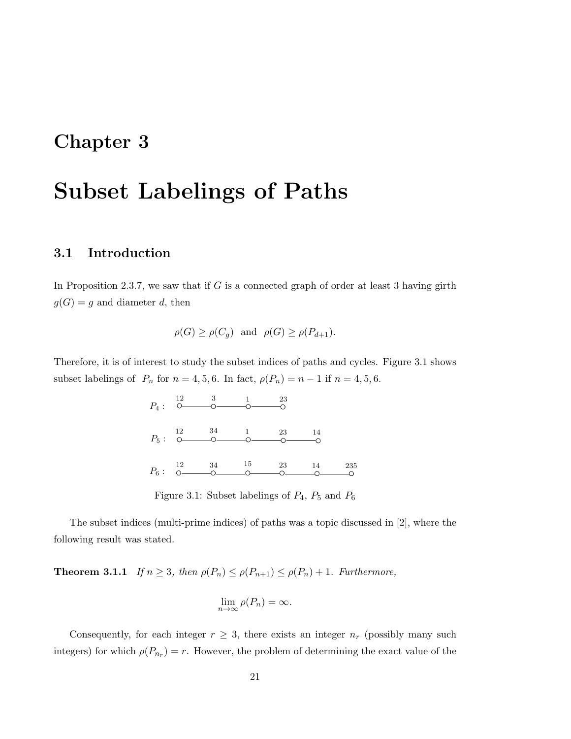# Chapter 3

# Subset Labelings of Paths

## 3.1 Introduction

In Proposition 2.3.7, we saw that if $G$ is a connected graph of order at least 3 having girth $g(G) = g$ and diameter $d$, then

$$\rho(G) \geq \rho(C_g) \ \text{ and } \ \rho(G) \geq \rho(P_{d+1}).$$

Therefore, it is of interest to study the subset indices of paths and cycles. Figure 3.1 shows subset labelings of $P_n$ for $n = 4, 5, 6$. In fact, $\rho(P_n) = n - 1$ if $n = 4, 5, 6$.

$P_4$: 12 — 3 — 1 — 23

$P_5$: 12 — 34 — 1 — 23 — 14

$P_6$: 12 — 34 — 15 — 23 — 14 — 235

Figure 3.1: Subset labelings of $P_4$, $P_5$ and $P_6$

The subset indices (multi-prime indices) of paths was a topic discussed in [2], where the following result was stated.

**Theorem 3.1.1** *If $n \geq 3$, then $\rho(P_n) \leq \rho(P_{n+1}) \leq \rho(P_n) + 1$. Furthermore,*

$$\lim_{n\to\infty} \rho(P_n) = \infty.$$

Consequently, for each integer $r \geq 3$, there exists an integer $n_r$ (possibly many such integers) for which $\rho(P_{n_r}) = r$. However, the problem of determining the exact value of the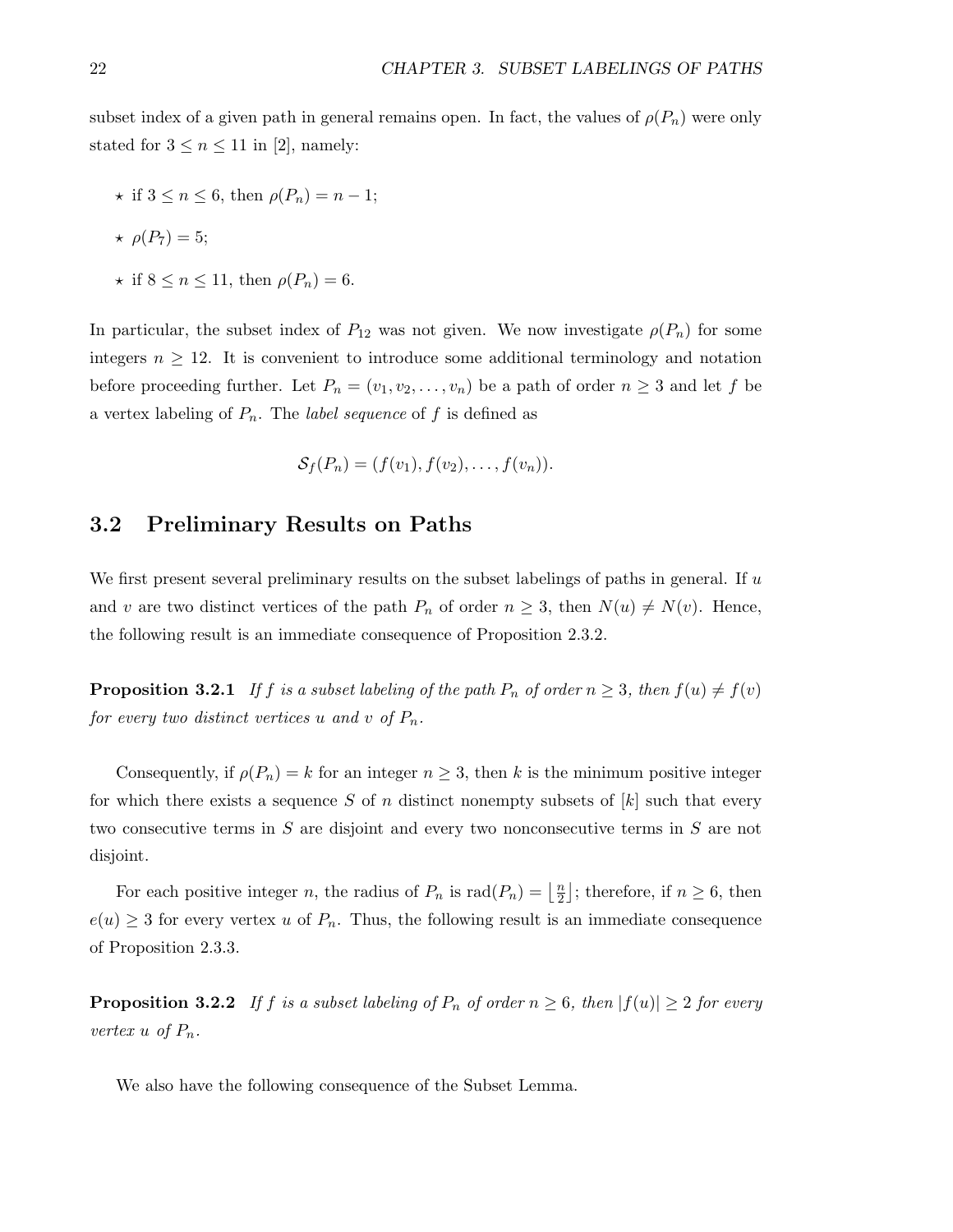subset index of a given path in general remains open. In fact, the values of $\rho(P_n)$ were only stated for $3 \le n \le 11$ in [2], namely:

- ⋆ if $3 \le n \le 6$, then $\rho(P_n) = n - 1$;
- ⋆ $\rho(P_7) = 5$;
- ⋆ if $8 \le n \le 11$, then $\rho(P_n) = 6$.

In particular, the subset index of $P_{12}$ was not given. We now investigate $\rho(P_n)$ for some integers $n \ge 12$. It is convenient to introduce some additional terminology and notation before proceeding further. Let $P_n = (v_1, v_2, \ldots, v_n)$ be a path of order $n \ge 3$ and let $f$ be a vertex labeling of $P_n$. The *label sequence* of $f$ is defined as

$$\mathcal{S}_f(P_n) = (f(v_1), f(v_2), \ldots, f(v_n)).$$

## 3.2 Preliminary Results on Paths

We first present several preliminary results on the subset labelings of paths in general. If $u$ and $v$ are two distinct vertices of the path $P_n$ of order $n \ge 3$, then $N(u) \ne N(v)$. Hence, the following result is an immediate consequence of Proposition 2.3.2.

**Proposition 3.2.1** *If $f$ is a subset labeling of the path $P_n$ of order $n \ge 3$, then $f(u) \ne f(v)$ for every two distinct vertices $u$ and $v$ of $P_n$.*

Consequently, if $\rho(P_n) = k$ for an integer $n \ge 3$, then $k$ is the minimum positive integer for which there exists a sequence $S$ of $n$ distinct nonempty subsets of $[k]$ such that every two consecutive terms in $S$ are disjoint and every two nonconsecutive terms in $S$ are not disjoint.

For each positive integer $n$, the radius of $P_n$ is $\text{rad}(P_n) = \left\lfloor \frac{n}{2} \right\rfloor$; therefore, if $n \ge 6$, then $e(u) \ge 3$ for every vertex $u$ of $P_n$. Thus, the following result is an immediate consequence of Proposition 2.3.3.

**Proposition 3.2.2** *If $f$ is a subset labeling of $P_n$ of order $n \ge 6$, then $|f(u)| \ge 2$ for every vertex $u$ of $P_n$.*

We also have the following consequence of the Subset Lemma.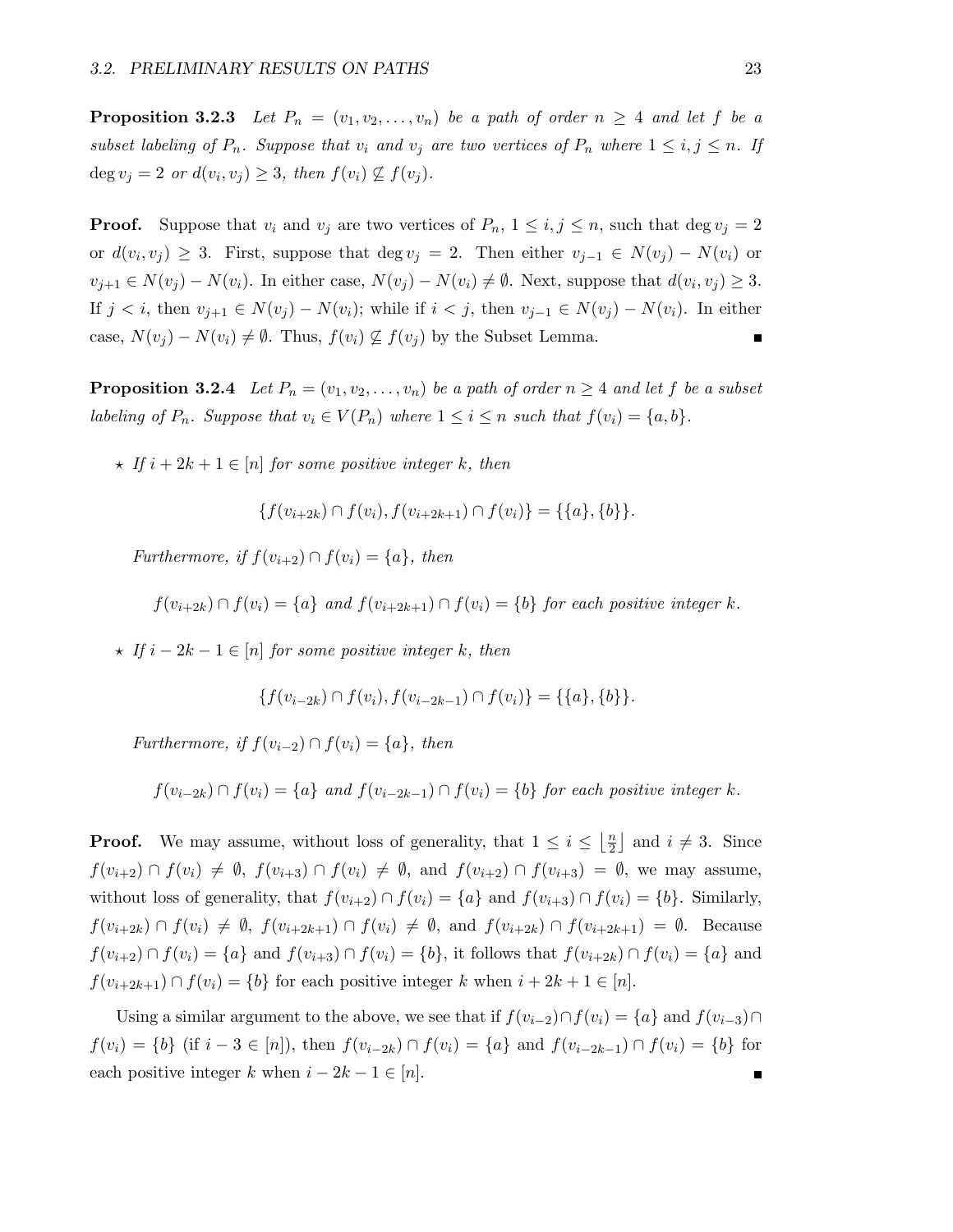**Proposition 3.2.3** *Let $P_n = (v_1, v_2, \ldots, v_n)$ be a path of order $n \geq 4$ and let $f$ be a subset labeling of $P_n$. Suppose that $v_i$ and $v_j$ are two vertices of $P_n$ where $1 \leq i, j \leq n$. If $\deg v_j = 2$ or $d(v_i, v_j) \geq 3$, then $f(v_i) \not\subseteq f(v_j)$.*

**Proof.** Suppose that $v_i$ and $v_j$ are two vertices of $P_n$, $1 \leq i, j \leq n$, such that $\deg v_j = 2$ or $d(v_i, v_j) \geq 3$. First, suppose that $\deg v_j = 2$. Then either $v_{j-1} \in N(v_j) - N(v_i)$ or $v_{j+1} \in N(v_j) - N(v_i)$. In either case, $N(v_j) - N(v_i) \neq \emptyset$. Next, suppose that $d(v_i, v_j) \geq 3$. If $j < i$, then $v_{j+1} \in N(v_j) - N(v_i)$; while if $i < j$, then $v_{j-1} \in N(v_j) - N(v_i)$. In either case, $N(v_j) - N(v_i) \neq \emptyset$. Thus, $f(v_i) \not\subseteq f(v_j)$ by the Subset Lemma. ■

**Proposition 3.2.4** *Let $P_n = (v_1, v_2, \ldots, v_n)$ be a path of order $n \geq 4$ and let $f$ be a subset labeling of $P_n$. Suppose that $v_i \in V(P_n)$ where $1 \leq i \leq n$ such that $f(v_i) = \{a, b\}$.*

- ⋆ *If $i + 2k + 1 \in [n]$ for some positive integer $k$, then*

$$\{f(v_{i+2k}) \cap f(v_i), f(v_{i+2k+1}) \cap f(v_i)\} = \{\{a\}, \{b\}\}.$$

  *Furthermore, if $f(v_{i+2}) \cap f(v_i) = \{a\}$, then*

$$f(v_{i+2k}) \cap f(v_i) = \{a\} \text{ and } f(v_{i+2k+1}) \cap f(v_i) = \{b\} \text{ for each positive integer } k.$$

- ⋆ *If $i - 2k - 1 \in [n]$ for some positive integer $k$, then*

$$\{f(v_{i-2k}) \cap f(v_i), f(v_{i-2k-1}) \cap f(v_i)\} = \{\{a\}, \{b\}\}.$$

  *Furthermore, if $f(v_{i-2}) \cap f(v_i) = \{a\}$, then*

$$f(v_{i-2k}) \cap f(v_i) = \{a\} \text{ and } f(v_{i-2k-1}) \cap f(v_i) = \{b\} \text{ for each positive integer } k.$$

**Proof.** We may assume, without loss of generality, that $1 \leq i \leq \left\lfloor \frac{n}{2} \right\rfloor$ and $i \neq 3$. Since $f(v_{i+2}) \cap f(v_i) \neq \emptyset$, $f(v_{i+3}) \cap f(v_i) \neq \emptyset$, and $f(v_{i+2}) \cap f(v_{i+3}) = \emptyset$, we may assume, without loss of generality, that $f(v_{i+2}) \cap f(v_i) = \{a\}$ and $f(v_{i+3}) \cap f(v_i) = \{b\}$. Similarly, $f(v_{i+2k}) \cap f(v_i) \neq \emptyset$, $f(v_{i+2k+1}) \cap f(v_i) \neq \emptyset$, and $f(v_{i+2k}) \cap f(v_{i+2k+1}) = \emptyset$. Because $f(v_{i+2}) \cap f(v_i) = \{a\}$ and $f(v_{i+3}) \cap f(v_i) = \{b\}$, it follows that $f(v_{i+2k}) \cap f(v_i) = \{a\}$ and $f(v_{i+2k+1}) \cap f(v_i) = \{b\}$ for each positive integer $k$ when $i + 2k + 1 \in [n]$.

Using a similar argument to the above, we see that if $f(v_{i-2}) \cap f(v_i) = \{a\}$ and $f(v_{i-3}) \cap f(v_i) = \{b\}$ (if $i - 3 \in [n]$), then $f(v_{i-2k}) \cap f(v_i) = \{a\}$ and $f(v_{i-2k-1}) \cap f(v_i) = \{b\}$ for each positive integer $k$ when $i - 2k - 1 \in [n]$. ■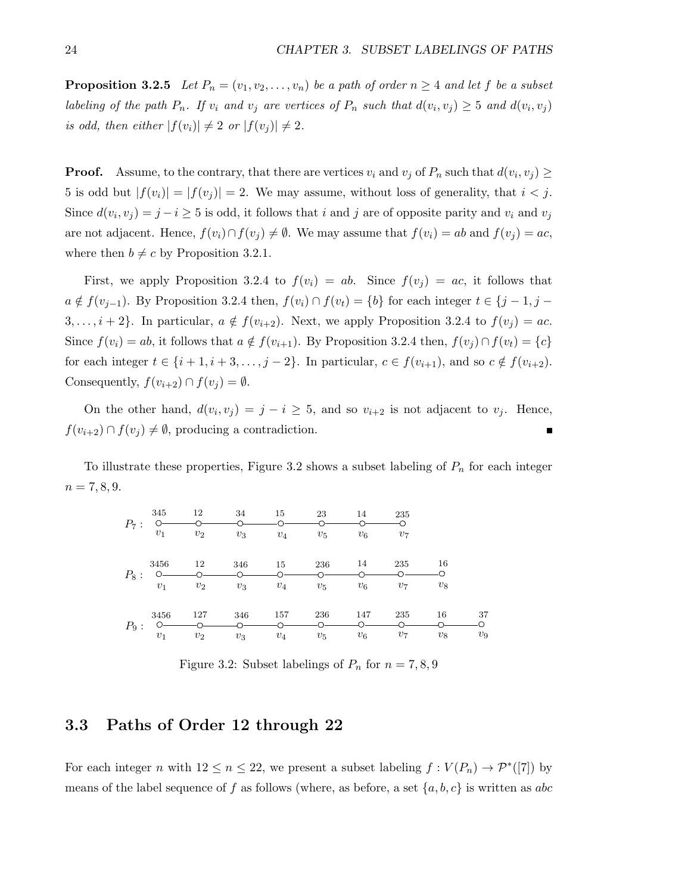**Proposition 3.2.5** *Let $P_n = (v_1, v_2, \ldots, v_n)$ be a path of order $n \geq 4$ and let $f$ be a subset labeling of the path $P_n$. If $v_i$ and $v_j$ are vertices of $P_n$ such that $d(v_i, v_j) \geq 5$ and $d(v_i, v_j)$ is odd, then either $|f(v_i)| \neq 2$ or $|f(v_j)| \neq 2$.*

**Proof.** Assume, to the contrary, that there are vertices $v_i$ and $v_j$ of $P_n$ such that $d(v_i, v_j) \geq 5$ is odd but $|f(v_i)| = |f(v_j)| = 2$. We may assume, without loss of generality, that $i < j$. Since $d(v_i, v_j) = j - i \geq 5$ is odd, it follows that $i$ and $j$ are of opposite parity and $v_i$ and $v_j$ are not adjacent. Hence, $f(v_i) \cap f(v_j) \neq \emptyset$. We may assume that $f(v_i) = ab$ and $f(v_j) = ac$, where then $b \neq c$ by Proposition 3.2.1.

First, we apply Proposition 3.2.4 to $f(v_i) = ab$. Since $f(v_j) = ac$, it follows that $a \notin f(v_{j-1})$. By Proposition 3.2.4 then, $f(v_i) \cap f(v_t) = \{b\}$ for each integer $t \in \{j-1, j-3, \ldots, i+2\}$. In particular, $a \notin f(v_{i+2})$. Next, we apply Proposition 3.2.4 to $f(v_j) = ac$. Since $f(v_i) = ab$, it follows that $a \notin f(v_{i+1})$. By Proposition 3.2.4 then, $f(v_j) \cap f(v_t) = \{c\}$ for each integer $t \in \{i+1, i+3, \ldots, j-2\}$. In particular, $c \in f(v_{i+1})$, and so $c \notin f(v_{i+2})$. Consequently, $f(v_{i+2}) \cap f(v_j) = \emptyset$.

On the other hand, $d(v_i, v_j) = j - i \geq 5$, and so $v_{i+2}$ is not adjacent to $v_j$. Hence, $f(v_{i+2}) \cap f(v_j) \neq \emptyset$, producing a contradiction. ■

To illustrate these properties, Figure 3.2 shows a subset labeling of $P_n$ for each integer $n = 7, 8, 9$.

| | $v_1$ | $v_2$ | $v_3$ | $v_4$ | $v_5$ | $v_6$ | $v_7$ | $v_8$ | $v_9$ |
|---|---|---|---|---|---|---|---|---|---|
| $P_7$ : | 345 | 12 | 34 | 15 | 23 | 14 | 235 | | |
| $P_8$ : | 3456 | 12 | 346 | 15 | 236 | 14 | 235 | 16 | |
| $P_9$ : | 3456 | 127 | 346 | 157 | 236 | 147 | 235 | 16 | 37 |

Figure 3.2: Subset labelings of $P_n$ for $n = 7, 8, 9$

## 3.3 Paths of Order 12 through 22

For each integer $n$ with $12 \leq n \leq 22$, we present a subset labeling $f : V(P_n) \to \mathcal{P}^*([7])$ by means of the label sequence of $f$ as follows (where, as before, a set $\{a, b, c\}$ is written as $abc$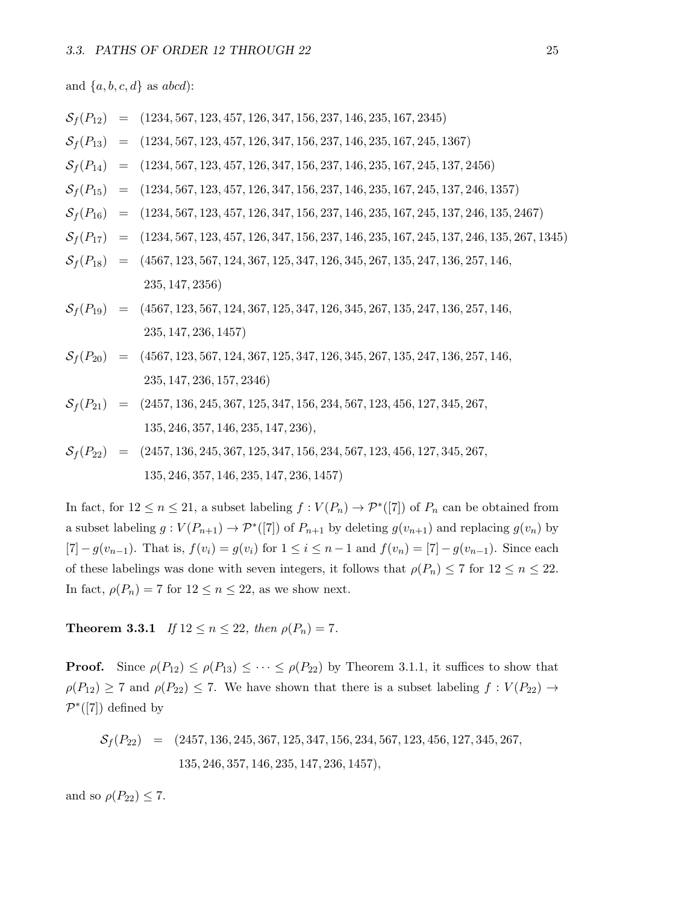and $\{a, b, c, d\}$ as $abcd$):

$$\begin{aligned}
\mathcal{S}_f(P_{12}) &= (1234, 567, 123, 457, 126, 347, 156, 237, 146, 235, 167, 2345) \\
\mathcal{S}_f(P_{13}) &= (1234, 567, 123, 457, 126, 347, 156, 237, 146, 235, 167, 245, 1367) \\
\mathcal{S}_f(P_{14}) &= (1234, 567, 123, 457, 126, 347, 156, 237, 146, 235, 167, 245, 137, 2456) \\
\mathcal{S}_f(P_{15}) &= (1234, 567, 123, 457, 126, 347, 156, 237, 146, 235, 167, 245, 137, 246, 1357) \\
\mathcal{S}_f(P_{16}) &= (1234, 567, 123, 457, 126, 347, 156, 237, 146, 235, 167, 245, 137, 246, 135, 2467) \\
\mathcal{S}_f(P_{17}) &= (1234, 567, 123, 457, 126, 347, 156, 237, 146, 235, 167, 245, 137, 246, 135, 267, 1345) \\
\mathcal{S}_f(P_{18}) &= (4567, 123, 567, 124, 367, 125, 347, 126, 345, 267, 135, 247, 136, 257, 146, \\
&\quad\; 235, 147, 2356) \\
\mathcal{S}_f(P_{19}) &= (4567, 123, 567, 124, 367, 125, 347, 126, 345, 267, 135, 247, 136, 257, 146, \\
&\quad\; 235, 147, 236, 1457) \\
\mathcal{S}_f(P_{20}) &= (4567, 123, 567, 124, 367, 125, 347, 126, 345, 267, 135, 247, 136, 257, 146, \\
&\quad\; 235, 147, 236, 157, 2346) \\
\mathcal{S}_f(P_{21}) &= (2457, 136, 245, 367, 125, 347, 156, 234, 567, 123, 456, 127, 345, 267, \\
&\quad\; 135, 246, 357, 146, 235, 147, 236), \\
\mathcal{S}_f(P_{22}) &= (2457, 136, 245, 367, 125, 347, 156, 234, 567, 123, 456, 127, 345, 267, \\
&\quad\; 135, 246, 357, 146, 235, 147, 236, 1457)
\end{aligned}$$

In fact, for $12 \le n \le 21$, a subset labeling $f : V(P_n) \to \mathcal{P}^*([7])$ of $P_n$ can be obtained from a subset labeling $g : V(P_{n+1}) \to \mathcal{P}^*([7])$ of $P_{n+1}$ by deleting $g(v_{n+1})$ and replacing $g(v_n)$ by $[7] - g(v_{n-1})$. That is, $f(v_i) = g(v_i)$ for $1 \le i \le n-1$ and $f(v_n) = [7] - g(v_{n-1})$. Since each of these labelings was done with seven integers, it follows that $\rho(P_n) \le 7$ for $12 \le n \le 22$. In fact, $\rho(P_n) = 7$ for $12 \le n \le 22$, as we show next.

**Theorem 3.3.1** *If $12 \le n \le 22$, then $\rho(P_n) = 7$.*

**Proof.** Since $\rho(P_{12}) \le \rho(P_{13}) \le \cdots \le \rho(P_{22})$ by Theorem 3.1.1, it suffices to show that $\rho(P_{12}) \ge 7$ and $\rho(P_{22}) \le 7$. We have shown that there is a subset labeling $f : V(P_{22}) \to \mathcal{P}^*([7])$ defined by

$$\begin{aligned}
\mathcal{S}_f(P_{22}) &= (2457, 136, 245, 367, 125, 347, 156, 234, 567, 123, 456, 127, 345, 267, \\
&\quad\; 135, 246, 357, 146, 235, 147, 236, 1457),
\end{aligned}$$

and so $\rho(P_{22}) \le 7$.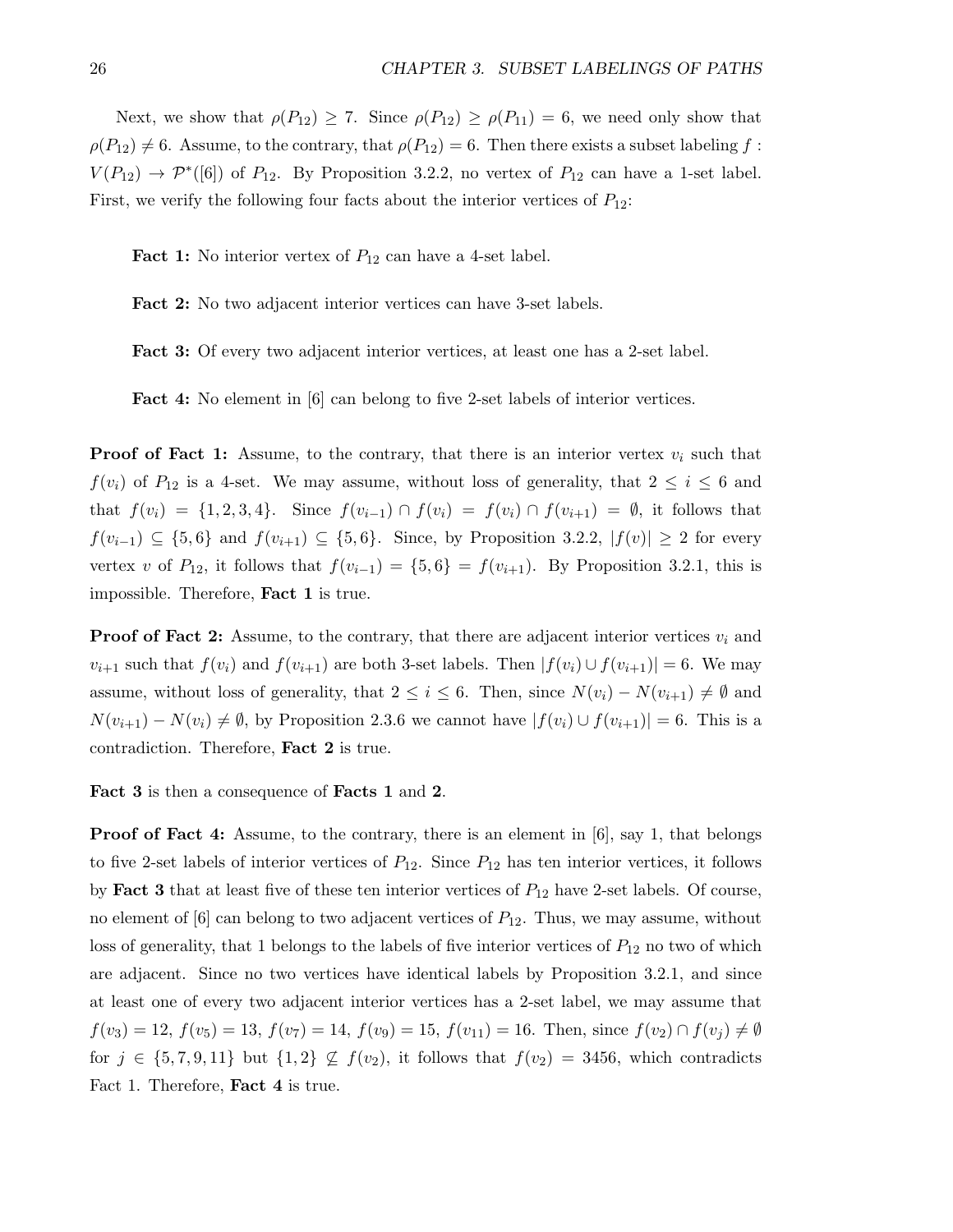Next, we show that $\rho(P_{12}) \geq 7$. Since $\rho(P_{12}) \geq \rho(P_{11}) = 6$, we need only show that $\rho(P_{12}) \neq 6$. Assume, to the contrary, that $\rho(P_{12}) = 6$. Then there exists a subset labeling $f : V(P_{12}) \to \mathcal{P}^*([6])$ of $P_{12}$. By Proposition 3.2.2, no vertex of $P_{12}$ can have a 1-set label. First, we verify the following four facts about the interior vertices of $P_{12}$:

**Fact 1:** No interior vertex of $P_{12}$ can have a 4-set label.

**Fact 2:** No two adjacent interior vertices can have 3-set labels.

**Fact 3:** Of every two adjacent interior vertices, at least one has a 2-set label.

**Fact 4:** No element in [6] can belong to five 2-set labels of interior vertices.

**Proof of Fact 1:** Assume, to the contrary, that there is an interior vertex $v_i$ such that $f(v_i)$ of $P_{12}$ is a 4-set. We may assume, without loss of generality, that $2 \leq i \leq 6$ and that $f(v_i) = \{1, 2, 3, 4\}$. Since $f(v_{i-1}) \cap f(v_i) = f(v_i) \cap f(v_{i+1}) = \emptyset$, it follows that $f(v_{i-1}) \subseteq \{5, 6\}$ and $f(v_{i+1}) \subseteq \{5, 6\}$. Since, by Proposition 3.2.2, $|f(v)| \geq 2$ for every vertex $v$ of $P_{12}$, it follows that $f(v_{i-1}) = \{5, 6\} = f(v_{i+1})$. By Proposition 3.2.1, this is impossible. Therefore, **Fact 1** is true.

**Proof of Fact 2:** Assume, to the contrary, that there are adjacent interior vertices $v_i$ and $v_{i+1}$ such that $f(v_i)$ and $f(v_{i+1})$ are both 3-set labels. Then $|f(v_i) \cup f(v_{i+1})| = 6$. We may assume, without loss of generality, that $2 \leq i \leq 6$. Then, since $N(v_i) - N(v_{i+1}) \neq \emptyset$ and $N(v_{i+1}) - N(v_i) \neq \emptyset$, by Proposition 2.3.6 we cannot have $|f(v_i) \cup f(v_{i+1})| = 6$. This is a contradiction. Therefore, **Fact 2** is true.

**Fact 3** is then a consequence of **Facts 1** and **2**.

**Proof of Fact 4:** Assume, to the contrary, there is an element in [6], say 1, that belongs to five 2-set labels of interior vertices of $P_{12}$. Since $P_{12}$ has ten interior vertices, it follows by **Fact 3** that at least five of these ten interior vertices of $P_{12}$ have 2-set labels. Of course, no element of [6] can belong to two adjacent vertices of $P_{12}$. Thus, we may assume, without loss of generality, that 1 belongs to the labels of five interior vertices of $P_{12}$ no two of which are adjacent. Since no two vertices have identical labels by Proposition 3.2.1, and since at least one of every two adjacent interior vertices has a 2-set label, we may assume that $f(v_3) = 12$, $f(v_5) = 13$, $f(v_7) = 14$, $f(v_9) = 15$, $f(v_{11}) = 16$. Then, since $f(v_2) \cap f(v_j) \neq \emptyset$ for $j \in \{5, 7, 9, 11\}$ but $\{1, 2\} \not\subseteq f(v_2)$, it follows that $f(v_2) = 3456$, which contradicts Fact 1. Therefore, **Fact 4** is true.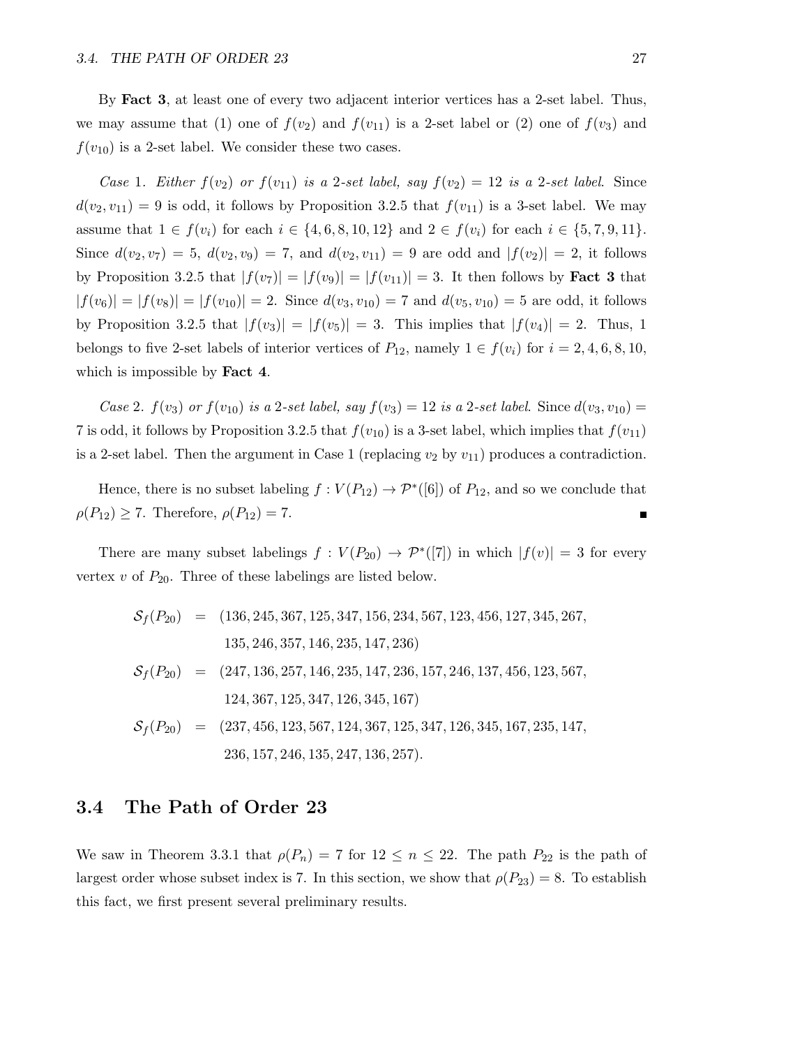By **Fact 3**, at least one of every two adjacent interior vertices has a 2-set label. Thus, we may assume that (1) one of $f(v_2)$ and $f(v_{11})$ is a 2-set label or (2) one of $f(v_3)$ and $f(v_{10})$ is a 2-set label. We consider these two cases.

*Case* 1. *Either $f(v_2)$ or $f(v_{11})$ is a 2-set label, say $f(v_2) = 12$ is a 2-set label.* Since $d(v_2, v_{11}) = 9$ is odd, it follows by Proposition 3.2.5 that $f(v_{11})$ is a 3-set label. We may assume that $1 \in f(v_i)$ for each $i \in \{4, 6, 8, 10, 12\}$ and $2 \in f(v_i)$ for each $i \in \{5, 7, 9, 11\}$. Since $d(v_2, v_7) = 5$, $d(v_2, v_9) = 7$, and $d(v_2, v_{11}) = 9$ are odd and $|f(v_2)| = 2$, it follows by Proposition 3.2.5 that $|f(v_7)| = |f(v_9)| = |f(v_{11})| = 3$. It then follows by **Fact 3** that $|f(v_6)| = |f(v_8)| = |f(v_{10})| = 2$. Since $d(v_3, v_{10}) = 7$ and $d(v_5, v_{10}) = 5$ are odd, it follows by Proposition 3.2.5 that $|f(v_3)| = |f(v_5)| = 3$. This implies that $|f(v_4)| = 2$. Thus, 1 belongs to five 2-set labels of interior vertices of $P_{12}$, namely $1 \in f(v_i)$ for $i = 2, 4, 6, 8, 10$, which is impossible by **Fact 4**.

*Case* 2. *$f(v_3)$ or $f(v_{10})$ is a 2-set label, say $f(v_3) = 12$ is a 2-set label.* Since $d(v_3, v_{10}) = 7$ is odd, it follows by Proposition 3.2.5 that $f(v_{10})$ is a 3-set label, which implies that $f(v_{11})$ is a 2-set label. Then the argument in Case 1 (replacing $v_2$ by $v_{11}$) produces a contradiction.

Hence, there is no subset labeling $f : V(P_{12}) \to \mathcal{P}^*([6])$ of $P_{12}$, and so we conclude that $\rho(P_{12}) \geq 7$. Therefore, $\rho(P_{12}) = 7$. ∎

There are many subset labelings $f : V(P_{20}) \to \mathcal{P}^*([7])$ in which $|f(v)| = 3$ for every vertex $v$ of $P_{20}$. Three of these labelings are listed below.

$$\begin{aligned}
\mathcal{S}_f(P_{20}) &= (136, 245, 367, 125, 347, 156, 234, 567, 123, 456, 127, 345, 267, \\
&\qquad 135, 246, 357, 146, 235, 147, 236) \\
\mathcal{S}_f(P_{20}) &= (247, 136, 257, 146, 235, 147, 236, 157, 246, 137, 456, 123, 567, \\
&\qquad 124, 367, 125, 347, 126, 345, 167) \\
\mathcal{S}_f(P_{20}) &= (237, 456, 123, 567, 124, 367, 125, 347, 126, 345, 167, 235, 147, \\
&\qquad 236, 157, 246, 135, 247, 136, 257).
\end{aligned}$$

## 3.4 The Path of Order 23

We saw in Theorem 3.3.1 that $\rho(P_n) = 7$ for $12 \leq n \leq 22$. The path $P_{22}$ is the path of largest order whose subset index is 7. In this section, we show that $\rho(P_{23}) = 8$. To establish this fact, we first present several preliminary results.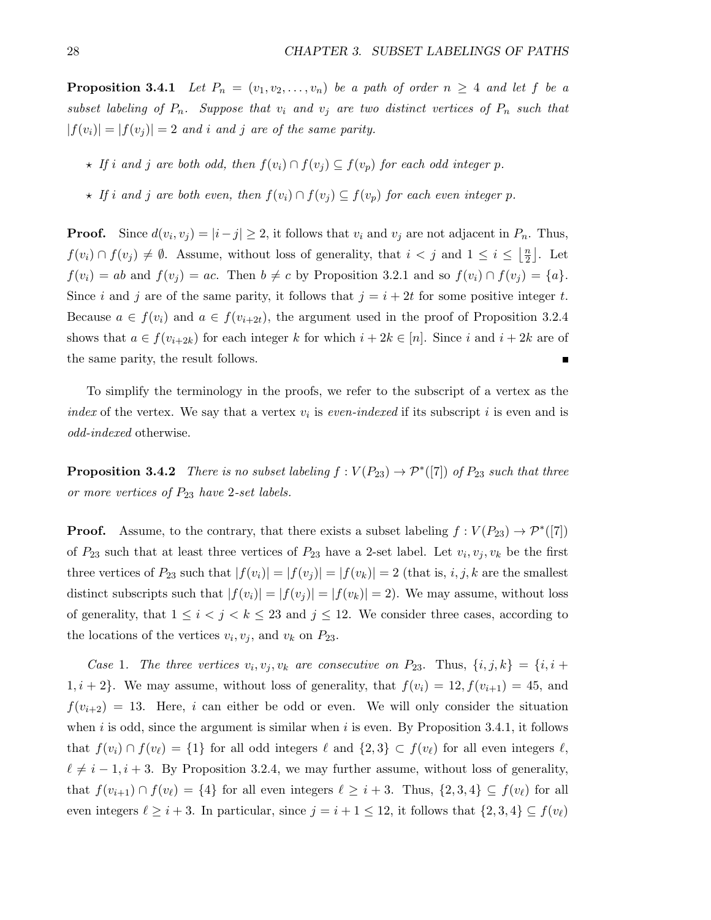**Proposition 3.4.1** *Let $P_n = (v_1, v_2, \ldots, v_n)$ be a path of order $n \geq 4$ and let $f$ be a subset labeling of $P_n$. Suppose that $v_i$ and $v_j$ are two distinct vertices of $P_n$ such that $|f(v_i)| = |f(v_j)| = 2$ and $i$ and $j$ are of the same parity.*

- ⋆ *If $i$ and $j$ are both odd, then $f(v_i) \cap f(v_j) \subseteq f(v_p)$ for each odd integer $p$.*
- ⋆ *If $i$ and $j$ are both even, then $f(v_i) \cap f(v_j) \subseteq f(v_p)$ for each even integer $p$.*

**Proof.** Since $d(v_i, v_j) = |i - j| \geq 2$, it follows that $v_i$ and $v_j$ are not adjacent in $P_n$. Thus, $f(v_i) \cap f(v_j) \neq \emptyset$. Assume, without loss of generality, that $i < j$ and $1 \leq i \leq \left\lfloor \frac{n}{2} \right\rfloor$. Let $f(v_i) = ab$ and $f(v_j) = ac$. Then $b \neq c$ by Proposition 3.2.1 and so $f(v_i) \cap f(v_j) = \{a\}$. Since $i$ and $j$ are of the same parity, it follows that $j = i + 2t$ for some positive integer $t$. Because $a \in f(v_i)$ and $a \in f(v_{i+2t})$, the argument used in the proof of Proposition 3.2.4 shows that $a \in f(v_{i+2k})$ for each integer $k$ for which $i + 2k \in [n]$. Since $i$ and $i + 2k$ are of the same parity, the result follows. ∎

To simplify the terminology in the proofs, we refer to the subscript of a vertex as the *index* of the vertex. We say that a vertex $v_i$ is *even-indexed* if its subscript $i$ is even and is *odd-indexed* otherwise.

**Proposition 3.4.2** *There is no subset labeling $f : V(P_{23}) \to \mathcal{P}^*([7])$ of $P_{23}$ such that three or more vertices of $P_{23}$ have 2-set labels.*

**Proof.** Assume, to the contrary, that there exists a subset labeling $f : V(P_{23}) \to \mathcal{P}^*([7])$ of $P_{23}$ such that at least three vertices of $P_{23}$ have a 2-set label. Let $v_i, v_j, v_k$ be the first three vertices of $P_{23}$ such that $|f(v_i)| = |f(v_j)| = |f(v_k)| = 2$ (that is, $i, j, k$ are the smallest distinct subscripts such that $|f(v_i)| = |f(v_j)| = |f(v_k)| = 2$). We may assume, without loss of generality, that $1 \leq i < j < k \leq 23$ and $j \leq 12$. We consider three cases, according to the locations of the vertices $v_i, v_j$, and $v_k$ on $P_{23}$.

*Case* 1. *The three vertices $v_i, v_j, v_k$ are consecutive on $P_{23}$.* Thus, $\{i, j, k\} = \{i, i+1, i+2\}$. We may assume, without loss of generality, that $f(v_i) = 12, f(v_{i+1}) = 45$, and $f(v_{i+2}) = 13$. Here, $i$ can either be odd or even. We will only consider the situation when $i$ is odd, since the argument is similar when $i$ is even. By Proposition 3.4.1, it follows that $f(v_i) \cap f(v_\ell) = \{1\}$ for all odd integers $\ell$ and $\{2, 3\} \subset f(v_\ell)$ for all even integers $\ell$, $\ell \neq i - 1, i + 3$. By Proposition 3.2.4, we may further assume, without loss of generality, that $f(v_{i+1}) \cap f(v_\ell) = \{4\}$ for all even integers $\ell \geq i + 3$. Thus, $\{2, 3, 4\} \subseteq f(v_\ell)$ for all even integers $\ell \geq i + 3$. In particular, since $j = i + 1 \leq 12$, it follows that $\{2, 3, 4\} \subseteq f(v_\ell)$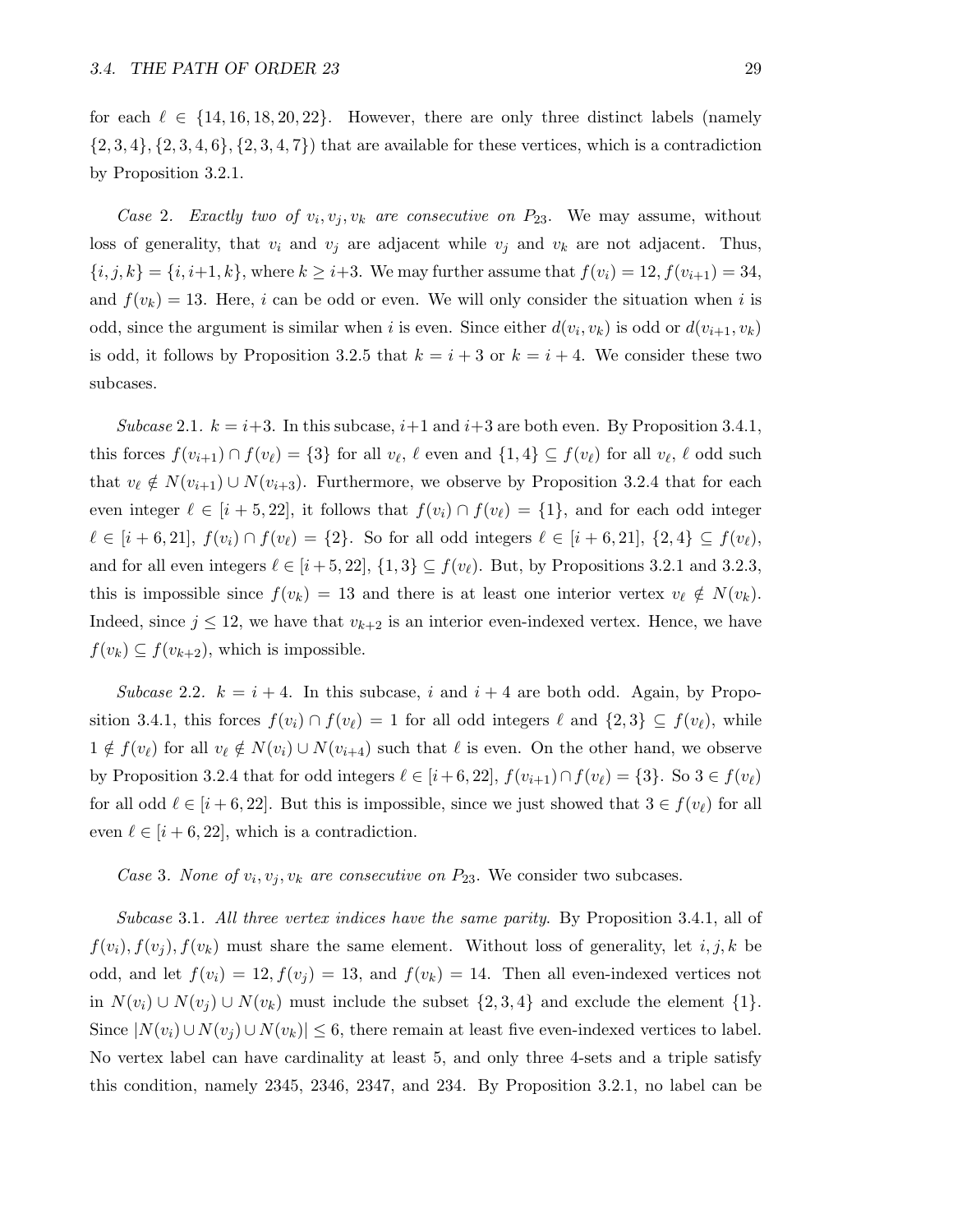for each $\ell \in \{14, 16, 18, 20, 22\}$. However, there are only three distinct labels (namely $\{2,3,4\}, \{2,3,4,6\}, \{2,3,4,7\}$) that are available for these vertices, which is a contradiction by Proposition 3.2.1.

*Case* 2. *Exactly two of $v_i, v_j, v_k$ are consecutive on $P_{23}$.* We may assume, without loss of generality, that $v_i$ and $v_j$ are adjacent while $v_j$ and $v_k$ are not adjacent. Thus, $\{i, j, k\} = \{i, i+1, k\}$, where $k \geq i+3$. We may further assume that $f(v_i) = 12, f(v_{i+1}) = 34$, and $f(v_k) = 13$. Here, $i$ can be odd or even. We will only consider the situation when $i$ is odd, since the argument is similar when $i$ is even. Since either $d(v_i, v_k)$ is odd or $d(v_{i+1}, v_k)$ is odd, it follows by Proposition 3.2.5 that $k = i + 3$ or $k = i + 4$. We consider these two subcases.

*Subcase* 2.1. $k = i+3$. In this subcase, $i+1$ and $i+3$ are both even. By Proposition 3.4.1, this forces $f(v_{i+1}) \cap f(v_\ell) = \{3\}$ for all $v_\ell$, $\ell$ even and $\{1,4\} \subseteq f(v_\ell)$ for all $v_\ell$, $\ell$ odd such that $v_\ell \notin N(v_{i+1}) \cup N(v_{i+3})$. Furthermore, we observe by Proposition 3.2.4 that for each even integer $\ell \in [i + 5, 22]$, it follows that $f(v_i) \cap f(v_\ell) = \{1\}$, and for each odd integer $\ell \in [i + 6, 21]$, $f(v_i) \cap f(v_\ell) = \{2\}$. So for all odd integers $\ell \in [i + 6, 21]$, $\{2,4\} \subseteq f(v_\ell)$, and for all even integers $\ell \in [i+5, 22]$, $\{1,3\} \subseteq f(v_\ell)$. But, by Propositions 3.2.1 and 3.2.3, this is impossible since $f(v_k) = 13$ and there is at least one interior vertex $v_\ell \notin N(v_k)$. Indeed, since $j \leq 12$, we have that $v_{k+2}$ is an interior even-indexed vertex. Hence, we have $f(v_k) \subseteq f(v_{k+2})$, which is impossible.

*Subcase* 2.2. $k = i + 4$. In this subcase, $i$ and $i + 4$ are both odd. Again, by Proposition 3.4.1, this forces $f(v_i) \cap f(v_\ell) = 1$ for all odd integers $\ell$ and $\{2,3\} \subseteq f(v_\ell)$, while $1 \notin f(v_\ell)$ for all $v_\ell \notin N(v_i) \cup N(v_{i+4})$ such that $\ell$ is even. On the other hand, we observe by Proposition 3.2.4 that for odd integers $\ell \in [i+6, 22]$, $f(v_{i+1}) \cap f(v_\ell) = \{3\}$. So $3 \in f(v_\ell)$ for all odd $\ell \in [i + 6, 22]$. But this is impossible, since we just showed that $3 \in f(v_\ell)$ for all even $\ell \in [i + 6, 22]$, which is a contradiction.

*Case* 3. *None of $v_i, v_j, v_k$ are consecutive on $P_{23}$.* We consider two subcases.

*Subcase* 3.1. *All three vertex indices have the same parity.* By Proposition 3.4.1, all of $f(v_i), f(v_j), f(v_k)$ must share the same element. Without loss of generality, let $i, j, k$ be odd, and let $f(v_i) = 12, f(v_j) = 13$, and $f(v_k) = 14$. Then all even-indexed vertices not in $N(v_i) \cup N(v_j) \cup N(v_k)$ must include the subset $\{2, 3, 4\}$ and exclude the element $\{1\}$. Since $|N(v_i) \cup N(v_j) \cup N(v_k)| \leq 6$, there remain at least five even-indexed vertices to label. No vertex label can have cardinality at least 5, and only three 4-sets and a triple satisfy this condition, namely 2345, 2346, 2347, and 234. By Proposition 3.2.1, no label can be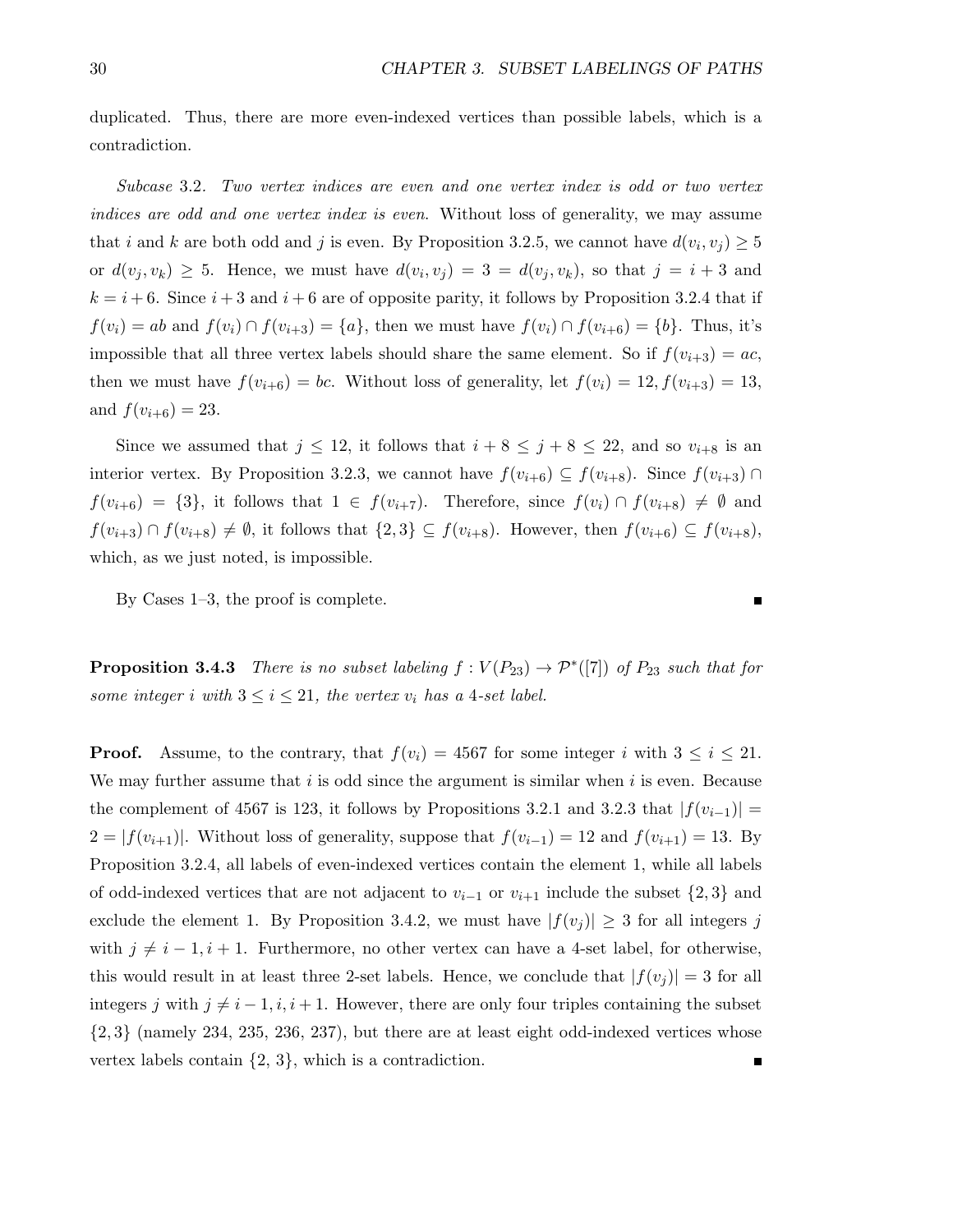duplicated. Thus, there are more even-indexed vertices than possible labels, which is a contradiction.

*Subcase* 3.2. *Two vertex indices are even and one vertex index is odd or two vertex indices are odd and one vertex index is even.* Without loss of generality, we may assume that $i$ and $k$ are both odd and $j$ is even. By Proposition 3.2.5, we cannot have $d(v_i, v_j) \geq 5$ or $d(v_j, v_k) \geq 5$. Hence, we must have $d(v_i, v_j) = 3 = d(v_j, v_k)$, so that $j = i + 3$ and $k = i + 6$. Since $i + 3$ and $i + 6$ are of opposite parity, it follows by Proposition 3.2.4 that if $f(v_i) = ab$ and $f(v_i) \cap f(v_{i+3}) = \{a\}$, then we must have $f(v_i) \cap f(v_{i+6}) = \{b\}$. Thus, it's impossible that all three vertex labels should share the same element. So if $f(v_{i+3}) = ac$, then we must have $f(v_{i+6}) = bc$. Without loss of generality, let $f(v_i) = 12, f(v_{i+3}) = 13$, and $f(v_{i+6}) = 23$.

Since we assumed that $j \leq 12$, it follows that $i + 8 \leq j + 8 \leq 22$, and so $v_{i+8}$ is an interior vertex. By Proposition 3.2.3, we cannot have $f(v_{i+6}) \subseteq f(v_{i+8})$. Since $f(v_{i+3}) \cap f(v_{i+6}) = \{3\}$, it follows that $1 \in f(v_{i+7})$. Therefore, since $f(v_i) \cap f(v_{i+8}) \neq \emptyset$ and $f(v_{i+3}) \cap f(v_{i+8}) \neq \emptyset$, it follows that $\{2, 3\} \subseteq f(v_{i+8})$. However, then $f(v_{i+6}) \subseteq f(v_{i+8})$, which, as we just noted, is impossible.

By Cases 1–3, the proof is complete. ∎

**Proposition 3.4.3** *There is no subset labeling $f : V(P_{23}) \to \mathcal{P}^*([7])$ of $P_{23}$ such that for some integer $i$ with $3 \leq i \leq 21$, the vertex $v_i$ has a 4-set label.*

**Proof.** Assume, to the contrary, that $f(v_i) = 4567$ for some integer $i$ with $3 \leq i \leq 21$. We may further assume that $i$ is odd since the argument is similar when $i$ is even. Because the complement of 4567 is 123, it follows by Propositions 3.2.1 and 3.2.3 that $|f(v_{i-1})| = 2 = |f(v_{i+1})|$. Without loss of generality, suppose that $f(v_{i-1}) = 12$ and $f(v_{i+1}) = 13$. By Proposition 3.2.4, all labels of even-indexed vertices contain the element 1, while all labels of odd-indexed vertices that are not adjacent to $v_{i-1}$ or $v_{i+1}$ include the subset $\{2, 3\}$ and exclude the element 1. By Proposition 3.4.2, we must have $|f(v_j)| \geq 3$ for all integers $j$ with $j \neq i - 1, i + 1$. Furthermore, no other vertex can have a 4-set label, for otherwise, this would result in at least three 2-set labels. Hence, we conclude that $|f(v_j)| = 3$ for all integers $j$ with $j \neq i - 1, i, i + 1$. However, there are only four triples containing the subset $\{2, 3\}$ (namely 234, 235, 236, 237), but there are at least eight odd-indexed vertices whose vertex labels contain $\{2, 3\}$, which is a contradiction. ∎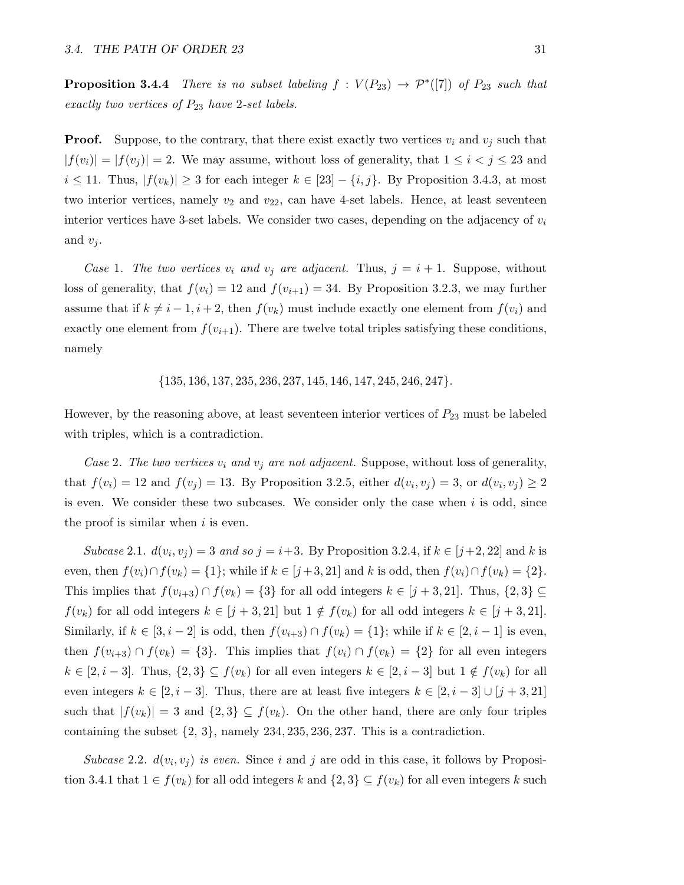**Proposition 3.4.4** *There is no subset labeling $f : V(P_{23}) \to \mathcal{P}^*([7])$ of $P_{23}$ such that exactly two vertices of $P_{23}$ have 2-set labels.*

**Proof.** Suppose, to the contrary, that there exist exactly two vertices $v_i$ and $v_j$ such that $|f(v_i)| = |f(v_j)| = 2$. We may assume, without loss of generality, that $1 \le i < j \le 23$ and $i \le 11$. Thus, $|f(v_k)| \ge 3$ for each integer $k \in [23] - \{i, j\}$. By Proposition 3.4.3, at most two interior vertices, namely $v_2$ and $v_{22}$, can have 4-set labels. Hence, at least seventeen interior vertices have 3-set labels. We consider two cases, depending on the adjacency of $v_i$ and $v_j$.

*Case* 1. *The two vertices $v_i$ and $v_j$ are adjacent.* Thus, $j = i + 1$. Suppose, without loss of generality, that $f(v_i) = 12$ and $f(v_{i+1}) = 34$. By Proposition 3.2.3, we may further assume that if $k \ne i-1, i+2$, then $f(v_k)$ must include exactly one element from $f(v_i)$ and exactly one element from $f(v_{i+1})$. There are twelve total triples satisfying these conditions, namely

$$\{135, 136, 137, 235, 236, 237, 145, 146, 147, 245, 246, 247\}.$$

However, by the reasoning above, at least seventeen interior vertices of $P_{23}$ must be labeled with triples, which is a contradiction.

*Case* 2. *The two vertices $v_i$ and $v_j$ are not adjacent.* Suppose, without loss of generality, that $f(v_i) = 12$ and $f(v_j) = 13$. By Proposition 3.2.5, either $d(v_i, v_j) = 3$, or $d(v_i, v_j) \ge 2$ is even. We consider these two subcases. We consider only the case when $i$ is odd, since the proof is similar when $i$ is even.

*Subcase* 2.1. *$d(v_i, v_j) = 3$ and so $j = i+3$.* By Proposition 3.2.4, if $k \in [j+2, 22]$ and $k$ is even, then $f(v_i) \cap f(v_k) = \{1\}$; while if $k \in [j+3, 21]$ and $k$ is odd, then $f(v_i) \cap f(v_k) = \{2\}$. This implies that $f(v_{i+3}) \cap f(v_k) = \{3\}$ for all odd integers $k \in [j+3, 21]$. Thus, $\{2, 3\} \subseteq f(v_k)$ for all odd integers $k \in [j+3, 21]$ but $1 \notin f(v_k)$ for all odd integers $k \in [j+3, 21]$. Similarly, if $k \in [3, i-2]$ is odd, then $f(v_{i+3}) \cap f(v_k) = \{1\}$; while if $k \in [2, i-1]$ is even, then $f(v_{i+3}) \cap f(v_k) = \{3\}$. This implies that $f(v_i) \cap f(v_k) = \{2\}$ for all even integers $k \in [2, i-3]$. Thus, $\{2, 3\} \subseteq f(v_k)$ for all even integers $k \in [2, i-3]$ but $1 \notin f(v_k)$ for all even integers $k \in [2, i-3]$. Thus, there are at least five integers $k \in [2, i-3] \cup [j+3, 21]$ such that $|f(v_k)| = 3$ and $\{2, 3\} \subseteq f(v_k)$. On the other hand, there are only four triples containing the subset $\{2, 3\}$, namely $234, 235, 236, 237$. This is a contradiction.

*Subcase* 2.2. *$d(v_i, v_j)$ is even.* Since $i$ and $j$ are odd in this case, it follows by Proposition 3.4.1 that $1 \in f(v_k)$ for all odd integers $k$ and $\{2, 3\} \subseteq f(v_k)$ for all even integers $k$ such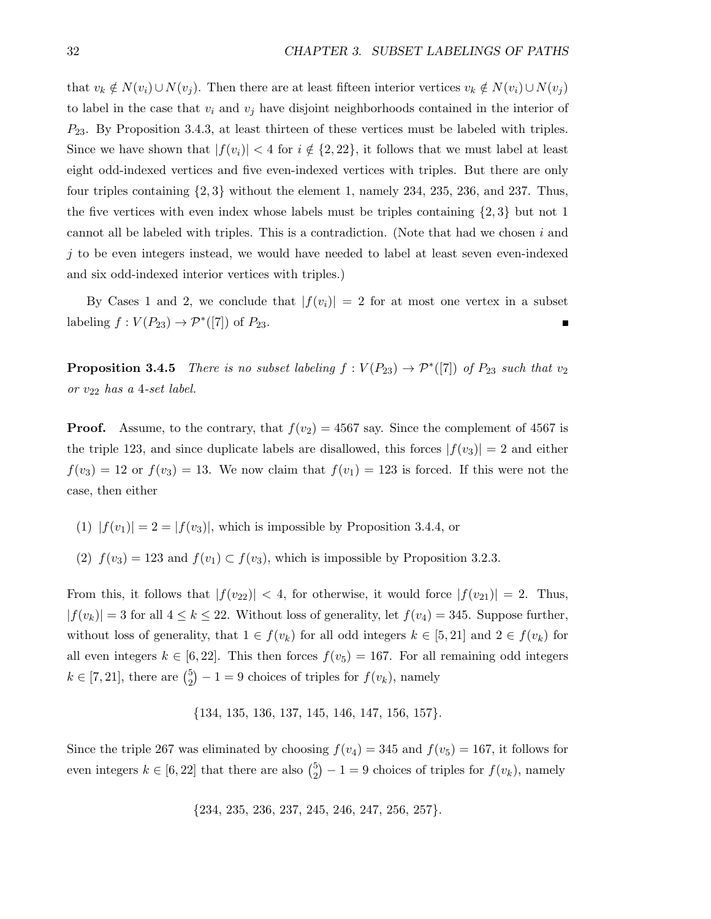that $v_k \notin N(v_i) \cup N(v_j)$. Then there are at least fifteen interior vertices $v_k \notin N(v_i) \cup N(v_j)$ to label in the case that $v_i$ and $v_j$ have disjoint neighborhoods contained in the interior of $P_{23}$. By Proposition 3.4.3, at least thirteen of these vertices must be labeled with triples. Since we have shown that $|f(v_i)| < 4$ for $i \notin \{2, 22\}$, it follows that we must label at least eight odd-indexed vertices and five even-indexed vertices with triples. But there are only four triples containing $\{2, 3\}$ without the element 1, namely 234, 235, 236, and 237. Thus, the five vertices with even index whose labels must be triples containing $\{2, 3\}$ but not 1 cannot all be labeled with triples. This is a contradiction. (Note that had we chosen $i$ and $j$ to be even integers instead, we would have needed to label at least seven even-indexed and six odd-indexed interior vertices with triples.)

By Cases 1 and 2, we conclude that $|f(v_i)| = 2$ for at most one vertex in a subset labeling $f : V(P_{23}) \to \mathcal{P}^*([7])$ of $P_{23}$. ∎

**Proposition 3.4.5** *There is no subset labeling $f : V(P_{23}) \to \mathcal{P}^*([7])$ of $P_{23}$ such that $v_2$ or $v_{22}$ has a 4-set label.*

**Proof.** Assume, to the contrary, that $f(v_2) = 4567$ say. Since the complement of 4567 is the triple 123, and since duplicate labels are disallowed, this forces $|f(v_3)| = 2$ and either $f(v_3) = 12$ or $f(v_3) = 13$. We now claim that $f(v_1) = 123$ is forced. If this were not the case, then either

(1) $|f(v_1)| = 2 = |f(v_3)|$, which is impossible by Proposition 3.4.4, or

(2) $f(v_3) = 123$ and $f(v_1) \subset f(v_3)$, which is impossible by Proposition 3.2.3.

From this, it follows that $|f(v_{22})| < 4$, for otherwise, it would force $|f(v_{21})| = 2$. Thus, $|f(v_k)| = 3$ for all $4 \leq k \leq 22$. Without loss of generality, let $f(v_4) = 345$. Suppose further, without loss of generality, that $1 \in f(v_k)$ for all odd integers $k \in [5, 21]$ and $2 \in f(v_k)$ for all even integers $k \in [6, 22]$. This then forces $f(v_5) = 167$. For all remaining odd integers $k \in [7, 21]$, there are $\binom{5}{2} - 1 = 9$ choices of triples for $f(v_k)$, namely

$$\{134,\ 135,\ 136,\ 137,\ 145,\ 146,\ 147,\ 156,\ 157\}.$$

Since the triple 267 was eliminated by choosing $f(v_4) = 345$ and $f(v_5) = 167$, it follows for even integers $k \in [6, 22]$ that there are also $\binom{5}{2} - 1 = 9$ choices of triples for $f(v_k)$, namely

$$\{234,\ 235,\ 236,\ 237,\ 245,\ 246,\ 247,\ 256,\ 257\}.$$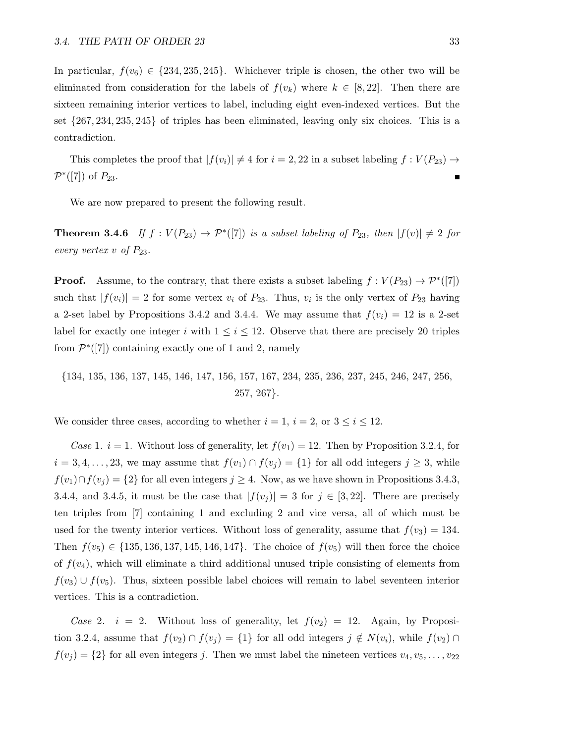In particular, $f(v_6) \in \{234, 235, 245\}$. Whichever triple is chosen, the other two will be eliminated from consideration for the labels of $f(v_k)$ where $k \in [8, 22]$. Then there are sixteen remaining interior vertices to label, including eight even-indexed vertices. But the set $\{267, 234, 235, 245\}$ of triples has been eliminated, leaving only six choices. This is a contradiction.

This completes the proof that $|f(v_i)| \neq 4$ for $i = 2, 22$ in a subset labeling $f : V(P_{23}) \to \mathcal{P}^*([7])$ of $P_{23}$. ■

We are now prepared to present the following result.

**Theorem 3.4.6** *If $f : V(P_{23}) \to \mathcal{P}^*([7])$ is a subset labeling of $P_{23}$, then $|f(v)| \neq 2$ for every vertex $v$ of $P_{23}$.*

**Proof.** Assume, to the contrary, that there exists a subset labeling $f : V(P_{23}) \to \mathcal{P}^*([7])$ such that $|f(v_i)| = 2$ for some vertex $v_i$ of $P_{23}$. Thus, $v_i$ is the only vertex of $P_{23}$ having a 2-set label by Propositions 3.4.2 and 3.4.4. We may assume that $f(v_i) = 12$ is a 2-set label for exactly one integer $i$ with $1 \leq i \leq 12$. Observe that there are precisely 20 triples from $\mathcal{P}^*([7])$ containing exactly one of 1 and 2, namely

$$\{134,\ 135,\ 136,\ 137,\ 145,\ 146,\ 147,\ 156,\ 157,\ 167,\ 234,\ 235,\ 236,\ 237,\ 245,\ 246,\ 247,\ 256,\ 257,\ 267\}.$$

We consider three cases, according to whether $i = 1$, $i = 2$, or $3 \leq i \leq 12$.

*Case* 1. $i = 1$. Without loss of generality, let $f(v_1) = 12$. Then by Proposition 3.2.4, for $i = 3, 4, \ldots, 23$, we may assume that $f(v_1) \cap f(v_j) = \{1\}$ for all odd integers $j \geq 3$, while $f(v_1) \cap f(v_j) = \{2\}$ for all even integers $j \geq 4$. Now, as we have shown in Propositions 3.4.3, 3.4.4, and 3.4.5, it must be the case that $|f(v_j)| = 3$ for $j \in [3, 22]$. There are precisely ten triples from $[7]$ containing 1 and excluding 2 and vice versa, all of which must be used for the twenty interior vertices. Without loss of generality, assume that $f(v_3) = 134$. Then $f(v_5) \in \{135, 136, 137, 145, 146, 147\}$. The choice of $f(v_5)$ will then force the choice of $f(v_4)$, which will eliminate a third additional unused triple consisting of elements from $f(v_3) \cup f(v_5)$. Thus, sixteen possible label choices will remain to label seventeen interior vertices. This is a contradiction.

*Case* 2. $i = 2$. Without loss of generality, let $f(v_2) = 12$. Again, by Proposition 3.2.4, assume that $f(v_2) \cap f(v_j) = \{1\}$ for all odd integers $j \notin N(v_i)$, while $f(v_2) \cap f(v_j) = \{2\}$ for all even integers $j$. Then we must label the nineteen vertices $v_4, v_5, \ldots, v_{22}$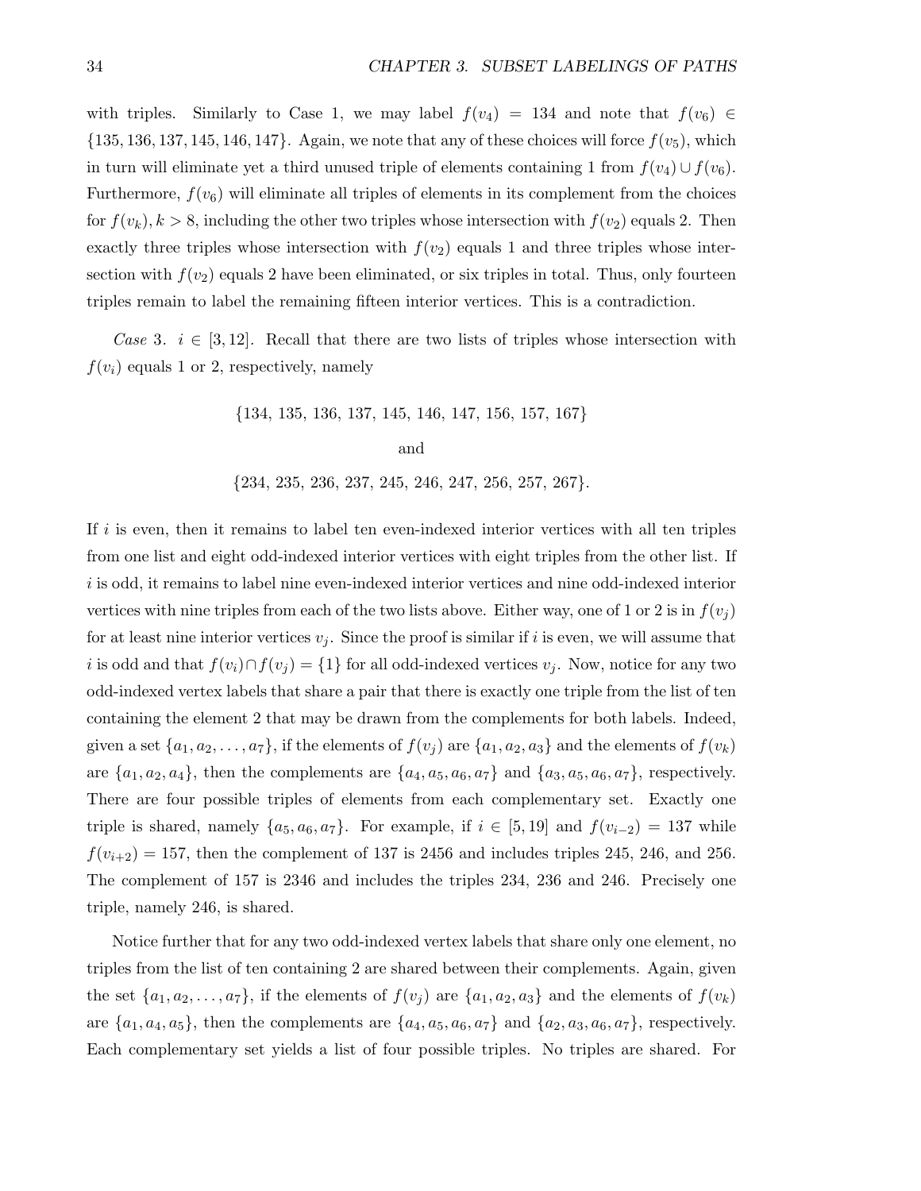with triples. Similarly to Case 1, we may label $f(v_4) = 134$ and note that $f(v_6) \in \{135, 136, 137, 145, 146, 147\}$. Again, we note that any of these choices will force $f(v_5)$, which in turn will eliminate yet a third unused triple of elements containing 1 from $f(v_4) \cup f(v_6)$. Furthermore, $f(v_6)$ will eliminate all triples of elements in its complement from the choices for $f(v_k), k > 8$, including the other two triples whose intersection with $f(v_2)$ equals 2. Then exactly three triples whose intersection with $f(v_2)$ equals 1 and three triples whose intersection with $f(v_2)$ equals 2 have been eliminated, or six triples in total. Thus, only fourteen triples remain to label the remaining fifteen interior vertices. This is a contradiction.

*Case* 3. $i \in [3, 12]$. Recall that there are two lists of triples whose intersection with $f(v_i)$ equals 1 or 2, respectively, namely

$$\{134,\ 135,\ 136,\ 137,\ 145,\ 146,\ 147,\ 156,\ 157,\ 167\}$$

and

$$\{234,\ 235,\ 236,\ 237,\ 245,\ 246,\ 247,\ 256,\ 257,\ 267\}.$$

If $i$ is even, then it remains to label ten even-indexed interior vertices with all ten triples from one list and eight odd-indexed interior vertices with eight triples from the other list. If $i$ is odd, it remains to label nine even-indexed interior vertices and nine odd-indexed interior vertices with nine triples from each of the two lists above. Either way, one of 1 or 2 is in $f(v_j)$ for at least nine interior vertices $v_j$. Since the proof is similar if $i$ is even, we will assume that $i$ is odd and that $f(v_i) \cap f(v_j) = \{1\}$ for all odd-indexed vertices $v_j$. Now, notice for any two odd-indexed vertex labels that share a pair that there is exactly one triple from the list of ten containing the element 2 that may be drawn from the complements for both labels. Indeed, given a set $\{a_1, a_2, \ldots, a_7\}$, if the elements of $f(v_j)$ are $\{a_1, a_2, a_3\}$ and the elements of $f(v_k)$ are $\{a_1, a_2, a_4\}$, then the complements are $\{a_4, a_5, a_6, a_7\}$ and $\{a_3, a_5, a_6, a_7\}$, respectively. There are four possible triples of elements from each complementary set. Exactly one triple is shared, namely $\{a_5, a_6, a_7\}$. For example, if $i \in [5, 19]$ and $f(v_{i-2}) = 137$ while $f(v_{i+2}) = 157$, then the complement of 137 is 2456 and includes triples 245, 246, and 256. The complement of 157 is 2346 and includes the triples 234, 236 and 246. Precisely one triple, namely 246, is shared.

Notice further that for any two odd-indexed vertex labels that share only one element, no triples from the list of ten containing 2 are shared between their complements. Again, given the set $\{a_1, a_2, \ldots, a_7\}$, if the elements of $f(v_j)$ are $\{a_1, a_2, a_3\}$ and the elements of $f(v_k)$ are $\{a_1, a_4, a_5\}$, then the complements are $\{a_4, a_5, a_6, a_7\}$ and $\{a_2, a_3, a_6, a_7\}$, respectively. Each complementary set yields a list of four possible triples. No triples are shared. For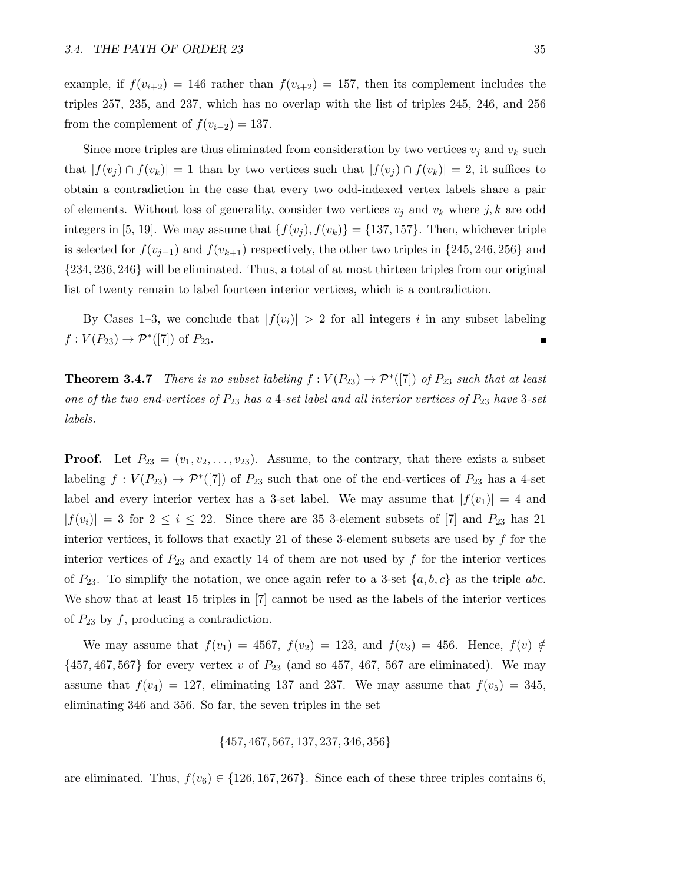example, if $f(v_{i+2}) = 146$ rather than $f(v_{i+2}) = 157$, then its complement includes the triples 257, 235, and 237, which has no overlap with the list of triples 245, 246, and 256 from the complement of $f(v_{i-2}) = 137$.

Since more triples are thus eliminated from consideration by two vertices $v_j$ and $v_k$ such that $|f(v_j) \cap f(v_k)| = 1$ than by two vertices such that $|f(v_j) \cap f(v_k)| = 2$, it suffices to obtain a contradiction in the case that every two odd-indexed vertex labels share a pair of elements. Without loss of generality, consider two vertices $v_j$ and $v_k$ where $j, k$ are odd integers in $[5, 19]$. We may assume that $\{f(v_j), f(v_k)\} = \{137, 157\}$. Then, whichever triple is selected for $f(v_{j-1})$ and $f(v_{k+1})$ respectively, the other two triples in $\{245, 246, 256\}$ and $\{234, 236, 246\}$ will be eliminated. Thus, a total of at most thirteen triples from our original list of twenty remain to label fourteen interior vertices, which is a contradiction.

By Cases 1–3, we conclude that $|f(v_i)| > 2$ for all integers $i$ in any subset labeling $f : V(P_{23}) \to \mathcal{P}^*([7])$ of $P_{23}$. ∎

**Theorem 3.4.7** *There is no subset labeling $f : V(P_{23}) \to \mathcal{P}^*([7])$ of $P_{23}$ such that at least one of the two end-vertices of $P_{23}$ has a 4-set label and all interior vertices of $P_{23}$ have 3-set labels.*

**Proof.** Let $P_{23} = (v_1, v_2, \ldots, v_{23})$. Assume, to the contrary, that there exists a subset labeling $f : V(P_{23}) \to \mathcal{P}^*([7])$ of $P_{23}$ such that one of the end-vertices of $P_{23}$ has a 4-set label and every interior vertex has a 3-set label. We may assume that $|f(v_1)| = 4$ and $|f(v_i)| = 3$ for $2 \leq i \leq 22$. Since there are 35 3-element subsets of [7] and $P_{23}$ has 21 interior vertices, it follows that exactly 21 of these 3-element subsets are used by $f$ for the interior vertices of $P_{23}$ and exactly 14 of them are not used by $f$ for the interior vertices of $P_{23}$. To simplify the notation, we once again refer to a 3-set $\{a, b, c\}$ as the triple $abc$. We show that at least 15 triples in [7] cannot be used as the labels of the interior vertices of $P_{23}$ by $f$, producing a contradiction.

We may assume that $f(v_1) = 4567$, $f(v_2) = 123$, and $f(v_3) = 456$. Hence, $f(v) \notin \{457, 467, 567\}$ for every vertex $v$ of $P_{23}$ (and so 457, 467, 567 are eliminated). We may assume that $f(v_4) = 127$, eliminating 137 and 237. We may assume that $f(v_5) = 345$, eliminating 346 and 356. So far, the seven triples in the set

$$\{457, 467, 567, 137, 237, 346, 356\}$$

are eliminated. Thus, $f(v_6) \in \{126, 167, 267\}$. Since each of these three triples contains 6,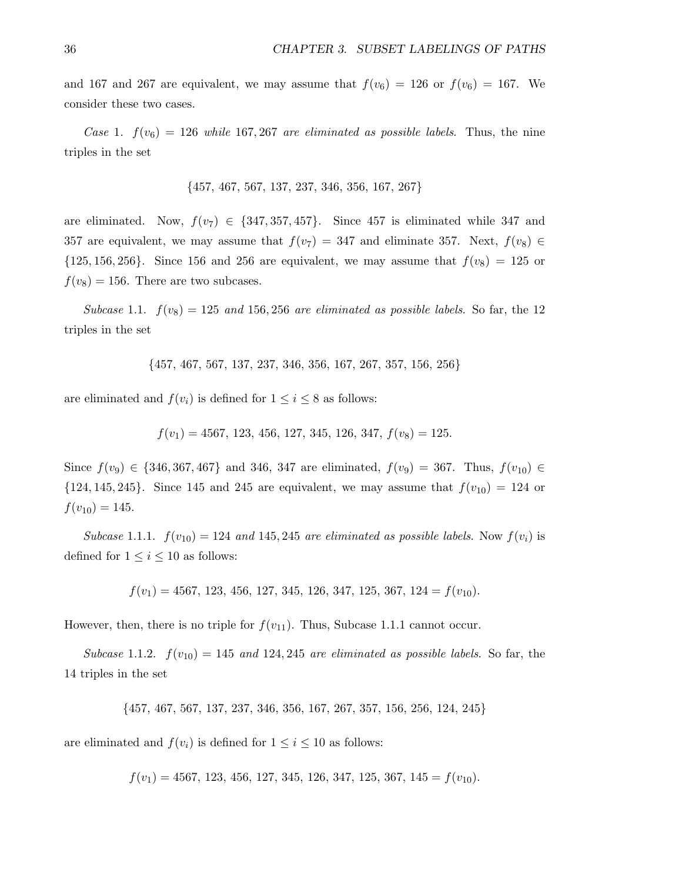and 167 and 267 are equivalent, we may assume that $f(v_6) = 126$ or $f(v_6) = 167$. We consider these two cases.

*Case* 1. $f(v_6) = 126$ *while* $167, 267$ *are eliminated as possible labels*. Thus, the nine triples in the set

$$\{457,\ 467,\ 567,\ 137,\ 237,\ 346,\ 356,\ 167,\ 267\}$$

are eliminated. Now, $f(v_7) \in \{347, 357, 457\}$. Since 457 is eliminated while 347 and 357 are equivalent, we may assume that $f(v_7) = 347$ and eliminate 357. Next, $f(v_8) \in \{125, 156, 256\}$. Since 156 and 256 are equivalent, we may assume that $f(v_8) = 125$ or $f(v_8) = 156$. There are two subcases.

*Subcase* 1.1. $f(v_8) = 125$ *and* $156, 256$ *are eliminated as possible labels*. So far, the 12 triples in the set

$$\{457,\ 467,\ 567,\ 137,\ 237,\ 346,\ 356,\ 167,\ 267,\ 357,\ 156,\ 256\}$$

are eliminated and $f(v_i)$ is defined for $1 \leq i \leq 8$ as follows:

$$f(v_1) = 4567,\ 123,\ 456,\ 127,\ 345,\ 126,\ 347,\ f(v_8) = 125.$$

Since $f(v_9) \in \{346, 367, 467\}$ and 346, 347 are eliminated, $f(v_9) = 367$. Thus, $f(v_{10}) \in \{124, 145, 245\}$. Since 145 and 245 are equivalent, we may assume that $f(v_{10}) = 124$ or $f(v_{10}) = 145$.

*Subcase* 1.1.1. $f(v_{10}) = 124$ *and* $145, 245$ *are eliminated as possible labels*. Now $f(v_i)$ is defined for $1 \leq i \leq 10$ as follows:

$$f(v_1) = 4567,\ 123,\ 456,\ 127,\ 345,\ 126,\ 347,\ 125,\ 367,\ 124 = f(v_{10}).$$

However, then, there is no triple for $f(v_{11})$. Thus, Subcase 1.1.1 cannot occur.

*Subcase* 1.1.2. $f(v_{10}) = 145$ *and* $124, 245$ *are eliminated as possible labels*. So far, the 14 triples in the set

$$\{457,\ 467,\ 567,\ 137,\ 237,\ 346,\ 356,\ 167,\ 267,\ 357,\ 156,\ 256,\ 124,\ 245\}$$

are eliminated and $f(v_i)$ is defined for $1 \leq i \leq 10$ as follows:

$$f(v_1) = 4567,\ 123,\ 456,\ 127,\ 345,\ 126,\ 347,\ 125,\ 367,\ 145 = f(v_{10}).$$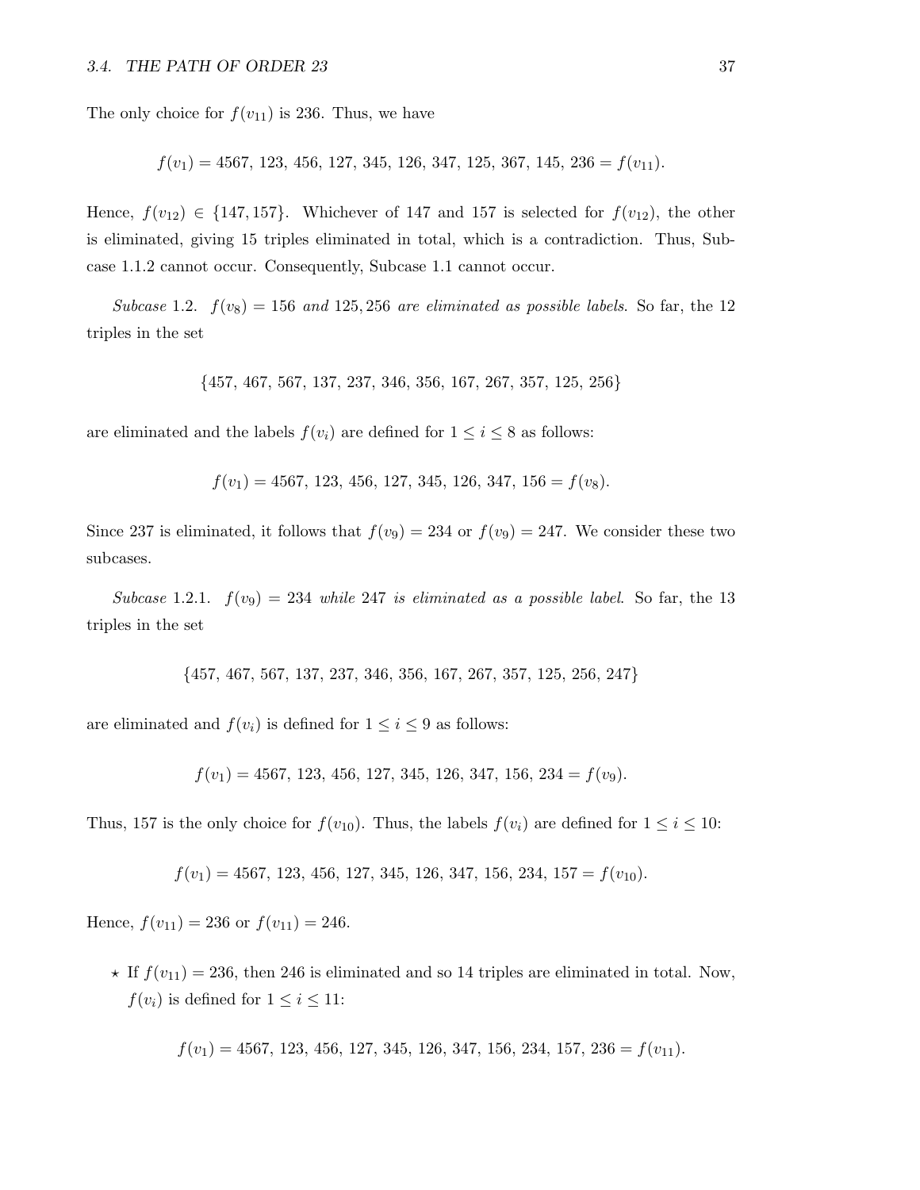The only choice for $f(v_{11})$ is 236. Thus, we have

$$f(v_1) = 4567,\ 123,\ 456,\ 127,\ 345,\ 126,\ 347,\ 125,\ 367,\ 145,\ 236 = f(v_{11}).$$

Hence, $f(v_{12}) \in \{147, 157\}$. Whichever of 147 and 157 is selected for $f(v_{12})$, the other is eliminated, giving 15 triples eliminated in total, which is a contradiction. Thus, Subcase 1.1.2 cannot occur. Consequently, Subcase 1.1 cannot occur.

*Subcase* 1.2. *$f(v_8) = 156$ and 125, 256 are eliminated as possible labels.* So far, the 12 triples in the set

$$\{457,\ 467,\ 567,\ 137,\ 237,\ 346,\ 356,\ 167,\ 267,\ 357,\ 125,\ 256\}$$

are eliminated and the labels $f(v_i)$ are defined for $1 \le i \le 8$ as follows:

$$f(v_1) = 4567,\ 123,\ 456,\ 127,\ 345,\ 126,\ 347,\ 156 = f(v_8).$$

Since 237 is eliminated, it follows that $f(v_9) = 234$ or $f(v_9) = 247$. We consider these two subcases.

*Subcase* 1.2.1. *$f(v_9) = 234$ while 247 is eliminated as a possible label.* So far, the 13 triples in the set

$$\{457,\ 467,\ 567,\ 137,\ 237,\ 346,\ 356,\ 167,\ 267,\ 357,\ 125,\ 256,\ 247\}$$

are eliminated and $f(v_i)$ is defined for $1 \le i \le 9$ as follows:

$$f(v_1) = 4567,\ 123,\ 456,\ 127,\ 345,\ 126,\ 347,\ 156,\ 234 = f(v_9).$$

Thus, 157 is the only choice for $f(v_{10})$. Thus, the labels $f(v_i)$ are defined for $1 \le i \le 10$:

$$f(v_1) = 4567,\ 123,\ 456,\ 127,\ 345,\ 126,\ 347,\ 156,\ 234,\ 157 = f(v_{10}).$$

Hence, $f(v_{11}) = 236$ or $f(v_{11}) = 246$.

- ⋆ If $f(v_{11}) = 236$, then 246 is eliminated and so 14 triples are eliminated in total. Now, $f(v_i)$ is defined for $1 \le i \le 11$:

$$f(v_1) = 4567,\ 123,\ 456,\ 127,\ 345,\ 126,\ 347,\ 156,\ 234,\ 157,\ 236 = f(v_{11}).$$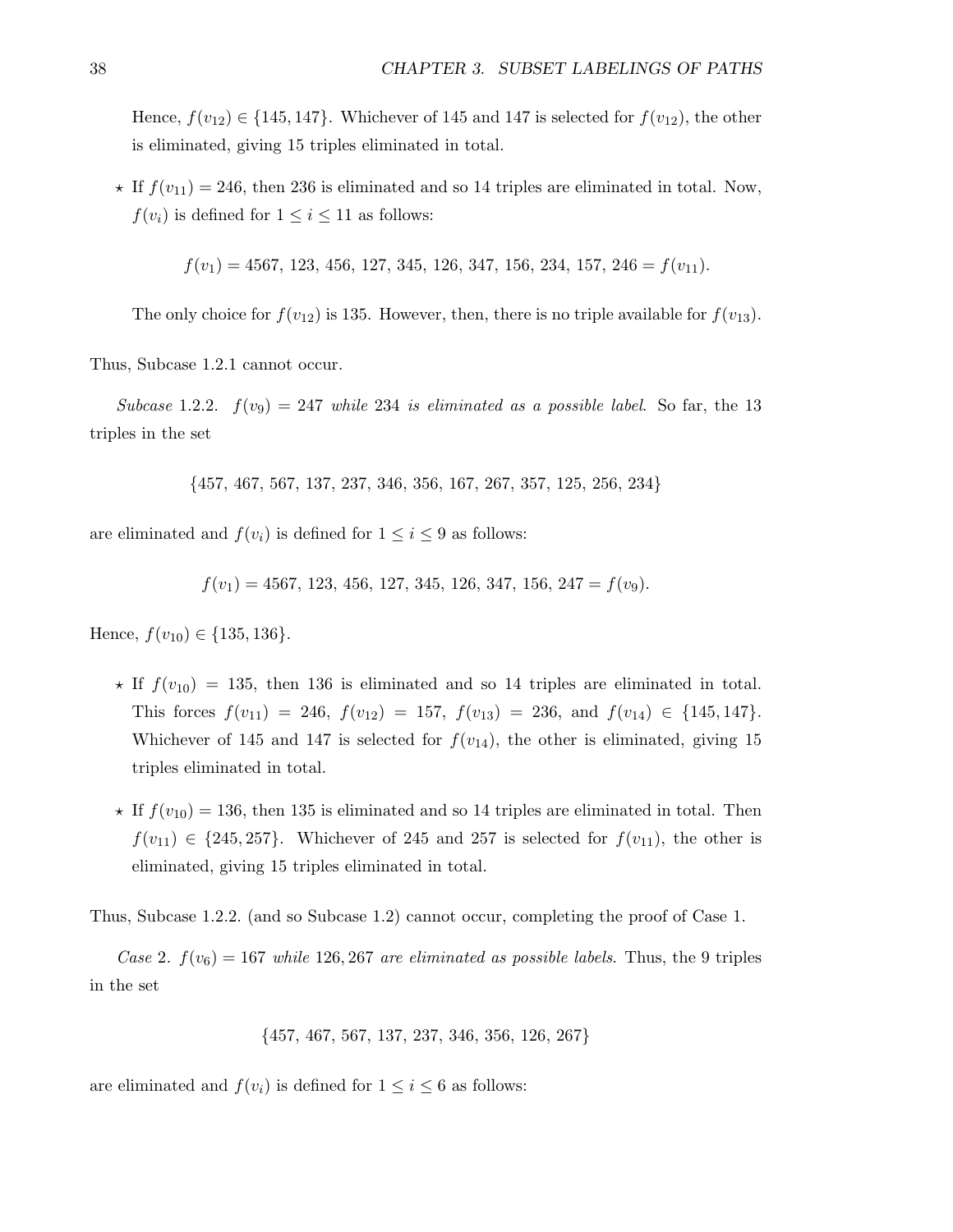Hence, $f(v_{12}) \in \{145, 147\}$. Whichever of 145 and 147 is selected for $f(v_{12})$, the other is eliminated, giving 15 triples eliminated in total.

- ⋆ If $f(v_{11}) = 246$, then 236 is eliminated and so 14 triples are eliminated in total. Now, $f(v_i)$ is defined for $1 \le i \le 11$ as follows:

$$f(v_1) = 4567,\ 123,\ 456,\ 127,\ 345,\ 126,\ 347,\ 156,\ 234,\ 157,\ 246 = f(v_{11}).$$

  The only choice for $f(v_{12})$ is 135. However, then, there is no triple available for $f(v_{13})$.

Thus, Subcase 1.2.1 cannot occur.

*Subcase* 1.2.2. $f(v_9) = 247$ *while* 234 *is eliminated as a possible label*. So far, the 13 triples in the set

$$\{457,\ 467,\ 567,\ 137,\ 237,\ 346,\ 356,\ 167,\ 267,\ 357,\ 125,\ 256,\ 234\}$$

are eliminated and $f(v_i)$ is defined for $1 \le i \le 9$ as follows:

$$f(v_1) = 4567,\ 123,\ 456,\ 127,\ 345,\ 126,\ 347,\ 156,\ 247 = f(v_9).$$

Hence, $f(v_{10}) \in \{135, 136\}$.

- ⋆ If $f(v_{10}) = 135$, then 136 is eliminated and so 14 triples are eliminated in total. This forces $f(v_{11}) = 246$, $f(v_{12}) = 157$, $f(v_{13}) = 236$, and $f(v_{14}) \in \{145, 147\}$. Whichever of 145 and 147 is selected for $f(v_{14})$, the other is eliminated, giving 15 triples eliminated in total.

- ⋆ If $f(v_{10}) = 136$, then 135 is eliminated and so 14 triples are eliminated in total. Then $f(v_{11}) \in \{245, 257\}$. Whichever of 245 and 257 is selected for $f(v_{11})$, the other is eliminated, giving 15 triples eliminated in total.

Thus, Subcase 1.2.2. (and so Subcase 1.2) cannot occur, completing the proof of Case 1.

*Case* 2. $f(v_6) = 167$ *while* $126, 267$ *are eliminated as possible labels*. Thus, the 9 triples in the set

$$\{457,\ 467,\ 567,\ 137,\ 237,\ 346,\ 356,\ 126,\ 267\}$$

are eliminated and $f(v_i)$ is defined for $1 \le i \le 6$ as follows: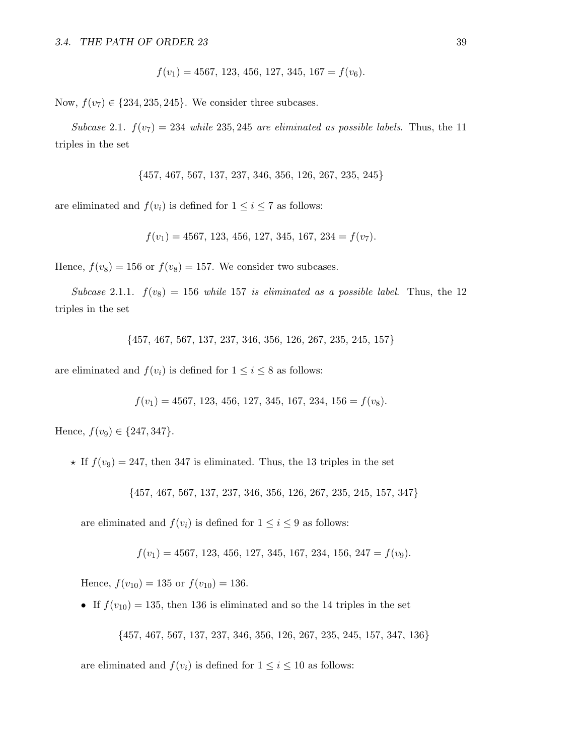$$f(v_1) = 4567,\ 123,\ 456,\ 127,\ 345,\ 167 = f(v_6).$$

Now, $f(v_7) \in \{234, 235, 245\}$. We consider three subcases.

*Subcase* 2.1. *$f(v_7) = 234$ while 235, 245 are eliminated as possible labels*. Thus, the 11 triples in the set

$$\{457,\ 467,\ 567,\ 137,\ 237,\ 346,\ 356,\ 126,\ 267,\ 235,\ 245\}$$

are eliminated and $f(v_i)$ is defined for $1 \leq i \leq 7$ as follows:

$$f(v_1) = 4567,\ 123,\ 456,\ 127,\ 345,\ 167,\ 234 = f(v_7).$$

Hence, $f(v_8) = 156$ or $f(v_8) = 157$. We consider two subcases.

*Subcase* 2.1.1. *$f(v_8) = 156$ while 157 is eliminated as a possible label*. Thus, the 12 triples in the set

$$\{457,\ 467,\ 567,\ 137,\ 237,\ 346,\ 356,\ 126,\ 267,\ 235,\ 245,\ 157\}$$

are eliminated and $f(v_i)$ is defined for $1 \leq i \leq 8$ as follows:

$$f(v_1) = 4567,\ 123,\ 456,\ 127,\ 345,\ 167,\ 234,\ 156 = f(v_8).$$

Hence, $f(v_9) \in \{247, 347\}$.

⋆ If $f(v_9) = 247$, then 347 is eliminated. Thus, the 13 triples in the set

$$\{457,\ 467,\ 567,\ 137,\ 237,\ 346,\ 356,\ 126,\ 267,\ 235,\ 245,\ 157,\ 347\}$$

are eliminated and $f(v_i)$ is defined for $1 \leq i \leq 9$ as follows:

$$f(v_1) = 4567,\ 123,\ 456,\ 127,\ 345,\ 167,\ 234,\ 156,\ 247 = f(v_9).$$

Hence, $f(v_{10}) = 135$ or $f(v_{10}) = 136$.

- If $f(v_{10}) = 135$, then 136 is eliminated and so the 14 triples in the set

$$\{457,\ 467,\ 567,\ 137,\ 237,\ 346,\ 356,\ 126,\ 267,\ 235,\ 245,\ 157,\ 347,\ 136\}$$

are eliminated and $f(v_i)$ is defined for $1 \leq i \leq 10$ as follows: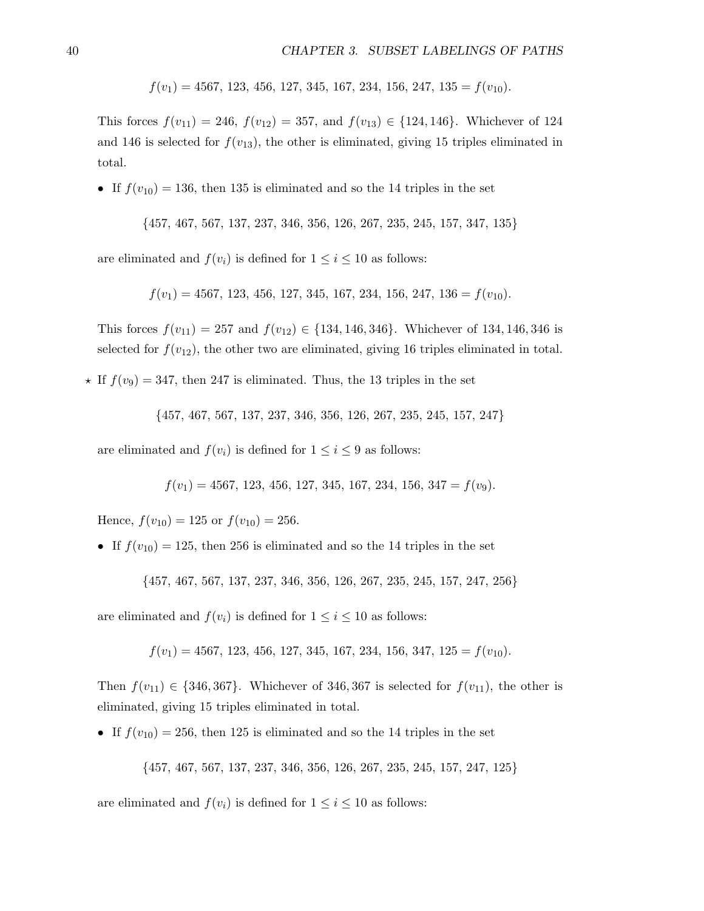$$f(v_1) = 4567,\ 123,\ 456,\ 127,\ 345,\ 167,\ 234,\ 156,\ 247,\ 135 = f(v_{10}).$$

This forces $f(v_{11}) = 246$, $f(v_{12}) = 357$, and $f(v_{13}) \in \{124, 146\}$. Whichever of 124 and 146 is selected for $f(v_{13})$, the other is eliminated, giving 15 triples eliminated in total.

- If $f(v_{10}) = 136$, then 135 is eliminated and so the 14 triples in the set

$$\{457,\ 467,\ 567,\ 137,\ 237,\ 346,\ 356,\ 126,\ 267,\ 235,\ 245,\ 157,\ 347,\ 135\}$$

are eliminated and $f(v_i)$ is defined for $1 \leq i \leq 10$ as follows:

$$f(v_1) = 4567,\ 123,\ 456,\ 127,\ 345,\ 167,\ 234,\ 156,\ 247,\ 136 = f(v_{10}).$$

This forces $f(v_{11}) = 257$ and $f(v_{12}) \in \{134, 146, 346\}$. Whichever of $134, 146, 346$ is selected for $f(v_{12})$, the other two are eliminated, giving 16 triples eliminated in total.

⋆ If $f(v_9) = 347$, then 247 is eliminated. Thus, the 13 triples in the set

$$\{457,\ 467,\ 567,\ 137,\ 237,\ 346,\ 356,\ 126,\ 267,\ 235,\ 245,\ 157,\ 247\}$$

are eliminated and $f(v_i)$ is defined for $1 \leq i \leq 9$ as follows:

$$f(v_1) = 4567,\ 123,\ 456,\ 127,\ 345,\ 167,\ 234,\ 156,\ 347 = f(v_9).$$

Hence, $f(v_{10}) = 125$ or $f(v_{10}) = 256$.

- If $f(v_{10}) = 125$, then 256 is eliminated and so the 14 triples in the set

$$\{457,\ 467,\ 567,\ 137,\ 237,\ 346,\ 356,\ 126,\ 267,\ 235,\ 245,\ 157,\ 247,\ 256\}$$

are eliminated and $f(v_i)$ is defined for $1 \leq i \leq 10$ as follows:

$$f(v_1) = 4567,\ 123,\ 456,\ 127,\ 345,\ 167,\ 234,\ 156,\ 347,\ 125 = f(v_{10}).$$

Then $f(v_{11}) \in \{346, 367\}$. Whichever of $346, 367$ is selected for $f(v_{11})$, the other is eliminated, giving 15 triples eliminated in total.

- If $f(v_{10}) = 256$, then 125 is eliminated and so the 14 triples in the set

$$\{457,\ 467,\ 567,\ 137,\ 237,\ 346,\ 356,\ 126,\ 267,\ 235,\ 245,\ 157,\ 247,\ 125\}$$

are eliminated and $f(v_i)$ is defined for $1 \leq i \leq 10$ as follows: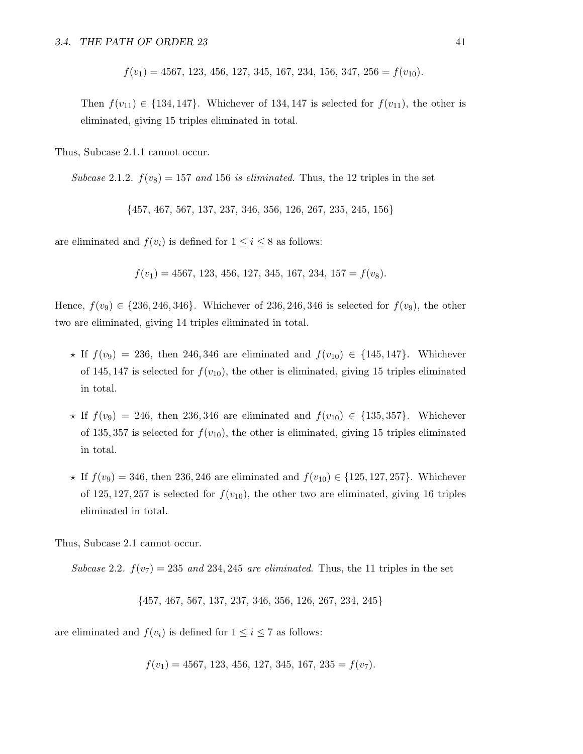$$f(v_1) = 4567,\ 123,\ 456,\ 127,\ 345,\ 167,\ 234,\ 156,\ 347,\ 256 = f(v_{10}).$$

Then $f(v_{11}) \in \{134, 147\}$. Whichever of $134, 147$ is selected for $f(v_{11})$, the other is eliminated, giving 15 triples eliminated in total.

Thus, Subcase 2.1.1 cannot occur.

*Subcase* 2.1.2. *$f(v_8) = 157$ and 156 is eliminated.* Thus, the 12 triples in the set

$$\{457,\ 467,\ 567,\ 137,\ 237,\ 346,\ 356,\ 126,\ 267,\ 235,\ 245,\ 156\}$$

are eliminated and $f(v_i)$ is defined for $1 \leq i \leq 8$ as follows:

$$f(v_1) = 4567,\ 123,\ 456,\ 127,\ 345,\ 167,\ 234,\ 157 = f(v_8).$$

Hence, $f(v_9) \in \{236, 246, 346\}$. Whichever of $236, 246, 346$ is selected for $f(v_9)$, the other two are eliminated, giving 14 triples eliminated in total.

- ⋆ If $f(v_9) = 236$, then $246, 346$ are eliminated and $f(v_{10}) \in \{145, 147\}$. Whichever of $145, 147$ is selected for $f(v_{10})$, the other is eliminated, giving 15 triples eliminated in total.
- ⋆ If $f(v_9) = 246$, then $236, 346$ are eliminated and $f(v_{10}) \in \{135, 357\}$. Whichever of $135, 357$ is selected for $f(v_{10})$, the other is eliminated, giving 15 triples eliminated in total.
- ⋆ If $f(v_9) = 346$, then $236, 246$ are eliminated and $f(v_{10}) \in \{125, 127, 257\}$. Whichever of $125, 127, 257$ is selected for $f(v_{10})$, the other two are eliminated, giving 16 triples eliminated in total.

Thus, Subcase 2.1 cannot occur.

*Subcase* 2.2. *$f(v_7) = 235$ and $234, 245$ are eliminated.* Thus, the 11 triples in the set

$$\{457,\ 467,\ 567,\ 137,\ 237,\ 346,\ 356,\ 126,\ 267,\ 234,\ 245\}$$

are eliminated and $f(v_i)$ is defined for $1 \leq i \leq 7$ as follows:

$$f(v_1) = 4567,\ 123,\ 456,\ 127,\ 345,\ 167,\ 235 = f(v_7).$$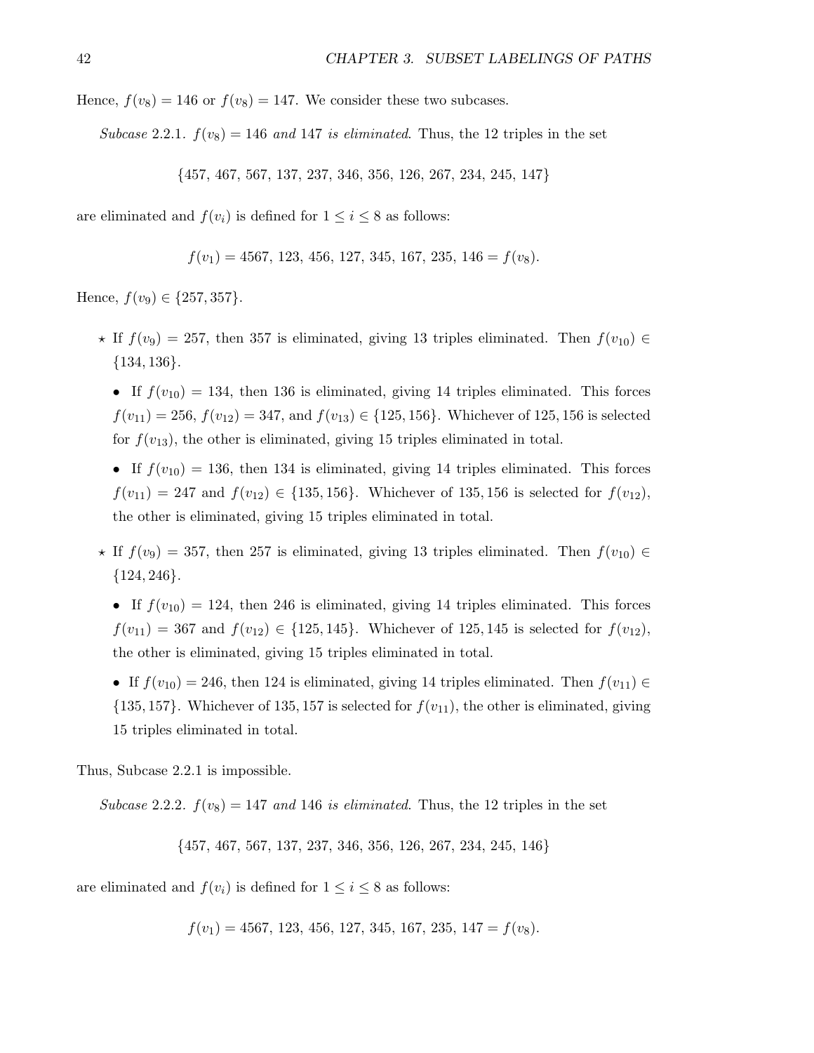Hence, $f(v_8) = 146$ or $f(v_8) = 147$. We consider these two subcases.

*Subcase* 2.2.1. $f(v_8) = 146$ *and* 147 *is eliminated*. Thus, the 12 triples in the set

$$\{457,\ 467,\ 567,\ 137,\ 237,\ 346,\ 356,\ 126,\ 267,\ 234,\ 245,\ 147\}$$

are eliminated and $f(v_i)$ is defined for $1 \leq i \leq 8$ as follows:

$$f(v_1) = 4567,\ 123,\ 456,\ 127,\ 345,\ 167,\ 235,\ 146 = f(v_8).$$

Hence, $f(v_9) \in \{257, 357\}$.

- ⋆ If $f(v_9) = 257$, then 357 is eliminated, giving 13 triples eliminated. Then $f(v_{10}) \in \{134, 136\}$.
  - If $f(v_{10}) = 134$, then 136 is eliminated, giving 14 triples eliminated. This forces $f(v_{11}) = 256$, $f(v_{12}) = 347$, and $f(v_{13}) \in \{125, 156\}$. Whichever of $125, 156$ is selected for $f(v_{13})$, the other is eliminated, giving 15 triples eliminated in total.
  - If $f(v_{10}) = 136$, then 134 is eliminated, giving 14 triples eliminated. This forces $f(v_{11}) = 247$ and $f(v_{12}) \in \{135, 156\}$. Whichever of $135, 156$ is selected for $f(v_{12})$, the other is eliminated, giving 15 triples eliminated in total.
- ⋆ If $f(v_9) = 357$, then 257 is eliminated, giving 13 triples eliminated. Then $f(v_{10}) \in \{124, 246\}$.
  - If $f(v_{10}) = 124$, then 246 is eliminated, giving 14 triples eliminated. This forces $f(v_{11}) = 367$ and $f(v_{12}) \in \{125, 145\}$. Whichever of $125, 145$ is selected for $f(v_{12})$, the other is eliminated, giving 15 triples eliminated in total.
  - If $f(v_{10}) = 246$, then 124 is eliminated, giving 14 triples eliminated. Then $f(v_{11}) \in \{135, 157\}$. Whichever of $135, 157$ is selected for $f(v_{11})$, the other is eliminated, giving 15 triples eliminated in total.

Thus, Subcase 2.2.1 is impossible.

*Subcase* 2.2.2. $f(v_8) = 147$ *and* 146 *is eliminated*. Thus, the 12 triples in the set

$$\{457,\ 467,\ 567,\ 137,\ 237,\ 346,\ 356,\ 126,\ 267,\ 234,\ 245,\ 146\}$$

are eliminated and $f(v_i)$ is defined for $1 \leq i \leq 8$ as follows:

$$f(v_1) = 4567,\ 123,\ 456,\ 127,\ 345,\ 167,\ 235,\ 147 = f(v_8).$$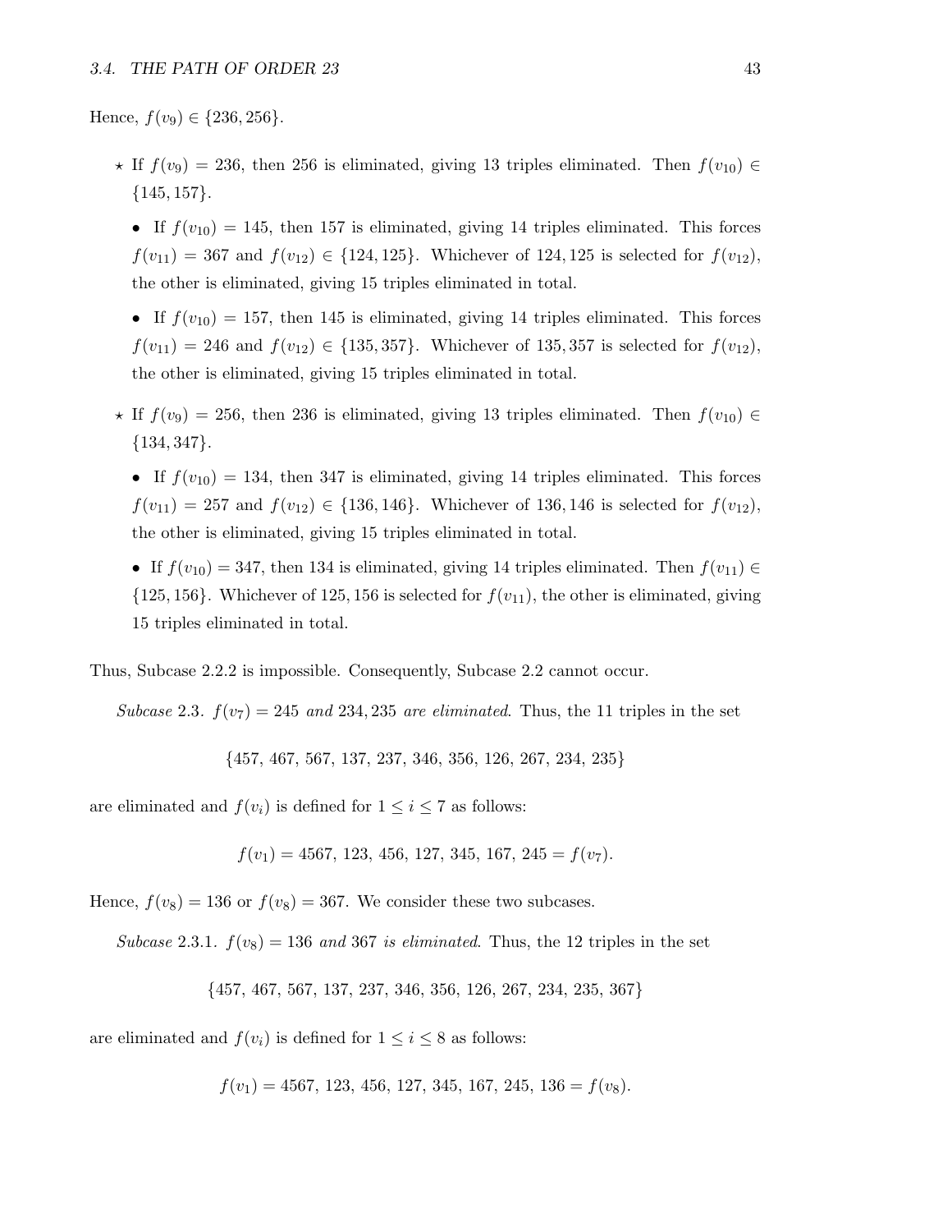Hence, $f(v_9) \in \{236, 256\}$.

- ⋆ If $f(v_9) = 236$, then 256 is eliminated, giving 13 triples eliminated. Then $f(v_{10}) \in \{145, 157\}$.
  - If $f(v_{10}) = 145$, then 157 is eliminated, giving 14 triples eliminated. This forces $f(v_{11}) = 367$ and $f(v_{12}) \in \{124, 125\}$. Whichever of $124, 125$ is selected for $f(v_{12})$, the other is eliminated, giving 15 triples eliminated in total.
  - If $f(v_{10}) = 157$, then 145 is eliminated, giving 14 triples eliminated. This forces $f(v_{11}) = 246$ and $f(v_{12}) \in \{135, 357\}$. Whichever of $135, 357$ is selected for $f(v_{12})$, the other is eliminated, giving 15 triples eliminated in total.
- ⋆ If $f(v_9) = 256$, then 236 is eliminated, giving 13 triples eliminated. Then $f(v_{10}) \in \{134, 347\}$.
  - If $f(v_{10}) = 134$, then 347 is eliminated, giving 14 triples eliminated. This forces $f(v_{11}) = 257$ and $f(v_{12}) \in \{136, 146\}$. Whichever of $136, 146$ is selected for $f(v_{12})$, the other is eliminated, giving 15 triples eliminated in total.
  - If $f(v_{10}) = 347$, then 134 is eliminated, giving 14 triples eliminated. Then $f(v_{11}) \in \{125, 156\}$. Whichever of $125, 156$ is selected for $f(v_{11})$, the other is eliminated, giving 15 triples eliminated in total.

Thus, Subcase 2.2.2 is impossible. Consequently, Subcase 2.2 cannot occur.

*Subcase* 2.3. *$f(v_7) = 245$ and $234, 235$ are eliminated.* Thus, the 11 triples in the set

$$\{457,\ 467,\ 567,\ 137,\ 237,\ 346,\ 356,\ 126,\ 267,\ 234,\ 235\}$$

are eliminated and $f(v_i)$ is defined for $1 \le i \le 7$ as follows:

$$f(v_1) = 4567,\ 123,\ 456,\ 127,\ 345,\ 167,\ 245 = f(v_7).$$

Hence, $f(v_8) = 136$ or $f(v_8) = 367$. We consider these two subcases.

*Subcase* 2.3.1. *$f(v_8) = 136$ and 367 is eliminated.* Thus, the 12 triples in the set

$$\{457,\ 467,\ 567,\ 137,\ 237,\ 346,\ 356,\ 126,\ 267,\ 234,\ 235,\ 367\}$$

are eliminated and $f(v_i)$ is defined for $1 \le i \le 8$ as follows:

$$f(v_1) = 4567,\ 123,\ 456,\ 127,\ 345,\ 167,\ 245,\ 136 = f(v_8).$$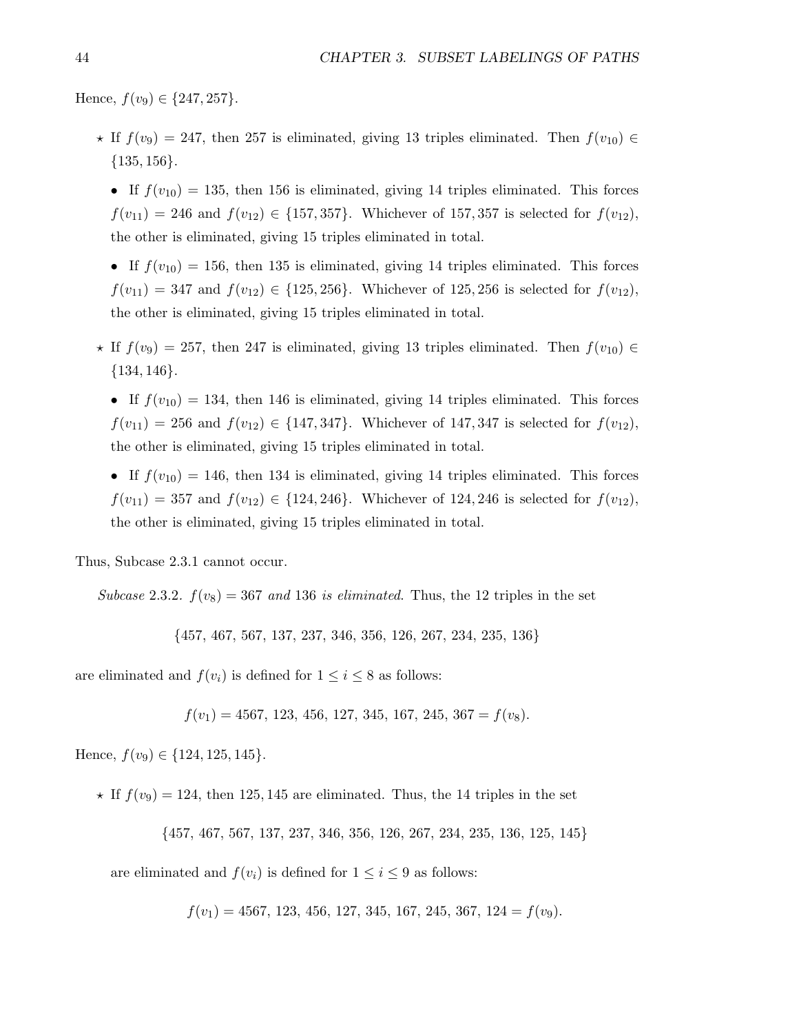Hence, $f(v_9) \in \{247, 257\}$.

- ⋆ If $f(v_9) = 247$, then 257 is eliminated, giving 13 triples eliminated. Then $f(v_{10}) \in \{135, 156\}$.

  - If $f(v_{10}) = 135$, then 156 is eliminated, giving 14 triples eliminated. This forces $f(v_{11}) = 246$ and $f(v_{12}) \in \{157, 357\}$. Whichever of 157, 357 is selected for $f(v_{12})$, the other is eliminated, giving 15 triples eliminated in total.

  - If $f(v_{10}) = 156$, then 135 is eliminated, giving 14 triples eliminated. This forces $f(v_{11}) = 347$ and $f(v_{12}) \in \{125, 256\}$. Whichever of 125, 256 is selected for $f(v_{12})$, the other is eliminated, giving 15 triples eliminated in total.

- ⋆ If $f(v_9) = 257$, then 247 is eliminated, giving 13 triples eliminated. Then $f(v_{10}) \in \{134, 146\}$.

  - If $f(v_{10}) = 134$, then 146 is eliminated, giving 14 triples eliminated. This forces $f(v_{11}) = 256$ and $f(v_{12}) \in \{147, 347\}$. Whichever of 147, 347 is selected for $f(v_{12})$, the other is eliminated, giving 15 triples eliminated in total.

  - If $f(v_{10}) = 146$, then 134 is eliminated, giving 14 triples eliminated. This forces $f(v_{11}) = 357$ and $f(v_{12}) \in \{124, 246\}$. Whichever of 124, 246 is selected for $f(v_{12})$, the other is eliminated, giving 15 triples eliminated in total.

Thus, Subcase 2.3.1 cannot occur.

*Subcase* 2.3.2. *$f(v_8) = 367$ and 136 is eliminated.* Thus, the 12 triples in the set

$$\{457,\ 467,\ 567,\ 137,\ 237,\ 346,\ 356,\ 126,\ 267,\ 234,\ 235,\ 136\}$$

are eliminated and $f(v_i)$ is defined for $1 \leq i \leq 8$ as follows:

$$f(v_1) = 4567,\ 123,\ 456,\ 127,\ 345,\ 167,\ 245,\ 367 = f(v_8).$$

Hence, $f(v_9) \in \{124, 125, 145\}$.

- ⋆ If $f(v_9) = 124$, then 125, 145 are eliminated. Thus, the 14 triples in the set

  $$\{457,\ 467,\ 567,\ 137,\ 237,\ 346,\ 356,\ 126,\ 267,\ 234,\ 235,\ 136,\ 125,\ 145\}$$

  are eliminated and $f(v_i)$ is defined for $1 \leq i \leq 9$ as follows:

  $$f(v_1) = 4567,\ 123,\ 456,\ 127,\ 345,\ 167,\ 245,\ 367,\ 124 = f(v_9).$$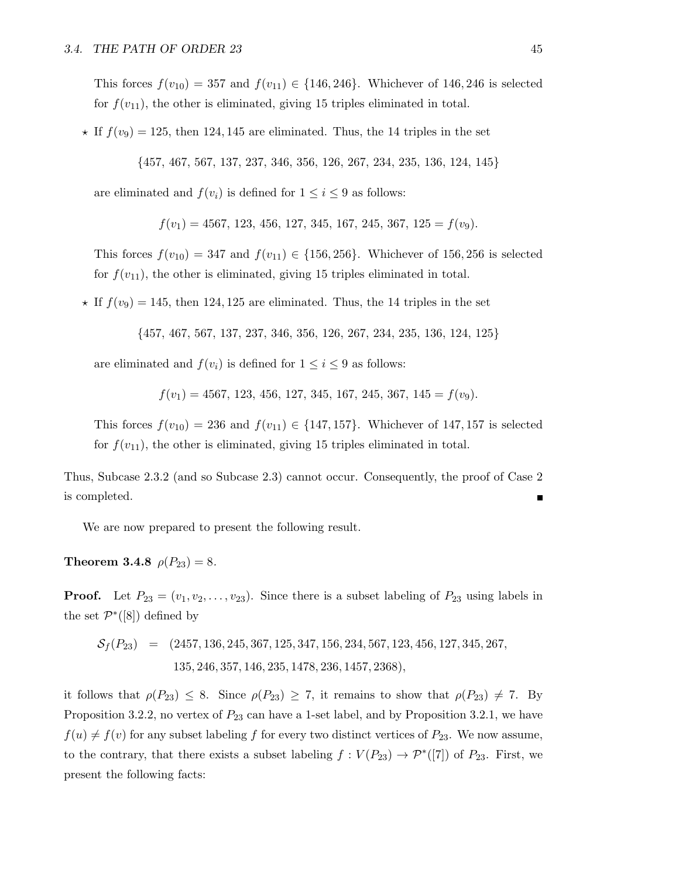This forces $f(v_{10}) = 357$ and $f(v_{11}) \in \{146, 246\}$. Whichever of 146, 246 is selected for $f(v_{11})$, the other is eliminated, giving 15 triples eliminated in total.

- ⋆ If $f(v_9) = 125$, then 124, 145 are eliminated. Thus, the 14 triples in the set

  $$\{457,\ 467,\ 567,\ 137,\ 237,\ 346,\ 356,\ 126,\ 267,\ 234,\ 235,\ 136,\ 124,\ 145\}$$

  are eliminated and $f(v_i)$ is defined for $1 \leq i \leq 9$ as follows:

  $$f(v_1) = 4567,\ 123,\ 456,\ 127,\ 345,\ 167,\ 245,\ 367,\ 125 = f(v_9).$$

  This forces $f(v_{10}) = 347$ and $f(v_{11}) \in \{156, 256\}$. Whichever of 156, 256 is selected for $f(v_{11})$, the other is eliminated, giving 15 triples eliminated in total.

- ⋆ If $f(v_9) = 145$, then 124, 125 are eliminated. Thus, the 14 triples in the set

  $$\{457,\ 467,\ 567,\ 137,\ 237,\ 346,\ 356,\ 126,\ 267,\ 234,\ 235,\ 136,\ 124,\ 125\}$$

  are eliminated and $f(v_i)$ is defined for $1 \leq i \leq 9$ as follows:

  $$f(v_1) = 4567,\ 123,\ 456,\ 127,\ 345,\ 167,\ 245,\ 367,\ 145 = f(v_9).$$

  This forces $f(v_{10}) = 236$ and $f(v_{11}) \in \{147, 157\}$. Whichever of 147, 157 is selected for $f(v_{11})$, the other is eliminated, giving 15 triples eliminated in total.

Thus, Subcase 2.3.2 (and so Subcase 2.3) cannot occur. Consequently, the proof of Case 2 is completed. ■

We are now prepared to present the following result.

**Theorem 3.4.8** $\rho(P_{23}) = 8$.

**Proof.** Let $P_{23} = (v_1, v_2, \ldots, v_{23})$. Since there is a subset labeling of $P_{23}$ using labels in the set $\mathcal{P}^*([8])$ defined by

$$\begin{aligned}\mathcal{S}_f(P_{23}) \ = \ &(2457, 136, 245, 367, 125, 347, 156, 234, 567, 123, 456, 127, 345, 267,\\ &135, 246, 357, 146, 235, 1478, 236, 1457, 2368),\end{aligned}$$

it follows that $\rho(P_{23}) \leq 8$. Since $\rho(P_{23}) \geq 7$, it remains to show that $\rho(P_{23}) \neq 7$. By Proposition 3.2.2, no vertex of $P_{23}$ can have a 1-set label, and by Proposition 3.2.1, we have $f(u) \neq f(v)$ for any subset labeling $f$ for every two distinct vertices of $P_{23}$. We now assume, to the contrary, that there exists a subset labeling $f : V(P_{23}) \rightarrow \mathcal{P}^*([7])$ of $P_{23}$. First, we present the following facts: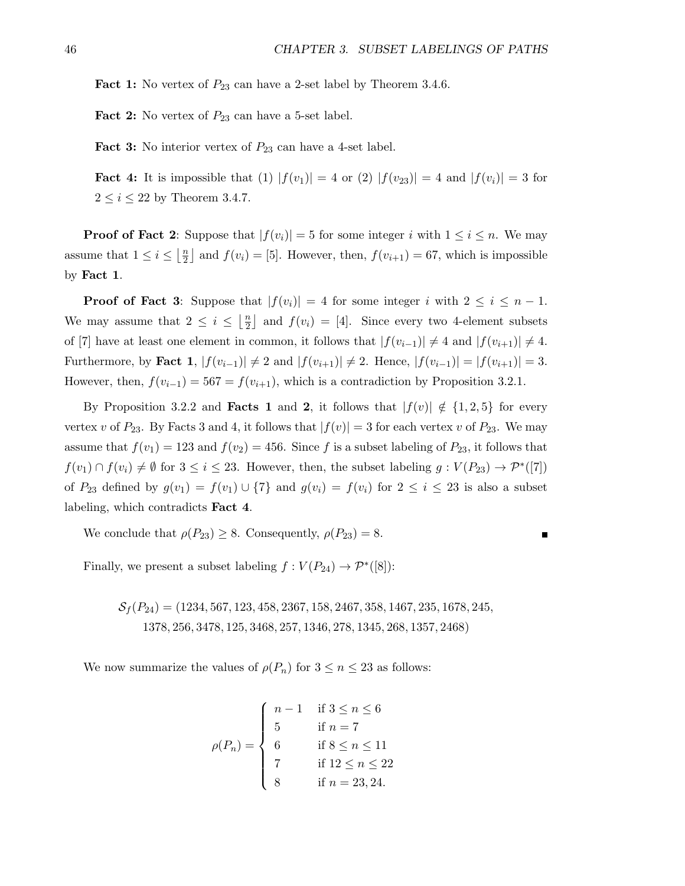**Fact 1:** No vertex of $P_{23}$ can have a 2-set label by Theorem 3.4.6.

**Fact 2:** No vertex of $P_{23}$ can have a 5-set label.

**Fact 3:** No interior vertex of $P_{23}$ can have a 4-set label.

**Fact 4:** It is impossible that (1) $|f(v_1)| = 4$ or (2) $|f(v_{23})| = 4$ and $|f(v_i)| = 3$ for $2 \le i \le 22$ by Theorem 3.4.7.

**Proof of Fact 2**: Suppose that $|f(v_i)| = 5$ for some integer $i$ with $1 \le i \le n$. We may assume that $1 \le i \le \lfloor \frac{n}{2} \rfloor$ and $f(v_i) = [5]$. However, then, $f(v_{i+1}) = 67$, which is impossible by **Fact 1**.

**Proof of Fact 3**: Suppose that $|f(v_i)| = 4$ for some integer $i$ with $2 \le i \le n-1$. We may assume that $2 \le i \le \lfloor \frac{n}{2} \rfloor$ and $f(v_i) = [4]$. Since every two 4-element subsets of $[7]$ have at least one element in common, it follows that $|f(v_{i-1})| \ne 4$ and $|f(v_{i+1})| \ne 4$. Furthermore, by **Fact 1**, $|f(v_{i-1})| \ne 2$ and $|f(v_{i+1})| \ne 2$. Hence, $|f(v_{i-1})| = |f(v_{i+1})| = 3$. However, then, $f(v_{i-1}) = 567 = f(v_{i+1})$, which is a contradiction by Proposition 3.2.1.

By Proposition 3.2.2 and **Facts 1** and **2**, it follows that $|f(v)| \notin \{1, 2, 5\}$ for every vertex $v$ of $P_{23}$. By Facts 3 and 4, it follows that $|f(v)| = 3$ for each vertex $v$ of $P_{23}$. We may assume that $f(v_1) = 123$ and $f(v_2) = 456$. Since $f$ is a subset labeling of $P_{23}$, it follows that $f(v_1) \cap f(v_i) \ne \emptyset$ for $3 \le i \le 23$. However, then, the subset labeling $g : V(P_{23}) \to \mathcal{P}^*([7])$ of $P_{23}$ defined by $g(v_1) = f(v_1) \cup \{7\}$ and $g(v_i) = f(v_i)$ for $2 \le i \le 23$ is also a subset labeling, which contradicts **Fact 4**.

We conclude that $\rho(P_{23}) \ge 8$. Consequently, $\rho(P_{23}) = 8$. ∎

Finally, we present a subset labeling $f : V(P_{24}) \to \mathcal{P}^*([8])$:

$$\mathcal{S}_f(P_{24}) = (1234, 567, 123, 458, 2367, 158, 2467, 358, 1467, 235, 1678, 245, 1378, 256, 3478, 125, 3468, 257, 1346, 278, 1345, 268, 1357, 2468)$$

We now summarize the values of $\rho(P_n)$ for $3 \le n \le 23$ as follows:

$$\rho(P_n) = \begin{cases} n-1 & \text{if } 3 \le n \le 6 \\ 5 & \text{if } n = 7 \\ 6 & \text{if } 8 \le n \le 11 \\ 7 & \text{if } 12 \le n \le 22 \\ 8 & \text{if } n = 23, 24. \end{cases}$$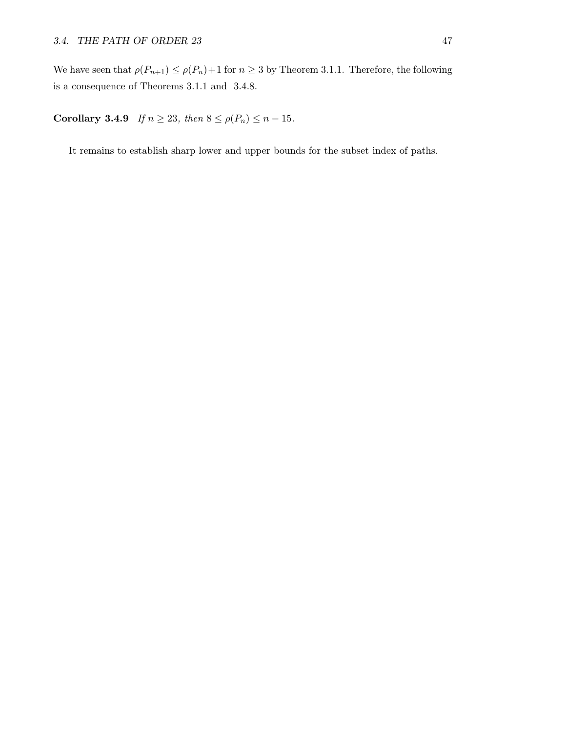We have seen that $\rho(P_{n+1}) \leq \rho(P_n)+1$ for $n \geq 3$ by Theorem 3.1.1. Therefore, the following is a consequence of Theorems 3.1.1 and 3.4.8.

**Corollary 3.4.9** *If $n \geq 23$, then $8 \leq \rho(P_n) \leq n - 15$.*

It remains to establish sharp lower and upper bounds for the subset index of paths.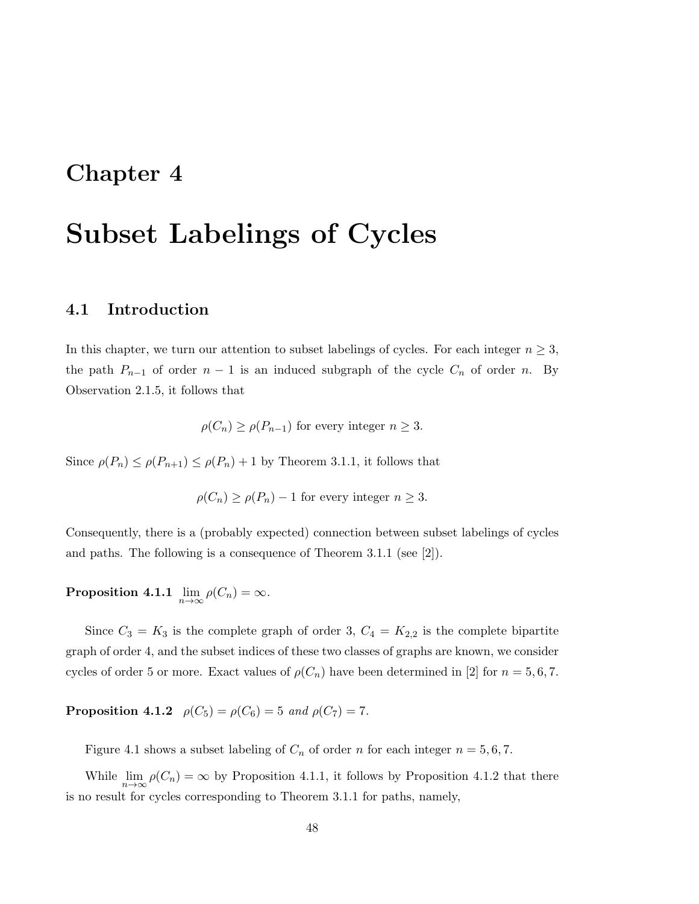# Chapter 4

# Subset Labelings of Cycles

## 4.1 Introduction

In this chapter, we turn our attention to subset labelings of cycles. For each integer $n \geq 3$, the path $P_{n-1}$ of order $n-1$ is an induced subgraph of the cycle $C_n$ of order $n$. By Observation 2.1.5, it follows that

$$\rho(C_n) \geq \rho(P_{n-1}) \text{ for every integer } n \geq 3.$$

Since $\rho(P_n) \leq \rho(P_{n+1}) \leq \rho(P_n) + 1$ by Theorem 3.1.1, it follows that

$$\rho(C_n) \geq \rho(P_n) - 1 \text{ for every integer } n \geq 3.$$

Consequently, there is a (probably expected) connection between subset labelings of cycles and paths. The following is a consequence of Theorem 3.1.1 (see [2]).

**Proposition 4.1.1** $\lim_{n\to\infty} \rho(C_n) = \infty$.

Since $C_3 = K_3$ is the complete graph of order 3, $C_4 = K_{2,2}$ is the complete bipartite graph of order 4, and the subset indices of these two classes of graphs are known, we consider cycles of order 5 or more. Exact values of $\rho(C_n)$ have been determined in [2] for $n = 5, 6, 7$.

**Proposition 4.1.2** *$\rho(C_5) = \rho(C_6) = 5$ and $\rho(C_7) = 7$.*

Figure 4.1 shows a subset labeling of $C_n$ of order $n$ for each integer $n = 5, 6, 7$.

While $\lim_{n\to\infty} \rho(C_n) = \infty$ by Proposition 4.1.1, it follows by Proposition 4.1.2 that there is no result for cycles corresponding to Theorem 3.1.1 for paths, namely,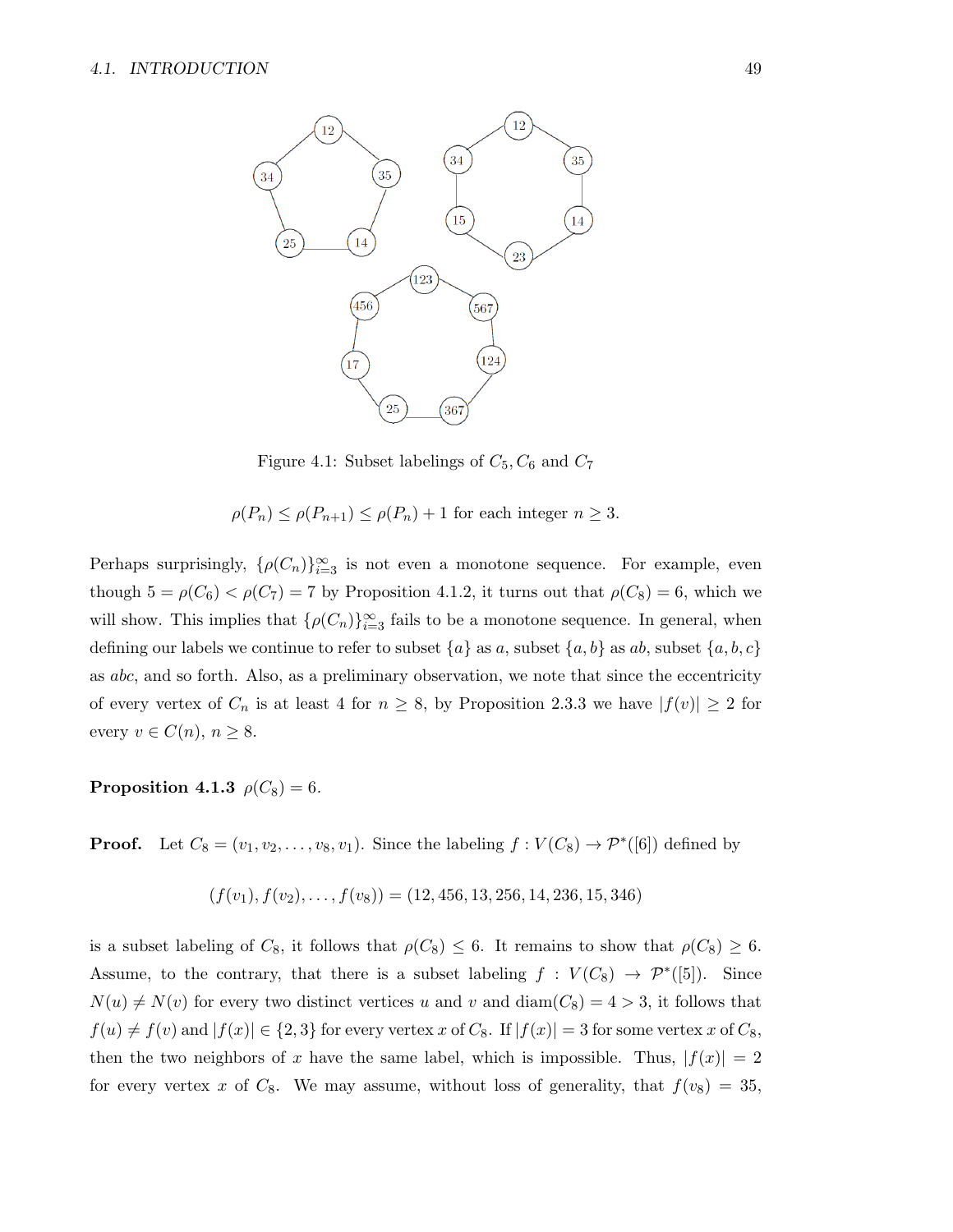Figure 4.1: Subset labelings of $C_5, C_6$ and $C_7$

$$\rho(P_n) \le \rho(P_{n+1}) \le \rho(P_n) + 1 \text{ for each integer } n \ge 3.$$

Perhaps surprisingly, $\{\rho(C_n)\}_{i=3}^{\infty}$ is not even a monotone sequence. For example, even though $5 = \rho(C_6) < \rho(C_7) = 7$ by Proposition 4.1.2, it turns out that $\rho(C_8) = 6$, which we will show. This implies that $\{\rho(C_n)\}_{i=3}^{\infty}$ fails to be a monotone sequence. In general, when defining our labels we continue to refer to subset $\{a\}$ as $a$, subset $\{a, b\}$ as $ab$, subset $\{a, b, c\}$ as $abc$, and so forth. Also, as a preliminary observation, we note that since the eccentricity of every vertex of $C_n$ is at least 4 for $n \ge 8$, by Proposition 2.3.3 we have $|f(v)| \ge 2$ for every $v \in C(n)$, $n \ge 8$.

**Proposition 4.1.3** $\rho(C_8) = 6$.

**Proof.** Let $C_8 = (v_1, v_2, \ldots, v_8, v_1)$. Since the labeling $f : V(C_8) \to \mathcal{P}^*([6])$ defined by

$$(f(v_1), f(v_2), \ldots, f(v_8)) = (12, 456, 13, 256, 14, 236, 15, 346)$$

is a subset labeling of $C_8$, it follows that $\rho(C_8) \le 6$. It remains to show that $\rho(C_8) \ge 6$. Assume, to the contrary, that there is a subset labeling $f : V(C_8) \to \mathcal{P}^*([5])$. Since $N(u) \ne N(v)$ for every two distinct vertices $u$ and $v$ and $\text{diam}(C_8) = 4 > 3$, it follows that $f(u) \ne f(v)$ and $|f(x)| \in \{2, 3\}$ for every vertex $x$ of $C_8$. If $|f(x)| = 3$ for some vertex $x$ of $C_8$, then the two neighbors of $x$ have the same label, which is impossible. Thus, $|f(x)| = 2$ for every vertex $x$ of $C_8$. We may assume, without loss of generality, that $f(v_8) = 35$,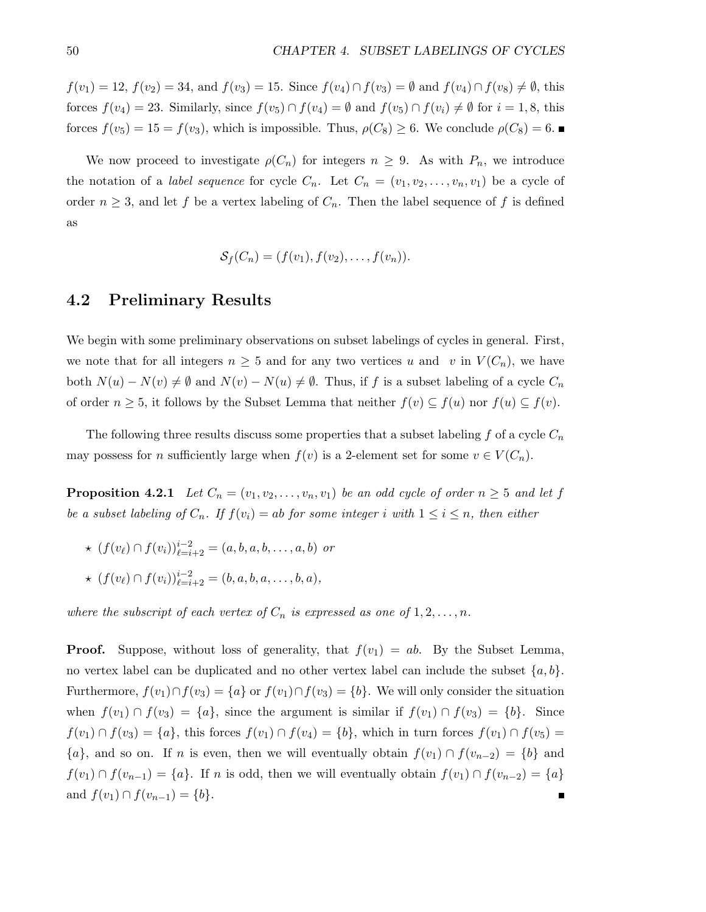$f(v_1) = 12$, $f(v_2) = 34$, and $f(v_3) = 15$. Since $f(v_4) \cap f(v_3) = \emptyset$ and $f(v_4) \cap f(v_8) \neq \emptyset$, this forces $f(v_4) = 23$. Similarly, since $f(v_5) \cap f(v_4) = \emptyset$ and $f(v_5) \cap f(v_i) \neq \emptyset$ for $i = 1, 8$, this forces $f(v_5) = 15 = f(v_3)$, which is impossible. Thus, $\rho(C_8) \geq 6$. We conclude $\rho(C_8) = 6$. ■

We now proceed to investigate $\rho(C_n)$ for integers $n \geq 9$. As with $P_n$, we introduce the notation of a *label sequence* for cycle $C_n$. Let $C_n = (v_1, v_2, \ldots, v_n, v_1)$ be a cycle of order $n \geq 3$, and let $f$ be a vertex labeling of $C_n$. Then the label sequence of $f$ is defined as

$$\mathcal{S}_f(C_n) = (f(v_1), f(v_2), \ldots, f(v_n)).$$

## 4.2 Preliminary Results

We begin with some preliminary observations on subset labelings of cycles in general. First, we note that for all integers $n \geq 5$ and for any two vertices $u$ and $v$ in $V(C_n)$, we have both $N(u) - N(v) \neq \emptyset$ and $N(v) - N(u) \neq \emptyset$. Thus, if $f$ is a subset labeling of a cycle $C_n$ of order $n \geq 5$, it follows by the Subset Lemma that neither $f(v) \subseteq f(u)$ nor $f(u) \subseteq f(v)$.

The following three results discuss some properties that a subset labeling $f$ of a cycle $C_n$ may possess for $n$ sufficiently large when $f(v)$ is a 2-element set for some $v \in V(C_n)$.

**Proposition 4.2.1** *Let $C_n = (v_1, v_2, \ldots, v_n, v_1)$ be an odd cycle of order $n \geq 5$ and let $f$ be a subset labeling of $C_n$. If $f(v_i) = ab$ for some integer $i$ with $1 \leq i \leq n$, then either*

- ⋆ $(f(v_\ell) \cap f(v_i))_{\ell=i+2}^{i-2} = (a, b, a, b, \ldots, a, b)$ *or*
- ⋆ $(f(v_\ell) \cap f(v_i))_{\ell=i+2}^{i-2} = (b, a, b, a, \ldots, b, a)$*,*

*where the subscript of each vertex of $C_n$ is expressed as one of $1, 2, \ldots, n$.*

**Proof.** Suppose, without loss of generality, that $f(v_1) = ab$. By the Subset Lemma, no vertex label can be duplicated and no other vertex label can include the subset $\{a, b\}$. Furthermore, $f(v_1) \cap f(v_3) = \{a\}$ or $f(v_1) \cap f(v_3) = \{b\}$. We will only consider the situation when $f(v_1) \cap f(v_3) = \{a\}$, since the argument is similar if $f(v_1) \cap f(v_3) = \{b\}$. Since $f(v_1) \cap f(v_3) = \{a\}$, this forces $f(v_1) \cap f(v_4) = \{b\}$, which in turn forces $f(v_1) \cap f(v_5) = \{a\}$, and so on. If $n$ is even, then we will eventually obtain $f(v_1) \cap f(v_{n-2}) = \{b\}$ and $f(v_1) \cap f(v_{n-1}) = \{a\}$. If $n$ is odd, then we will eventually obtain $f(v_1) \cap f(v_{n-2}) = \{a\}$ and $f(v_1) \cap f(v_{n-1}) = \{b\}$. ■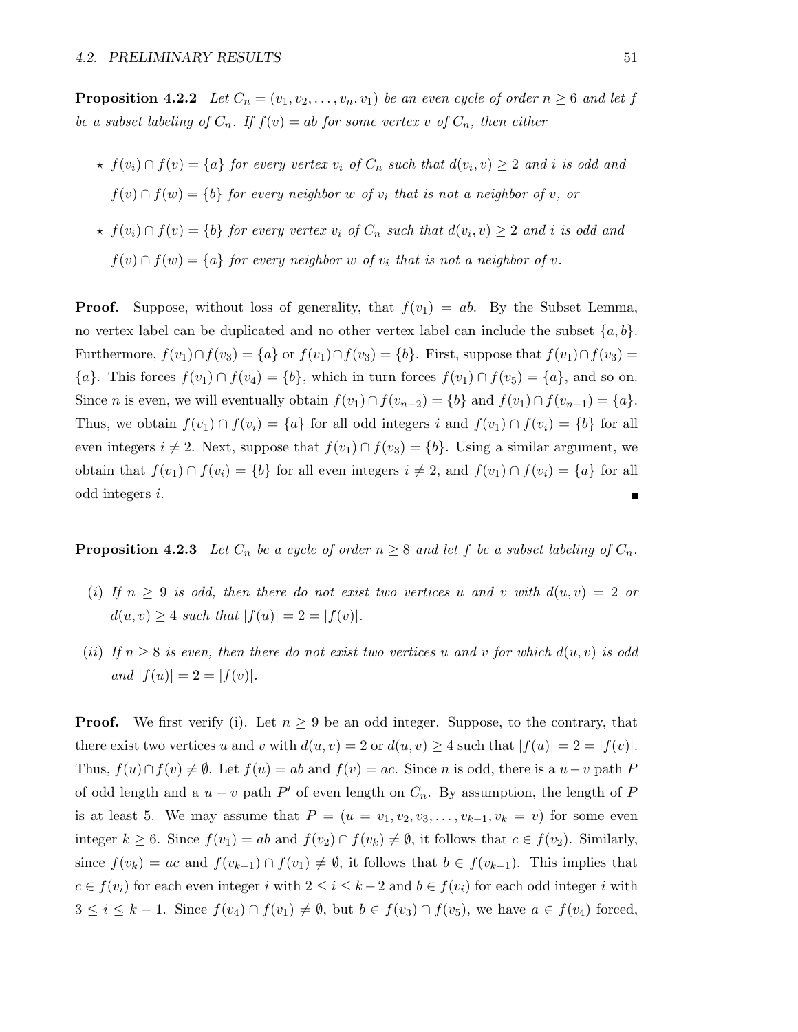**Proposition 4.2.2** *Let $C_n = (v_1, v_2, \ldots, v_n, v_1)$ be an even cycle of order $n \geq 6$ and let $f$ be a subset labeling of $C_n$. If $f(v) = ab$ for some vertex $v$ of $C_n$, then either*

- ⋆ *$f(v_i) \cap f(v) = \{a\}$ for every vertex $v_i$ of $C_n$ such that $d(v_i, v) \geq 2$ and $i$ is odd and $f(v) \cap f(w) = \{b\}$ for every neighbor $w$ of $v_i$ that is not a neighbor of $v$, or*
- ⋆ *$f(v_i) \cap f(v) = \{b\}$ for every vertex $v_i$ of $C_n$ such that $d(v_i, v) \geq 2$ and $i$ is odd and $f(v) \cap f(w) = \{a\}$ for every neighbor $w$ of $v_i$ that is not a neighbor of $v$.*

**Proof.** Suppose, without loss of generality, that $f(v_1) = ab$. By the Subset Lemma, no vertex label can be duplicated and no other vertex label can include the subset $\{a, b\}$. Furthermore, $f(v_1) \cap f(v_3) = \{a\}$ or $f(v_1) \cap f(v_3) = \{b\}$. First, suppose that $f(v_1) \cap f(v_3) = \{a\}$. This forces $f(v_1) \cap f(v_4) = \{b\}$, which in turn forces $f(v_1) \cap f(v_5) = \{a\}$, and so on. Since $n$ is even, we will eventually obtain $f(v_1) \cap f(v_{n-2}) = \{b\}$ and $f(v_1) \cap f(v_{n-1}) = \{a\}$. Thus, we obtain $f(v_1) \cap f(v_i) = \{a\}$ for all odd integers $i$ and $f(v_1) \cap f(v_i) = \{b\}$ for all even integers $i \neq 2$. Next, suppose that $f(v_1) \cap f(v_3) = \{b\}$. Using a similar argument, we obtain that $f(v_1) \cap f(v_i) = \{b\}$ for all even integers $i \neq 2$, and $f(v_1) \cap f(v_i) = \{a\}$ for all odd integers $i$. ■

**Proposition 4.2.3** *Let $C_n$ be a cycle of order $n \geq 8$ and let $f$ be a subset labeling of $C_n$.*

*(i) If $n \geq 9$ is odd, then there do not exist two vertices $u$ and $v$ with $d(u, v) = 2$ or $d(u, v) \geq 4$ such that $|f(u)| = 2 = |f(v)|$.*

*(ii) If $n \geq 8$ is even, then there do not exist two vertices $u$ and $v$ for which $d(u, v)$ is odd and $|f(u)| = 2 = |f(v)|$.*

**Proof.** We first verify (i). Let $n \geq 9$ be an odd integer. Suppose, to the contrary, that there exist two vertices $u$ and $v$ with $d(u, v) = 2$ or $d(u, v) \geq 4$ such that $|f(u)| = 2 = |f(v)|$. Thus, $f(u) \cap f(v) \neq \emptyset$. Let $f(u) = ab$ and $f(v) = ac$. Since $n$ is odd, there is a $u - v$ path $P$ of odd length and a $u - v$ path $P'$ of even length on $C_n$. By assumption, the length of $P$ is at least 5. We may assume that $P = (u = v_1, v_2, v_3, \ldots, v_{k-1}, v_k = v)$ for some even integer $k \geq 6$. Since $f(v_1) = ab$ and $f(v_2) \cap f(v_k) \neq \emptyset$, it follows that $c \in f(v_2)$. Similarly, since $f(v_k) = ac$ and $f(v_{k-1}) \cap f(v_1) \neq \emptyset$, it follows that $b \in f(v_{k-1})$. This implies that $c \in f(v_i)$ for each even integer $i$ with $2 \leq i \leq k-2$ and $b \in f(v_i)$ for each odd integer $i$ with $3 \leq i \leq k-1$. Since $f(v_4) \cap f(v_1) \neq \emptyset$, but $b \in f(v_3) \cap f(v_5)$, we have $a \in f(v_4)$ forced,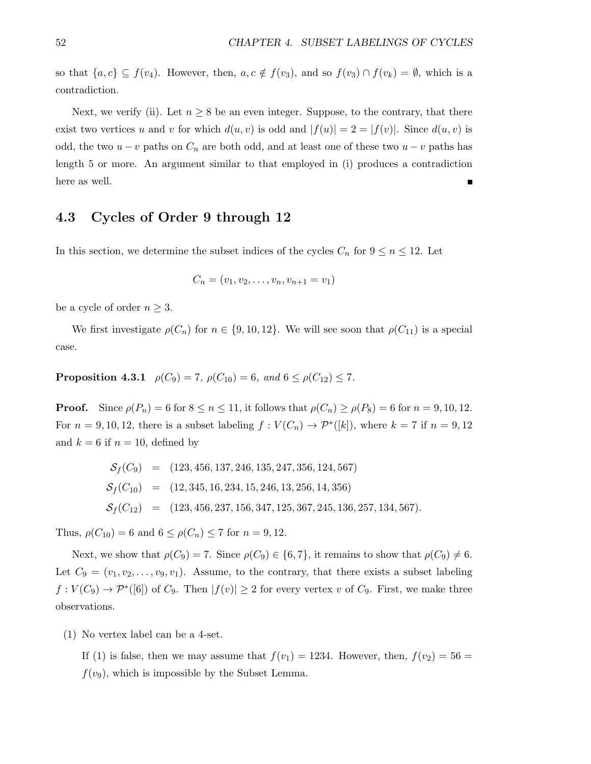so that $\{a, c\} \subseteq f(v_4)$. However, then, $a, c \notin f(v_3)$, and so $f(v_3) \cap f(v_k) = \emptyset$, which is a contradiction.

Next, we verify (ii). Let $n \geq 8$ be an even integer. Suppose, to the contrary, that there exist two vertices $u$ and $v$ for which $d(u, v)$ is odd and $|f(u)| = 2 = |f(v)|$. Since $d(u, v)$ is odd, the two $u - v$ paths on $C_n$ are both odd, and at least one of these two $u - v$ paths has length 5 or more. An argument similar to that employed in (i) produces a contradiction here as well. ∎

## 4.3 Cycles of Order 9 through 12

In this section, we determine the subset indices of the cycles $C_n$ for $9 \leq n \leq 12$. Let

$$C_n = (v_1, v_2, \ldots, v_n, v_{n+1} = v_1)$$

be a cycle of order $n \geq 3$.

We first investigate $\rho(C_n)$ for $n \in \{9, 10, 12\}$. We will see soon that $\rho(C_{11})$ is a special case.

**Proposition 4.3.1** *$\rho(C_9) = 7$, $\rho(C_{10}) = 6$, and $6 \leq \rho(C_{12}) \leq 7$.*

**Proof.** Since $\rho(P_n) = 6$ for $8 \leq n \leq 11$, it follows that $\rho(C_n) \geq \rho(P_8) = 6$ for $n = 9, 10, 12$. For $n = 9, 10, 12$, there is a subset labeling $f : V(C_n) \to \mathcal{P}^*([k])$, where $k = 7$ if $n = 9, 12$ and $k = 6$ if $n = 10$, defined by

$$\begin{aligned}
\mathcal{S}_f(C_9) &= (123, 456, 137, 246, 135, 247, 356, 124, 567) \\
\mathcal{S}_f(C_{10}) &= (12, 345, 16, 234, 15, 246, 13, 256, 14, 356) \\
\mathcal{S}_f(C_{12}) &= (123, 456, 237, 156, 347, 125, 367, 245, 136, 257, 134, 567).
\end{aligned}$$

Thus, $\rho(C_{10}) = 6$ and $6 \leq \rho(C_n) \leq 7$ for $n = 9, 12$.

Next, we show that $\rho(C_9) = 7$. Since $\rho(C_9) \in \{6, 7\}$, it remains to show that $\rho(C_9) \neq 6$. Let $C_9 = (v_1, v_2, \ldots, v_9, v_1)$. Assume, to the contrary, that there exists a subset labeling $f : V(C_9) \to \mathcal{P}^*([6])$ of $C_9$. Then $|f(v)| \geq 2$ for every vertex $v$ of $C_9$. First, we make three observations.

(1) No vertex label can be a 4-set.

If (1) is false, then we may assume that $f(v_1) = 1234$. However, then, $f(v_2) = 56 = f(v_9)$, which is impossible by the Subset Lemma.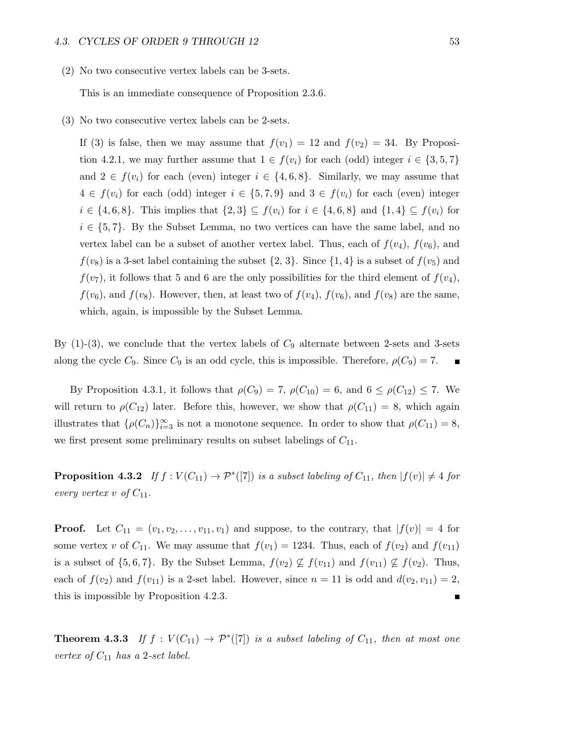(2) No two consecutive vertex labels can be 3-sets.

This is an immediate consequence of Proposition 2.3.6.

(3) No two consecutive vertex labels can be 2-sets.

If (3) is false, then we may assume that $f(v_1) = 12$ and $f(v_2) = 34$. By Proposition 4.2.1, we may further assume that $1 \in f(v_i)$ for each (odd) integer $i \in \{3, 5, 7\}$ and $2 \in f(v_i)$ for each (even) integer $i \in \{4, 6, 8\}$. Similarly, we may assume that $4 \in f(v_i)$ for each (odd) integer $i \in \{5, 7, 9\}$ and $3 \in f(v_i)$ for each (even) integer $i \in \{4, 6, 8\}$. This implies that $\{2, 3\} \subseteq f(v_i)$ for $i \in \{4, 6, 8\}$ and $\{1, 4\} \subseteq f(v_i)$ for $i \in \{5, 7\}$. By the Subset Lemma, no two vertices can have the same label, and no vertex label can be a subset of another vertex label. Thus, each of $f(v_4)$, $f(v_6)$, and $f(v_8)$ is a 3-set label containing the subset $\{2, 3\}$. Since $\{1, 4\}$ is a subset of $f(v_5)$ and $f(v_7)$, it follows that 5 and 6 are the only possibilities for the third element of $f(v_4)$, $f(v_6)$, and $f(v_8)$. However, then, at least two of $f(v_4)$, $f(v_6)$, and $f(v_8)$ are the same, which, again, is impossible by the Subset Lemma.

By (1)-(3), we conclude that the vertex labels of $C_9$ alternate between 2-sets and 3-sets along the cycle $C_9$. Since $C_9$ is an odd cycle, this is impossible. Therefore, $\rho(C_9) = 7$. ■

By Proposition 4.3.1, it follows that $\rho(C_9) = 7$, $\rho(C_{10}) = 6$, and $6 \leq \rho(C_{12}) \leq 7$. We will return to $\rho(C_{12})$ later. Before this, however, we show that $\rho(C_{11}) = 8$, which again illustrates that $\{\rho(C_n)\}_{i=3}^{\infty}$ is not a monotone sequence. In order to show that $\rho(C_{11}) = 8$, we first present some preliminary results on subset labelings of $C_{11}$.

**Proposition 4.3.2** *If $f : V(C_{11}) \to \mathcal{P}^*([7])$ is a subset labeling of $C_{11}$, then $|f(v)| \neq 4$ for every vertex $v$ of $C_{11}$.*

**Proof.** Let $C_{11} = (v_1, v_2, \ldots, v_{11}, v_1)$ and suppose, to the contrary, that $|f(v)| = 4$ for some vertex $v$ of $C_{11}$. We may assume that $f(v_1) = 1234$. Thus, each of $f(v_2)$ and $f(v_{11})$ is a subset of $\{5, 6, 7\}$. By the Subset Lemma, $f(v_2) \not\subseteq f(v_{11})$ and $f(v_{11}) \not\subseteq f(v_2)$. Thus, each of $f(v_2)$ and $f(v_{11})$ is a 2-set label. However, since $n = 11$ is odd and $d(v_2, v_{11}) = 2$, this is impossible by Proposition 4.2.3. ■

**Theorem 4.3.3** *If $f : V(C_{11}) \to \mathcal{P}^*([7])$ is a subset labeling of $C_{11}$, then at most one vertex of $C_{11}$ has a 2-set label.*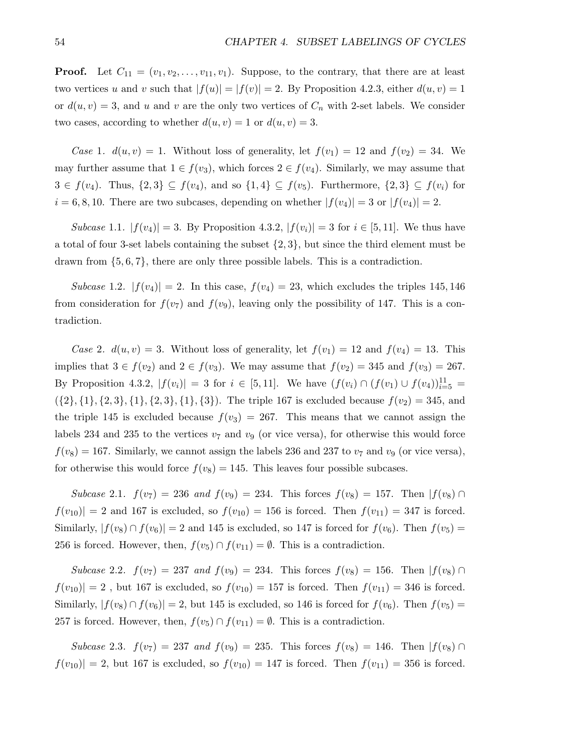**Proof.** Let $C_{11} = (v_1, v_2, \ldots, v_{11}, v_1)$. Suppose, to the contrary, that there are at least two vertices $u$ and $v$ such that $|f(u)| = |f(v)| = 2$. By Proposition 4.2.3, either $d(u, v) = 1$ or $d(u, v) = 3$, and $u$ and $v$ are the only two vertices of $C_n$ with 2-set labels. We consider two cases, according to whether $d(u, v) = 1$ or $d(u, v) = 3$.

*Case* 1. $d(u, v) = 1$. Without loss of generality, let $f(v_1) = 12$ and $f(v_2) = 34$. We may further assume that $1 \in f(v_3)$, which forces $2 \in f(v_4)$. Similarly, we may assume that $3 \in f(v_4)$. Thus, $\{2, 3\} \subseteq f(v_4)$, and so $\{1, 4\} \subseteq f(v_5)$. Furthermore, $\{2, 3\} \subseteq f(v_i)$ for $i = 6, 8, 10$. There are two subcases, depending on whether $|f(v_4)| = 3$ or $|f(v_4)| = 2$.

*Subcase* 1.1. $|f(v_4)| = 3$. By Proposition 4.3.2, $|f(v_i)| = 3$ for $i \in [5, 11]$. We thus have a total of four 3-set labels containing the subset $\{2, 3\}$, but since the third element must be drawn from $\{5, 6, 7\}$, there are only three possible labels. This is a contradiction.

*Subcase* 1.2. $|f(v_4)| = 2$. In this case, $f(v_4) = 23$, which excludes the triples 145, 146 from consideration for $f(v_7)$ and $f(v_9)$, leaving only the possibility of 147. This is a contradiction.

*Case* 2. $d(u, v) = 3$. Without loss of generality, let $f(v_1) = 12$ and $f(v_4) = 13$. This implies that $3 \in f(v_2)$ and $2 \in f(v_3)$. We may assume that $f(v_2) = 345$ and $f(v_3) = 267$. By Proposition 4.3.2, $|f(v_i)| = 3$ for $i \in [5, 11]$. We have $(f(v_i) \cap (f(v_1) \cup f(v_4))_{i=5}^{11} = (\{2\}, \{1\}, \{2, 3\}, \{1\}, \{2, 3\}, \{1\}, \{3\})$. The triple 167 is excluded because $f(v_2) = 345$, and the triple 145 is excluded because $f(v_3) = 267$. This means that we cannot assign the labels 234 and 235 to the vertices $v_7$ and $v_9$ (or vice versa), for otherwise this would force $f(v_8) = 167$. Similarly, we cannot assign the labels 236 and 237 to $v_7$ and $v_9$ (or vice versa), for otherwise this would force $f(v_8) = 145$. This leaves four possible subcases.

*Subcase* 2.1. $f(v_7) = 236$ *and* $f(v_9) = 234$. This forces $f(v_8) = 157$. Then $|f(v_8) \cap f(v_{10})| = 2$ and 167 is excluded, so $f(v_{10}) = 156$ is forced. Then $f(v_{11}) = 347$ is forced. Similarly, $|f(v_8) \cap f(v_6)| = 2$ and 145 is excluded, so 147 is forced for $f(v_6)$. Then $f(v_5) = 256$ is forced. However, then, $f(v_5) \cap f(v_{11}) = \emptyset$. This is a contradiction.

*Subcase* 2.2. $f(v_7) = 237$ *and* $f(v_9) = 234$. This forces $f(v_8) = 156$. Then $|f(v_8) \cap f(v_{10})| = 2$ , but 167 is excluded, so $f(v_{10}) = 157$ is forced. Then $f(v_{11}) = 346$ is forced. Similarly, $|f(v_8) \cap f(v_6)| = 2$, but 145 is excluded, so 146 is forced for $f(v_6)$. Then $f(v_5) = 257$ is forced. However, then, $f(v_5) \cap f(v_{11}) = \emptyset$. This is a contradiction.

*Subcase* 2.3. $f(v_7) = 237$ *and* $f(v_9) = 235$. This forces $f(v_8) = 146$. Then $|f(v_8) \cap f(v_{10})| = 2$, but 167 is excluded, so $f(v_{10}) = 147$ is forced. Then $f(v_{11}) = 356$ is forced.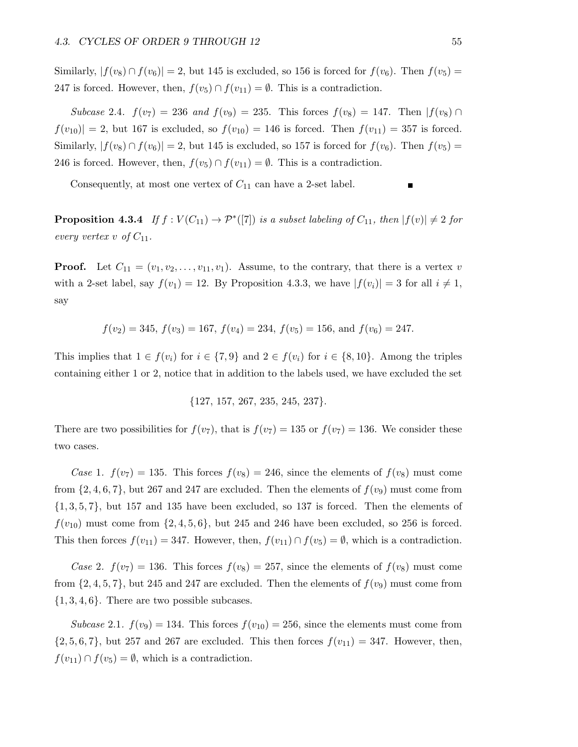Similarly, $|f(v_8) \cap f(v_6)| = 2$, but 145 is excluded, so 156 is forced for $f(v_6)$. Then $f(v_5) = 247$ is forced. However, then, $f(v_5) \cap f(v_{11}) = \emptyset$. This is a contradiction.

*Subcase* 2.4. $f(v_7) = 236$ *and* $f(v_9) = 235$. This forces $f(v_8) = 147$. Then $|f(v_8) \cap f(v_{10})| = 2$, but 167 is excluded, so $f(v_{10}) = 146$ is forced. Then $f(v_{11}) = 357$ is forced. Similarly, $|f(v_8) \cap f(v_6)| = 2$, but 145 is excluded, so 157 is forced for $f(v_6)$. Then $f(v_5) = 246$ is forced. However, then, $f(v_5) \cap f(v_{11}) = \emptyset$. This is a contradiction.

Consequently, at most one vertex of $C_{11}$ can have a 2-set label. ■

**Proposition 4.3.4** *If* $f : V(C_{11}) \to \mathcal{P}^*([7])$ *is a subset labeling of* $C_{11}$*, then* $|f(v)| \neq 2$ *for every vertex* $v$ *of* $C_{11}$.

**Proof.** Let $C_{11} = (v_1, v_2, \ldots, v_{11}, v_1)$. Assume, to the contrary, that there is a vertex $v$ with a 2-set label, say $f(v_1) = 12$. By Proposition 4.3.3, we have $|f(v_i)| = 3$ for all $i \neq 1$, say

$$f(v_2) = 345,\ f(v_3) = 167,\ f(v_4) = 234,\ f(v_5) = 156, \text{ and } f(v_6) = 247.$$

This implies that $1 \in f(v_i)$ for $i \in \{7, 9\}$ and $2 \in f(v_i)$ for $i \in \{8, 10\}$. Among the triples containing either 1 or 2, notice that in addition to the labels used, we have excluded the set

$$\{127,\ 157,\ 267,\ 235,\ 245,\ 237\}.$$

There are two possibilities for $f(v_7)$, that is $f(v_7) = 135$ or $f(v_7) = 136$. We consider these two cases.

*Case* 1. $f(v_7) = 135$. This forces $f(v_8) = 246$, since the elements of $f(v_8)$ must come from $\{2, 4, 6, 7\}$, but 267 and 247 are excluded. Then the elements of $f(v_9)$ must come from $\{1, 3, 5, 7\}$, but 157 and 135 have been excluded, so 137 is forced. Then the elements of $f(v_{10})$ must come from $\{2, 4, 5, 6\}$, but 245 and 246 have been excluded, so 256 is forced. This then forces $f(v_{11}) = 347$. However, then, $f(v_{11}) \cap f(v_5) = \emptyset$, which is a contradiction.

*Case* 2. $f(v_7) = 136$. This forces $f(v_8) = 257$, since the elements of $f(v_8)$ must come from $\{2, 4, 5, 7\}$, but 245 and 247 are excluded. Then the elements of $f(v_9)$ must come from $\{1, 3, 4, 6\}$. There are two possible subcases.

*Subcase* 2.1. $f(v_9) = 134$. This forces $f(v_{10}) = 256$, since the elements must come from $\{2, 5, 6, 7\}$, but 257 and 267 are excluded. This then forces $f(v_{11}) = 347$. However, then, $f(v_{11}) \cap f(v_5) = \emptyset$, which is a contradiction.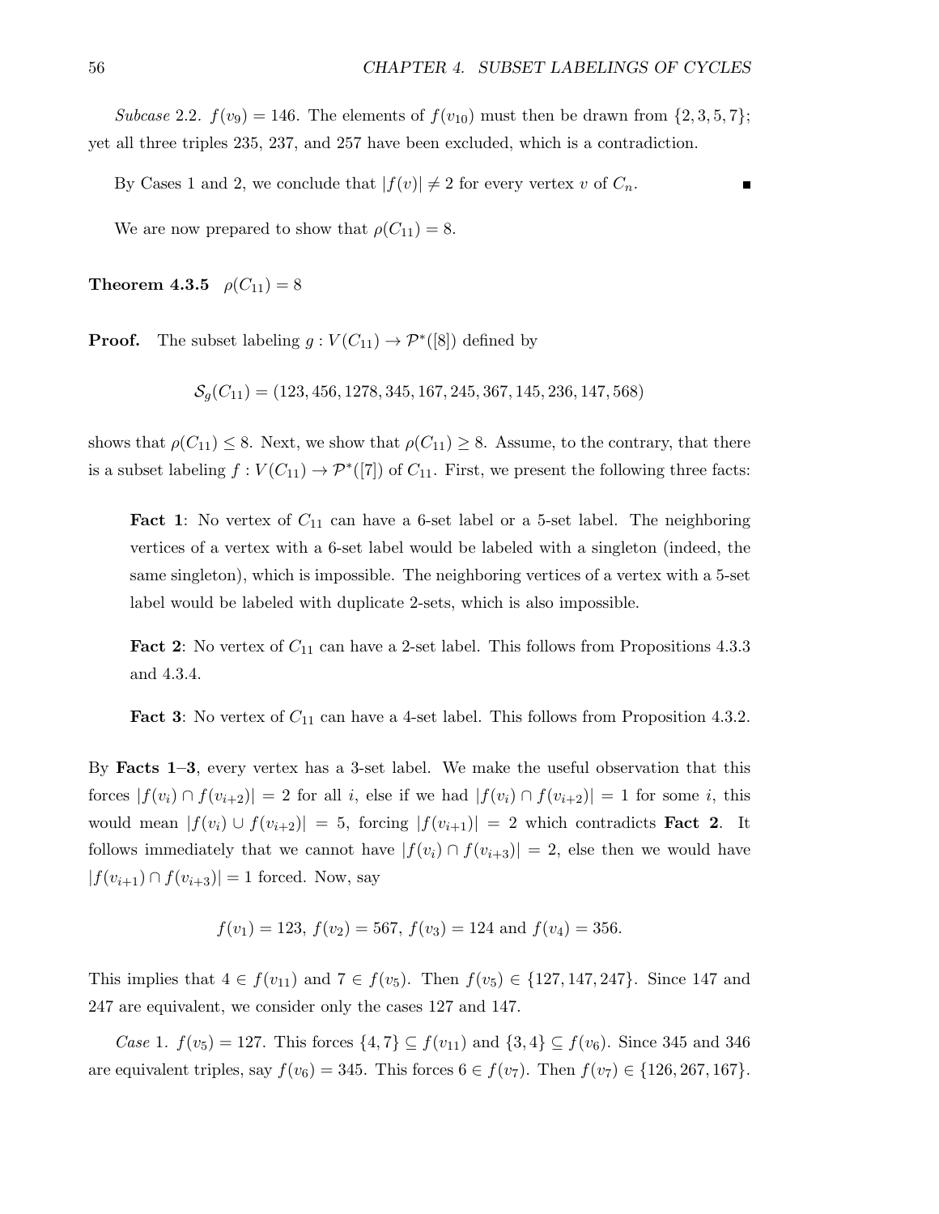*Subcase* 2.2. $f(v_9) = 146$. The elements of $f(v_{10})$ must then be drawn from $\{2, 3, 5, 7\}$; yet all three triples 235, 237, and 257 have been excluded, which is a contradiction.

By Cases 1 and 2, we conclude that $|f(v)| \neq 2$ for every vertex $v$ of $C_n$. ■

We are now prepared to show that $\rho(C_{11}) = 8$.

**Theorem 4.3.5** $\rho(C_{11}) = 8$

**Proof.** The subset labeling $g : V(C_{11}) \to \mathcal{P}^*([8])$ defined by

$$\mathcal{S}_g(C_{11}) = (123, 456, 1278, 345, 167, 245, 367, 145, 236, 147, 568)$$

shows that $\rho(C_{11}) \leq 8$. Next, we show that $\rho(C_{11}) \geq 8$. Assume, to the contrary, that there is a subset labeling $f : V(C_{11}) \to \mathcal{P}^*([7])$ of $C_{11}$. First, we present the following three facts:

> **Fact 1**: No vertex of $C_{11}$ can have a 6-set label or a 5-set label. The neighboring vertices of a vertex with a 6-set label would be labeled with a singleton (indeed, the same singleton), which is impossible. The neighboring vertices of a vertex with a 5-set label would be labeled with duplicate 2-sets, which is also impossible.
>
> **Fact 2**: No vertex of $C_{11}$ can have a 2-set label. This follows from Propositions 4.3.3 and 4.3.4.
>
> **Fact 3**: No vertex of $C_{11}$ can have a 4-set label. This follows from Proposition 4.3.2.

By **Facts 1–3**, every vertex has a 3-set label. We make the useful observation that this forces $|f(v_i) \cap f(v_{i+2})| = 2$ for all $i$, else if we had $|f(v_i) \cap f(v_{i+2})| = 1$ for some $i$, this would mean $|f(v_i) \cup f(v_{i+2})| = 5$, forcing $|f(v_{i+1})| = 2$ which contradicts **Fact 2**. It follows immediately that we cannot have $|f(v_i) \cap f(v_{i+3})| = 2$, else then we would have $|f(v_{i+1}) \cap f(v_{i+3})| = 1$ forced. Now, say

$$f(v_1) = 123,\ f(v_2) = 567,\ f(v_3) = 124 \text{ and } f(v_4) = 356.$$

This implies that $4 \in f(v_{11})$ and $7 \in f(v_5)$. Then $f(v_5) \in \{127, 147, 247\}$. Since 147 and 247 are equivalent, we consider only the cases 127 and 147.

*Case* 1. $f(v_5) = 127$. This forces $\{4, 7\} \subseteq f(v_{11})$ and $\{3, 4\} \subseteq f(v_6)$. Since 345 and 346 are equivalent triples, say $f(v_6) = 345$. This forces $6 \in f(v_7)$. Then $f(v_7) \in \{126, 267, 167\}$.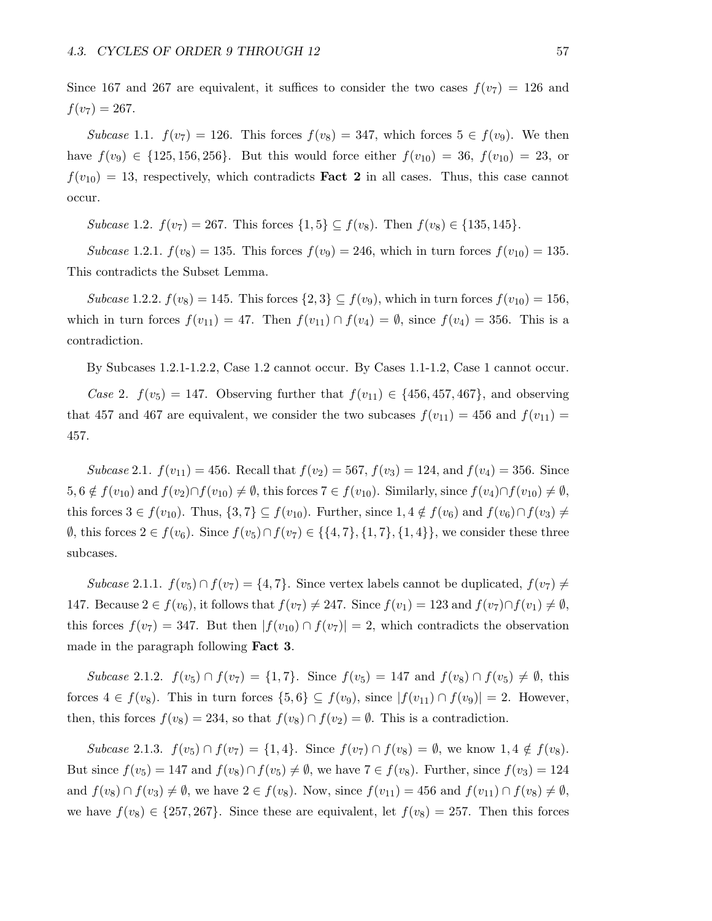Since 167 and 267 are equivalent, it suffices to consider the two cases $f(v_7) = 126$ and $f(v_7) = 267$.

*Subcase* 1.1. $f(v_7) = 126$. This forces $f(v_8) = 347$, which forces $5 \in f(v_9)$. We then have $f(v_9) \in \{125, 156, 256\}$. But this would force either $f(v_{10}) = 36$, $f(v_{10}) = 23$, or $f(v_{10}) = 13$, respectively, which contradicts **Fact 2** in all cases. Thus, this case cannot occur.

*Subcase* 1.2. $f(v_7) = 267$. This forces $\{1, 5\} \subseteq f(v_8)$. Then $f(v_8) \in \{135, 145\}$.

*Subcase* 1.2.1. $f(v_8) = 135$. This forces $f(v_9) = 246$, which in turn forces $f(v_{10}) = 135$. This contradicts the Subset Lemma.

*Subcase* 1.2.2. $f(v_8) = 145$. This forces $\{2, 3\} \subseteq f(v_9)$, which in turn forces $f(v_{10}) = 156$, which in turn forces $f(v_{11}) = 47$. Then $f(v_{11}) \cap f(v_4) = \emptyset$, since $f(v_4) = 356$. This is a contradiction.

By Subcases 1.2.1-1.2.2, Case 1.2 cannot occur. By Cases 1.1-1.2, Case 1 cannot occur.

*Case* 2. $f(v_5) = 147$. Observing further that $f(v_{11}) \in \{456, 457, 467\}$, and observing that 457 and 467 are equivalent, we consider the two subcases $f(v_{11}) = 456$ and $f(v_{11}) = 457$.

*Subcase* 2.1. $f(v_{11}) = 456$. Recall that $f(v_2) = 567$, $f(v_3) = 124$, and $f(v_4) = 356$. Since $5, 6 \notin f(v_{10})$ and $f(v_2) \cap f(v_{10}) \neq \emptyset$, this forces $7 \in f(v_{10})$. Similarly, since $f(v_4) \cap f(v_{10}) \neq \emptyset$, this forces $3 \in f(v_{10})$. Thus, $\{3, 7\} \subseteq f(v_{10})$. Further, since $1, 4 \notin f(v_6)$ and $f(v_6) \cap f(v_3) \neq \emptyset$, this forces $2 \in f(v_6)$. Since $f(v_5) \cap f(v_7) \in \{\{4, 7\}, \{1, 7\}, \{1, 4\}\}$, we consider these three subcases.

*Subcase* 2.1.1. $f(v_5) \cap f(v_7) = \{4, 7\}$. Since vertex labels cannot be duplicated, $f(v_7) \neq 147$. Because $2 \in f(v_6)$, it follows that $f(v_7) \neq 247$. Since $f(v_1) = 123$ and $f(v_7) \cap f(v_1) \neq \emptyset$, this forces $f(v_7) = 347$. But then $|f(v_{10}) \cap f(v_7)| = 2$, which contradicts the observation made in the paragraph following **Fact 3**.

*Subcase* 2.1.2. $f(v_5) \cap f(v_7) = \{1, 7\}$. Since $f(v_5) = 147$ and $f(v_8) \cap f(v_5) \neq \emptyset$, this forces $4 \in f(v_8)$. This in turn forces $\{5, 6\} \subseteq f(v_9)$, since $|f(v_{11}) \cap f(v_9)| = 2$. However, then, this forces $f(v_8) = 234$, so that $f(v_8) \cap f(v_2) = \emptyset$. This is a contradiction.

*Subcase* 2.1.3. $f(v_5) \cap f(v_7) = \{1, 4\}$. Since $f(v_7) \cap f(v_8) = \emptyset$, we know $1, 4 \notin f(v_8)$. But since $f(v_5) = 147$ and $f(v_8) \cap f(v_5) \neq \emptyset$, we have $7 \in f(v_8)$. Further, since $f(v_3) = 124$ and $f(v_8) \cap f(v_3) \neq \emptyset$, we have $2 \in f(v_8)$. Now, since $f(v_{11}) = 456$ and $f(v_{11}) \cap f(v_8) \neq \emptyset$, we have $f(v_8) \in \{257, 267\}$. Since these are equivalent, let $f(v_8) = 257$. Then this forces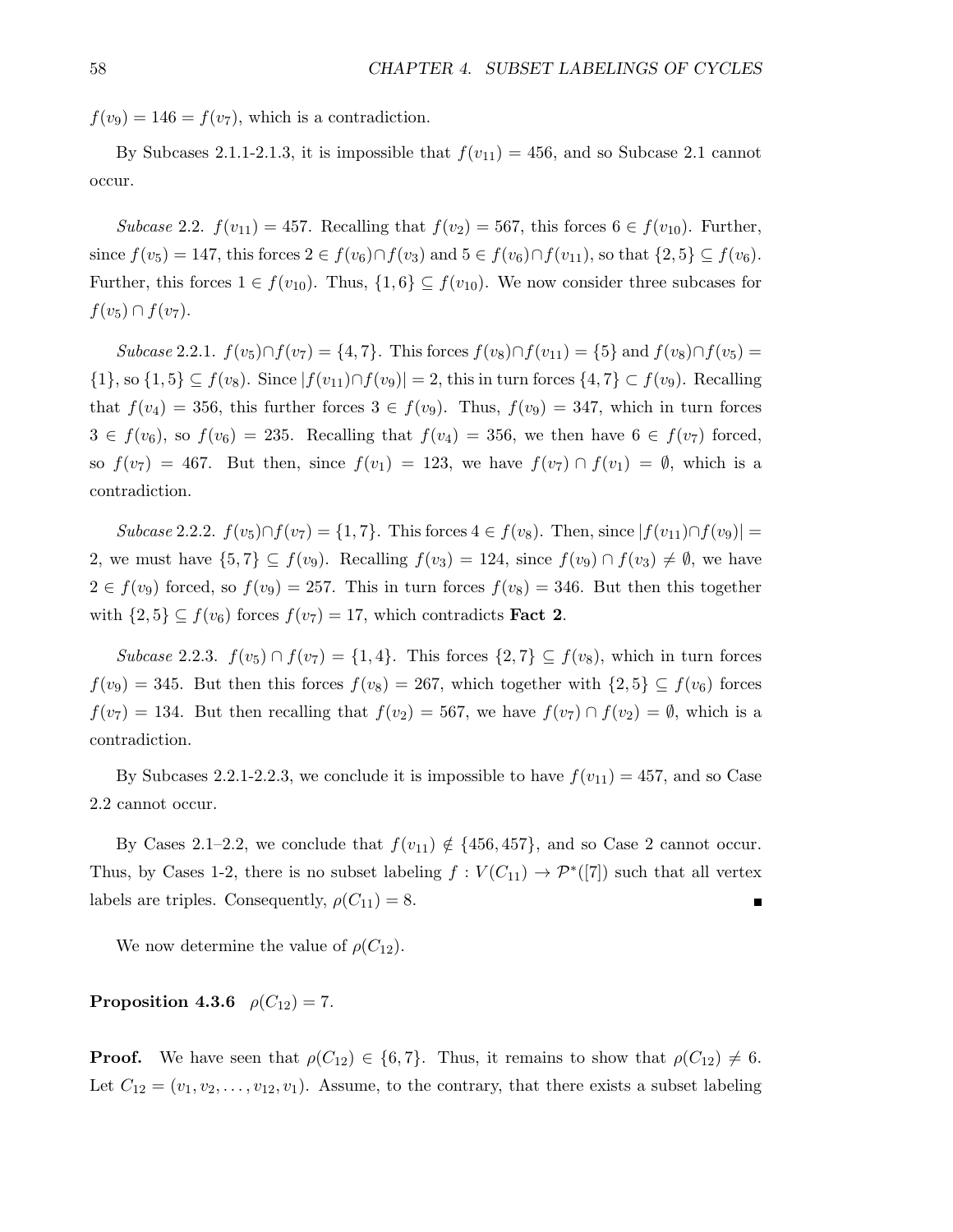$f(v_9) = 146 = f(v_7)$, which is a contradiction.

By Subcases 2.1.1-2.1.3, it is impossible that $f(v_{11}) = 456$, and so Subcase 2.1 cannot occur.

*Subcase* 2.2. $f(v_{11}) = 457$. Recalling that $f(v_2) = 567$, this forces $6 \in f(v_{10})$. Further, since $f(v_5) = 147$, this forces $2 \in f(v_6) \cap f(v_3)$ and $5 \in f(v_6) \cap f(v_{11})$, so that $\{2, 5\} \subseteq f(v_6)$. Further, this forces $1 \in f(v_{10})$. Thus, $\{1, 6\} \subseteq f(v_{10})$. We now consider three subcases for $f(v_5) \cap f(v_7)$.

*Subcase* 2.2.1. $f(v_5) \cap f(v_7) = \{4, 7\}$. This forces $f(v_8) \cap f(v_{11}) = \{5\}$ and $f(v_8) \cap f(v_5) = \{1\}$, so $\{1, 5\} \subseteq f(v_8)$. Since $|f(v_{11}) \cap f(v_9)| = 2$, this in turn forces $\{4, 7\} \subset f(v_9)$. Recalling that $f(v_4) = 356$, this further forces $3 \in f(v_9)$. Thus, $f(v_9) = 347$, which in turn forces $3 \in f(v_6)$, so $f(v_6) = 235$. Recalling that $f(v_4) = 356$, we then have $6 \in f(v_7)$ forced, so $f(v_7) = 467$. But then, since $f(v_1) = 123$, we have $f(v_7) \cap f(v_1) = \emptyset$, which is a contradiction.

*Subcase* 2.2.2. $f(v_5) \cap f(v_7) = \{1, 7\}$. This forces $4 \in f(v_8)$. Then, since $|f(v_{11}) \cap f(v_9)| = 2$, we must have $\{5, 7\} \subseteq f(v_9)$. Recalling $f(v_3) = 124$, since $f(v_9) \cap f(v_3) \neq \emptyset$, we have $2 \in f(v_9)$ forced, so $f(v_9) = 257$. This in turn forces $f(v_8) = 346$. But then this together with $\{2, 5\} \subseteq f(v_6)$ forces $f(v_7) = 17$, which contradicts **Fact 2**.

*Subcase* 2.2.3. $f(v_5) \cap f(v_7) = \{1, 4\}$. This forces $\{2, 7\} \subseteq f(v_8)$, which in turn forces $f(v_9) = 345$. But then this forces $f(v_8) = 267$, which together with $\{2, 5\} \subseteq f(v_6)$ forces $f(v_7) = 134$. But then recalling that $f(v_2) = 567$, we have $f(v_7) \cap f(v_2) = \emptyset$, which is a contradiction.

By Subcases 2.2.1-2.2.3, we conclude it is impossible to have $f(v_{11}) = 457$, and so Case 2.2 cannot occur.

By Cases 2.1–2.2, we conclude that $f(v_{11}) \notin \{456, 457\}$, and so Case 2 cannot occur. Thus, by Cases 1-2, there is no subset labeling $f : V(C_{11}) \to \mathcal{P}^*([7])$ such that all vertex labels are triples. Consequently, $\rho(C_{11}) = 8$. ■

We now determine the value of $\rho(C_{12})$.

**Proposition 4.3.6** $\rho(C_{12}) = 7$.

**Proof.** We have seen that $\rho(C_{12}) \in \{6, 7\}$. Thus, it remains to show that $\rho(C_{12}) \neq 6$. Let $C_{12} = (v_1, v_2, \ldots, v_{12}, v_1)$. Assume, to the contrary, that there exists a subset labeling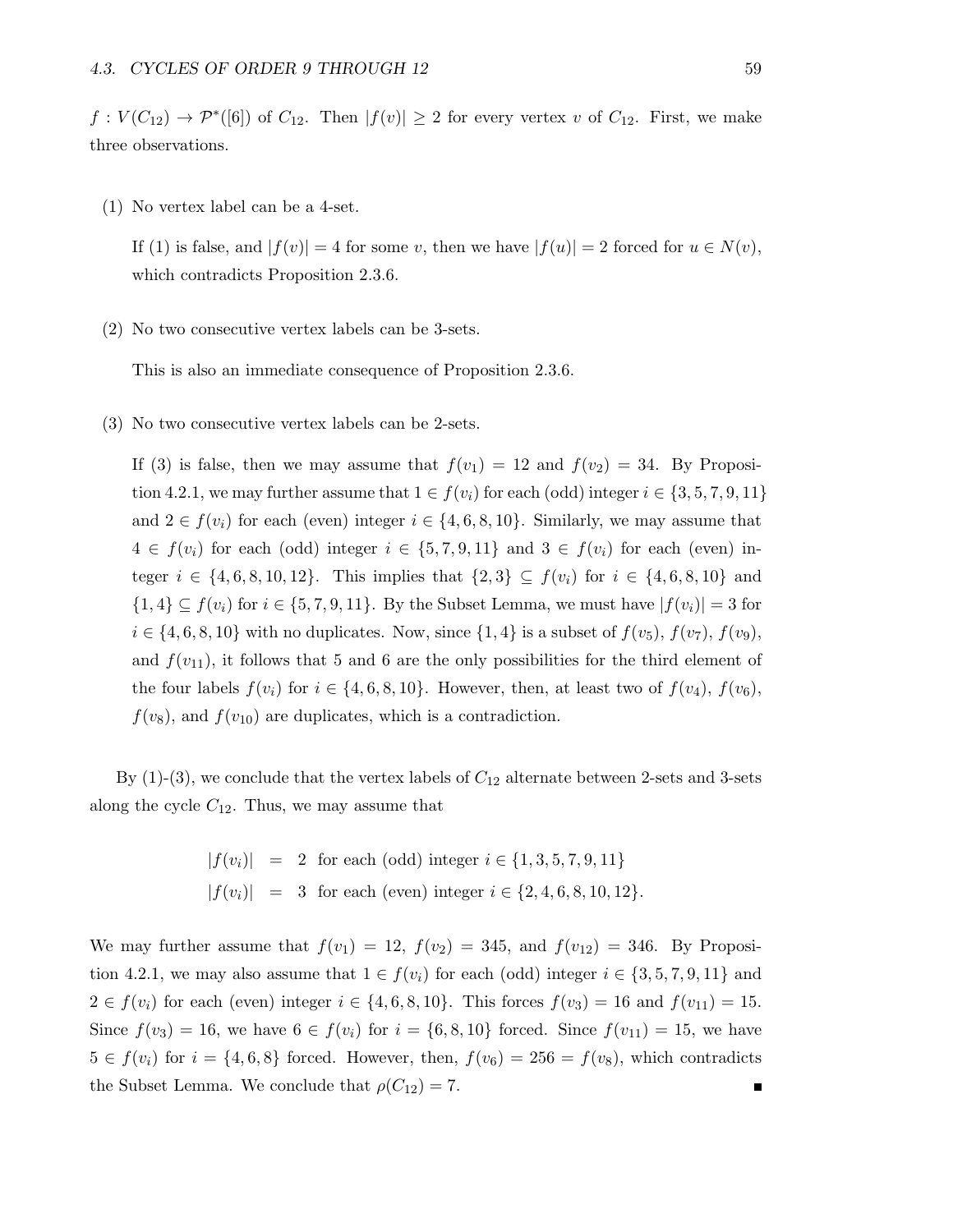$f : V(C_{12}) \to \mathcal{P}^*([6])$ of $C_{12}$. Then $|f(v)| \geq 2$ for every vertex $v$ of $C_{12}$. First, we make three observations.

(1) No vertex label can be a 4-set.

If (1) is false, and $|f(v)| = 4$ for some $v$, then we have $|f(u)| = 2$ forced for $u \in N(v)$, which contradicts Proposition 2.3.6.

(2) No two consecutive vertex labels can be 3-sets.

This is also an immediate consequence of Proposition 2.3.6.

(3) No two consecutive vertex labels can be 2-sets.

If (3) is false, then we may assume that $f(v_1) = 12$ and $f(v_2) = 34$. By Proposition 4.2.1, we may further assume that $1 \in f(v_i)$ for each (odd) integer $i \in \{3, 5, 7, 9, 11\}$ and $2 \in f(v_i)$ for each (even) integer $i \in \{4, 6, 8, 10\}$. Similarly, we may assume that $4 \in f(v_i)$ for each (odd) integer $i \in \{5, 7, 9, 11\}$ and $3 \in f(v_i)$ for each (even) integer $i \in \{4, 6, 8, 10, 12\}$. This implies that $\{2, 3\} \subseteq f(v_i)$ for $i \in \{4, 6, 8, 10\}$ and $\{1, 4\} \subseteq f(v_i)$ for $i \in \{5, 7, 9, 11\}$. By the Subset Lemma, we must have $|f(v_i)| = 3$ for $i \in \{4, 6, 8, 10\}$ with no duplicates. Now, since $\{1, 4\}$ is a subset of $f(v_5)$, $f(v_7)$, $f(v_9)$, and $f(v_{11})$, it follows that 5 and 6 are the only possibilities for the third element of the four labels $f(v_i)$ for $i \in \{4, 6, 8, 10\}$. However, then, at least two of $f(v_4)$, $f(v_6)$, $f(v_8)$, and $f(v_{10})$ are duplicates, which is a contradiction.

By (1)-(3), we conclude that the vertex labels of $C_{12}$ alternate between 2-sets and 3-sets along the cycle $C_{12}$. Thus, we may assume that

$$\begin{aligned} |f(v_i)| &= 2 \text{ for each (odd) integer } i \in \{1, 3, 5, 7, 9, 11\} \\ |f(v_i)| &= 3 \text{ for each (even) integer } i \in \{2, 4, 6, 8, 10, 12\}. \end{aligned}$$

We may further assume that $f(v_1) = 12$, $f(v_2) = 345$, and $f(v_{12}) = 346$. By Proposition 4.2.1, we may also assume that $1 \in f(v_i)$ for each (odd) integer $i \in \{3, 5, 7, 9, 11\}$ and $2 \in f(v_i)$ for each (even) integer $i \in \{4, 6, 8, 10\}$. This forces $f(v_3) = 16$ and $f(v_{11}) = 15$. Since $f(v_3) = 16$, we have $6 \in f(v_i)$ for $i = \{6, 8, 10\}$ forced. Since $f(v_{11}) = 15$, we have $5 \in f(v_i)$ for $i = \{4, 6, 8\}$ forced. However, then, $f(v_6) = 256 = f(v_8)$, which contradicts the Subset Lemma. We conclude that $\rho(C_{12}) = 7$. ■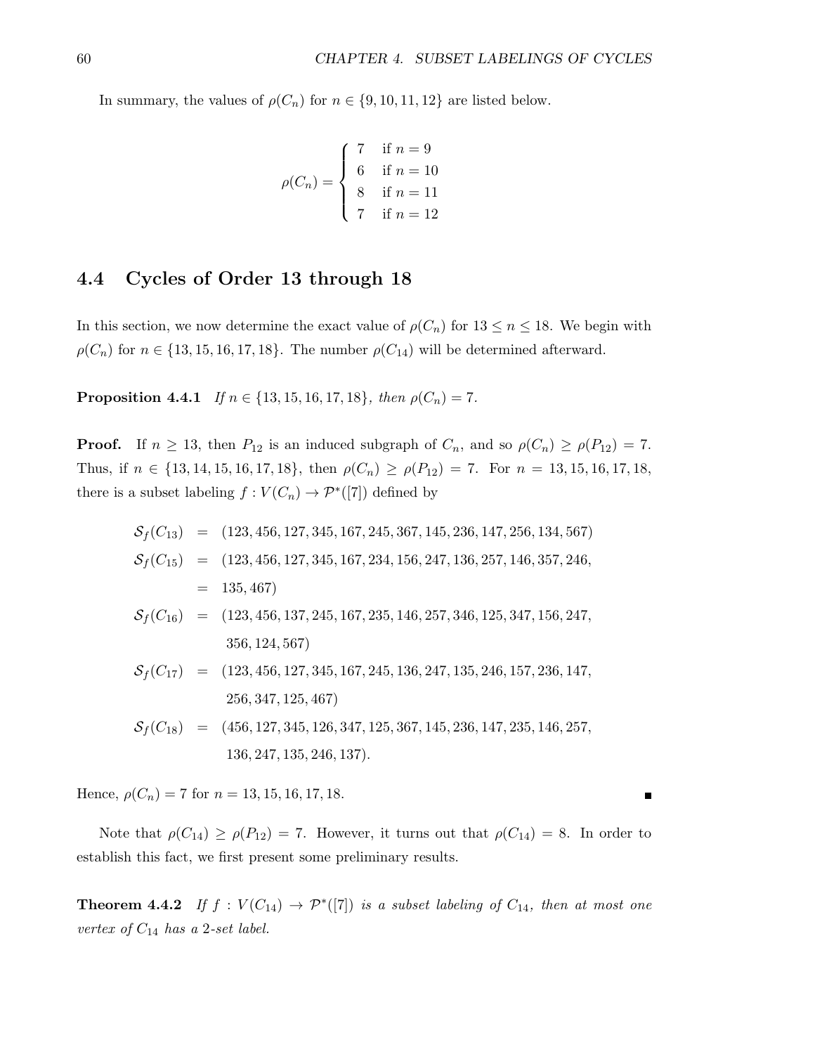In summary, the values of $\rho(C_n)$ for $n \in \{9, 10, 11, 12\}$ are listed below.

$$\rho(C_n) = \begin{cases} 7 & \text{if } n = 9 \\ 6 & \text{if } n = 10 \\ 8 & \text{if } n = 11 \\ 7 & \text{if } n = 12 \end{cases}$$

## 4.4 Cycles of Order 13 through 18

In this section, we now determine the exact value of $\rho(C_n)$ for $13 \leq n \leq 18$. We begin with $\rho(C_n)$ for $n \in \{13, 15, 16, 17, 18\}$. The number $\rho(C_{14})$ will be determined afterward.

**Proposition 4.4.1** *If $n \in \{13, 15, 16, 17, 18\}$, then $\rho(C_n) = 7$.*

**Proof.** If $n \geq 13$, then $P_{12}$ is an induced subgraph of $C_n$, and so $\rho(C_n) \geq \rho(P_{12}) = 7$. Thus, if $n \in \{13, 14, 15, 16, 17, 18\}$, then $\rho(C_n) \geq \rho(P_{12}) = 7$. For $n = 13, 15, 16, 17, 18$, there is a subset labeling $f : V(C_n) \to \mathcal{P}^*([7])$ defined by

$$\begin{aligned}
\mathcal{S}_f(C_{13}) &= (123, 456, 127, 345, 167, 245, 367, 145, 236, 147, 256, 134, 567) \\
\mathcal{S}_f(C_{15}) &= (123, 456, 127, 345, 167, 234, 156, 247, 136, 257, 146, 357, 246, \\
&= 135, 467) \\
\mathcal{S}_f(C_{16}) &= (123, 456, 137, 245, 167, 235, 146, 257, 346, 125, 347, 156, 247, \\
&\quad\; 356, 124, 567) \\
\mathcal{S}_f(C_{17}) &= (123, 456, 127, 345, 167, 245, 136, 247, 135, 246, 157, 236, 147, \\
&\quad\; 256, 347, 125, 467) \\
\mathcal{S}_f(C_{18}) &= (456, 127, 345, 126, 347, 125, 367, 145, 236, 147, 235, 146, 257, \\
&\quad\; 136, 247, 135, 246, 137).
\end{aligned}$$

Hence, $\rho(C_n) = 7$ for $n = 13, 15, 16, 17, 18$. ■

Note that $\rho(C_{14}) \geq \rho(P_{12}) = 7$. However, it turns out that $\rho(C_{14}) = 8$. In order to establish this fact, we first present some preliminary results.

**Theorem 4.4.2** *If $f : V(C_{14}) \to \mathcal{P}^*([7])$ is a subset labeling of $C_{14}$, then at most one vertex of $C_{14}$ has a 2-set label.*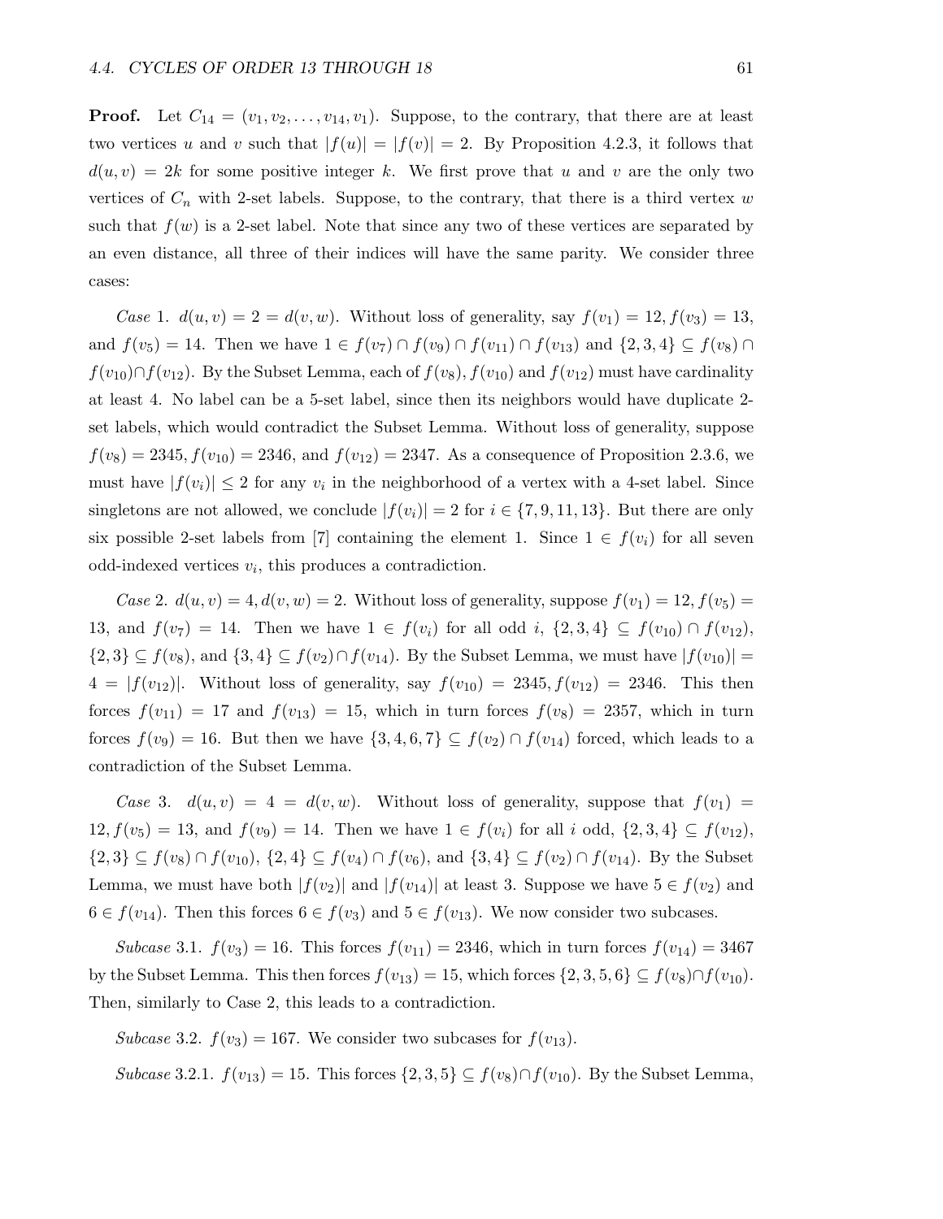**Proof.** Let $C_{14} = (v_1, v_2, \ldots, v_{14}, v_1)$. Suppose, to the contrary, that there are at least two vertices $u$ and $v$ such that $|f(u)| = |f(v)| = 2$. By Proposition 4.2.3, it follows that $d(u, v) = 2k$ for some positive integer $k$. We first prove that $u$ and $v$ are the only two vertices of $C_n$ with 2-set labels. Suppose, to the contrary, that there is a third vertex $w$ such that $f(w)$ is a 2-set label. Note that since any two of these vertices are separated by an even distance, all three of their indices will have the same parity. We consider three cases:

*Case* 1. $d(u, v) = 2 = d(v, w)$. Without loss of generality, say $f(v_1) = 12, f(v_3) = 13$, and $f(v_5) = 14$. Then we have $1 \in f(v_7) \cap f(v_9) \cap f(v_{11}) \cap f(v_{13})$ and $\{2, 3, 4\} \subseteq f(v_8) \cap f(v_{10}) \cap f(v_{12})$. By the Subset Lemma, each of $f(v_8), f(v_{10})$ and $f(v_{12})$ must have cardinality at least 4. No label can be a 5-set label, since then its neighbors would have duplicate 2-set labels, which would contradict the Subset Lemma. Without loss of generality, suppose $f(v_8) = 2345, f(v_{10}) = 2346$, and $f(v_{12}) = 2347$. As a consequence of Proposition 2.3.6, we must have $|f(v_i)| \leq 2$ for any $v_i$ in the neighborhood of a vertex with a 4-set label. Since singletons are not allowed, we conclude $|f(v_i)| = 2$ for $i \in \{7, 9, 11, 13\}$. But there are only six possible 2-set labels from $[7]$ containing the element 1. Since $1 \in f(v_i)$ for all seven odd-indexed vertices $v_i$, this produces a contradiction.

*Case* 2. $d(u, v) = 4, d(v, w) = 2$. Without loss of generality, suppose $f(v_1) = 12, f(v_5) = 13$, and $f(v_7) = 14$. Then we have $1 \in f(v_i)$ for all odd $i$, $\{2, 3, 4\} \subseteq f(v_{10}) \cap f(v_{12})$, $\{2, 3\} \subseteq f(v_8)$, and $\{3, 4\} \subseteq f(v_2) \cap f(v_{14})$. By the Subset Lemma, we must have $|f(v_{10})| = 4 = |f(v_{12})|$. Without loss of generality, say $f(v_{10}) = 2345, f(v_{12}) = 2346$. This then forces $f(v_{11}) = 17$ and $f(v_{13}) = 15$, which in turn forces $f(v_8) = 2357$, which in turn forces $f(v_9) = 16$. But then we have $\{3, 4, 6, 7\} \subseteq f(v_2) \cap f(v_{14})$ forced, which leads to a contradiction of the Subset Lemma.

*Case* 3. $d(u, v) = 4 = d(v, w)$. Without loss of generality, suppose that $f(v_1) = 12, f(v_5) = 13$, and $f(v_9) = 14$. Then we have $1 \in f(v_i)$ for all $i$ odd, $\{2, 3, 4\} \subseteq f(v_{12})$, $\{2, 3\} \subseteq f(v_8) \cap f(v_{10})$, $\{2, 4\} \subseteq f(v_4) \cap f(v_6)$, and $\{3, 4\} \subseteq f(v_2) \cap f(v_{14})$. By the Subset Lemma, we must have both $|f(v_2)|$ and $|f(v_{14})|$ at least 3. Suppose we have $5 \in f(v_2)$ and $6 \in f(v_{14})$. Then this forces $6 \in f(v_3)$ and $5 \in f(v_{13})$. We now consider two subcases.

*Subcase* 3.1. $f(v_3) = 16$. This forces $f(v_{11}) = 2346$, which in turn forces $f(v_{14}) = 3467$ by the Subset Lemma. This then forces $f(v_{13}) = 15$, which forces $\{2, 3, 5, 6\} \subseteq f(v_8) \cap f(v_{10})$. Then, similarly to Case 2, this leads to a contradiction.

*Subcase* 3.2. $f(v_3) = 167$. We consider two subcases for $f(v_{13})$.

*Subcase* 3.2.1. $f(v_{13}) = 15$. This forces $\{2, 3, 5\} \subseteq f(v_8) \cap f(v_{10})$. By the Subset Lemma,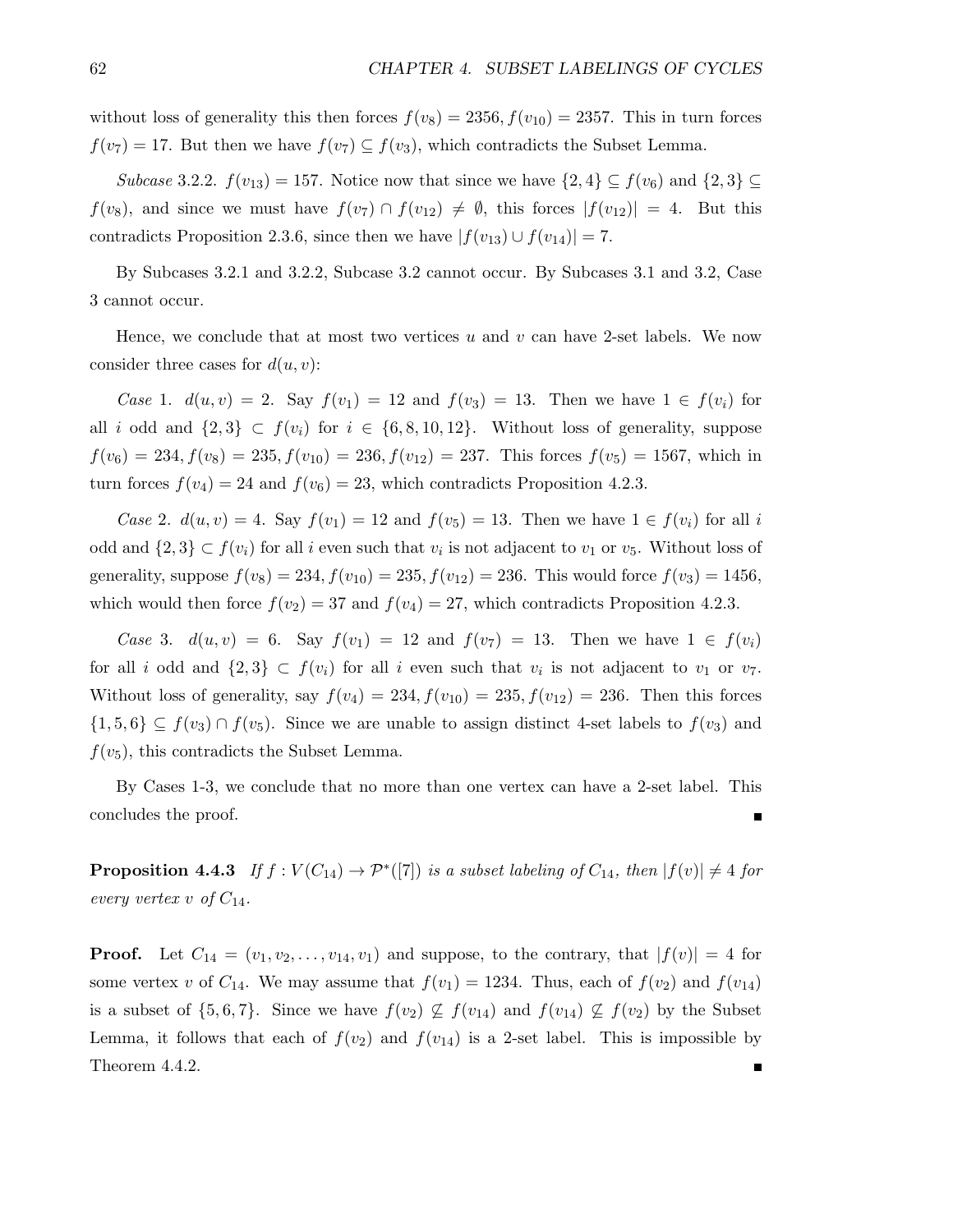without loss of generality this then forces $f(v_8) = 2356, f(v_{10}) = 2357$. This in turn forces $f(v_7) = 17$. But then we have $f(v_7) \subseteq f(v_3)$, which contradicts the Subset Lemma.

*Subcase* 3.2.2. $f(v_{13}) = 157$. Notice now that since we have $\{2, 4\} \subseteq f(v_6)$ and $\{2, 3\} \subseteq f(v_8)$, and since we must have $f(v_7) \cap f(v_{12}) \neq \emptyset$, this forces $|f(v_{12})| = 4$. But this contradicts Proposition 2.3.6, since then we have $|f(v_{13}) \cup f(v_{14})| = 7$.

By Subcases 3.2.1 and 3.2.2, Subcase 3.2 cannot occur. By Subcases 3.1 and 3.2, Case 3 cannot occur.

Hence, we conclude that at most two vertices $u$ and $v$ can have 2-set labels. We now consider three cases for $d(u, v)$:

*Case* 1. $d(u, v) = 2$. Say $f(v_1) = 12$ and $f(v_3) = 13$. Then we have $1 \in f(v_i)$ for all $i$ odd and $\{2, 3\} \subset f(v_i)$ for $i \in \{6, 8, 10, 12\}$. Without loss of generality, suppose $f(v_6) = 234, f(v_8) = 235, f(v_{10}) = 236, f(v_{12}) = 237$. This forces $f(v_5) = 1567$, which in turn forces $f(v_4) = 24$ and $f(v_6) = 23$, which contradicts Proposition 4.2.3.

*Case* 2. $d(u, v) = 4$. Say $f(v_1) = 12$ and $f(v_5) = 13$. Then we have $1 \in f(v_i)$ for all $i$ odd and $\{2, 3\} \subset f(v_i)$ for all $i$ even such that $v_i$ is not adjacent to $v_1$ or $v_5$. Without loss of generality, suppose $f(v_8) = 234, f(v_{10}) = 235, f(v_{12}) = 236$. This would force $f(v_3) = 1456$, which would then force $f(v_2) = 37$ and $f(v_4) = 27$, which contradicts Proposition 4.2.3.

*Case* 3. $d(u, v) = 6$. Say $f(v_1) = 12$ and $f(v_7) = 13$. Then we have $1 \in f(v_i)$ for all $i$ odd and $\{2, 3\} \subset f(v_i)$ for all $i$ even such that $v_i$ is not adjacent to $v_1$ or $v_7$. Without loss of generality, say $f(v_4) = 234, f(v_{10}) = 235, f(v_{12}) = 236$. Then this forces $\{1, 5, 6\} \subseteq f(v_3) \cap f(v_5)$. Since we are unable to assign distinct 4-set labels to $f(v_3)$ and $f(v_5)$, this contradicts the Subset Lemma.

By Cases 1-3, we conclude that no more than one vertex can have a 2-set label. This concludes the proof. ∎

**Proposition 4.4.3** *If $f : V(C_{14}) \to \mathcal{P}^*([7])$ is a subset labeling of $C_{14}$, then $|f(v)| \neq 4$ for every vertex $v$ of $C_{14}$.*

**Proof.** Let $C_{14} = (v_1, v_2, \ldots, v_{14}, v_1)$ and suppose, to the contrary, that $|f(v)| = 4$ for some vertex $v$ of $C_{14}$. We may assume that $f(v_1) = 1234$. Thus, each of $f(v_2)$ and $f(v_{14})$ is a subset of $\{5, 6, 7\}$. Since we have $f(v_2) \not\subseteq f(v_{14})$ and $f(v_{14}) \not\subseteq f(v_2)$ by the Subset Lemma, it follows that each of $f(v_2)$ and $f(v_{14})$ is a 2-set label. This is impossible by Theorem 4.4.2. ∎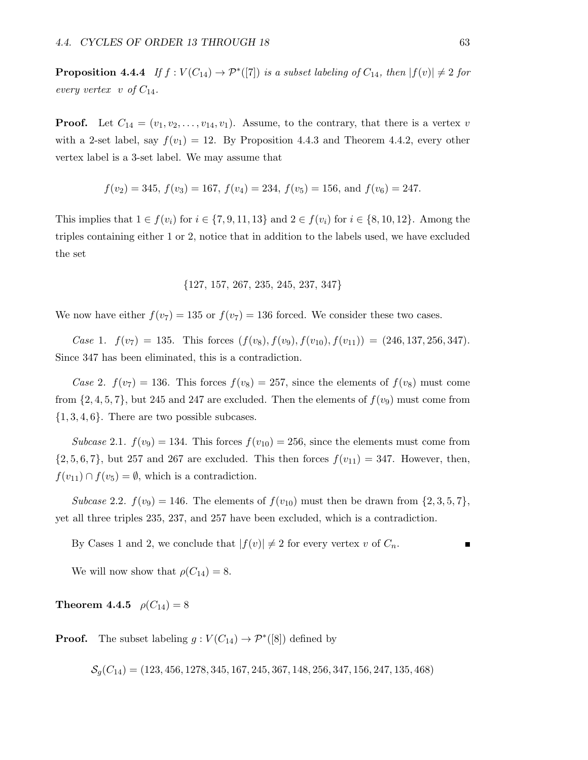**Proposition 4.4.4** *If $f : V(C_{14}) \to \mathcal{P}^*([7])$ is a subset labeling of $C_{14}$, then $|f(v)| \neq 2$ for every vertex $v$ of $C_{14}$.*

**Proof.** Let $C_{14} = (v_1, v_2, \ldots, v_{14}, v_1)$. Assume, to the contrary, that there is a vertex $v$ with a 2-set label, say $f(v_1) = 12$. By Proposition 4.4.3 and Theorem 4.4.2, every other vertex label is a 3-set label. We may assume that

$$f(v_2) = 345,\ f(v_3) = 167,\ f(v_4) = 234,\ f(v_5) = 156, \text{ and } f(v_6) = 247.$$

This implies that $1 \in f(v_i)$ for $i \in \{7, 9, 11, 13\}$ and $2 \in f(v_i)$ for $i \in \{8, 10, 12\}$. Among the triples containing either 1 or 2, notice that in addition to the labels used, we have excluded the set

$$\{127,\ 157,\ 267,\ 235,\ 245,\ 237,\ 347\}$$

We now have either $f(v_7) = 135$ or $f(v_7) = 136$ forced. We consider these two cases.

*Case* 1. $f(v_7) = 135$. This forces $(f(v_8), f(v_9), f(v_{10}), f(v_{11})) = (246, 137, 256, 347)$. Since 347 has been eliminated, this is a contradiction.

*Case* 2. $f(v_7) = 136$. This forces $f(v_8) = 257$, since the elements of $f(v_8)$ must come from $\{2, 4, 5, 7\}$, but 245 and 247 are excluded. Then the elements of $f(v_9)$ must come from $\{1, 3, 4, 6\}$. There are two possible subcases.

*Subcase* 2.1. $f(v_9) = 134$. This forces $f(v_{10}) = 256$, since the elements must come from $\{2, 5, 6, 7\}$, but 257 and 267 are excluded. This then forces $f(v_{11}) = 347$. However, then, $f(v_{11}) \cap f(v_5) = \emptyset$, which is a contradiction.

*Subcase* 2.2. $f(v_9) = 146$. The elements of $f(v_{10})$ must then be drawn from $\{2, 3, 5, 7\}$, yet all three triples 235, 237, and 257 have been excluded, which is a contradiction.

By Cases 1 and 2, we conclude that $|f(v)| \neq 2$ for every vertex $v$ of $C_n$. ■

We will now show that $\rho(C_{14}) = 8$.

**Theorem 4.4.5** $\rho(C_{14}) = 8$

**Proof.** The subset labeling $g : V(C_{14}) \to \mathcal{P}^*([8])$ defined by

$$\mathcal{S}_g(C_{14}) = (123, 456, 1278, 345, 167, 245, 367, 148, 256, 347, 156, 247, 135, 468)$$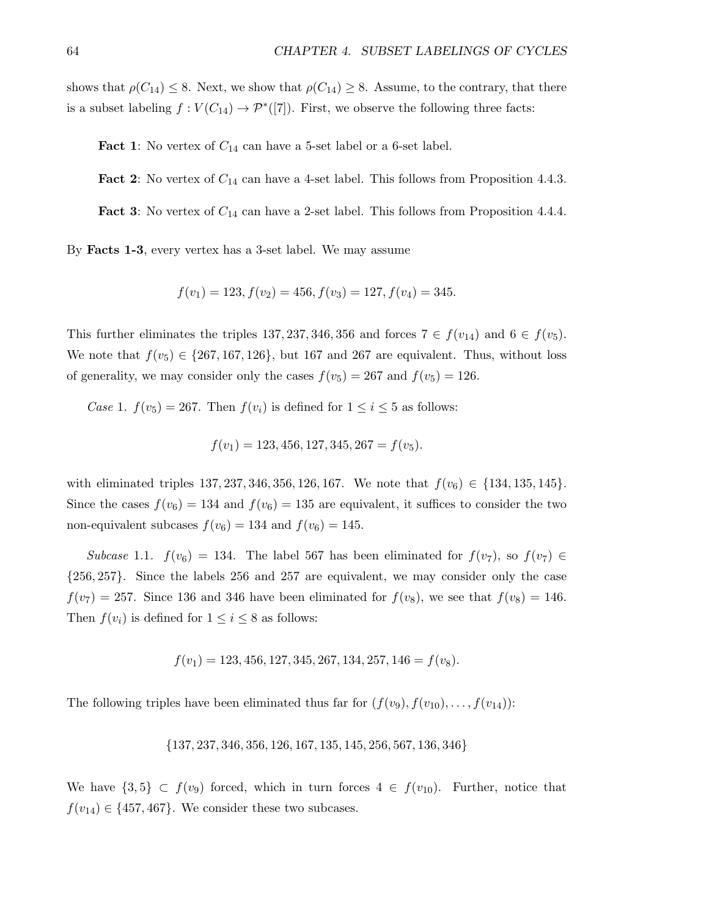shows that $\rho(C_{14}) \leq 8$. Next, we show that $\rho(C_{14}) \geq 8$. Assume, to the contrary, that there is a subset labeling $f : V(C_{14}) \to \mathcal{P}^*([7])$. First, we observe the following three facts:

**Fact 1**: No vertex of $C_{14}$ can have a 5-set label or a 6-set label.

**Fact 2**: No vertex of $C_{14}$ can have a 4-set label. This follows from Proposition 4.4.3.

**Fact 3**: No vertex of $C_{14}$ can have a 2-set label. This follows from Proposition 4.4.4.

By **Facts 1-3**, every vertex has a 3-set label. We may assume

$$f(v_1) = 123, f(v_2) = 456, f(v_3) = 127, f(v_4) = 345.$$

This further eliminates the triples 137, 237, 346, 356 and forces $7 \in f(v_{14})$ and $6 \in f(v_5)$. We note that $f(v_5) \in \{267, 167, 126\}$, but 167 and 267 are equivalent. Thus, without loss of generality, we may consider only the cases $f(v_5) = 267$ and $f(v_5) = 126$.

*Case* 1. $f(v_5) = 267$. Then $f(v_i)$ is defined for $1 \leq i \leq 5$ as follows:

$$f(v_1) = 123, 456, 127, 345, 267 = f(v_5).$$

with eliminated triples 137, 237, 346, 356, 126, 167. We note that $f(v_6) \in \{134, 135, 145\}$. Since the cases $f(v_6) = 134$ and $f(v_6) = 135$ are equivalent, it suffices to consider the two non-equivalent subcases $f(v_6) = 134$ and $f(v_6) = 145$.

*Subcase* 1.1. $f(v_6) = 134$. The label 567 has been eliminated for $f(v_7)$, so $f(v_7) \in \{256, 257\}$. Since the labels 256 and 257 are equivalent, we may consider only the case $f(v_7) = 257$. Since 136 and 346 have been eliminated for $f(v_8)$, we see that $f(v_8) = 146$. Then $f(v_i)$ is defined for $1 \leq i \leq 8$ as follows:

$$f(v_1) = 123, 456, 127, 345, 267, 134, 257, 146 = f(v_8).$$

The following triples have been eliminated thus far for $(f(v_9), f(v_{10}), \ldots, f(v_{14}))$:

$$\{137, 237, 346, 356, 126, 167, 135, 145, 256, 567, 136, 346\}$$

We have $\{3, 5\} \subset f(v_9)$ forced, which in turn forces $4 \in f(v_{10})$. Further, notice that $f(v_{14}) \in \{457, 467\}$. We consider these two subcases.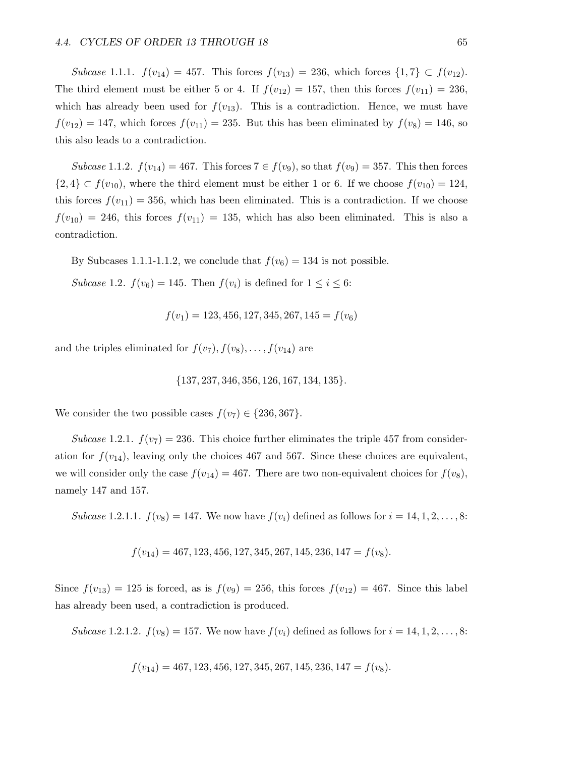*Subcase* 1.1.1. $f(v_{14}) = 457$. This forces $f(v_{13}) = 236$, which forces $\{1, 7\} \subset f(v_{12})$. The third element must be either 5 or 4. If $f(v_{12}) = 157$, then this forces $f(v_{11}) = 236$, which has already been used for $f(v_{13})$. This is a contradiction. Hence, we must have $f(v_{12}) = 147$, which forces $f(v_{11}) = 235$. But this has been eliminated by $f(v_8) = 146$, so this also leads to a contradiction.

*Subcase* 1.1.2. $f(v_{14}) = 467$. This forces $7 \in f(v_9)$, so that $f(v_9) = 357$. This then forces $\{2, 4\} \subset f(v_{10})$, where the third element must be either 1 or 6. If we choose $f(v_{10}) = 124$, this forces $f(v_{11}) = 356$, which has been eliminated. This is a contradiction. If we choose $f(v_{10}) = 246$, this forces $f(v_{11}) = 135$, which has also been eliminated. This is also a contradiction.

By Subcases 1.1.1-1.1.2, we conclude that $f(v_6) = 134$ is not possible.

*Subcase* 1.2. $f(v_6) = 145$. Then $f(v_i)$ is defined for $1 \leq i \leq 6$:

$$f(v_1) = 123, 456, 127, 345, 267, 145 = f(v_6)$$

and the triples eliminated for $f(v_7), f(v_8), \ldots, f(v_{14})$ are

$$\{137, 237, 346, 356, 126, 167, 134, 135\}.$$

We consider the two possible cases $f(v_7) \in \{236, 367\}$.

*Subcase* 1.2.1. $f(v_7) = 236$. This choice further eliminates the triple 457 from consideration for $f(v_{14})$, leaving only the choices 467 and 567. Since these choices are equivalent, we will consider only the case $f(v_{14}) = 467$. There are two non-equivalent choices for $f(v_8)$, namely 147 and 157.

*Subcase* 1.2.1.1. $f(v_8) = 147$. We now have $f(v_i)$ defined as follows for $i = 14, 1, 2, \ldots, 8$:

$$f(v_{14}) = 467, 123, 456, 127, 345, 267, 145, 236, 147 = f(v_8).$$

Since $f(v_{13}) = 125$ is forced, as is $f(v_9) = 256$, this forces $f(v_{12}) = 467$. Since this label has already been used, a contradiction is produced.

*Subcase* 1.2.1.2. $f(v_8) = 157$. We now have $f(v_i)$ defined as follows for $i = 14, 1, 2, \ldots, 8$:

$$f(v_{14}) = 467, 123, 456, 127, 345, 267, 145, 236, 147 = f(v_8).$$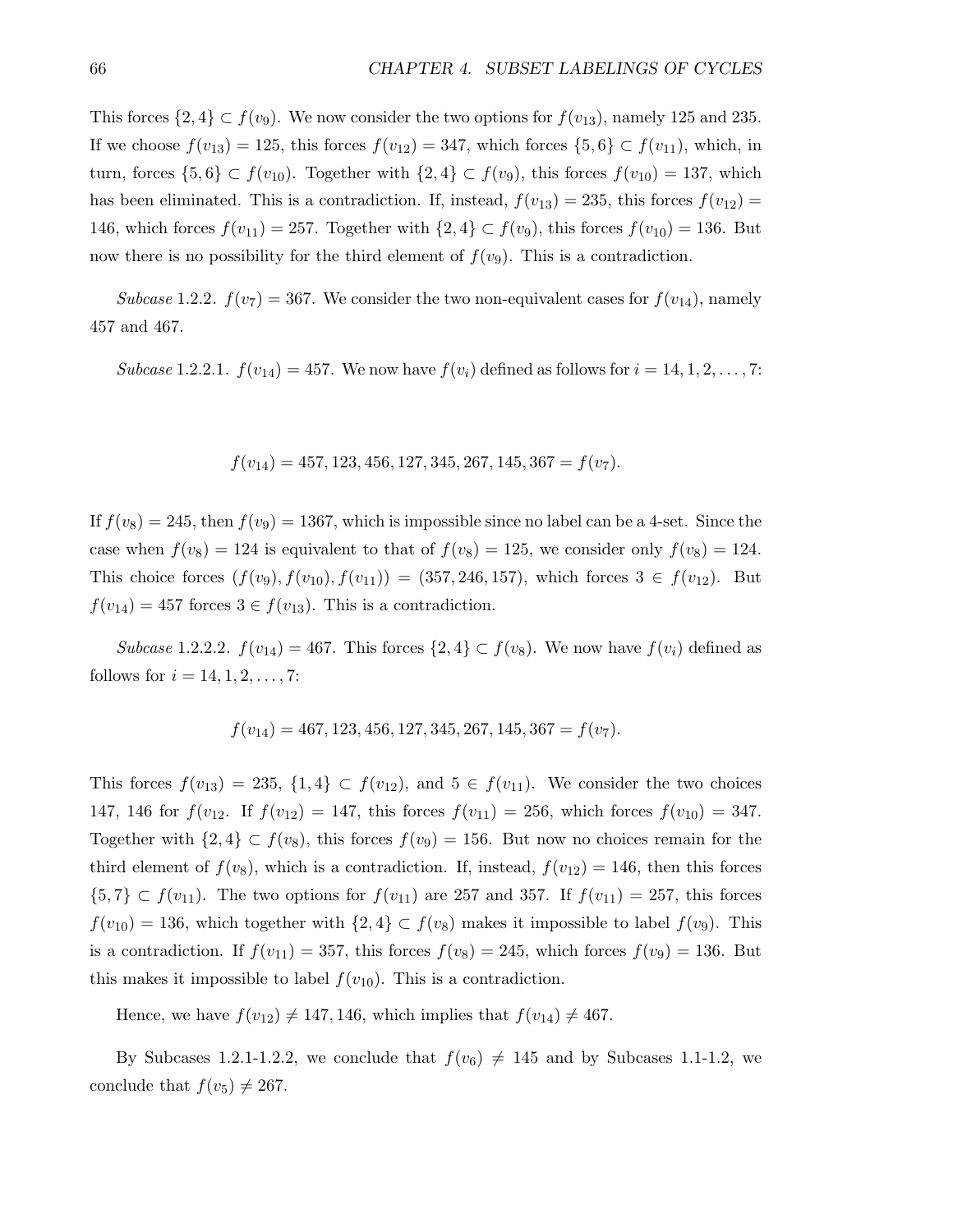This forces $\{2,4\} \subset f(v_9)$. We now consider the two options for $f(v_{13})$, namely 125 and 235. If we choose $f(v_{13}) = 125$, this forces $f(v_{12}) = 347$, which forces $\{5,6\} \subset f(v_{11})$, which, in turn, forces $\{5,6\} \subset f(v_{10})$. Together with $\{2,4\} \subset f(v_9)$, this forces $f(v_{10}) = 137$, which has been eliminated. This is a contradiction. If, instead, $f(v_{13}) = 235$, this forces $f(v_{12}) = 146$, which forces $f(v_{11}) = 257$. Together with $\{2,4\} \subset f(v_9)$, this forces $f(v_{10}) = 136$. But now there is no possibility for the third element of $f(v_9)$. This is a contradiction.

*Subcase* 1.2.2. $f(v_7) = 367$. We consider the two non-equivalent cases for $f(v_{14})$, namely 457 and 467.

*Subcase* 1.2.2.1. $f(v_{14}) = 457$. We now have $f(v_i)$ defined as follows for $i = 14, 1, 2, \ldots, 7$:

$$f(v_{14}) = 457, 123, 456, 127, 345, 267, 145, 367 = f(v_7).$$

If $f(v_8) = 245$, then $f(v_9) = 1367$, which is impossible since no label can be a 4-set. Since the case when $f(v_8) = 124$ is equivalent to that of $f(v_8) = 125$, we consider only $f(v_8) = 124$. This choice forces $(f(v_9), f(v_{10}), f(v_{11})) = (357, 246, 157)$, which forces $3 \in f(v_{12})$. But $f(v_{14}) = 457$ forces $3 \in f(v_{13})$. This is a contradiction.

*Subcase* 1.2.2.2. $f(v_{14}) = 467$. This forces $\{2,4\} \subset f(v_8)$. We now have $f(v_i)$ defined as follows for $i = 14, 1, 2, \ldots, 7$:

$$f(v_{14}) = 467, 123, 456, 127, 345, 267, 145, 367 = f(v_7).$$

This forces $f(v_{13}) = 235$, $\{1,4\} \subset f(v_{12})$, and $5 \in f(v_{11})$. We consider the two choices 147, 146 for $f(v_{12}$. If $f(v_{12}) = 147$, this forces $f(v_{11}) = 256$, which forces $f(v_{10}) = 347$. Together with $\{2,4\} \subset f(v_8)$, this forces $f(v_9) = 156$. But now no choices remain for the third element of $f(v_8)$, which is a contradiction. If, instead, $f(v_{12}) = 146$, then this forces $\{5,7\} \subset f(v_{11})$. The two options for $f(v_{11})$ are 257 and 357. If $f(v_{11}) = 257$, this forces $f(v_{10}) = 136$, which together with $\{2,4\} \subset f(v_8)$ makes it impossible to label $f(v_9)$. This is a contradiction. If $f(v_{11}) = 357$, this forces $f(v_8) = 245$, which forces $f(v_9) = 136$. But this makes it impossible to label $f(v_{10})$. This is a contradiction.

Hence, we have $f(v_{12}) \neq 147, 146$, which implies that $f(v_{14}) \neq 467$.

By Subcases 1.2.1-1.2.2, we conclude that $f(v_6) \neq 145$ and by Subcases 1.1-1.2, we conclude that $f(v_5) \neq 267$.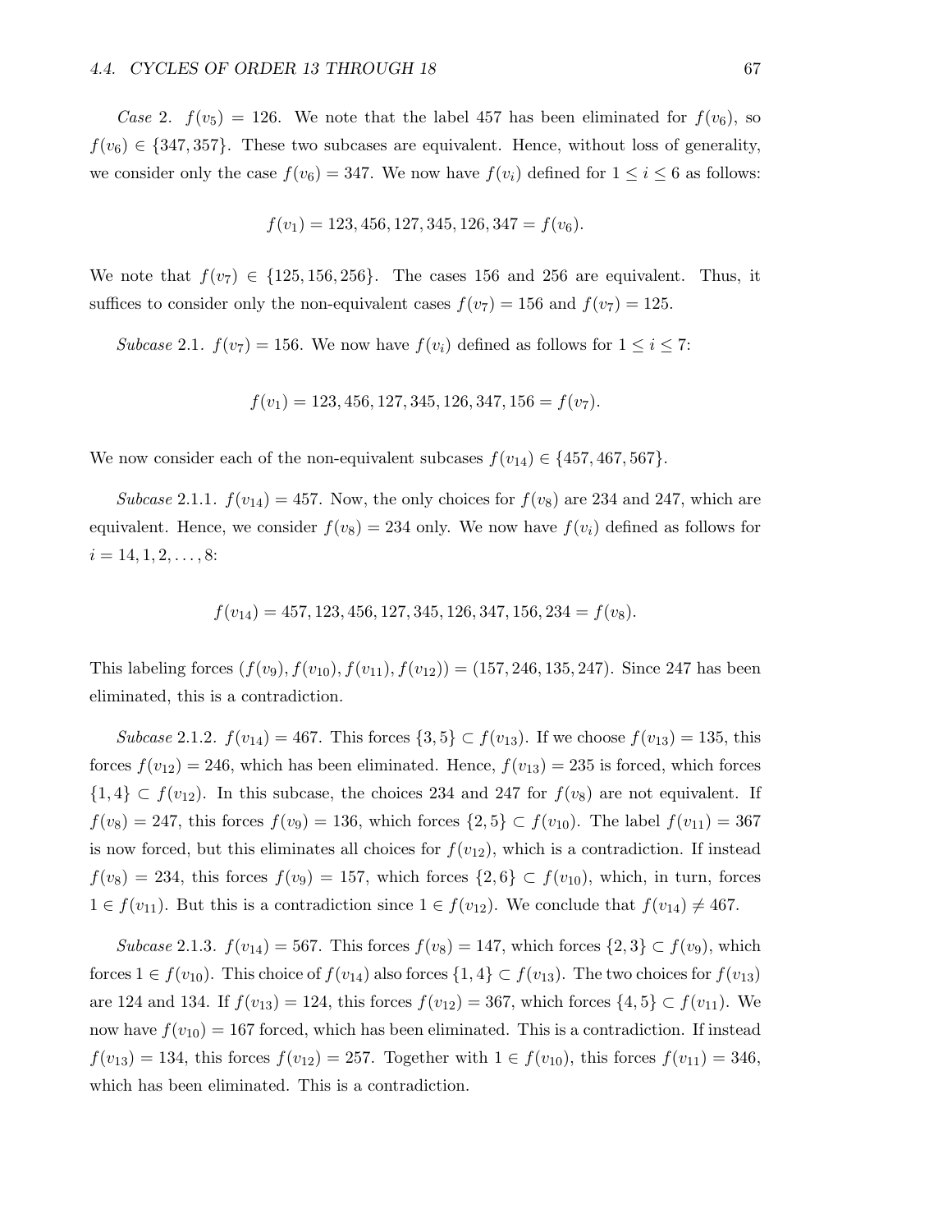*Case* 2. $f(v_5) = 126$. We note that the label 457 has been eliminated for $f(v_6)$, so $f(v_6) \in \{347, 357\}$. These two subcases are equivalent. Hence, without loss of generality, we consider only the case $f(v_6) = 347$. We now have $f(v_i)$ defined for $1 \leq i \leq 6$ as follows:

$$f(v_1) = 123, 456, 127, 345, 126, 347 = f(v_6).$$

We note that $f(v_7) \in \{125, 156, 256\}$. The cases 156 and 256 are equivalent. Thus, it suffices to consider only the non-equivalent cases $f(v_7) = 156$ and $f(v_7) = 125$.

*Subcase* 2.1. $f(v_7) = 156$. We now have $f(v_i)$ defined as follows for $1 \leq i \leq 7$:

$$f(v_1) = 123, 456, 127, 345, 126, 347, 156 = f(v_7).$$

We now consider each of the non-equivalent subcases $f(v_{14}) \in \{457, 467, 567\}$.

*Subcase* 2.1.1. $f(v_{14}) = 457$. Now, the only choices for $f(v_8)$ are 234 and 247, which are equivalent. Hence, we consider $f(v_8) = 234$ only. We now have $f(v_i)$ defined as follows for $i = 14, 1, 2, \ldots, 8$:

$$f(v_{14}) = 457, 123, 456, 127, 345, 126, 347, 156, 234 = f(v_8).$$

This labeling forces $(f(v_9), f(v_{10}), f(v_{11}), f(v_{12})) = (157, 246, 135, 247)$. Since 247 has been eliminated, this is a contradiction.

*Subcase* 2.1.2. $f(v_{14}) = 467$. This forces $\{3, 5\} \subset f(v_{13})$. If we choose $f(v_{13}) = 135$, this forces $f(v_{12}) = 246$, which has been eliminated. Hence, $f(v_{13}) = 235$ is forced, which forces $\{1, 4\} \subset f(v_{12})$. In this subcase, the choices 234 and 247 for $f(v_8)$ are not equivalent. If $f(v_8) = 247$, this forces $f(v_9) = 136$, which forces $\{2, 5\} \subset f(v_{10})$. The label $f(v_{11}) = 367$ is now forced, but this eliminates all choices for $f(v_{12})$, which is a contradiction. If instead $f(v_8) = 234$, this forces $f(v_9) = 157$, which forces $\{2, 6\} \subset f(v_{10})$, which, in turn, forces $1 \in f(v_{11})$. But this is a contradiction since $1 \in f(v_{12})$. We conclude that $f(v_{14}) \neq 467$.

*Subcase* 2.1.3. $f(v_{14}) = 567$. This forces $f(v_8) = 147$, which forces $\{2, 3\} \subset f(v_9)$, which forces $1 \in f(v_{10})$. This choice of $f(v_{14})$ also forces $\{1, 4\} \subset f(v_{13})$. The two choices for $f(v_{13})$ are 124 and 134. If $f(v_{13}) = 124$, this forces $f(v_{12}) = 367$, which forces $\{4, 5\} \subset f(v_{11})$. We now have $f(v_{10}) = 167$ forced, which has been eliminated. This is a contradiction. If instead $f(v_{13}) = 134$, this forces $f(v_{12}) = 257$. Together with $1 \in f(v_{10})$, this forces $f(v_{11}) = 346$, which has been eliminated. This is a contradiction.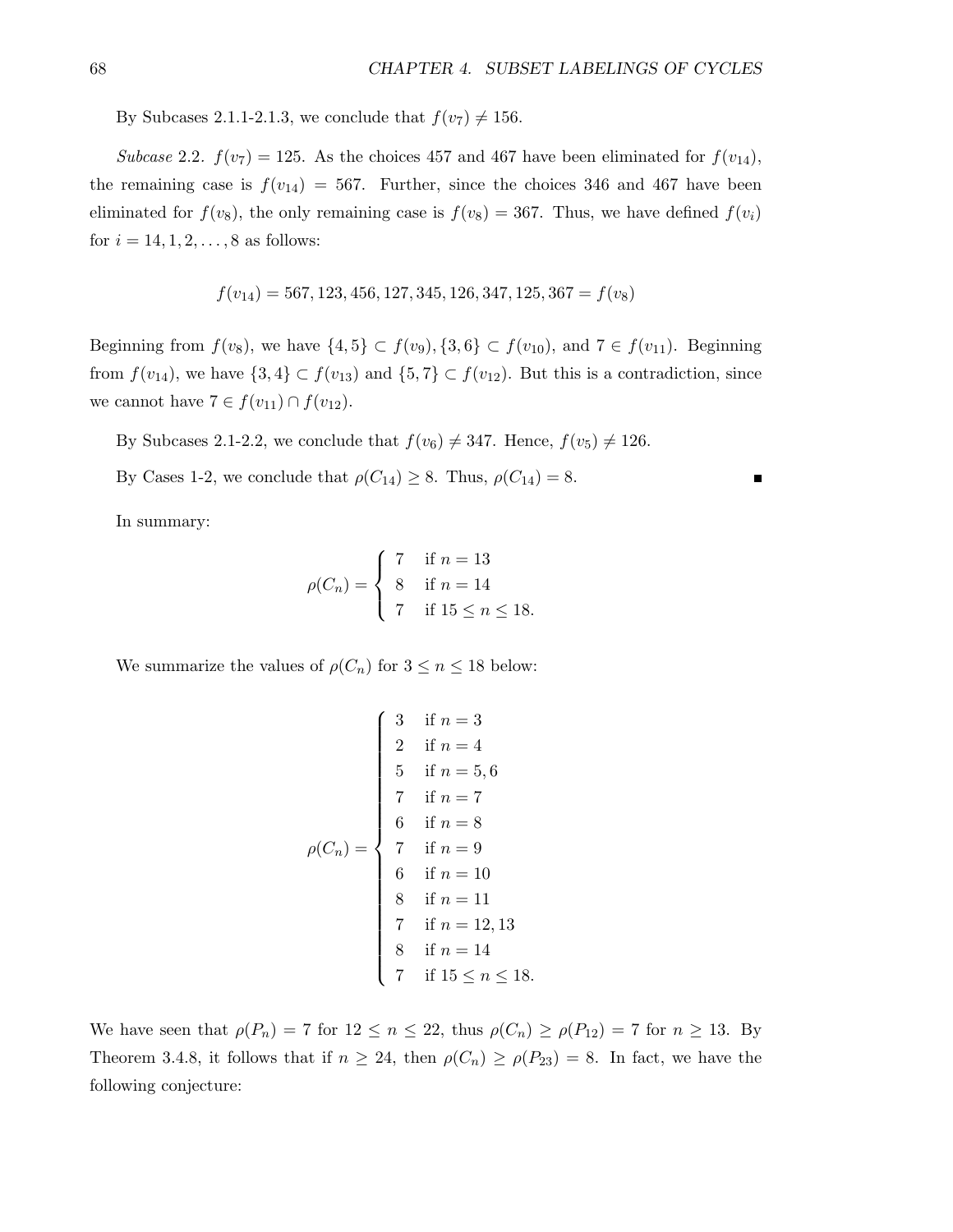By Subcases 2.1.1-2.1.3, we conclude that $f(v_7) \neq 156$.

*Subcase* 2.2. $f(v_7) = 125$. As the choices 457 and 467 have been eliminated for $f(v_{14})$, the remaining case is $f(v_{14}) = 567$. Further, since the choices 346 and 467 have been eliminated for $f(v_8)$, the only remaining case is $f(v_8) = 367$. Thus, we have defined $f(v_i)$ for $i = 14, 1, 2, \ldots, 8$ as follows:

$$f(v_{14}) = 567, 123, 456, 127, 345, 126, 347, 125, 367 = f(v_8)$$

Beginning from $f(v_8)$, we have $\{4,5\} \subset f(v_9), \{3,6\} \subset f(v_{10})$, and $7 \in f(v_{11})$. Beginning from $f(v_{14})$, we have $\{3,4\} \subset f(v_{13})$ and $\{5,7\} \subset f(v_{12})$. But this is a contradiction, since we cannot have $7 \in f(v_{11}) \cap f(v_{12})$.

By Subcases 2.1-2.2, we conclude that $f(v_6) \neq 347$. Hence, $f(v_5) \neq 126$.

By Cases 1-2, we conclude that $\rho(C_{14}) \geq 8$. Thus, $\rho(C_{14}) = 8$. ■

In summary:

$$\rho(C_n) = \begin{cases} 7 & \text{if } n = 13 \\ 8 & \text{if } n = 14 \\ 7 & \text{if } 15 \leq n \leq 18. \end{cases}$$

We summarize the values of $\rho(C_n)$ for $3 \leq n \leq 18$ below:

$$\rho(C_n) = \begin{cases} 3 & \text{if } n = 3 \\ 2 & \text{if } n = 4 \\ 5 & \text{if } n = 5, 6 \\ 7 & \text{if } n = 7 \\ 6 & \text{if } n = 8 \\ 7 & \text{if } n = 9 \\ 6 & \text{if } n = 10 \\ 8 & \text{if } n = 11 \\ 7 & \text{if } n = 12, 13 \\ 8 & \text{if } n = 14 \\ 7 & \text{if } 15 \leq n \leq 18. \end{cases}$$

We have seen that $\rho(P_n) = 7$ for $12 \leq n \leq 22$, thus $\rho(C_n) \geq \rho(P_{12}) = 7$ for $n \geq 13$. By Theorem 3.4.8, it follows that if $n \geq 24$, then $\rho(C_n) \geq \rho(P_{23}) = 8$. In fact, we have the following conjecture: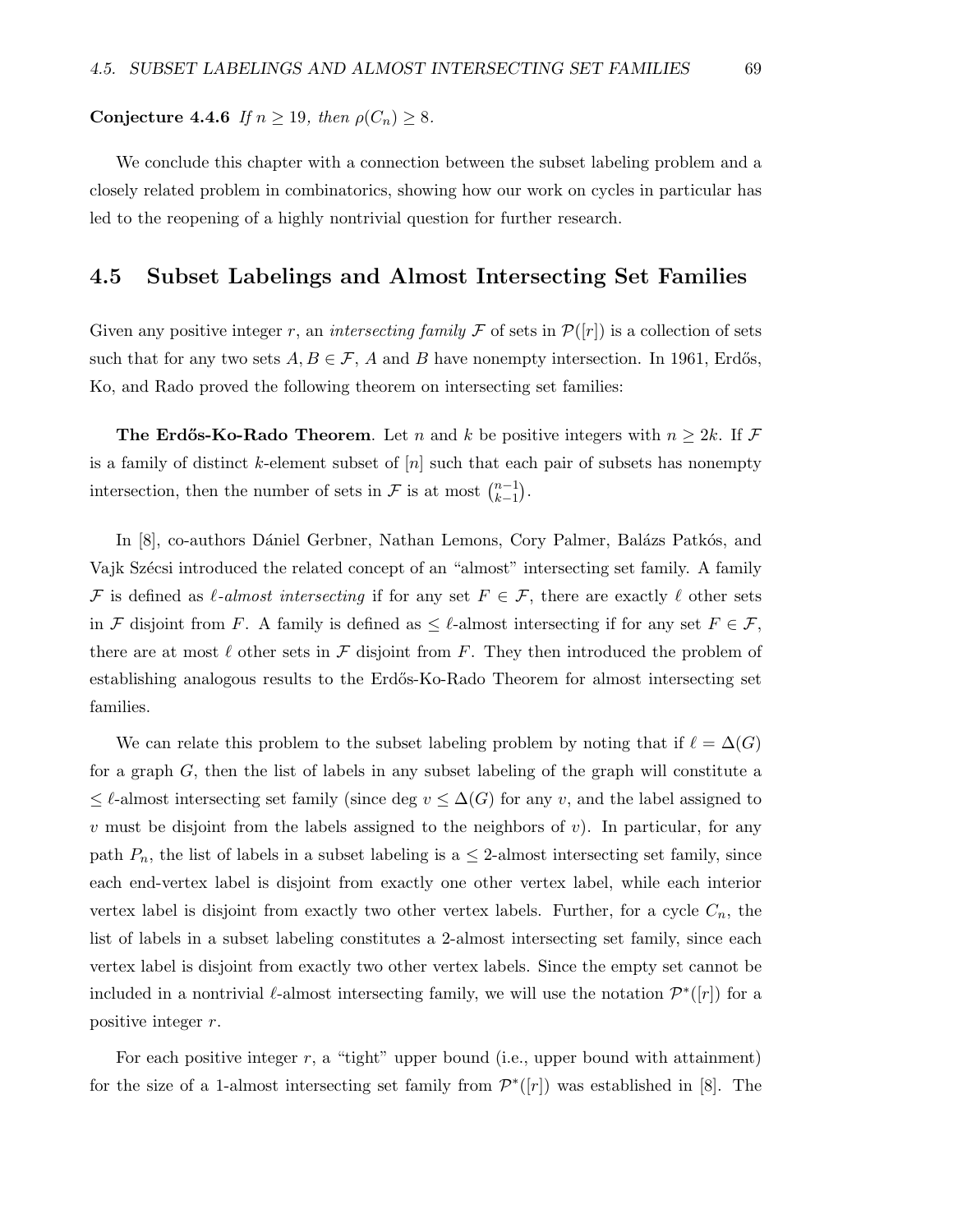**Conjecture 4.4.6** *If $n \geq 19$, then $\rho(C_n) \geq 8$.*

We conclude this chapter with a connection between the subset labeling problem and a closely related problem in combinatorics, showing how our work on cycles in particular has led to the reopening of a highly nontrivial question for further research.

## 4.5 Subset Labelings and Almost Intersecting Set Families

Given any positive integer $r$, an *intersecting family* $\mathcal{F}$ of sets in $\mathcal{P}([r])$ is a collection of sets such that for any two sets $A, B \in \mathcal{F}$, $A$ and $B$ have nonempty intersection. In 1961, Erdős, Ko, and Rado proved the following theorem on intersecting set families:

**The Erdős-Ko-Rado Theorem**. Let $n$ and $k$ be positive integers with $n \geq 2k$. If $\mathcal{F}$ is a family of distinct $k$-element subset of $[n]$ such that each pair of subsets has nonempty intersection, then the number of sets in $\mathcal{F}$ is at most $\binom{n-1}{k-1}$.

In [8], co-authors Dániel Gerbner, Nathan Lemons, Cory Palmer, Balázs Patkós, and Vajk Szécsi introduced the related concept of an "almost" intersecting set family. A family $\mathcal{F}$ is defined as *$\ell$-almost intersecting* if for any set $F \in \mathcal{F}$, there are exactly $\ell$ other sets in $\mathcal{F}$ disjoint from $F$. A family is defined as $\leq \ell$-almost intersecting if for any set $F \in \mathcal{F}$, there are at most $\ell$ other sets in $\mathcal{F}$ disjoint from $F$. They then introduced the problem of establishing analogous results to the Erdős-Ko-Rado Theorem for almost intersecting set families.

We can relate this problem to the subset labeling problem by noting that if $\ell = \Delta(G)$ for a graph $G$, then the list of labels in any subset labeling of the graph will constitute a $\leq \ell$-almost intersecting set family (since $\deg v \leq \Delta(G)$ for any $v$, and the label assigned to $v$ must be disjoint from the labels assigned to the neighbors of $v$). In particular, for any path $P_n$, the list of labels in a subset labeling is a $\leq 2$-almost intersecting set family, since each end-vertex label is disjoint from exactly one other vertex label, while each interior vertex label is disjoint from exactly two other vertex labels. Further, for a cycle $C_n$, the list of labels in a subset labeling constitutes a 2-almost intersecting set family, since each vertex label is disjoint from exactly two other vertex labels. Since the empty set cannot be included in a nontrivial $\ell$-almost intersecting family, we will use the notation $\mathcal{P}^*([r])$ for a positive integer $r$.

For each positive integer $r$, a "tight" upper bound (i.e., upper bound with attainment) for the size of a 1-almost intersecting set family from $\mathcal{P}^*([r])$ was established in [8]. The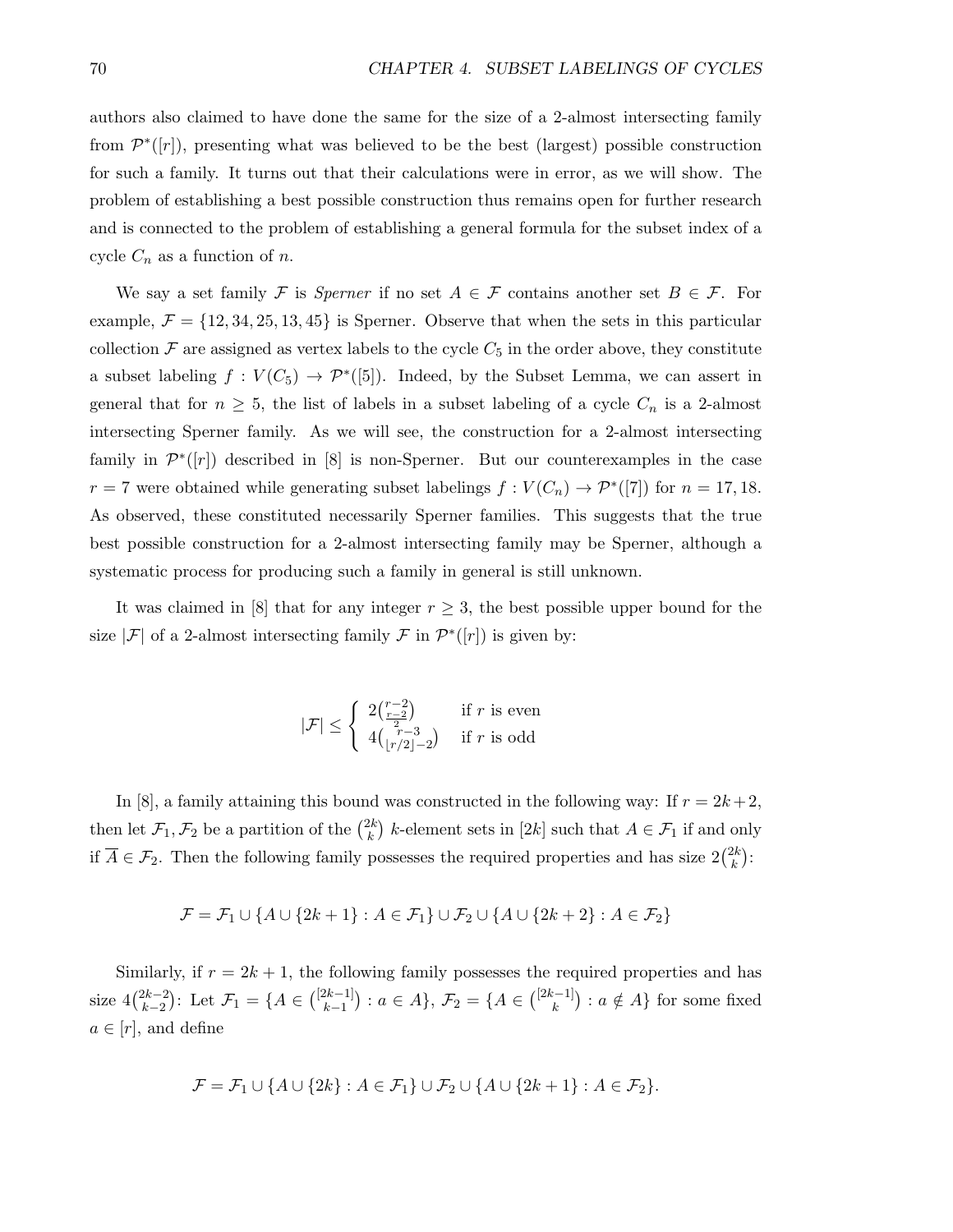authors also claimed to have done the same for the size of a 2-almost intersecting family from $\mathcal{P}^*([r])$, presenting what was believed to be the best (largest) possible construction for such a family. It turns out that their calculations were in error, as we will show. The problem of establishing a best possible construction thus remains open for further research and is connected to the problem of establishing a general formula for the subset index of a cycle $C_n$ as a function of $n$.

We say a set family $\mathcal{F}$ is *Sperner* if no set $A \in \mathcal{F}$ contains another set $B \in \mathcal{F}$. For example, $\mathcal{F} = \{12, 34, 25, 13, 45\}$ is Sperner. Observe that when the sets in this particular collection $\mathcal{F}$ are assigned as vertex labels to the cycle $C_5$ in the order above, they constitute a subset labeling $f : V(C_5) \to \mathcal{P}^*([5])$. Indeed, by the Subset Lemma, we can assert in general that for $n \geq 5$, the list of labels in a subset labeling of a cycle $C_n$ is a 2-almost intersecting Sperner family. As we will see, the construction for a 2-almost intersecting family in $\mathcal{P}^*([r])$ described in [8] is non-Sperner. But our counterexamples in the case $r = 7$ were obtained while generating subset labelings $f : V(C_n) \to \mathcal{P}^*([7])$ for $n = 17, 18$. As observed, these constituted necessarily Sperner families. This suggests that the true best possible construction for a 2-almost intersecting family may be Sperner, although a systematic process for producing such a family in general is still unknown.

It was claimed in [8] that for any integer $r \geq 3$, the best possible upper bound for the size $|\mathcal{F}|$ of a 2-almost intersecting family $\mathcal{F}$ in $\mathcal{P}^*([r])$ is given by:

$$|\mathcal{F}| \leq \begin{cases} 2\binom{r-2}{\frac{r-2}{2}} & \text{if } r \text{ is even} \\ 4\binom{r-3}{\lfloor r/2 \rfloor - 2} & \text{if } r \text{ is odd} \end{cases}$$

In [8], a family attaining this bound was constructed in the following way: If $r = 2k+2$, then let $\mathcal{F}_1, \mathcal{F}_2$ be a partition of the $\binom{2k}{k}$ $k$-element sets in $[2k]$ such that $A \in \mathcal{F}_1$ if and only if $\overline{A} \in \mathcal{F}_2$. Then the following family possesses the required properties and has size $2\binom{2k}{k}$:

$$\mathcal{F} = \mathcal{F}_1 \cup \{A \cup \{2k+1\} : A \in \mathcal{F}_1\} \cup \mathcal{F}_2 \cup \{A \cup \{2k+2\} : A \in \mathcal{F}_2\}$$

Similarly, if $r = 2k+1$, the following family possesses the required properties and has size $4\binom{2k-2}{k-2}$: Let $\mathcal{F}_1 = \{A \in \binom{[2k-1]}{k-1} : a \in A\}$, $\mathcal{F}_2 = \{A \in \binom{[2k-1]}{k} : a \notin A\}$ for some fixed $a \in [r]$, and define

$$\mathcal{F} = \mathcal{F}_1 \cup \{A \cup \{2k\} : A \in \mathcal{F}_1\} \cup \mathcal{F}_2 \cup \{A \cup \{2k+1\} : A \in \mathcal{F}_2\}.$$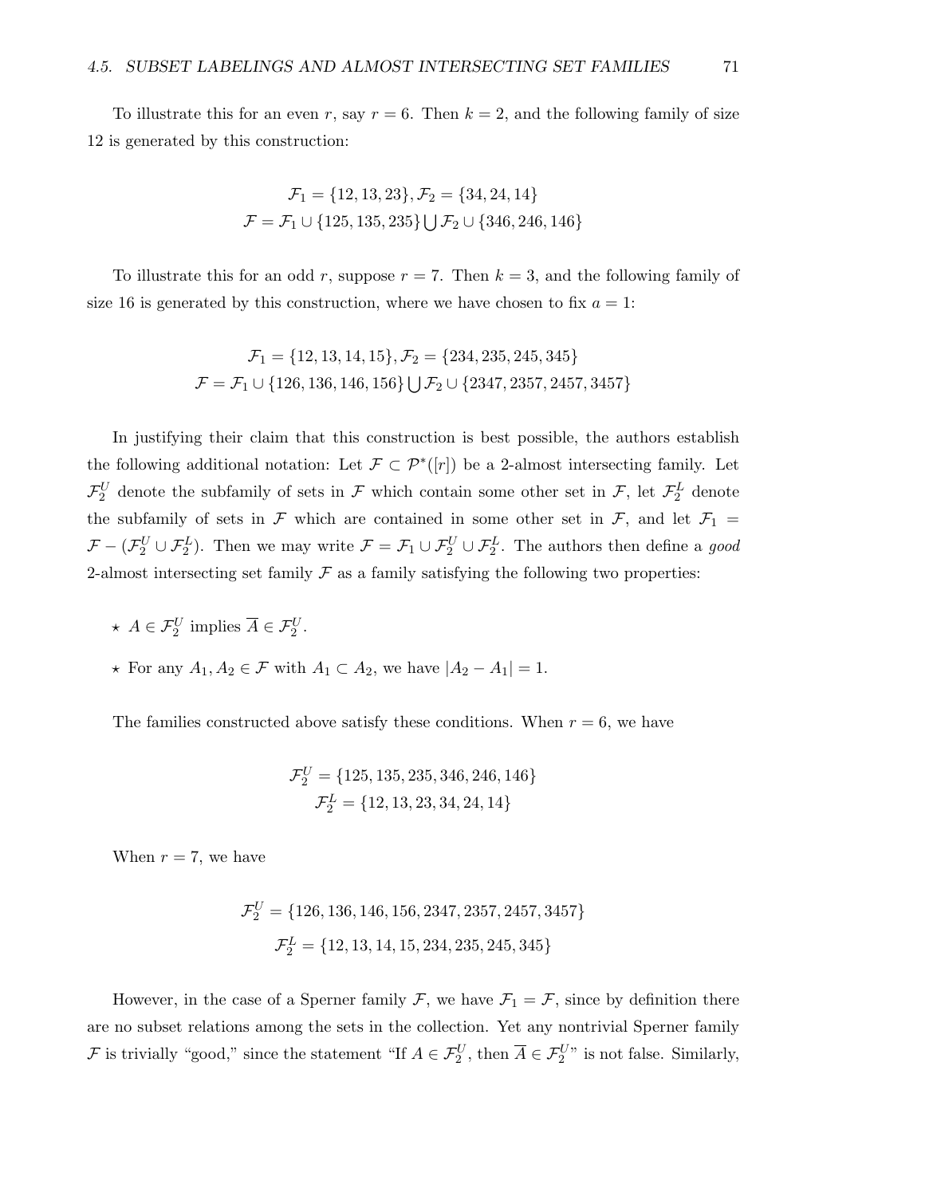To illustrate this for an even $r$, say $r = 6$. Then $k = 2$, and the following family of size 12 is generated by this construction:

$$\mathcal{F}_1 = \{12, 13, 23\}, \mathcal{F}_2 = \{34, 24, 14\}$$
$$\mathcal{F} = \mathcal{F}_1 \cup \{125, 135, 235\} \bigcup \mathcal{F}_2 \cup \{346, 246, 146\}$$

To illustrate this for an odd $r$, suppose $r = 7$. Then $k = 3$, and the following family of size 16 is generated by this construction, where we have chosen to fix $a = 1$:

$$\mathcal{F}_1 = \{12, 13, 14, 15\}, \mathcal{F}_2 = \{234, 235, 245, 345\}$$
$$\mathcal{F} = \mathcal{F}_1 \cup \{126, 136, 146, 156\} \bigcup \mathcal{F}_2 \cup \{2347, 2357, 2457, 3457\}$$

In justifying their claim that this construction is best possible, the authors establish the following additional notation: Let $\mathcal{F} \subset \mathcal{P}^*([r])$ be a 2-almost intersecting family. Let $\mathcal{F}_2^U$ denote the subfamily of sets in $\mathcal{F}$ which contain some other set in $\mathcal{F}$, let $\mathcal{F}_2^L$ denote the subfamily of sets in $\mathcal{F}$ which are contained in some other set in $\mathcal{F}$, and let $\mathcal{F}_1 = \mathcal{F} - (\mathcal{F}_2^U \cup \mathcal{F}_2^L)$. Then we may write $\mathcal{F} = \mathcal{F}_1 \cup \mathcal{F}_2^U \cup \mathcal{F}_2^L$. The authors then define a *good* 2-almost intersecting set family $\mathcal{F}$ as a family satisfying the following two properties:

- ⋆ $A \in \mathcal{F}_2^U$ implies $\overline{A} \in \mathcal{F}_2^U$.
- ⋆ For any $A_1, A_2 \in \mathcal{F}$ with $A_1 \subset A_2$, we have $|A_2 - A_1| = 1$.

The families constructed above satisfy these conditions. When $r = 6$, we have

$$\mathcal{F}_2^U = \{125, 135, 235, 346, 246, 146\}$$
$$\mathcal{F}_2^L = \{12, 13, 23, 34, 24, 14\}$$

When $r = 7$, we have

$$\mathcal{F}_2^U = \{126, 136, 146, 156, 2347, 2357, 2457, 3457\}$$
$$\mathcal{F}_2^L = \{12, 13, 14, 15, 234, 235, 245, 345\}$$

However, in the case of a Sperner family $\mathcal{F}$, we have $\mathcal{F}_1 = \mathcal{F}$, since by definition there are no subset relations among the sets in the collection. Yet any nontrivial Sperner family $\mathcal{F}$ is trivially "good," since the statement "If $A \in \mathcal{F}_2^U$, then $\overline{A} \in \mathcal{F}_2^U$" is not false. Similarly,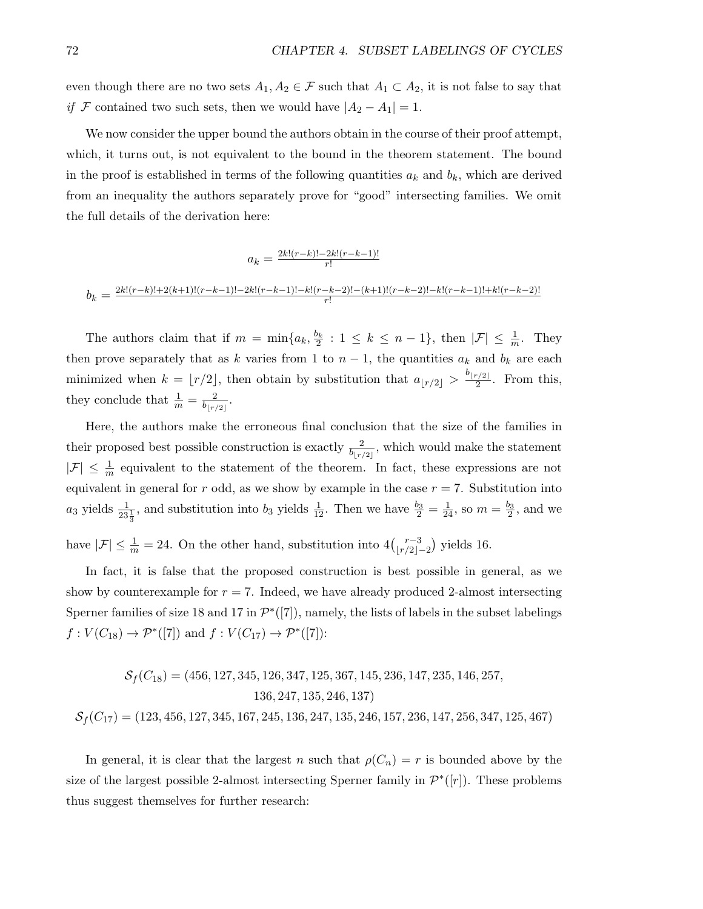even though there are no two sets $A_1, A_2 \in \mathcal{F}$ such that $A_1 \subset A_2$, it is not false to say that *if* $\mathcal{F}$ contained two such sets, then we would have $|A_2 - A_1| = 1$.

We now consider the upper bound the authors obtain in the course of their proof attempt, which, it turns out, is not equivalent to the bound in the theorem statement. The bound in the proof is established in terms of the following quantities $a_k$ and $b_k$, which are derived from an inequality the authors separately prove for "good" intersecting families. We omit the full details of the derivation here:

$$a_k = \frac{2k!(r-k)! - 2k!(r-k-1)!}{r!}$$

$$b_k = \frac{2k!(r-k)! + 2(k+1)!(r-k-1)! - 2k!(r-k-1)! - k!(r-k-2)! - (k+1)!(r-k-2)! - k!(r-k-1)! + k!(r-k-2)!}{r!}$$

The authors claim that if $m = \min\{a_k, \frac{b_k}{2} : 1 \leq k \leq n-1\}$, then $|\mathcal{F}| \leq \frac{1}{m}$. They then prove separately that as $k$ varies from 1 to $n-1$, the quantities $a_k$ and $b_k$ are each minimized when $k = \lfloor r/2 \rfloor$, then obtain by substitution that $a_{\lfloor r/2 \rfloor} > \frac{b_{\lfloor r/2 \rfloor}}{2}$. From this, they conclude that $\frac{1}{m} = \frac{2}{b_{\lfloor r/2 \rfloor}}$.

Here, the authors make the erroneous final conclusion that the size of the families in their proposed best possible construction is exactly $\frac{2}{b_{\lfloor r/2 \rfloor}}$, which would make the statement $|\mathcal{F}| \leq \frac{1}{m}$ equivalent to the statement of the theorem. In fact, these expressions are not equivalent in general for $r$ odd, as we show by example in the case $r = 7$. Substitution into $a_3$ yields $\frac{1}{23\frac{1}{3}}$, and substitution into $b_3$ yields $\frac{1}{12}$. Then we have $\frac{b_3}{2} = \frac{1}{24}$, so $m = \frac{b_3}{2}$, and we have $|\mathcal{F}| \leq \frac{1}{m} = 24$. On the other hand, substitution into $4\binom{r-3}{\lfloor r/2 \rfloor - 2}$ yields 16.

In fact, it is false that the proposed construction is best possible in general, as we show by counterexample for $r = 7$. Indeed, we have already produced 2-almost intersecting Sperner families of size 18 and 17 in $\mathcal{P}^*([7])$, namely, the lists of labels in the subset labelings $f : V(C_{18}) \to \mathcal{P}^*([7])$ and $f : V(C_{17}) \to \mathcal{P}^*([7])$:

$$\begin{aligned}\mathcal{S}_f(C_{18}) = (&456, 127, 345, 126, 347, 125, 367, 145, 236, 147, 235, 146, 257,\\ &136, 247, 135, 246, 137)\\ \mathcal{S}_f(C_{17}) = (&123, 456, 127, 345, 167, 245, 136, 247, 135, 246, 157, 236, 147, 256, 347, 125, 467)\end{aligned}$$

In general, it is clear that the largest $n$ such that $\rho(C_n) = r$ is bounded above by the size of the largest possible 2-almost intersecting Sperner family in $\mathcal{P}^*([r])$. These problems thus suggest themselves for further research: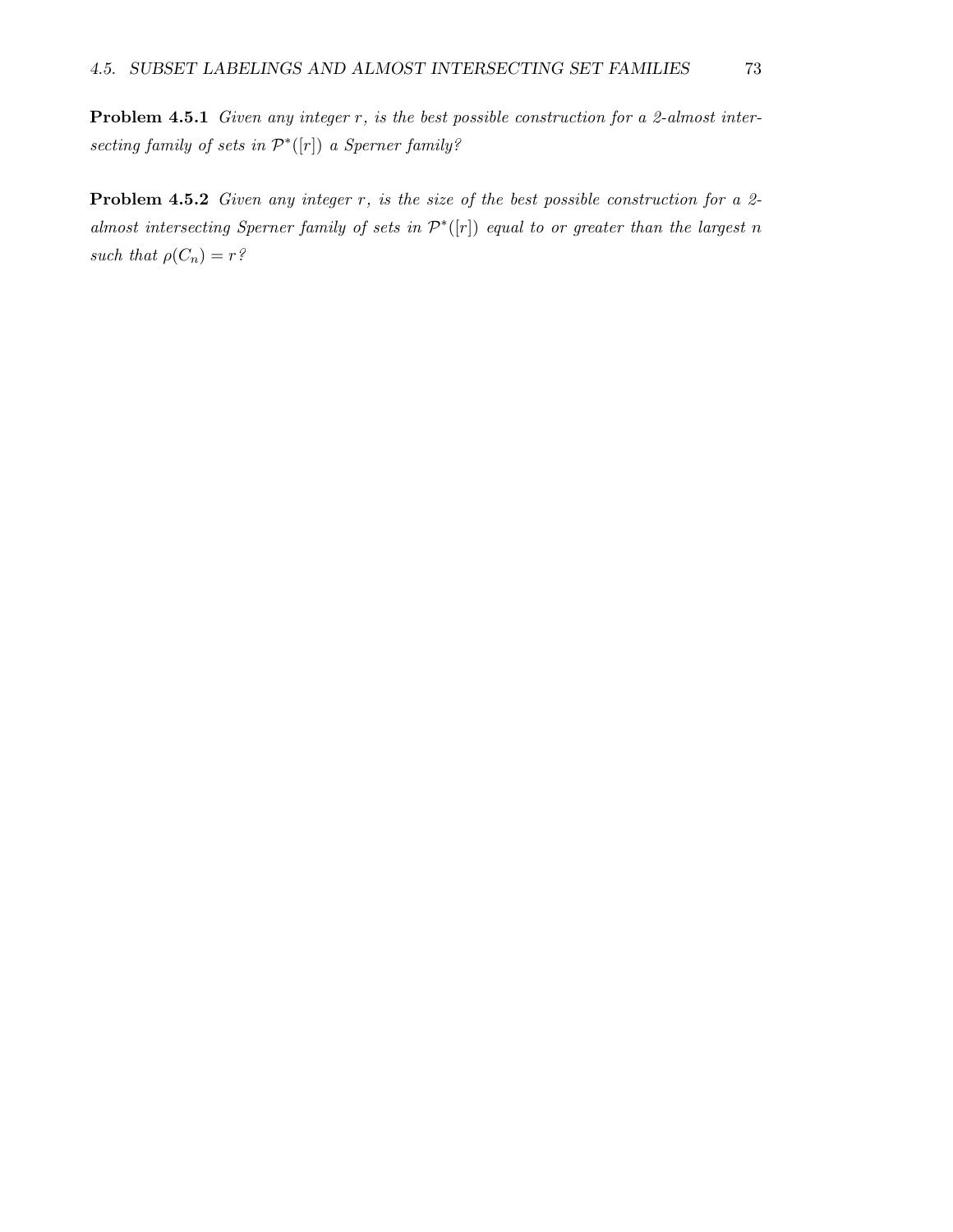**Problem 4.5.1** *Given any integer $r$, is the best possible construction for a 2-almost intersecting family of sets in $\mathcal{P}^*([r])$ a Sperner family?*

**Problem 4.5.2** *Given any integer $r$, is the size of the best possible construction for a 2-almost intersecting Sperner family of sets in $\mathcal{P}^*([r])$ equal to or greater than the largest $n$ such that $\rho(C_n) = r$?*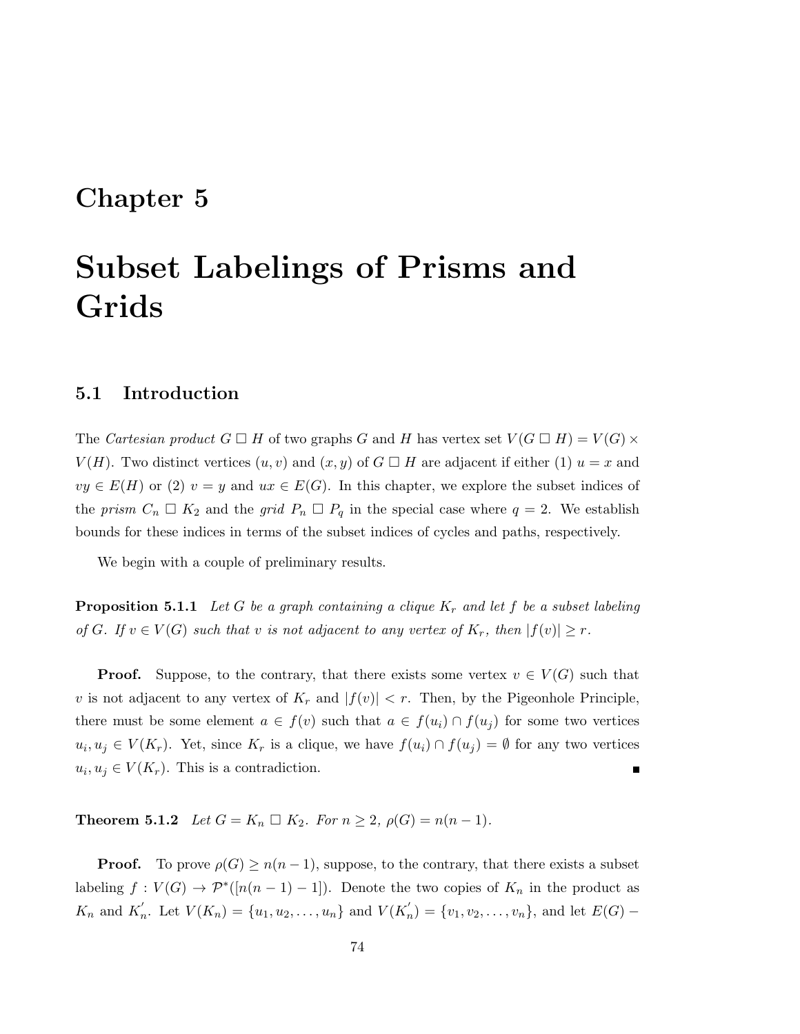# Chapter 5

# Subset Labelings of Prisms and Grids

## 5.1 Introduction

The *Cartesian product* $G \,\square\, H$ of two graphs $G$ and $H$ has vertex set $V(G \,\square\, H) = V(G) \times V(H)$. Two distinct vertices $(u, v)$ and $(x, y)$ of $G \,\square\, H$ are adjacent if either (1) $u = x$ and $vy \in E(H)$ or (2) $v = y$ and $ux \in E(G)$. In this chapter, we explore the subset indices of the *prism* $C_n \,\square\, K_2$ and the *grid* $P_n \,\square\, P_q$ in the special case where $q = 2$. We establish bounds for these indices in terms of the subset indices of cycles and paths, respectively.

We begin with a couple of preliminary results.

**Proposition 5.1.1** *Let $G$ be a graph containing a clique $K_r$ and let $f$ be a subset labeling of $G$. If $v \in V(G)$ such that $v$ is not adjacent to any vertex of $K_r$, then $|f(v)| \geq r$.*

**Proof.** Suppose, to the contrary, that there exists some vertex $v \in V(G)$ such that $v$ is not adjacent to any vertex of $K_r$ and $|f(v)| < r$. Then, by the Pigeonhole Principle, there must be some element $a \in f(v)$ such that $a \in f(u_i) \cap f(u_j)$ for some two vertices $u_i, u_j \in V(K_r)$. Yet, since $K_r$ is a clique, we have $f(u_i) \cap f(u_j) = \emptyset$ for any two vertices $u_i, u_j \in V(K_r)$. This is a contradiction. ■

**Theorem 5.1.2** *Let $G = K_n \,\square\, K_2$. For $n \geq 2$, $\rho(G) = n(n-1)$.*

**Proof.** To prove $\rho(G) \geq n(n-1)$, suppose, to the contrary, that there exists a subset labeling $f : V(G) \to \mathcal{P}^*([n(n-1)-1])$. Denote the two copies of $K_n$ in the product as $K_n$ and $K_n^{'}$. Let $V(K_n) = \{u_1, u_2, \ldots, u_n\}$ and $V(K_n^{'}) = \{v_1, v_2, \ldots, v_n\}$, and let $E(G) -$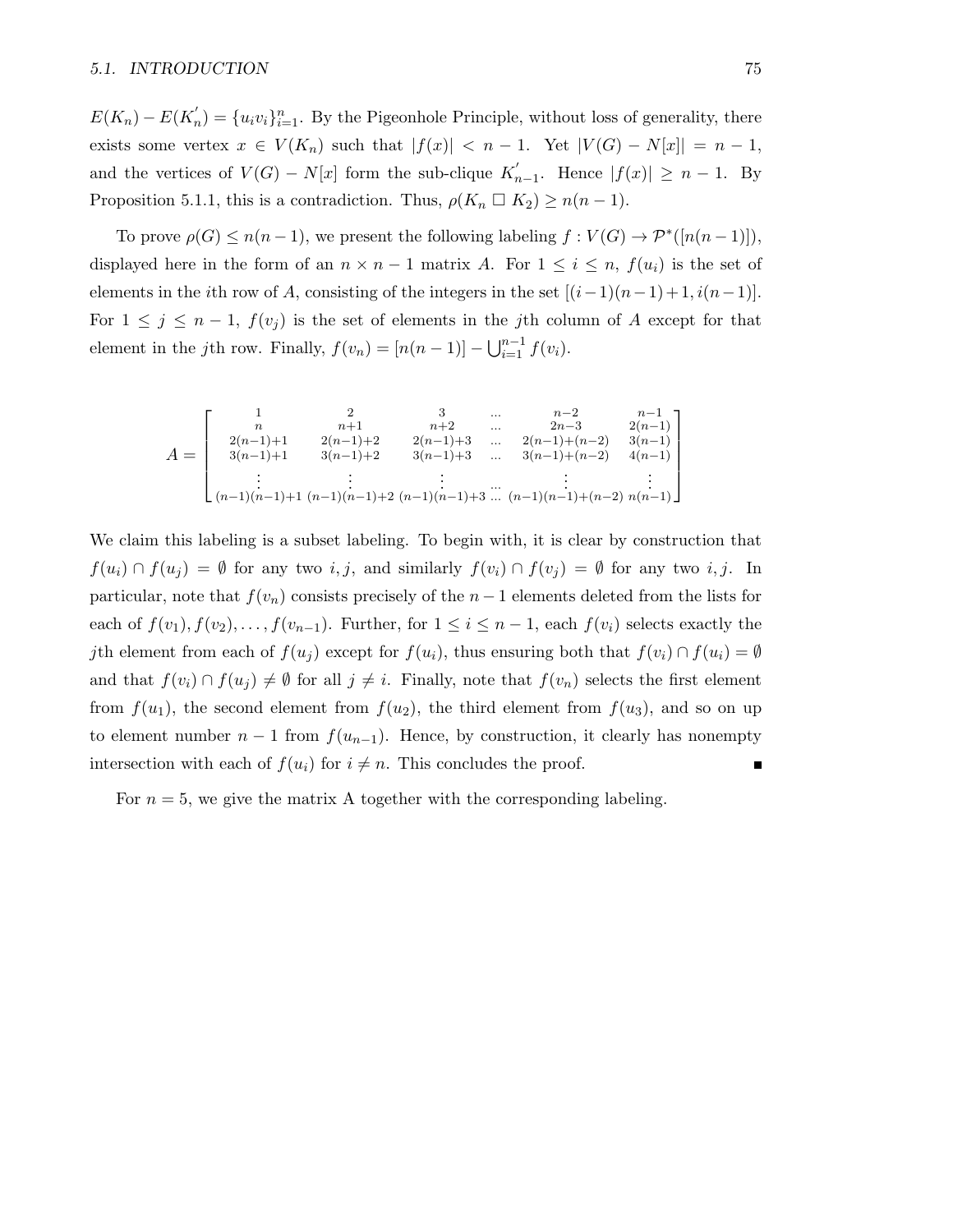$E(K_n) - E(K_n^{'}) = \{u_i v_i\}_{i=1}^{n}$. By the Pigeonhole Principle, without loss of generality, there exists some vertex $x \in V(K_n)$ such that $|f(x)| < n-1$. Yet $|V(G) - N[x]| = n-1$, and the vertices of $V(G) - N[x]$ form the sub-clique $K_{n-1}^{'}$. Hence $|f(x)| \geq n-1$. By Proposition 5.1.1, this is a contradiction. Thus, $\rho(K_n \square K_2) \geq n(n-1)$.

To prove $\rho(G) \leq n(n-1)$, we present the following labeling $f : V(G) \to \mathcal{P}^*([n(n-1)])$, displayed here in the form of an $n \times n-1$ matrix $A$. For $1 \leq i \leq n$, $f(u_i)$ is the set of elements in the $i$th row of $A$, consisting of the integers in the set $[(i-1)(n-1)+1, i(n-1)]$. For $1 \leq j \leq n-1$, $f(v_j)$ is the set of elements in the $j$th column of $A$ except for that element in the $j$th row. Finally, $f(v_n) = [n(n-1)] - \bigcup_{i=1}^{n-1} f(v_i)$.

$$A = \begin{bmatrix} 1 & 2 & 3 & \dots & n-2 & n-1 \\ n & n+1 & n+2 & \dots & 2n-3 & 2(n-1) \\ 2(n-1)+1 & 2(n-1)+2 & 2(n-1)+3 & \dots & 2(n-1)+(n-2) & 3(n-1) \\ 3(n-1)+1 & 3(n-1)+2 & 3(n-1)+3 & \dots & 3(n-1)+(n-2) & 4(n-1) \\ \vdots & \vdots & \vdots & \dots & \vdots & \vdots \\ (n-1)(n-1)+1 & (n-1)(n-1)+2 & (n-1)(n-1)+3 & \dots & (n-1)(n-1)+(n-2) & n(n-1) \end{bmatrix}$$

We claim this labeling is a subset labeling. To begin with, it is clear by construction that $f(u_i) \cap f(u_j) = \emptyset$ for any two $i, j$, and similarly $f(v_i) \cap f(v_j) = \emptyset$ for any two $i, j$. In particular, note that $f(v_n)$ consists precisely of the $n-1$ elements deleted from the lists for each of $f(v_1), f(v_2), \dots, f(v_{n-1})$. Further, for $1 \leq i \leq n-1$, each $f(v_i)$ selects exactly the $j$th element from each of $f(u_j)$ except for $f(u_i)$, thus ensuring both that $f(v_i) \cap f(u_i) = \emptyset$ and that $f(v_i) \cap f(u_j) \neq \emptyset$ for all $j \neq i$. Finally, note that $f(v_n)$ selects the first element from $f(u_1)$, the second element from $f(u_2)$, the third element from $f(u_3)$, and so on up to element number $n-1$ from $f(u_{n-1})$. Hence, by construction, it clearly has nonempty intersection with each of $f(u_i)$ for $i \neq n$. This concludes the proof. ∎

For $n = 5$, we give the matrix A together with the corresponding labeling.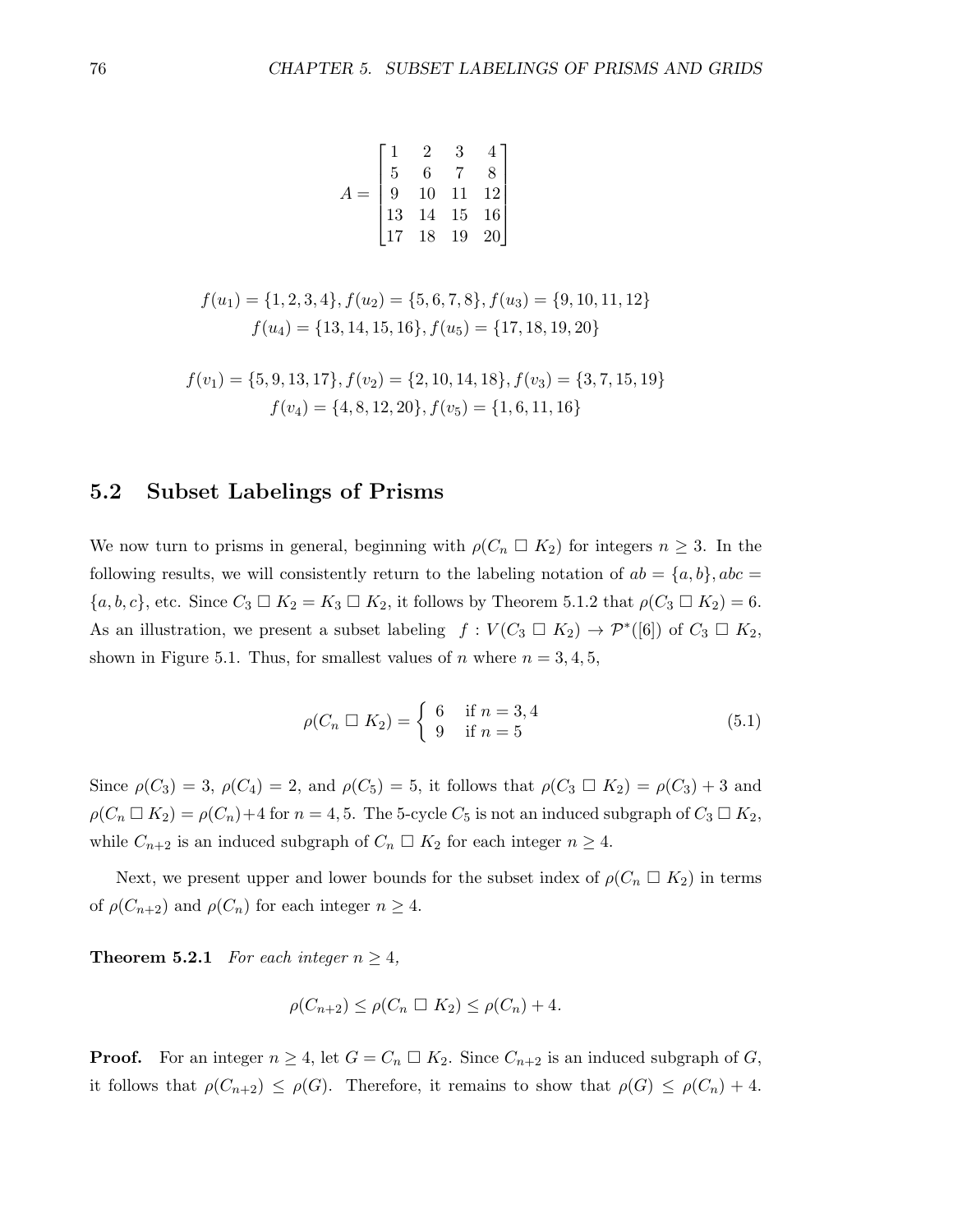$$A = \begin{bmatrix} 1 & 2 & 3 & 4 \\ 5 & 6 & 7 & 8 \\ 9 & 10 & 11 & 12 \\ 13 & 14 & 15 & 16 \\ 17 & 18 & 19 & 20 \end{bmatrix}$$

$$f(u_1) = \{1, 2, 3, 4\}, f(u_2) = \{5, 6, 7, 8\}, f(u_3) = \{9, 10, 11, 12\}$$
$$f(u_4) = \{13, 14, 15, 16\}, f(u_5) = \{17, 18, 19, 20\}$$

$$f(v_1) = \{5, 9, 13, 17\}, f(v_2) = \{2, 10, 14, 18\}, f(v_3) = \{3, 7, 15, 19\}$$
$$f(v_4) = \{4, 8, 12, 20\}, f(v_5) = \{1, 6, 11, 16\}$$

## 5.2 Subset Labelings of Prisms

We now turn to prisms in general, beginning with $\rho(C_n \square K_2)$ for integers $n \geq 3$. In the following results, we will consistently return to the labeling notation of $ab = \{a, b\}, abc = \{a, b, c\}$, etc. Since $C_3 \square K_2 = K_3 \square K_2$, it follows by Theorem 5.1.2 that $\rho(C_3 \square K_2) = 6$. As an illustration, we present a subset labeling $f : V(C_3 \square K_2) \to \mathcal{P}^*([6])$ of $C_3 \square K_2$, shown in Figure 5.1. Thus, for smallest values of $n$ where $n = 3, 4, 5$,

$$\rho(C_n \square K_2) = \begin{cases} 6 & \text{if } n = 3, 4 \\ 9 & \text{if } n = 5 \end{cases} \tag{5.1}$$

Since $\rho(C_3) = 3$, $\rho(C_4) = 2$, and $\rho(C_5) = 5$, it follows that $\rho(C_3 \square K_2) = \rho(C_3) + 3$ and $\rho(C_n \square K_2) = \rho(C_n) + 4$ for $n = 4, 5$. The 5-cycle $C_5$ is not an induced subgraph of $C_3 \square K_2$, while $C_{n+2}$ is an induced subgraph of $C_n \square K_2$ for each integer $n \geq 4$.

Next, we present upper and lower bounds for the subset index of $\rho(C_n \square K_2)$ in terms of $\rho(C_{n+2})$ and $\rho(C_n)$ for each integer $n \geq 4$.

**Theorem 5.2.1** *For each integer $n \geq 4$,*

$$\rho(C_{n+2}) \leq \rho(C_n \square K_2) \leq \rho(C_n) + 4.$$

**Proof.** For an integer $n \geq 4$, let $G = C_n \square K_2$. Since $C_{n+2}$ is an induced subgraph of $G$, it follows that $\rho(C_{n+2}) \leq \rho(G)$. Therefore, it remains to show that $\rho(G) \leq \rho(C_n) + 4$.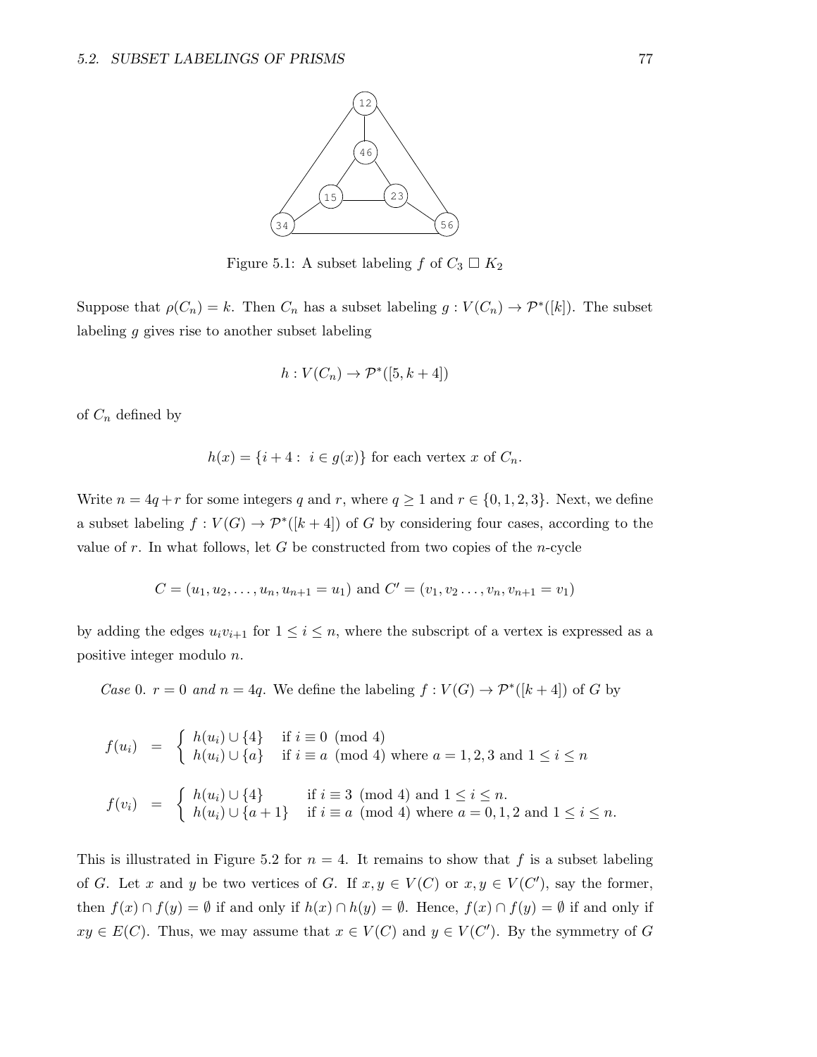Figure 5.1: A subset labeling $f$ of $C_3 \,\square\, K_2$

Suppose that $\rho(C_n) = k$. Then $C_n$ has a subset labeling $g : V(C_n) \to \mathcal{P}^*([k])$. The subset labeling $g$ gives rise to another subset labeling

$$h : V(C_n) \to \mathcal{P}^*([5, k+4])$$

of $C_n$ defined by

$$h(x) = \{i + 4 : \ i \in g(x)\} \text{ for each vertex } x \text{ of } C_n.$$

Write $n = 4q + r$ for some integers $q$ and $r$, where $q \geq 1$ and $r \in \{0, 1, 2, 3\}$. Next, we define a subset labeling $f : V(G) \to \mathcal{P}^*([k+4])$ of $G$ by considering four cases, according to the value of $r$. In what follows, let $G$ be constructed from two copies of the $n$-cycle

$$C = (u_1, u_2, \ldots, u_n, u_{n+1} = u_1) \text{ and } C' = (v_1, v_2 \ldots, v_n, v_{n+1} = v_1)$$

by adding the edges $u_i v_{i+1}$ for $1 \leq i \leq n$, where the subscript of a vertex is expressed as a positive integer modulo $n$.

*Case* 0. *$r = 0$ and $n = 4q$.* We define the labeling $f : V(G) \to \mathcal{P}^*([k+4])$ of $G$ by

$$f(u_i) \;=\; \begin{cases} h(u_i) \cup \{4\} & \text{if } i \equiv 0 \pmod 4 \\ h(u_i) \cup \{a\} & \text{if } i \equiv a \pmod 4 \text{ where } a = 1, 2, 3 \text{ and } 1 \leq i \leq n \end{cases}$$

$$f(v_i) \;=\; \begin{cases} h(u_i) \cup \{4\} & \text{if } i \equiv 3 \pmod 4 \text{ and } 1 \leq i \leq n. \\ h(u_i) \cup \{a+1\} & \text{if } i \equiv a \pmod 4 \text{ where } a = 0, 1, 2 \text{ and } 1 \leq i \leq n. \end{cases}$$

This is illustrated in Figure 5.2 for $n = 4$. It remains to show that $f$ is a subset labeling of $G$. Let $x$ and $y$ be two vertices of $G$. If $x, y \in V(C)$ or $x, y \in V(C')$, say the former, then $f(x) \cap f(y) = \emptyset$ if and only if $h(x) \cap h(y) = \emptyset$. Hence, $f(x) \cap f(y) = \emptyset$ if and only if $xy \in E(C)$. Thus, we may assume that $x \in V(C)$ and $y \in V(C')$. By the symmetry of $G$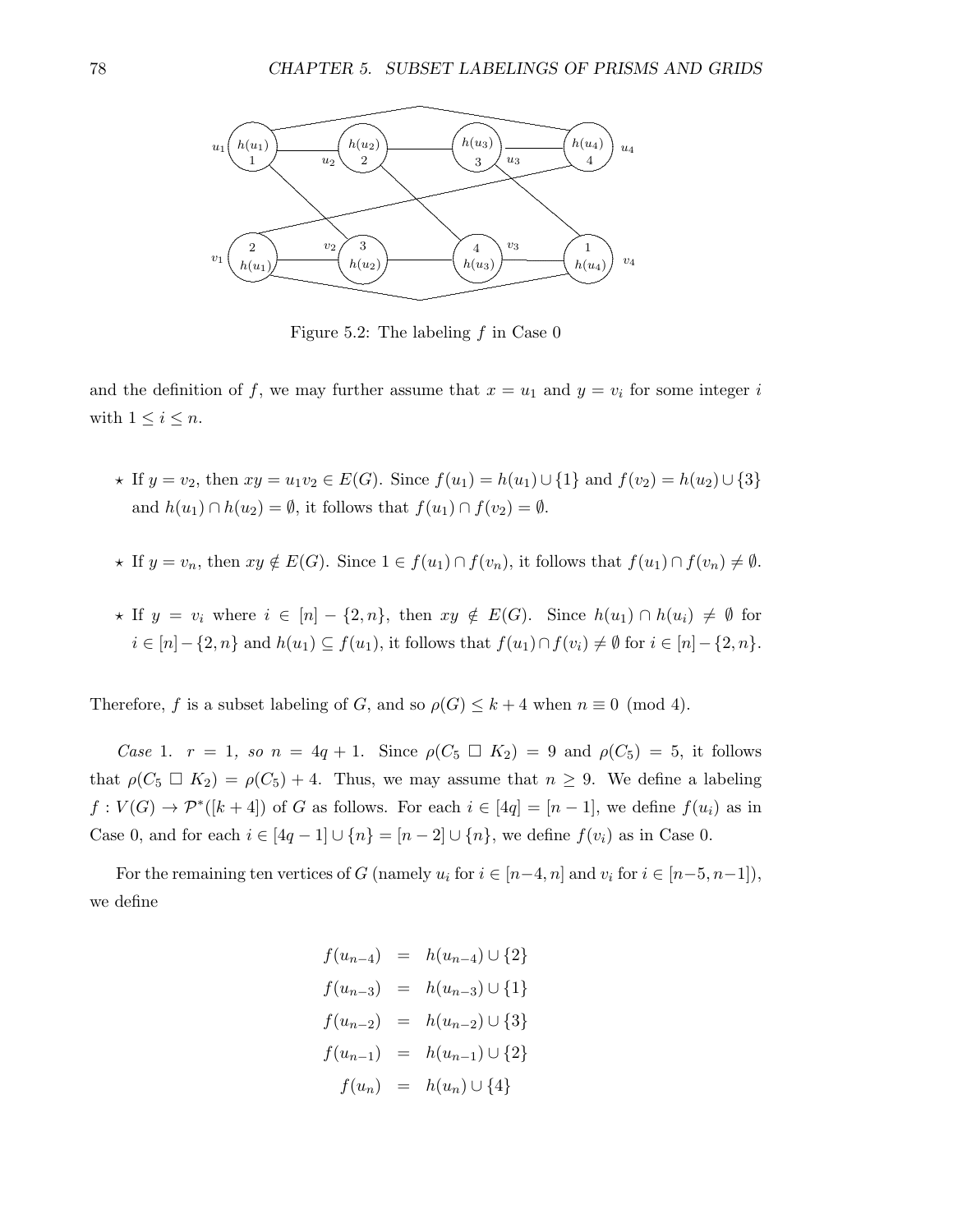Figure 5.2: The labeling $f$ in Case 0

and the definition of $f$, we may further assume that $x = u_1$ and $y = v_i$ for some integer $i$ with $1 \leq i \leq n$.

- ⋆ If $y = v_2$, then $xy = u_1v_2 \in E(G)$. Since $f(u_1) = h(u_1) \cup \{1\}$ and $f(v_2) = h(u_2) \cup \{3\}$ and $h(u_1) \cap h(u_2) = \emptyset$, it follows that $f(u_1) \cap f(v_2) = \emptyset$.

- ⋆ If $y = v_n$, then $xy \notin E(G)$. Since $1 \in f(u_1) \cap f(v_n)$, it follows that $f(u_1) \cap f(v_n) \neq \emptyset$.

- ⋆ If $y = v_i$ where $i \in [n] - \{2, n\}$, then $xy \notin E(G)$. Since $h(u_1) \cap h(u_i) \neq \emptyset$ for $i \in [n] - \{2, n\}$ and $h(u_1) \subseteq f(u_1)$, it follows that $f(u_1) \cap f(v_i) \neq \emptyset$ for $i \in [n] - \{2, n\}$.

Therefore, $f$ is a subset labeling of $G$, and so $\rho(G) \leq k + 4$ when $n \equiv 0 \pmod 4$.

*Case* 1. *$r = 1$, so $n = 4q + 1$.* Since $\rho(C_5 \square K_2) = 9$ and $\rho(C_5) = 5$, it follows that $\rho(C_5 \square K_2) = \rho(C_5) + 4$. Thus, we may assume that $n \geq 9$. We define a labeling $f : V(G) \to \mathcal{P}^*([k + 4])$ of $G$ as follows. For each $i \in [4q] = [n - 1]$, we define $f(u_i)$ as in Case 0, and for each $i \in [4q - 1] \cup \{n\} = [n - 2] \cup \{n\}$, we define $f(v_i)$ as in Case 0.

For the remaining ten vertices of $G$ (namely $u_i$ for $i \in [n-4, n]$ and $v_i$ for $i \in [n-5, n-1]$), we define

$$
\begin{aligned}
f(u_{n-4}) &= h(u_{n-4}) \cup \{2\} \\
f(u_{n-3}) &= h(u_{n-3}) \cup \{1\} \\
f(u_{n-2}) &= h(u_{n-2}) \cup \{3\} \\
f(u_{n-1}) &= h(u_{n-1}) \cup \{2\} \\
f(u_n) &= h(u_n) \cup \{4\}
\end{aligned}
$$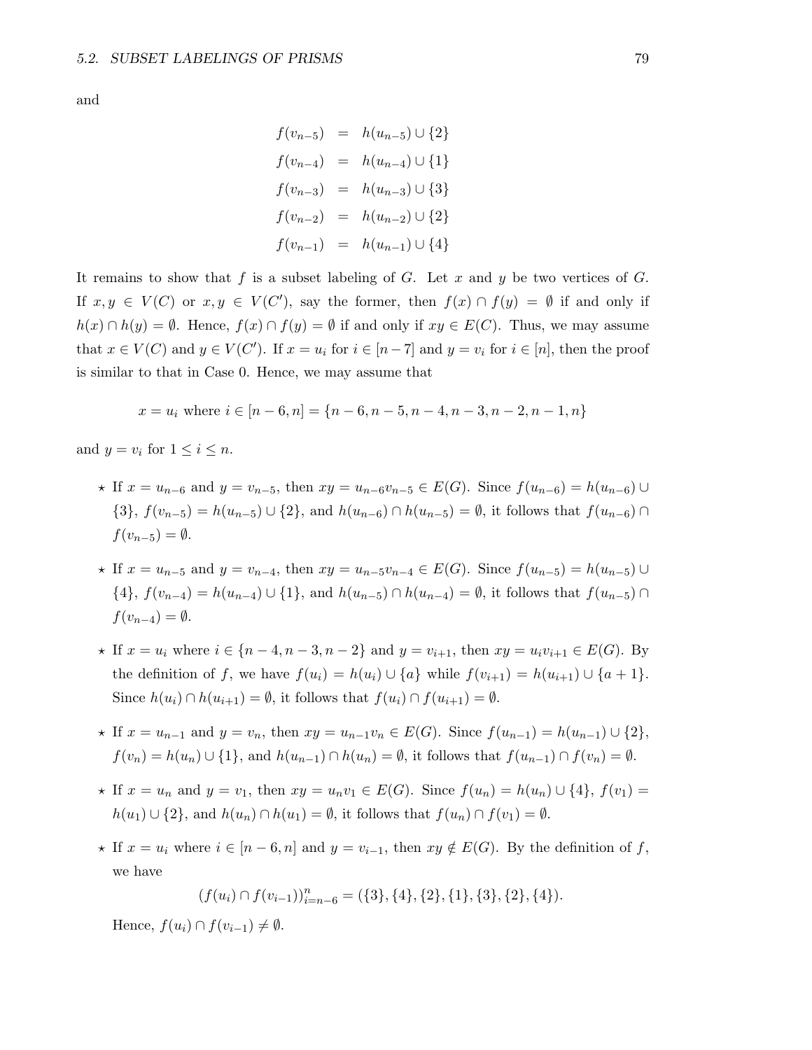and

$$\begin{aligned}
f(v_{n-5}) &= h(u_{n-5}) \cup \{2\} \\
f(v_{n-4}) &= h(u_{n-4}) \cup \{1\} \\
f(v_{n-3}) &= h(u_{n-3}) \cup \{3\} \\
f(v_{n-2}) &= h(u_{n-2}) \cup \{2\} \\
f(v_{n-1}) &= h(u_{n-1}) \cup \{4\}
\end{aligned}$$

It remains to show that $f$ is a subset labeling of $G$. Let $x$ and $y$ be two vertices of $G$. If $x, y \in V(C)$ or $x, y \in V(C')$, say the former, then $f(x) \cap f(y) = \emptyset$ if and only if $h(x) \cap h(y) = \emptyset$. Hence, $f(x) \cap f(y) = \emptyset$ if and only if $xy \in E(C)$. Thus, we may assume that $x \in V(C)$ and $y \in V(C')$. If $x = u_i$ for $i \in [n-7]$ and $y = v_i$ for $i \in [n]$, then the proof is similar to that in Case 0. Hence, we may assume that

$$x = u_i \text{ where } i \in [n-6, n] = \{n-6, n-5, n-4, n-3, n-2, n-1, n\}$$

and $y = v_i$ for $1 \leq i \leq n$.

- ⋆ If $x = u_{n-6}$ and $y = v_{n-5}$, then $xy = u_{n-6}v_{n-5} \in E(G)$. Since $f(u_{n-6}) = h(u_{n-6}) \cup \{3\}$, $f(v_{n-5}) = h(u_{n-5}) \cup \{2\}$, and $h(u_{n-6}) \cap h(u_{n-5}) = \emptyset$, it follows that $f(u_{n-6}) \cap f(v_{n-5}) = \emptyset$.

- ⋆ If $x = u_{n-5}$ and $y = v_{n-4}$, then $xy = u_{n-5}v_{n-4} \in E(G)$. Since $f(u_{n-5}) = h(u_{n-5}) \cup \{4\}$, $f(v_{n-4}) = h(u_{n-4}) \cup \{1\}$, and $h(u_{n-5}) \cap h(u_{n-4}) = \emptyset$, it follows that $f(u_{n-5}) \cap f(v_{n-4}) = \emptyset$.

- ⋆ If $x = u_i$ where $i \in \{n-4, n-3, n-2\}$ and $y = v_{i+1}$, then $xy = u_i v_{i+1} \in E(G)$. By the definition of $f$, we have $f(u_i) = h(u_i) \cup \{a\}$ while $f(v_{i+1}) = h(u_{i+1}) \cup \{a+1\}$. Since $h(u_i) \cap h(u_{i+1}) = \emptyset$, it follows that $f(u_i) \cap f(u_{i+1}) = \emptyset$.

- ⋆ If $x = u_{n-1}$ and $y = v_n$, then $xy = u_{n-1}v_n \in E(G)$. Since $f(u_{n-1}) = h(u_{n-1}) \cup \{2\}$, $f(v_n) = h(u_n) \cup \{1\}$, and $h(u_{n-1}) \cap h(u_n) = \emptyset$, it follows that $f(u_{n-1}) \cap f(v_n) = \emptyset$.

- ⋆ If $x = u_n$ and $y = v_1$, then $xy = u_n v_1 \in E(G)$. Since $f(u_n) = h(u_n) \cup \{4\}$, $f(v_1) = h(u_1) \cup \{2\}$, and $h(u_n) \cap h(u_1) = \emptyset$, it follows that $f(u_n) \cap f(v_1) = \emptyset$.

- ⋆ If $x = u_i$ where $i \in [n-6, n]$ and $y = v_{i-1}$, then $xy \notin E(G)$. By the definition of $f$, we have

  $$(f(u_i) \cap f(v_{i-1}))_{i=n-6}^{n} = (\{3\}, \{4\}, \{2\}, \{1\}, \{3\}, \{2\}, \{4\}).$$

  Hence, $f(u_i) \cap f(v_{i-1}) \neq \emptyset$.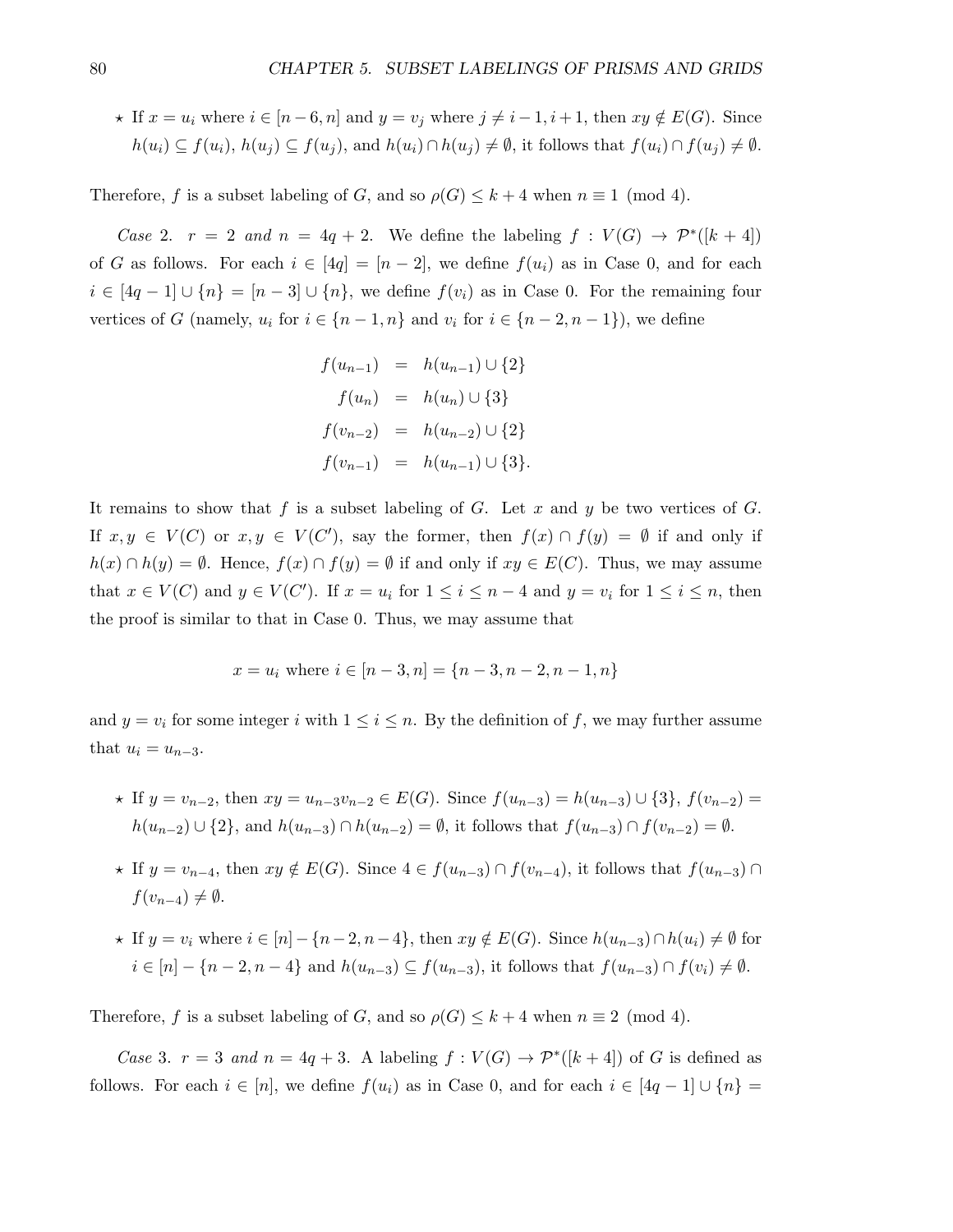- ⋆ If $x = u_i$ where $i \in [n-6, n]$ and $y = v_j$ where $j \neq i-1, i+1$, then $xy \notin E(G)$. Since $h(u_i) \subseteq f(u_i)$, $h(u_j) \subseteq f(u_j)$, and $h(u_i) \cap h(u_j) \neq \emptyset$, it follows that $f(u_i) \cap f(u_j) \neq \emptyset$.

Therefore, $f$ is a subset labeling of $G$, and so $\rho(G) \leq k+4$ when $n \equiv 1 \pmod 4$.

*Case* 2. *$r = 2$ and $n = 4q+2$.* We define the labeling $f : V(G) \to \mathcal{P}^*([k+4])$ of $G$ as follows. For each $i \in [4q] = [n-2]$, we define $f(u_i)$ as in Case 0, and for each $i \in [4q-1] \cup \{n\} = [n-3] \cup \{n\}$, we define $f(v_i)$ as in Case 0. For the remaining four vertices of $G$ (namely, $u_i$ for $i \in \{n-1, n\}$ and $v_i$ for $i \in \{n-2, n-1\}$), we define

$$
\begin{aligned}
f(u_{n-1}) &= h(u_{n-1}) \cup \{2\} \\
f(u_n) &= h(u_n) \cup \{3\} \\
f(v_{n-2}) &= h(u_{n-2}) \cup \{2\} \\
f(v_{n-1}) &= h(u_{n-1}) \cup \{3\}.
\end{aligned}
$$

It remains to show that $f$ is a subset labeling of $G$. Let $x$ and $y$ be two vertices of $G$. If $x, y \in V(C)$ or $x, y \in V(C')$, say the former, then $f(x) \cap f(y) = \emptyset$ if and only if $h(x) \cap h(y) = \emptyset$. Hence, $f(x) \cap f(y) = \emptyset$ if and only if $xy \in E(C)$. Thus, we may assume that $x \in V(C)$ and $y \in V(C')$. If $x = u_i$ for $1 \leq i \leq n-4$ and $y = v_i$ for $1 \leq i \leq n$, then the proof is similar to that in Case 0. Thus, we may assume that

$$x = u_i \text{ where } i \in [n-3, n] = \{n-3, n-2, n-1, n\}$$

and $y = v_i$ for some integer $i$ with $1 \leq i \leq n$. By the definition of $f$, we may further assume that $u_i = u_{n-3}$.

- ⋆ If $y = v_{n-2}$, then $xy = u_{n-3}v_{n-2} \in E(G)$. Since $f(u_{n-3}) = h(u_{n-3}) \cup \{3\}$, $f(v_{n-2}) = h(u_{n-2}) \cup \{2\}$, and $h(u_{n-3}) \cap h(u_{n-2}) = \emptyset$, it follows that $f(u_{n-3}) \cap f(v_{n-2}) = \emptyset$.
- ⋆ If $y = v_{n-4}$, then $xy \notin E(G)$. Since $4 \in f(u_{n-3}) \cap f(v_{n-4})$, it follows that $f(u_{n-3}) \cap f(v_{n-4}) \neq \emptyset$.
- ⋆ If $y = v_i$ where $i \in [n] - \{n-2, n-4\}$, then $xy \notin E(G)$. Since $h(u_{n-3}) \cap h(u_i) \neq \emptyset$ for $i \in [n] - \{n-2, n-4\}$ and $h(u_{n-3}) \subseteq f(u_{n-3})$, it follows that $f(u_{n-3}) \cap f(v_i) \neq \emptyset$.

Therefore, $f$ is a subset labeling of $G$, and so $\rho(G) \leq k+4$ when $n \equiv 2 \pmod 4$.

*Case* 3. *$r = 3$ and $n = 4q+3$.* A labeling $f : V(G) \to \mathcal{P}^*([k+4])$ of $G$ is defined as follows. For each $i \in [n]$, we define $f(u_i)$ as in Case 0, and for each $i \in [4q-1] \cup \{n\} =$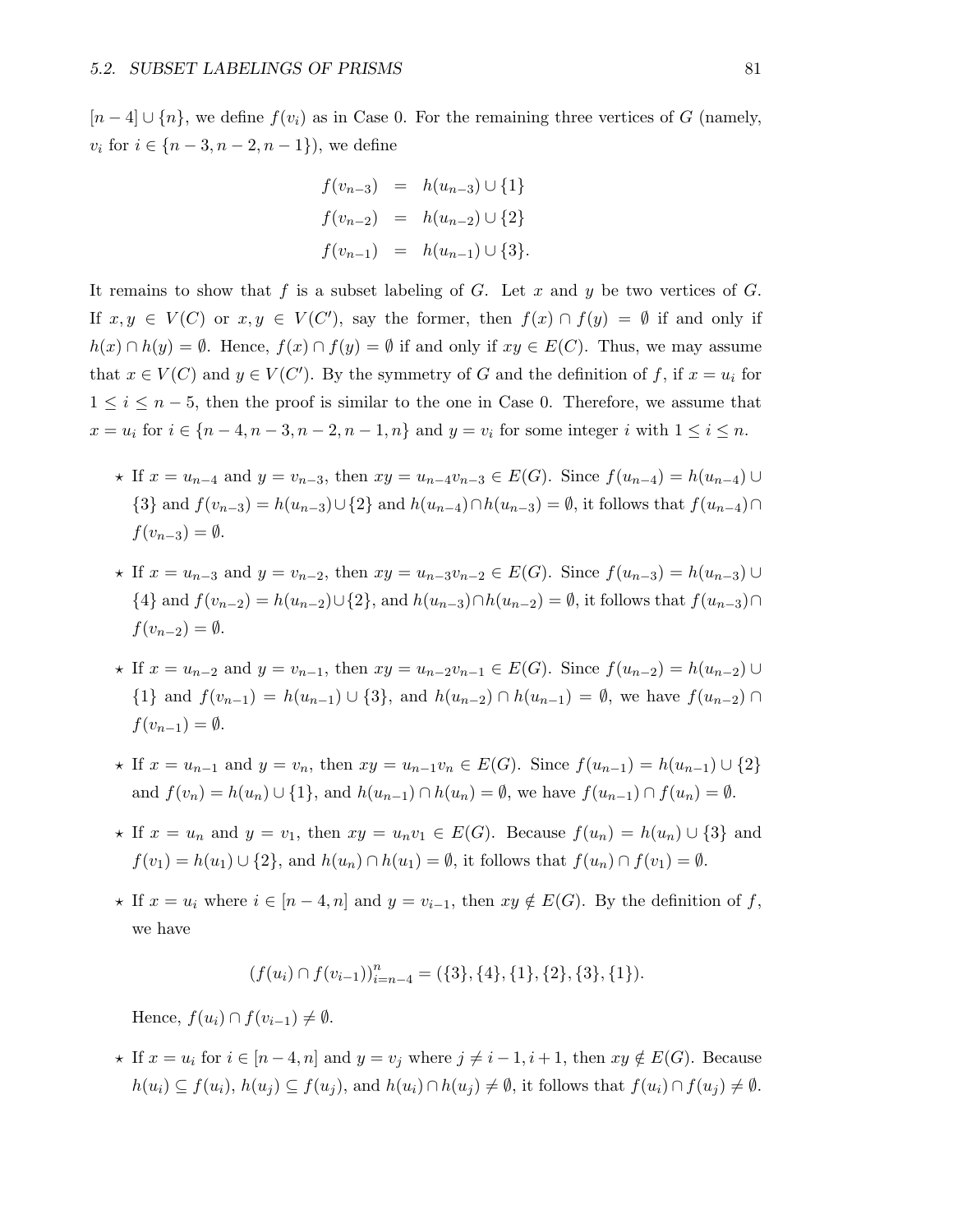$[n-4] \cup \{n\}$, we define $f(v_i)$ as in Case 0. For the remaining three vertices of $G$ (namely, $v_i$ for $i \in \{n-3, n-2, n-1\}$), we define

$$\begin{aligned} f(v_{n-3}) &= h(u_{n-3}) \cup \{1\} \\ f(v_{n-2}) &= h(u_{n-2}) \cup \{2\} \\ f(v_{n-1}) &= h(u_{n-1}) \cup \{3\}. \end{aligned}$$

It remains to show that $f$ is a subset labeling of $G$. Let $x$ and $y$ be two vertices of $G$. If $x, y \in V(C)$ or $x, y \in V(C')$, say the former, then $f(x) \cap f(y) = \emptyset$ if and only if $h(x) \cap h(y) = \emptyset$. Hence, $f(x) \cap f(y) = \emptyset$ if and only if $xy \in E(C)$. Thus, we may assume that $x \in V(C)$ and $y \in V(C')$. By the symmetry of $G$ and the definition of $f$, if $x = u_i$ for $1 \le i \le n-5$, then the proof is similar to the one in Case 0. Therefore, we assume that $x = u_i$ for $i \in \{n-4, n-3, n-2, n-1, n\}$ and $y = v_i$ for some integer $i$ with $1 \le i \le n$.

- ⋆ If $x = u_{n-4}$ and $y = v_{n-3}$, then $xy = u_{n-4}v_{n-3} \in E(G)$. Since $f(u_{n-4}) = h(u_{n-4}) \cup \{3\}$ and $f(v_{n-3}) = h(u_{n-3}) \cup \{2\}$ and $h(u_{n-4}) \cap h(u_{n-3}) = \emptyset$, it follows that $f(u_{n-4}) \cap f(v_{n-3}) = \emptyset$.

- ⋆ If $x = u_{n-3}$ and $y = v_{n-2}$, then $xy = u_{n-3}v_{n-2} \in E(G)$. Since $f(u_{n-3}) = h(u_{n-3}) \cup \{4\}$ and $f(v_{n-2}) = h(u_{n-2}) \cup \{2\}$, and $h(u_{n-3}) \cap h(u_{n-2}) = \emptyset$, it follows that $f(u_{n-3}) \cap f(v_{n-2}) = \emptyset$.

- ⋆ If $x = u_{n-2}$ and $y = v_{n-1}$, then $xy = u_{n-2}v_{n-1} \in E(G)$. Since $f(u_{n-2}) = h(u_{n-2}) \cup \{1\}$ and $f(v_{n-1}) = h(u_{n-1}) \cup \{3\}$, and $h(u_{n-2}) \cap h(u_{n-1}) = \emptyset$, we have $f(u_{n-2}) \cap f(v_{n-1}) = \emptyset$.

- ⋆ If $x = u_{n-1}$ and $y = v_n$, then $xy = u_{n-1}v_n \in E(G)$. Since $f(u_{n-1}) = h(u_{n-1}) \cup \{2\}$ and $f(v_n) = h(u_n) \cup \{1\}$, and $h(u_{n-1}) \cap h(u_n) = \emptyset$, we have $f(u_{n-1}) \cap f(u_n) = \emptyset$.

- ⋆ If $x = u_n$ and $y = v_1$, then $xy = u_nv_1 \in E(G)$. Because $f(u_n) = h(u_n) \cup \{3\}$ and $f(v_1) = h(u_1) \cup \{2\}$, and $h(u_n) \cap h(u_1) = \emptyset$, it follows that $f(u_n) \cap f(v_1) = \emptyset$.

- ⋆ If $x = u_i$ where $i \in [n-4, n]$ and $y = v_{i-1}$, then $xy \notin E(G)$. By the definition of $f$, we have

  $$(f(u_i) \cap f(v_{i-1}))_{i=n-4}^{n} = (\{3\}, \{4\}, \{1\}, \{2\}, \{3\}, \{1\}).$$

  Hence, $f(u_i) \cap f(v_{i-1}) \neq \emptyset$.

- ⋆ If $x = u_i$ for $i \in [n-4, n]$ and $y = v_j$ where $j \neq i-1, i+1$, then $xy \notin E(G)$. Because $h(u_i) \subseteq f(u_i)$, $h(u_j) \subseteq f(u_j)$, and $h(u_i) \cap h(u_j) \neq \emptyset$, it follows that $f(u_i) \cap f(u_j) \neq \emptyset$.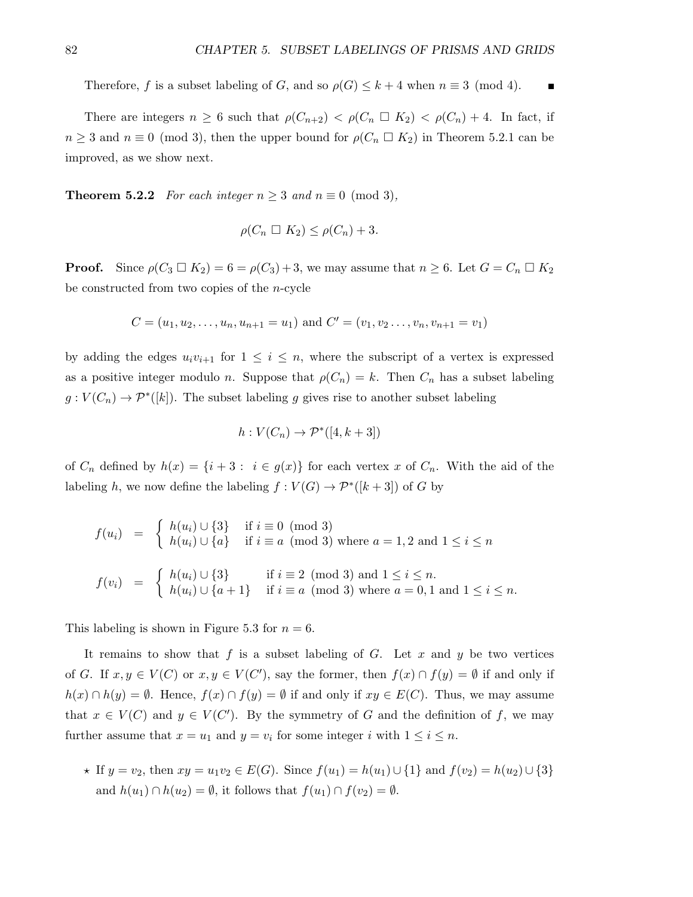Therefore, $f$ is a subset labeling of $G$, and so $\rho(G) \leq k+4$ when $n \equiv 3 \pmod 4$. ■

There are integers $n \geq 6$ such that $\rho(C_{n+2}) < \rho(C_n \ \Box\ K_2) < \rho(C_n) + 4$. In fact, if $n \geq 3$ and $n \equiv 0 \pmod 3$, then the upper bound for $\rho(C_n \ \Box\ K_2)$ in Theorem 5.2.1 can be improved, as we show next.

**Theorem 5.2.2** *For each integer $n \geq 3$ and $n \equiv 0 \pmod 3$,*

$$\rho(C_n \ \Box\ K_2) \leq \rho(C_n) + 3.$$

**Proof.** Since $\rho(C_3 \ \Box\ K_2) = 6 = \rho(C_3) + 3$, we may assume that $n \geq 6$. Let $G = C_n \ \Box\ K_2$ be constructed from two copies of the $n$-cycle

$$C = (u_1, u_2, \ldots, u_n, u_{n+1} = u_1) \text{ and } C' = (v_1, v_2 \ldots, v_n, v_{n+1} = v_1)$$

by adding the edges $u_i v_{i+1}$ for $1 \leq i \leq n$, where the subscript of a vertex is expressed as a positive integer modulo $n$. Suppose that $\rho(C_n) = k$. Then $C_n$ has a subset labeling $g : V(C_n) \to \mathcal{P}^*([k])$. The subset labeling $g$ gives rise to another subset labeling

$$h : V(C_n) \to \mathcal{P}^*([4, k+3])$$

of $C_n$ defined by $h(x) = \{i + 3 : \ i \in g(x)\}$ for each vertex $x$ of $C_n$. With the aid of the labeling $h$, we now define the labeling $f : V(G) \to \mathcal{P}^*([k+3])$ of $G$ by

$$f(u_i) \ = \ \begin{cases} h(u_i) \cup \{3\} & \text{if } i \equiv 0 \pmod 3 \\ h(u_i) \cup \{a\} & \text{if } i \equiv a \pmod 3 \text{ where } a = 1, 2 \text{ and } 1 \leq i \leq n \end{cases}$$

$$f(v_i) \ = \ \begin{cases} h(u_i) \cup \{3\} & \text{if } i \equiv 2 \pmod 3 \text{ and } 1 \leq i \leq n. \\ h(u_i) \cup \{a+1\} & \text{if } i \equiv a \pmod 3 \text{ where } a = 0, 1 \text{ and } 1 \leq i \leq n. \end{cases}$$

This labeling is shown in Figure 5.3 for $n = 6$.

It remains to show that $f$ is a subset labeling of $G$. Let $x$ and $y$ be two vertices of $G$. If $x, y \in V(C)$ or $x, y \in V(C')$, say the former, then $f(x) \cap f(y) = \emptyset$ if and only if $h(x) \cap h(y) = \emptyset$. Hence, $f(x) \cap f(y) = \emptyset$ if and only if $xy \in E(C)$. Thus, we may assume that $x \in V(C)$ and $y \in V(C')$. By the symmetry of $G$ and the definition of $f$, we may further assume that $x = u_1$ and $y = v_i$ for some integer $i$ with $1 \leq i \leq n$.

- ⋆ If $y = v_2$, then $xy = u_1 v_2 \in E(G)$. Since $f(u_1) = h(u_1) \cup \{1\}$ and $f(v_2) = h(u_2) \cup \{3\}$ and $h(u_1) \cap h(u_2) = \emptyset$, it follows that $f(u_1) \cap f(v_2) = \emptyset$.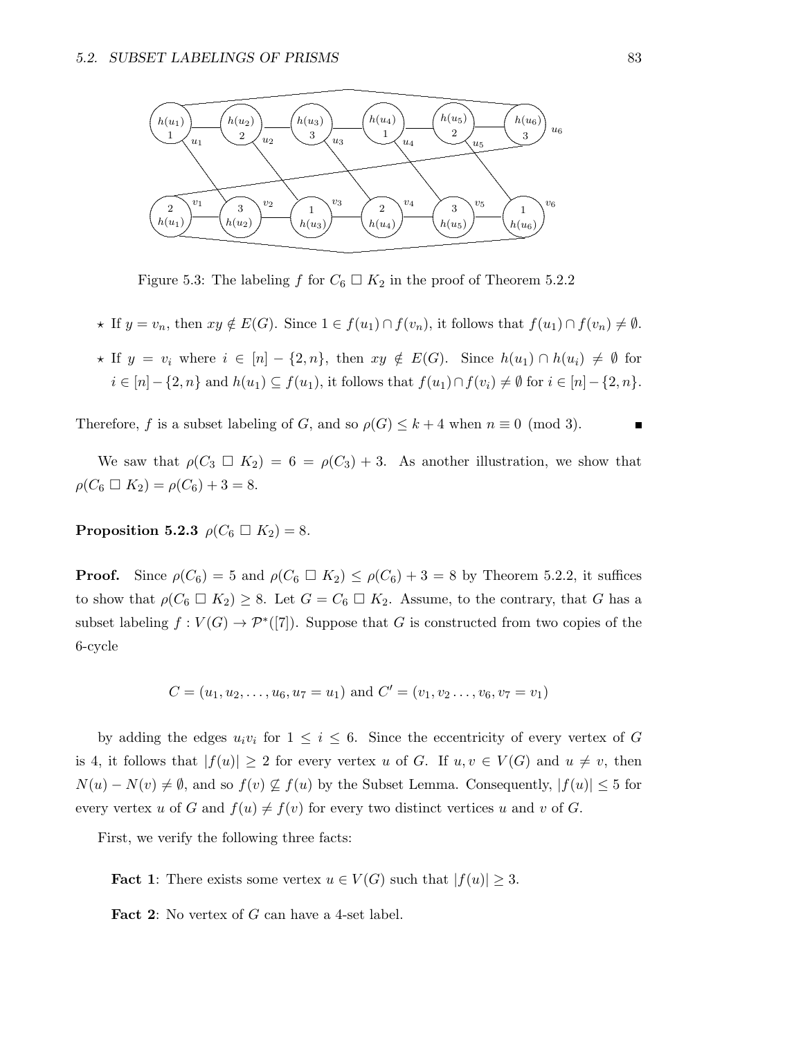Figure 5.3: The labeling $f$ for $C_6 \square K_2$ in the proof of Theorem 5.2.2

- ⋆ If $y = v_n$, then $xy \notin E(G)$. Since $1 \in f(u_1) \cap f(v_n)$, it follows that $f(u_1) \cap f(v_n) \neq \emptyset$.
- ⋆ If $y = v_i$ where $i \in [n] - \{2, n\}$, then $xy \notin E(G)$. Since $h(u_1) \cap h(u_i) \neq \emptyset$ for $i \in [n] - \{2, n\}$ and $h(u_1) \subseteq f(u_1)$, it follows that $f(u_1) \cap f(v_i) \neq \emptyset$ for $i \in [n] - \{2, n\}$.

Therefore, $f$ is a subset labeling of $G$, and so $\rho(G) \leq k + 4$ when $n \equiv 0 \pmod 3$. ∎

We saw that $\rho(C_3 \square K_2) = 6 = \rho(C_3) + 3$. As another illustration, we show that $\rho(C_6 \square K_2) = \rho(C_6) + 3 = 8$.

**Proposition 5.2.3** $\rho(C_6 \square K_2) = 8$.

**Proof.** Since $\rho(C_6) = 5$ and $\rho(C_6 \square K_2) \leq \rho(C_6) + 3 = 8$ by Theorem 5.2.2, it suffices to show that $\rho(C_6 \square K_2) \geq 8$. Let $G = C_6 \square K_2$. Assume, to the contrary, that $G$ has a subset labeling $f : V(G) \to \mathcal{P}^*([7])$. Suppose that $G$ is constructed from two copies of the 6-cycle

$$C = (u_1, u_2, \ldots, u_6, u_7 = u_1) \text{ and } C' = (v_1, v_2 \ldots, v_6, v_7 = v_1)$$

by adding the edges $u_iv_i$ for $1 \leq i \leq 6$. Since the eccentricity of every vertex of $G$ is 4, it follows that $|f(u)| \geq 2$ for every vertex $u$ of $G$. If $u, v \in V(G)$ and $u \neq v$, then $N(u) - N(v) \neq \emptyset$, and so $f(v) \not\subseteq f(u)$ by the Subset Lemma. Consequently, $|f(u)| \leq 5$ for every vertex $u$ of $G$ and $f(u) \neq f(v)$ for every two distinct vertices $u$ and $v$ of $G$.

First, we verify the following three facts:

**Fact 1**: There exists some vertex $u \in V(G)$ such that $|f(u)| \geq 3$.

**Fact 2**: No vertex of $G$ can have a 4-set label.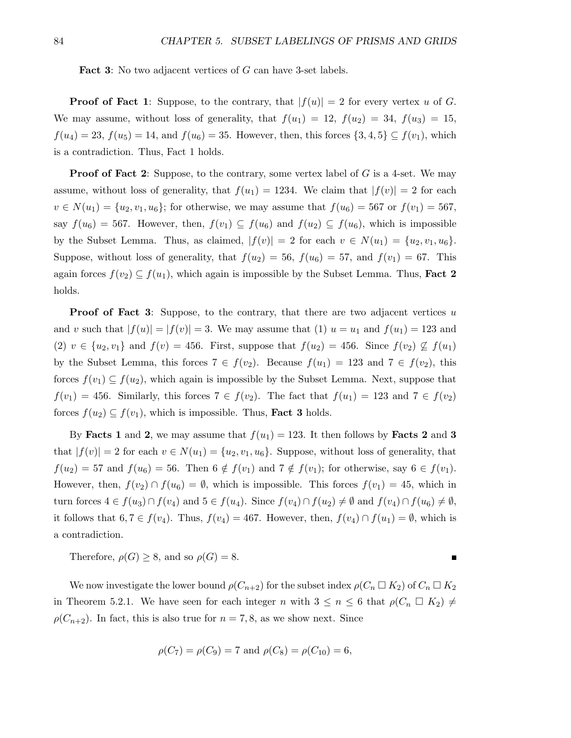**Fact 3**: No two adjacent vertices of $G$ can have 3-set labels.

**Proof of Fact 1**: Suppose, to the contrary, that $|f(u)| = 2$ for every vertex $u$ of $G$. We may assume, without loss of generality, that $f(u_1) = 12$, $f(u_2) = 34$, $f(u_3) = 15$, $f(u_4) = 23$, $f(u_5) = 14$, and $f(u_6) = 35$. However, then, this forces $\{3, 4, 5\} \subseteq f(v_1)$, which is a contradiction. Thus, Fact 1 holds.

**Proof of Fact 2**: Suppose, to the contrary, some vertex label of $G$ is a 4-set. We may assume, without loss of generality, that $f(u_1) = 1234$. We claim that $|f(v)| = 2$ for each $v \in N(u_1) = \{u_2, v_1, u_6\}$; for otherwise, we may assume that $f(u_6) = 567$ or $f(v_1) = 567$, say $f(u_6) = 567$. However, then, $f(v_1) \subseteq f(u_6)$ and $f(u_2) \subseteq f(u_6)$, which is impossible by the Subset Lemma. Thus, as claimed, $|f(v)| = 2$ for each $v \in N(u_1) = \{u_2, v_1, u_6\}$. Suppose, without loss of generality, that $f(u_2) = 56$, $f(u_6) = 57$, and $f(v_1) = 67$. This again forces $f(v_2) \subseteq f(u_1)$, which again is impossible by the Subset Lemma. Thus, **Fact 2** holds.

**Proof of Fact 3**: Suppose, to the contrary, that there are two adjacent vertices $u$ and $v$ such that $|f(u)| = |f(v)| = 3$. We may assume that (1) $u = u_1$ and $f(u_1) = 123$ and (2) $v \in \{u_2, v_1\}$ and $f(v) = 456$. First, suppose that $f(u_2) = 456$. Since $f(v_2) \not\subseteq f(u_1)$ by the Subset Lemma, this forces $7 \in f(v_2)$. Because $f(u_1) = 123$ and $7 \in f(v_2)$, this forces $f(v_1) \subseteq f(u_2)$, which again is impossible by the Subset Lemma. Next, suppose that $f(v_1) = 456$. Similarly, this forces $7 \in f(v_2)$. The fact that $f(u_1) = 123$ and $7 \in f(v_2)$ forces $f(u_2) \subseteq f(v_1)$, which is impossible. Thus, **Fact 3** holds.

By **Facts 1** and **2**, we may assume that $f(u_1) = 123$. It then follows by **Facts 2** and **3** that $|f(v)| = 2$ for each $v \in N(u_1) = \{u_2, v_1, u_6\}$. Suppose, without loss of generality, that $f(u_2) = 57$ and $f(u_6) = 56$. Then $6 \notin f(v_1)$ and $7 \notin f(v_1)$; for otherwise, say $6 \in f(v_1)$. However, then, $f(v_2) \cap f(u_6) = \emptyset$, which is impossible. This forces $f(v_1) = 45$, which in turn forces $4 \in f(u_3) \cap f(v_4)$ and $5 \in f(u_4)$. Since $f(v_4) \cap f(u_2) \neq \emptyset$ and $f(v_4) \cap f(u_6) \neq \emptyset$, it follows that $6, 7 \in f(v_4)$. Thus, $f(v_4) = 467$. However, then, $f(v_4) \cap f(u_1) = \emptyset$, which is a contradiction.

Therefore, $\rho(G) \geq 8$, and so $\rho(G) = 8$. ■

We now investigate the lower bound $\rho(C_{n+2})$ for the subset index $\rho(C_n \,\square\, K_2)$ of $C_n \,\square\, K_2$ in Theorem 5.2.1. We have seen for each integer $n$ with $3 \leq n \leq 6$ that $\rho(C_n \,\square\, K_2) \neq \rho(C_{n+2})$. In fact, this is also true for $n = 7, 8$, as we show next. Since

$$\rho(C_7) = \rho(C_9) = 7 \text{ and } \rho(C_8) = \rho(C_{10}) = 6,$$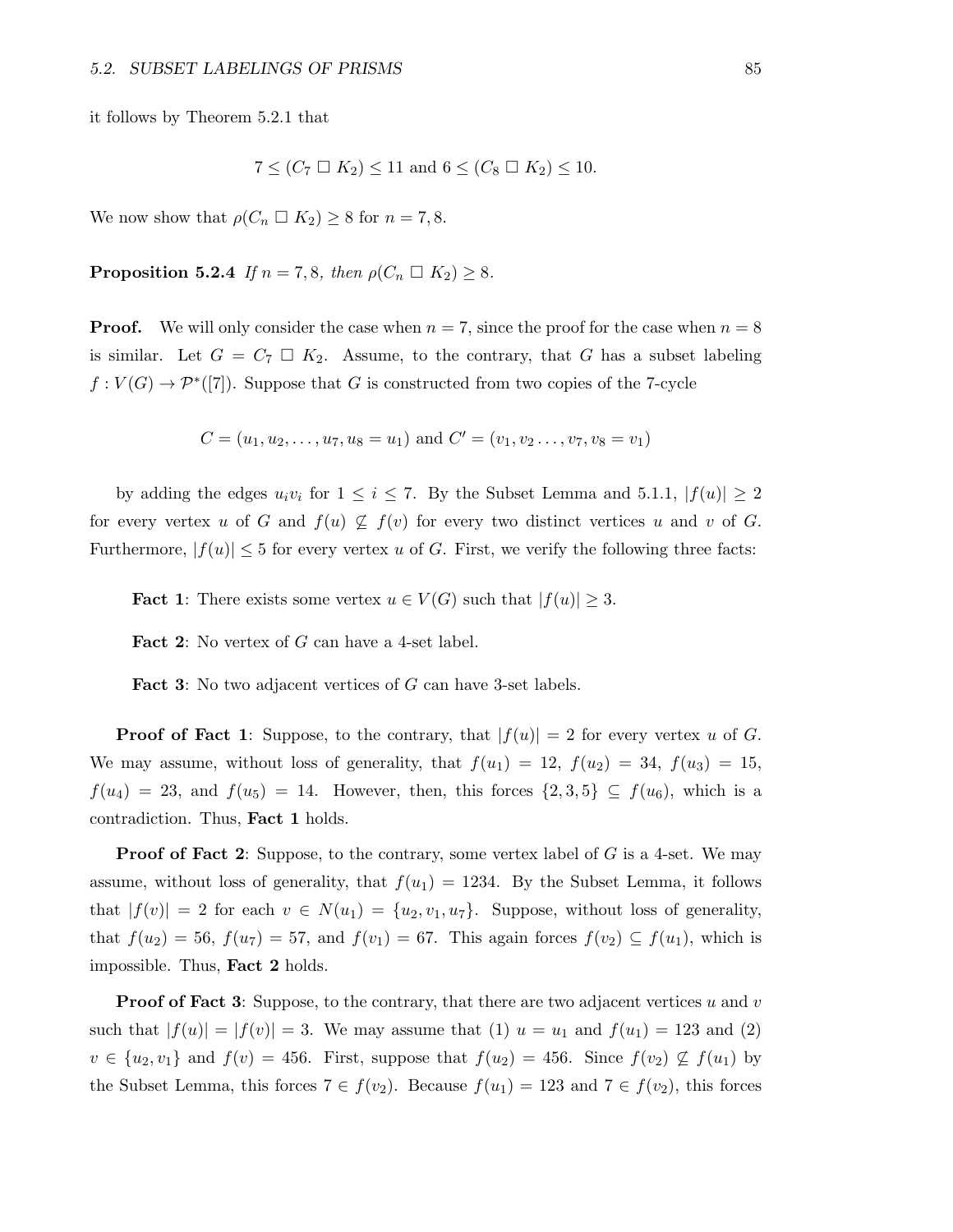it follows by Theorem 5.2.1 that

$$7 \leq (C_7 \,\square\, K_2) \leq 11 \text{ and } 6 \leq (C_8 \,\square\, K_2) \leq 10.$$

We now show that $\rho(C_n \,\square\, K_2) \geq 8$ for $n = 7, 8$.

**Proposition 5.2.4** *If $n = 7, 8$, then $\rho(C_n \,\square\, K_2) \geq 8$.*

**Proof.** We will only consider the case when $n = 7$, since the proof for the case when $n = 8$ is similar. Let $G = C_7 \,\square\, K_2$. Assume, to the contrary, that $G$ has a subset labeling $f : V(G) \to \mathcal{P}^*([7])$. Suppose that $G$ is constructed from two copies of the 7-cycle

$$C = (u_1, u_2, \ldots, u_7, u_8 = u_1) \text{ and } C' = (v_1, v_2 \ldots, v_7, v_8 = v_1)$$

by adding the edges $u_iv_i$ for $1 \leq i \leq 7$. By the Subset Lemma and 5.1.1, $|f(u)| \geq 2$ for every vertex $u$ of $G$ and $f(u) \not\subseteq f(v)$ for every two distinct vertices $u$ and $v$ of $G$. Furthermore, $|f(u)| \leq 5$ for every vertex $u$ of $G$. First, we verify the following three facts:

**Fact 1**: There exists some vertex $u \in V(G)$ such that $|f(u)| \geq 3$.

**Fact 2**: No vertex of $G$ can have a 4-set label.

**Fact 3**: No two adjacent vertices of $G$ can have 3-set labels.

**Proof of Fact 1**: Suppose, to the contrary, that $|f(u)| = 2$ for every vertex $u$ of $G$. We may assume, without loss of generality, that $f(u_1) = 12$, $f(u_2) = 34$, $f(u_3) = 15$, $f(u_4) = 23$, and $f(u_5) = 14$. However, then, this forces $\{2, 3, 5\} \subseteq f(u_6)$, which is a contradiction. Thus, **Fact 1** holds.

**Proof of Fact 2**: Suppose, to the contrary, some vertex label of $G$ is a 4-set. We may assume, without loss of generality, that $f(u_1) = 1234$. By the Subset Lemma, it follows that $|f(v)| = 2$ for each $v \in N(u_1) = \{u_2, v_1, u_7\}$. Suppose, without loss of generality, that $f(u_2) = 56$, $f(u_7) = 57$, and $f(v_1) = 67$. This again forces $f(v_2) \subseteq f(u_1)$, which is impossible. Thus, **Fact 2** holds.

**Proof of Fact 3**: Suppose, to the contrary, that there are two adjacent vertices $u$ and $v$ such that $|f(u)| = |f(v)| = 3$. We may assume that (1) $u = u_1$ and $f(u_1) = 123$ and (2) $v \in \{u_2, v_1\}$ and $f(v) = 456$. First, suppose that $f(u_2) = 456$. Since $f(v_2) \not\subseteq f(u_1)$ by the Subset Lemma, this forces $7 \in f(v_2)$. Because $f(u_1) = 123$ and $7 \in f(v_2)$, this forces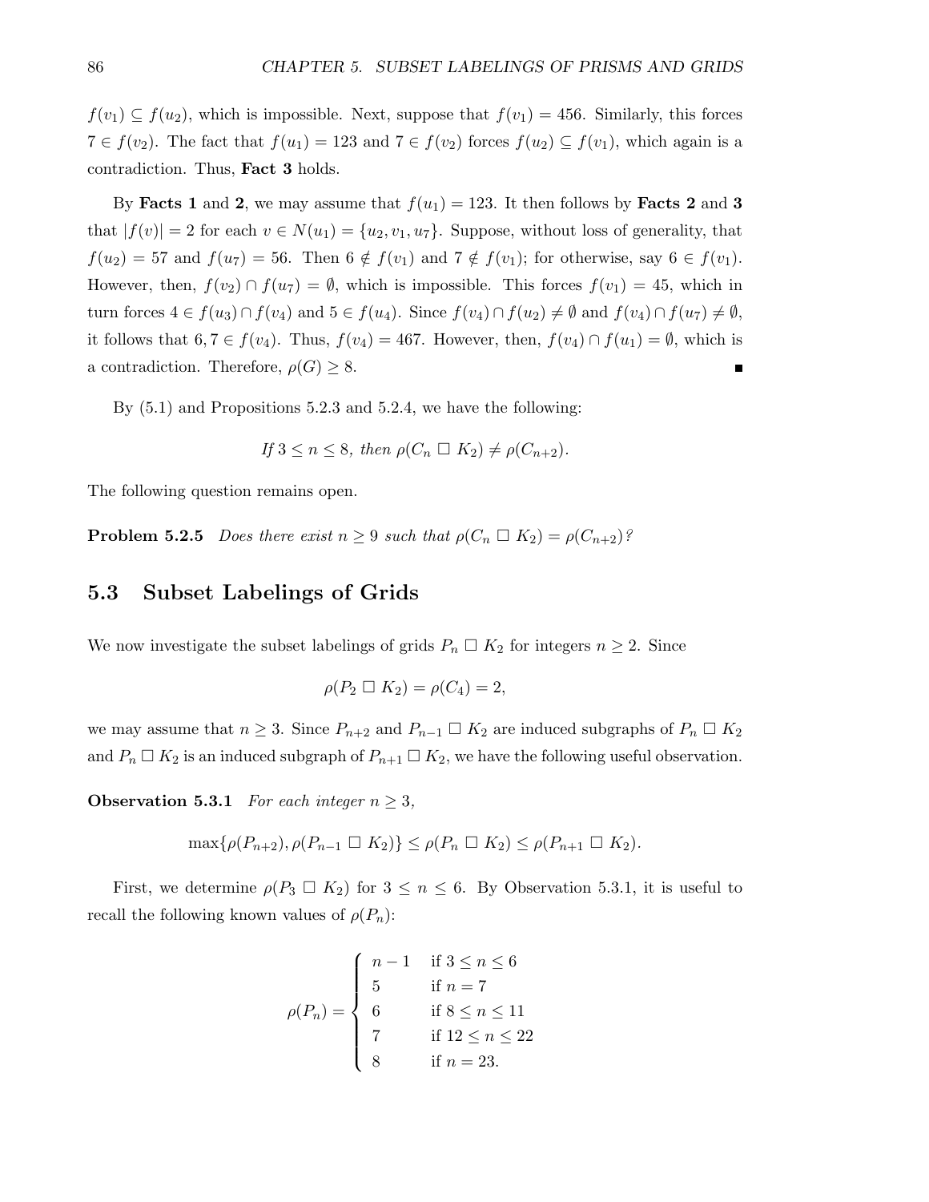$f(v_1) \subseteq f(u_2)$, which is impossible. Next, suppose that $f(v_1) = 456$. Similarly, this forces $7 \in f(v_2)$. The fact that $f(u_1) = 123$ and $7 \in f(v_2)$ forces $f(u_2) \subseteq f(v_1)$, which again is a contradiction. Thus, **Fact 3** holds.

By **Facts 1** and **2**, we may assume that $f(u_1) = 123$. It then follows by **Facts 2** and **3** that $|f(v)| = 2$ for each $v \in N(u_1) = \{u_2, v_1, u_7\}$. Suppose, without loss of generality, that $f(u_2) = 57$ and $f(u_7) = 56$. Then $6 \notin f(v_1)$ and $7 \notin f(v_1)$; for otherwise, say $6 \in f(v_1)$. However, then, $f(v_2) \cap f(u_7) = \emptyset$, which is impossible. This forces $f(v_1) = 45$, which in turn forces $4 \in f(u_3) \cap f(v_4)$ and $5 \in f(u_4)$. Since $f(v_4) \cap f(u_2) \neq \emptyset$ and $f(v_4) \cap f(u_7) \neq \emptyset$, it follows that $6, 7 \in f(v_4)$. Thus, $f(v_4) = 467$. However, then, $f(v_4) \cap f(u_1) = \emptyset$, which is a contradiction. Therefore, $\rho(G) \geq 8$. ■

By (5.1) and Propositions 5.2.3 and 5.2.4, we have the following:

$$\textit{If } 3 \leq n \leq 8, \textit{ then } \rho(C_n \,\square\, K_2) \neq \rho(C_{n+2}).$$

The following question remains open.

**Problem 5.2.5** *Does there exist $n \geq 9$ such that $\rho(C_n \,\square\, K_2) = \rho(C_{n+2})$?*

## 5.3 Subset Labelings of Grids

We now investigate the subset labelings of grids $P_n \,\square\, K_2$ for integers $n \geq 2$. Since

$$\rho(P_2 \,\square\, K_2) = \rho(C_4) = 2,$$

we may assume that $n \geq 3$. Since $P_{n+2}$ and $P_{n-1} \,\square\, K_2$ are induced subgraphs of $P_n \,\square\, K_2$ and $P_n \,\square\, K_2$ is an induced subgraph of $P_{n+1} \,\square\, K_2$, we have the following useful observation.

**Observation 5.3.1** *For each integer $n \geq 3$,*

$$\max\{\rho(P_{n+2}), \rho(P_{n-1} \,\square\, K_2)\} \leq \rho(P_n \,\square\, K_2) \leq \rho(P_{n+1} \,\square\, K_2).$$

First, we determine $\rho(P_3 \,\square\, K_2)$ for $3 \leq n \leq 6$. By Observation 5.3.1, it is useful to recall the following known values of $\rho(P_n)$:

$$\rho(P_n) = \begin{cases} n-1 & \text{if } 3 \leq n \leq 6 \\ 5 & \text{if } n = 7 \\ 6 & \text{if } 8 \leq n \leq 11 \\ 7 & \text{if } 12 \leq n \leq 22 \\ 8 & \text{if } n = 23. \end{cases}$$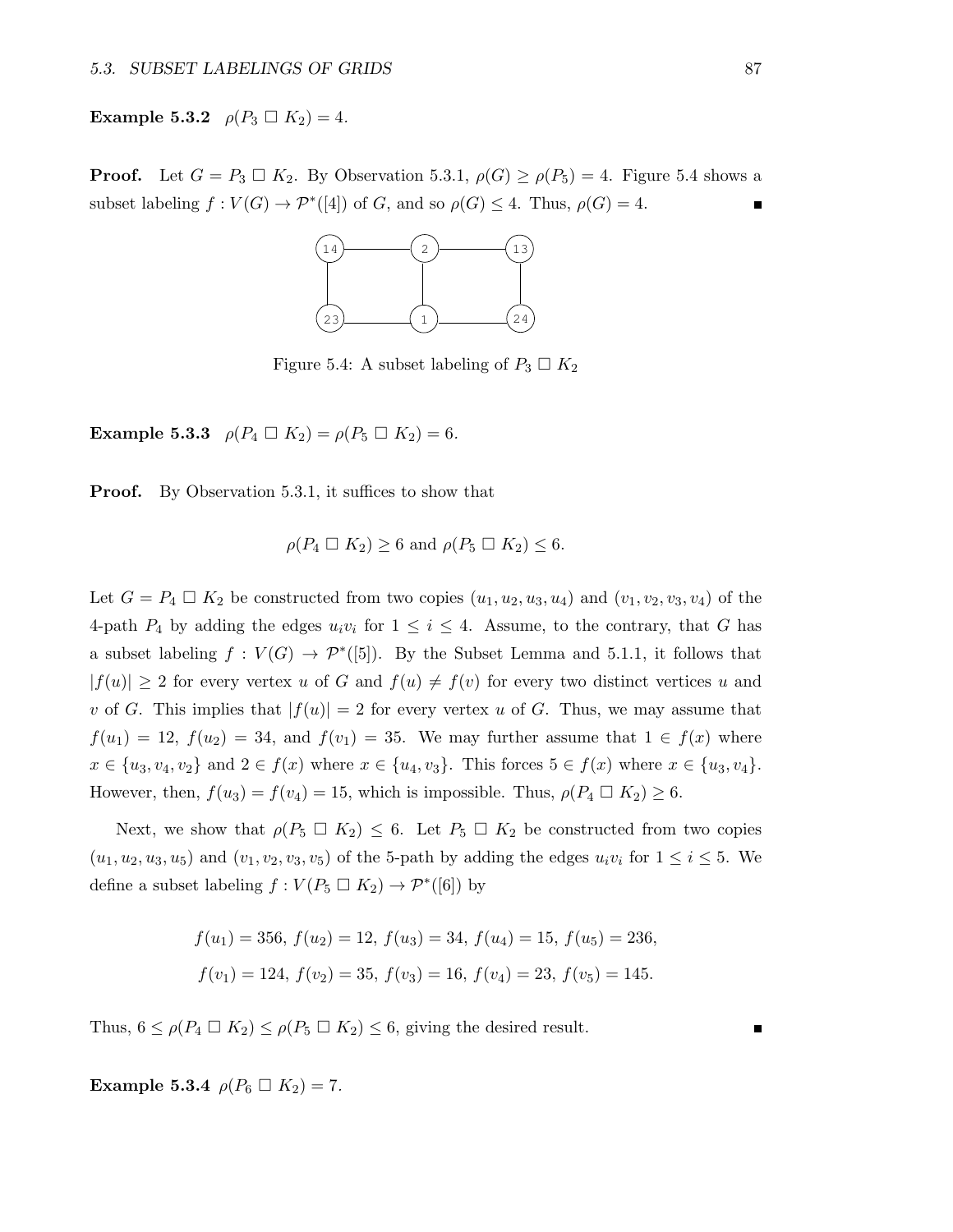**Example 5.3.2** $\rho(P_3 \,\square\, K_2) = 4$.

**Proof.** Let $G = P_3 \,\square\, K_2$. By Observation 5.3.1, $\rho(G) \geq \rho(P_5) = 4$. Figure 5.4 shows a subset labeling $f : V(G) \to \mathcal{P}^*([4])$ of $G$, and so $\rho(G) \leq 4$. Thus, $\rho(G) = 4$. ∎

Figure 5.4: A subset labeling of $P_3 \,\square\, K_2$

**Example 5.3.3** $\rho(P_4 \,\square\, K_2) = \rho(P_5 \,\square\, K_2) = 6$.

**Proof.** By Observation 5.3.1, it suffices to show that

$$\rho(P_4 \,\square\, K_2) \geq 6 \text{ and } \rho(P_5 \,\square\, K_2) \leq 6.$$

Let $G = P_4 \,\square\, K_2$ be constructed from two copies $(u_1, u_2, u_3, u_4)$ and $(v_1, v_2, v_3, v_4)$ of the 4-path $P_4$ by adding the edges $u_iv_i$ for $1 \leq i \leq 4$. Assume, to the contrary, that $G$ has a subset labeling $f : V(G) \to \mathcal{P}^*([5])$. By the Subset Lemma and 5.1.1, it follows that $|f(u)| \geq 2$ for every vertex $u$ of $G$ and $f(u) \neq f(v)$ for every two distinct vertices $u$ and $v$ of $G$. This implies that $|f(u)| = 2$ for every vertex $u$ of $G$. Thus, we may assume that $f(u_1) = 12$, $f(u_2) = 34$, and $f(v_1) = 35$. We may further assume that $1 \in f(x)$ where $x \in \{u_3, v_4, v_2\}$ and $2 \in f(x)$ where $x \in \{u_4, v_3\}$. This forces $5 \in f(x)$ where $x \in \{u_3, v_4\}$. However, then, $f(u_3) = f(v_4) = 15$, which is impossible. Thus, $\rho(P_4 \,\square\, K_2) \geq 6$.

Next, we show that $\rho(P_5 \,\square\, K_2) \leq 6$. Let $P_5 \,\square\, K_2$ be constructed from two copies $(u_1, u_2, u_3, u_5)$ and $(v_1, v_2, v_3, v_5)$ of the 5-path by adding the edges $u_iv_i$ for $1 \leq i \leq 5$. We define a subset labeling $f : V(P_5 \,\square\, K_2) \to \mathcal{P}^*([6])$ by

$$f(u_1) = 356,\ f(u_2) = 12,\ f(u_3) = 34,\ f(u_4) = 15,\ f(u_5) = 236,$$
$$f(v_1) = 124,\ f(v_2) = 35,\ f(v_3) = 16,\ f(v_4) = 23,\ f(v_5) = 145.$$

Thus, $6 \leq \rho(P_4 \,\square\, K_2) \leq \rho(P_5 \,\square\, K_2) \leq 6$, giving the desired result. ∎

**Example 5.3.4** $\rho(P_6 \,\square\, K_2) = 7$.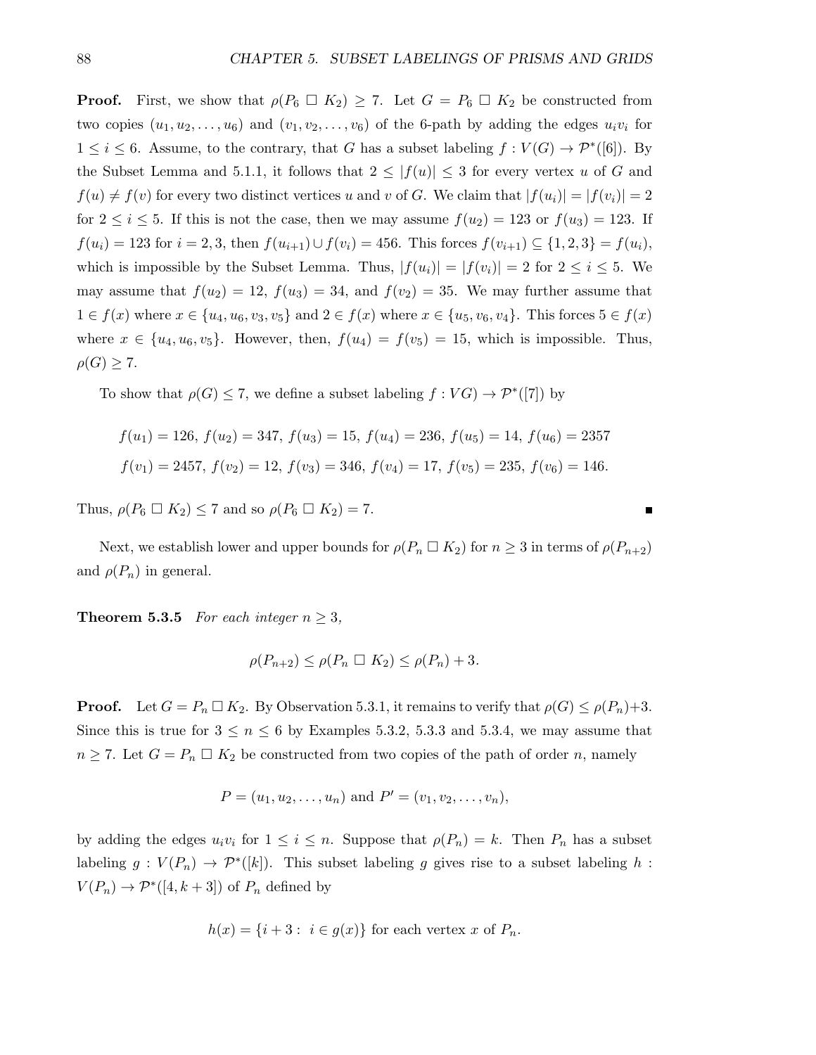**Proof.** First, we show that $\rho(P_6 \square K_2) \geq 7$. Let $G = P_6 \square K_2$ be constructed from two copies $(u_1, u_2, \ldots, u_6)$ and $(v_1, v_2, \ldots, v_6)$ of the 6-path by adding the edges $u_iv_i$ for $1 \leq i \leq 6$. Assume, to the contrary, that $G$ has a subset labeling $f : V(G) \to \mathcal{P}^*([6])$. By the Subset Lemma and 5.1.1, it follows that $2 \leq |f(u)| \leq 3$ for every vertex $u$ of $G$ and $f(u) \neq f(v)$ for every two distinct vertices $u$ and $v$ of $G$. We claim that $|f(u_i)| = |f(v_i)| = 2$ for $2 \leq i \leq 5$. If this is not the case, then we may assume $f(u_2) = 123$ or $f(u_3) = 123$. If $f(u_i) = 123$ for $i = 2, 3$, then $f(u_{i+1}) \cup f(v_i) = 456$. This forces $f(v_{i+1}) \subseteq \{1, 2, 3\} = f(u_i)$, which is impossible by the Subset Lemma. Thus, $|f(u_i)| = |f(v_i)| = 2$ for $2 \leq i \leq 5$. We may assume that $f(u_2) = 12$, $f(u_3) = 34$, and $f(v_2) = 35$. We may further assume that $1 \in f(x)$ where $x \in \{u_4, u_6, v_3, v_5\}$ and $2 \in f(x)$ where $x \in \{u_5, v_6, v_4\}$. This forces $5 \in f(x)$ where $x \in \{u_4, u_6, v_5\}$. However, then, $f(u_4) = f(v_5) = 15$, which is impossible. Thus, $\rho(G) \geq 7$.

To show that $\rho(G) \leq 7$, we define a subset labeling $f : VG) \to \mathcal{P}^*([7])$ by

$$f(u_1) = 126,\ f(u_2) = 347,\ f(u_3) = 15,\ f(u_4) = 236,\ f(u_5) = 14,\ f(u_6) = 2357$$

$$f(v_1) = 2457,\ f(v_2) = 12,\ f(v_3) = 346,\ f(v_4) = 17,\ f(v_5) = 235,\ f(v_6) = 146.$$

Thus, $\rho(P_6 \square K_2) \leq 7$ and so $\rho(P_6 \square K_2) = 7$. ■

Next, we establish lower and upper bounds for $\rho(P_n \square K_2)$ for $n \geq 3$ in terms of $\rho(P_{n+2})$ and $\rho(P_n)$ in general.

**Theorem 5.3.5** *For each integer $n \geq 3$,*

$$\rho(P_{n+2}) \leq \rho(P_n \square K_2) \leq \rho(P_n) + 3.$$

**Proof.** Let $G = P_n \square K_2$. By Observation 5.3.1, it remains to verify that $\rho(G) \leq \rho(P_n)+3$. Since this is true for $3 \leq n \leq 6$ by Examples 5.3.2, 5.3.3 and 5.3.4, we may assume that $n \geq 7$. Let $G = P_n \square K_2$ be constructed from two copies of the path of order $n$, namely

$$P = (u_1, u_2, \ldots, u_n) \text{ and } P' = (v_1, v_2, \ldots, v_n),$$

by adding the edges $u_iv_i$ for $1 \leq i \leq n$. Suppose that $\rho(P_n) = k$. Then $P_n$ has a subset labeling $g : V(P_n) \to \mathcal{P}^*([k])$. This subset labeling $g$ gives rise to a subset labeling $h : V(P_n) \to \mathcal{P}^*([4, k+3])$ of $P_n$ defined by

$$h(x) = \{i + 3 :\ i \in g(x)\} \text{ for each vertex } x \text{ of } P_n.$$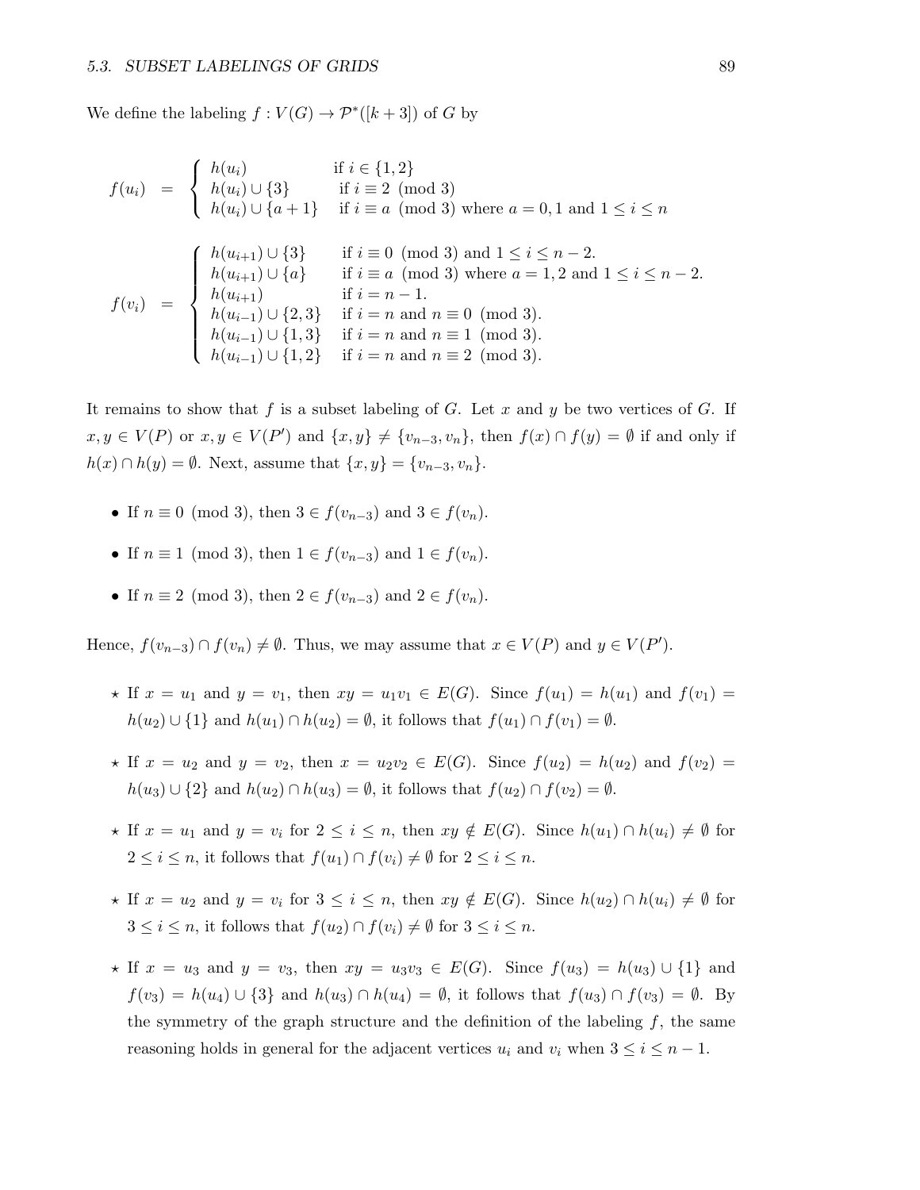We define the labeling $f : V(G) \to \mathcal{P}^*([k+3])$ of $G$ by

$$f(u_i) = \begin{cases} h(u_i) & \text{if } i \in \{1, 2\} \\ h(u_i) \cup \{3\} & \text{if } i \equiv 2 \pmod 3 \\ h(u_i) \cup \{a+1\} & \text{if } i \equiv a \pmod 3 \text{ where } a = 0, 1 \text{ and } 1 \leq i \leq n \end{cases}$$

$$f(v_i) = \begin{cases} h(u_{i+1}) \cup \{3\} & \text{if } i \equiv 0 \pmod 3 \text{ and } 1 \leq i \leq n-2. \\ h(u_{i+1}) \cup \{a\} & \text{if } i \equiv a \pmod 3 \text{ where } a = 1, 2 \text{ and } 1 \leq i \leq n-2. \\ h(u_{i+1}) & \text{if } i = n-1. \\ h(u_{i-1}) \cup \{2, 3\} & \text{if } i = n \text{ and } n \equiv 0 \pmod 3. \\ h(u_{i-1}) \cup \{1, 3\} & \text{if } i = n \text{ and } n \equiv 1 \pmod 3. \\ h(u_{i-1}) \cup \{1, 2\} & \text{if } i = n \text{ and } n \equiv 2 \pmod 3. \end{cases}$$

It remains to show that $f$ is a subset labeling of $G$. Let $x$ and $y$ be two vertices of $G$. If $x, y \in V(P)$ or $x, y \in V(P')$ and $\{x, y\} \neq \{v_{n-3}, v_n\}$, then $f(x) \cap f(y) = \emptyset$ if and only if $h(x) \cap h(y) = \emptyset$. Next, assume that $\{x, y\} = \{v_{n-3}, v_n\}$.

- If $n \equiv 0 \pmod 3$, then $3 \in f(v_{n-3})$ and $3 \in f(v_n)$.
- If $n \equiv 1 \pmod 3$, then $1 \in f(v_{n-3})$ and $1 \in f(v_n)$.
- If $n \equiv 2 \pmod 3$, then $2 \in f(v_{n-3})$ and $2 \in f(v_n)$.

Hence, $f(v_{n-3}) \cap f(v_n) \neq \emptyset$. Thus, we may assume that $x \in V(P)$ and $y \in V(P')$.

- ⋆ If $x = u_1$ and $y = v_1$, then $xy = u_1v_1 \in E(G)$. Since $f(u_1) = h(u_1)$ and $f(v_1) = h(u_2) \cup \{1\}$ and $h(u_1) \cap h(u_2) = \emptyset$, it follows that $f(u_1) \cap f(v_1) = \emptyset$.
- ⋆ If $x = u_2$ and $y = v_2$, then $x = u_2v_2 \in E(G)$. Since $f(u_2) = h(u_2)$ and $f(v_2) = h(u_3) \cup \{2\}$ and $h(u_2) \cap h(u_3) = \emptyset$, it follows that $f(u_2) \cap f(v_2) = \emptyset$.
- ⋆ If $x = u_1$ and $y = v_i$ for $2 \leq i \leq n$, then $xy \notin E(G)$. Since $h(u_1) \cap h(u_i) \neq \emptyset$ for $2 \leq i \leq n$, it follows that $f(u_1) \cap f(v_i) \neq \emptyset$ for $2 \leq i \leq n$.
- ⋆ If $x = u_2$ and $y = v_i$ for $3 \leq i \leq n$, then $xy \notin E(G)$. Since $h(u_2) \cap h(u_i) \neq \emptyset$ for $3 \leq i \leq n$, it follows that $f(u_2) \cap f(v_i) \neq \emptyset$ for $3 \leq i \leq n$.
- ⋆ If $x = u_3$ and $y = v_3$, then $xy = u_3v_3 \in E(G)$. Since $f(u_3) = h(u_3) \cup \{1\}$ and $f(v_3) = h(u_4) \cup \{3\}$ and $h(u_3) \cap h(u_4) = \emptyset$, it follows that $f(u_3) \cap f(v_3) = \emptyset$. By the symmetry of the graph structure and the definition of the labeling $f$, the same reasoning holds in general for the adjacent vertices $u_i$ and $v_i$ when $3 \leq i \leq n-1$.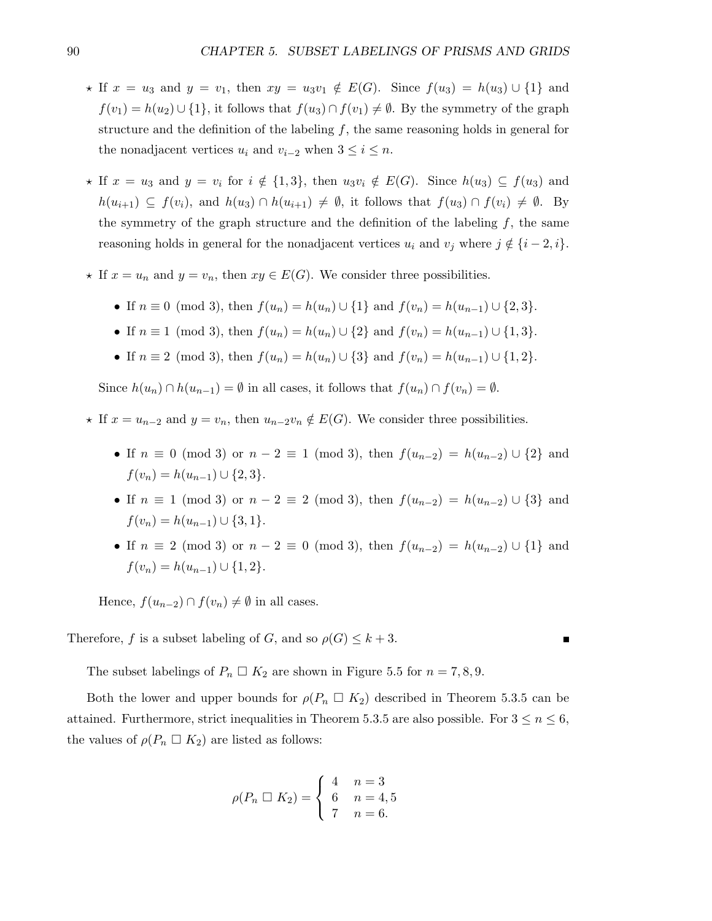- ⋆ If $x = u_3$ and $y = v_1$, then $xy = u_3v_1 \notin E(G)$. Since $f(u_3) = h(u_3) \cup \{1\}$ and $f(v_1) = h(u_2) \cup \{1\}$, it follows that $f(u_3) \cap f(v_1) \neq \emptyset$. By the symmetry of the graph structure and the definition of the labeling $f$, the same reasoning holds in general for the nonadjacent vertices $u_i$ and $v_{i-2}$ when $3 \leq i \leq n$.

- ⋆ If $x = u_3$ and $y = v_i$ for $i \notin \{1, 3\}$, then $u_3v_i \notin E(G)$. Since $h(u_3) \subseteq f(u_3)$ and $h(u_{i+1}) \subseteq f(v_i)$, and $h(u_3) \cap h(u_{i+1}) \neq \emptyset$, it follows that $f(u_3) \cap f(v_i) \neq \emptyset$. By the symmetry of the graph structure and the definition of the labeling $f$, the same reasoning holds in general for the nonadjacent vertices $u_i$ and $v_j$ where $j \notin \{i-2, i\}$.

- ⋆ If $x = u_n$ and $y = v_n$, then $xy \in E(G)$. We consider three possibilities.

  - If $n \equiv 0 \pmod 3$, then $f(u_n) = h(u_n) \cup \{1\}$ and $f(v_n) = h(u_{n-1}) \cup \{2, 3\}$.
  - If $n \equiv 1 \pmod 3$, then $f(u_n) = h(u_n) \cup \{2\}$ and $f(v_n) = h(u_{n-1}) \cup \{1, 3\}$.
  - If $n \equiv 2 \pmod 3$, then $f(u_n) = h(u_n) \cup \{3\}$ and $f(v_n) = h(u_{n-1}) \cup \{1, 2\}$.

  Since $h(u_n) \cap h(u_{n-1}) = \emptyset$ in all cases, it follows that $f(u_n) \cap f(v_n) = \emptyset$.

- ⋆ If $x = u_{n-2}$ and $y = v_n$, then $u_{n-2}v_n \notin E(G)$. We consider three possibilities.

  - If $n \equiv 0 \pmod 3$ or $n - 2 \equiv 1 \pmod 3$, then $f(u_{n-2}) = h(u_{n-2}) \cup \{2\}$ and $f(v_n) = h(u_{n-1}) \cup \{2, 3\}$.
  - If $n \equiv 1 \pmod 3$ or $n - 2 \equiv 2 \pmod 3$, then $f(u_{n-2}) = h(u_{n-2}) \cup \{3\}$ and $f(v_n) = h(u_{n-1}) \cup \{3, 1\}$.
  - If $n \equiv 2 \pmod 3$ or $n - 2 \equiv 0 \pmod 3$, then $f(u_{n-2}) = h(u_{n-2}) \cup \{1\}$ and $f(v_n) = h(u_{n-1}) \cup \{1, 2\}$.

  Hence, $f(u_{n-2}) \cap f(v_n) \neq \emptyset$ in all cases.

Therefore, $f$ is a subset labeling of $G$, and so $\rho(G) \leq k + 3$. ■

The subset labelings of $P_n \,\square\, K_2$ are shown in Figure 5.5 for $n = 7, 8, 9$.

Both the lower and upper bounds for $\rho(P_n \,\square\, K_2)$ described in Theorem 5.3.5 can be attained. Furthermore, strict inequalities in Theorem 5.3.5 are also possible. For $3 \leq n \leq 6$, the values of $\rho(P_n \,\square\, K_2)$ are listed as follows:

$$\rho(P_n \,\square\, K_2) = \begin{cases} 4 & n = 3 \\ 6 & n = 4, 5 \\ 7 & n = 6. \end{cases}$$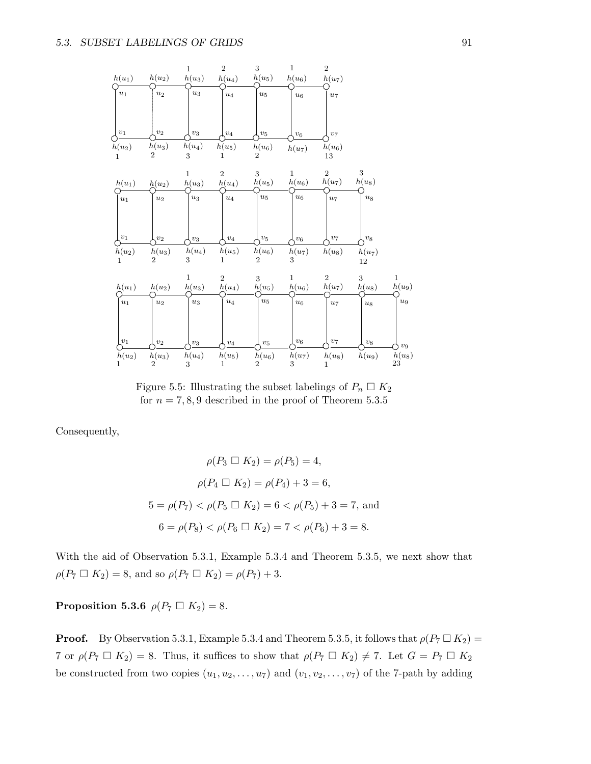Figure 5.5: Illustrating the subset labelings of $P_n \,\Box\, K_2$ for $n = 7, 8, 9$ described in the proof of Theorem 5.3.5

Consequently,

$$\rho(P_3 \,\Box\, K_2) = \rho(P_5) = 4,$$

$$\rho(P_4 \,\Box\, K_2) = \rho(P_4) + 3 = 6,$$

$$5 = \rho(P_7) < \rho(P_5 \,\Box\, K_2) = 6 < \rho(P_5) + 3 = 7, \text{ and}$$

$$6 = \rho(P_8) < \rho(P_6 \,\Box\, K_2) = 7 < \rho(P_6) + 3 = 8.$$

With the aid of Observation 5.3.1, Example 5.3.4 and Theorem 5.3.5, we next show that $\rho(P_7 \,\Box\, K_2) = 8$, and so $\rho(P_7 \,\Box\, K_2) = \rho(P_7) + 3$.

**Proposition 5.3.6** $\rho(P_7 \,\Box\, K_2) = 8$.

**Proof.** By Observation 5.3.1, Example 5.3.4 and Theorem 5.3.5, it follows that $\rho(P_7 \,\Box\, K_2) = 7$ or $\rho(P_7 \,\Box\, K_2) = 8$. Thus, it suffices to show that $\rho(P_7 \,\Box\, K_2) \neq 7$. Let $G = P_7 \,\Box\, K_2$ be constructed from two copies $(u_1, u_2, \ldots, u_7)$ and $(v_1, v_2, \ldots, v_7)$ of the 7-path by adding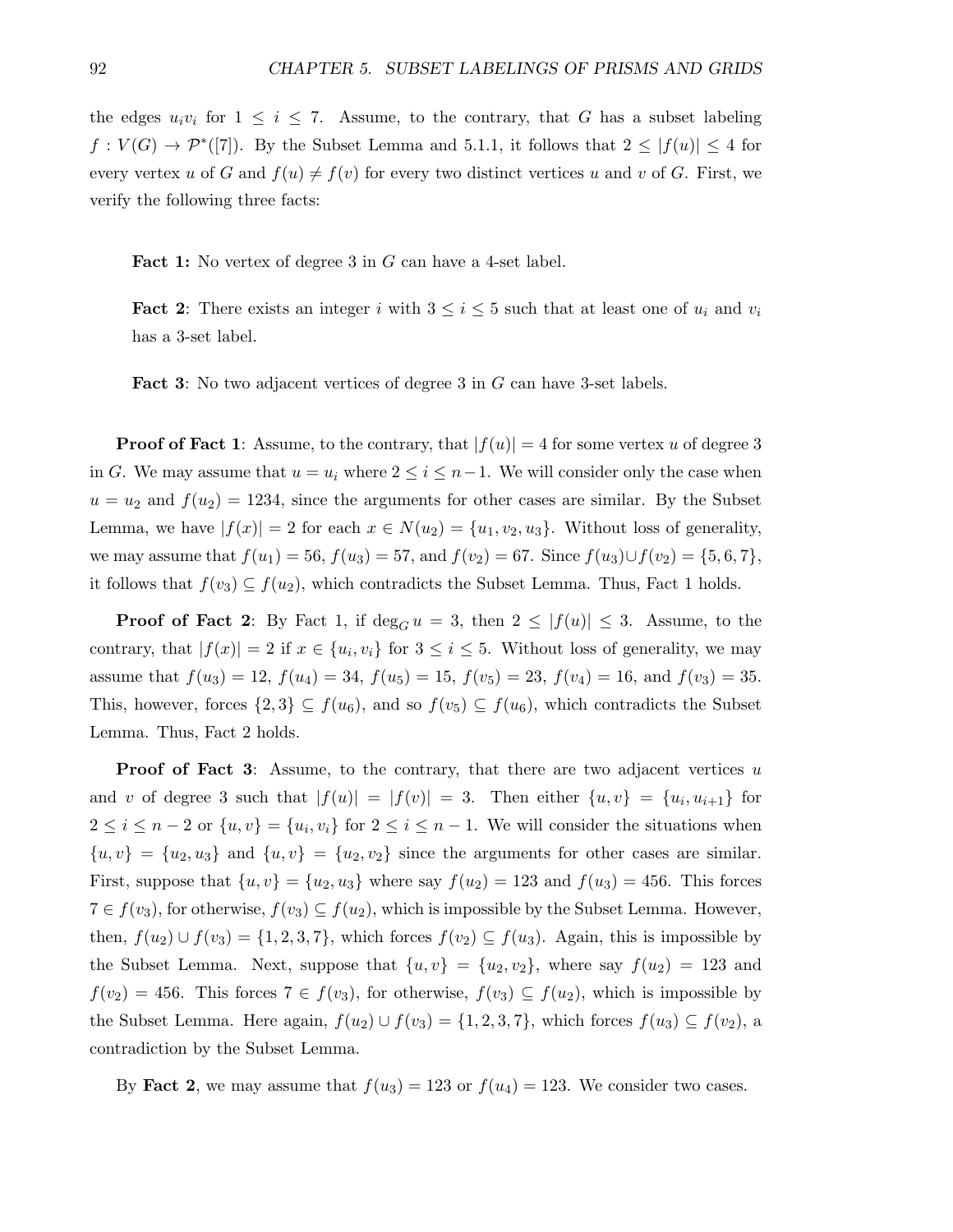the edges $u_iv_i$ for $1 \leq i \leq 7$. Assume, to the contrary, that $G$ has a subset labeling $f : V(G) \to \mathcal{P}^*([7])$. By the Subset Lemma and 5.1.1, it follows that $2 \leq |f(u)| \leq 4$ for every vertex $u$ of $G$ and $f(u) \neq f(v)$ for every two distinct vertices $u$ and $v$ of $G$. First, we verify the following three facts:

**Fact 1:** No vertex of degree 3 in $G$ can have a 4-set label.

**Fact 2**: There exists an integer $i$ with $3 \leq i \leq 5$ such that at least one of $u_i$ and $v_i$ has a 3-set label.

**Fact 3**: No two adjacent vertices of degree 3 in $G$ can have 3-set labels.

**Proof of Fact 1**: Assume, to the contrary, that $|f(u)| = 4$ for some vertex $u$ of degree 3 in $G$. We may assume that $u = u_i$ where $2 \leq i \leq n-1$. We will consider only the case when $u = u_2$ and $f(u_2) = 1234$, since the arguments for other cases are similar. By the Subset Lemma, we have $|f(x)| = 2$ for each $x \in N(u_2) = \{u_1, v_2, u_3\}$. Without loss of generality, we may assume that $f(u_1) = 56$, $f(u_3) = 57$, and $f(v_2) = 67$. Since $f(u_3) \cup f(v_2) = \{5, 6, 7\}$, it follows that $f(v_3) \subseteq f(u_2)$, which contradicts the Subset Lemma. Thus, Fact 1 holds.

**Proof of Fact 2**: By Fact 1, if $\deg_G u = 3$, then $2 \leq |f(u)| \leq 3$. Assume, to the contrary, that $|f(x)| = 2$ if $x \in \{u_i, v_i\}$ for $3 \leq i \leq 5$. Without loss of generality, we may assume that $f(u_3) = 12$, $f(u_4) = 34$, $f(u_5) = 15$, $f(v_5) = 23$, $f(v_4) = 16$, and $f(v_3) = 35$. This, however, forces $\{2, 3\} \subseteq f(u_6)$, and so $f(v_5) \subseteq f(u_6)$, which contradicts the Subset Lemma. Thus, Fact 2 holds.

**Proof of Fact 3**: Assume, to the contrary, that there are two adjacent vertices $u$ and $v$ of degree 3 such that $|f(u)| = |f(v)| = 3$. Then either $\{u, v\} = \{u_i, u_{i+1}\}$ for $2 \leq i \leq n-2$ or $\{u, v\} = \{u_i, v_i\}$ for $2 \leq i \leq n-1$. We will consider the situations when $\{u, v\} = \{u_2, u_3\}$ and $\{u, v\} = \{u_2, v_2\}$ since the arguments for other cases are similar. First, suppose that $\{u, v\} = \{u_2, u_3\}$ where say $f(u_2) = 123$ and $f(u_3) = 456$. This forces $7 \in f(v_3)$, for otherwise, $f(v_3) \subseteq f(u_2)$, which is impossible by the Subset Lemma. However, then, $f(u_2) \cup f(v_3) = \{1, 2, 3, 7\}$, which forces $f(v_2) \subseteq f(u_3)$. Again, this is impossible by the Subset Lemma. Next, suppose that $\{u, v\} = \{u_2, v_2\}$, where say $f(u_2) = 123$ and $f(v_2) = 456$. This forces $7 \in f(v_3)$, for otherwise, $f(v_3) \subseteq f(u_2)$, which is impossible by the Subset Lemma. Here again, $f(u_2) \cup f(v_3) = \{1, 2, 3, 7\}$, which forces $f(u_3) \subseteq f(v_2)$, a contradiction by the Subset Lemma.

By **Fact 2**, we may assume that $f(u_3) = 123$ or $f(u_4) = 123$. We consider two cases.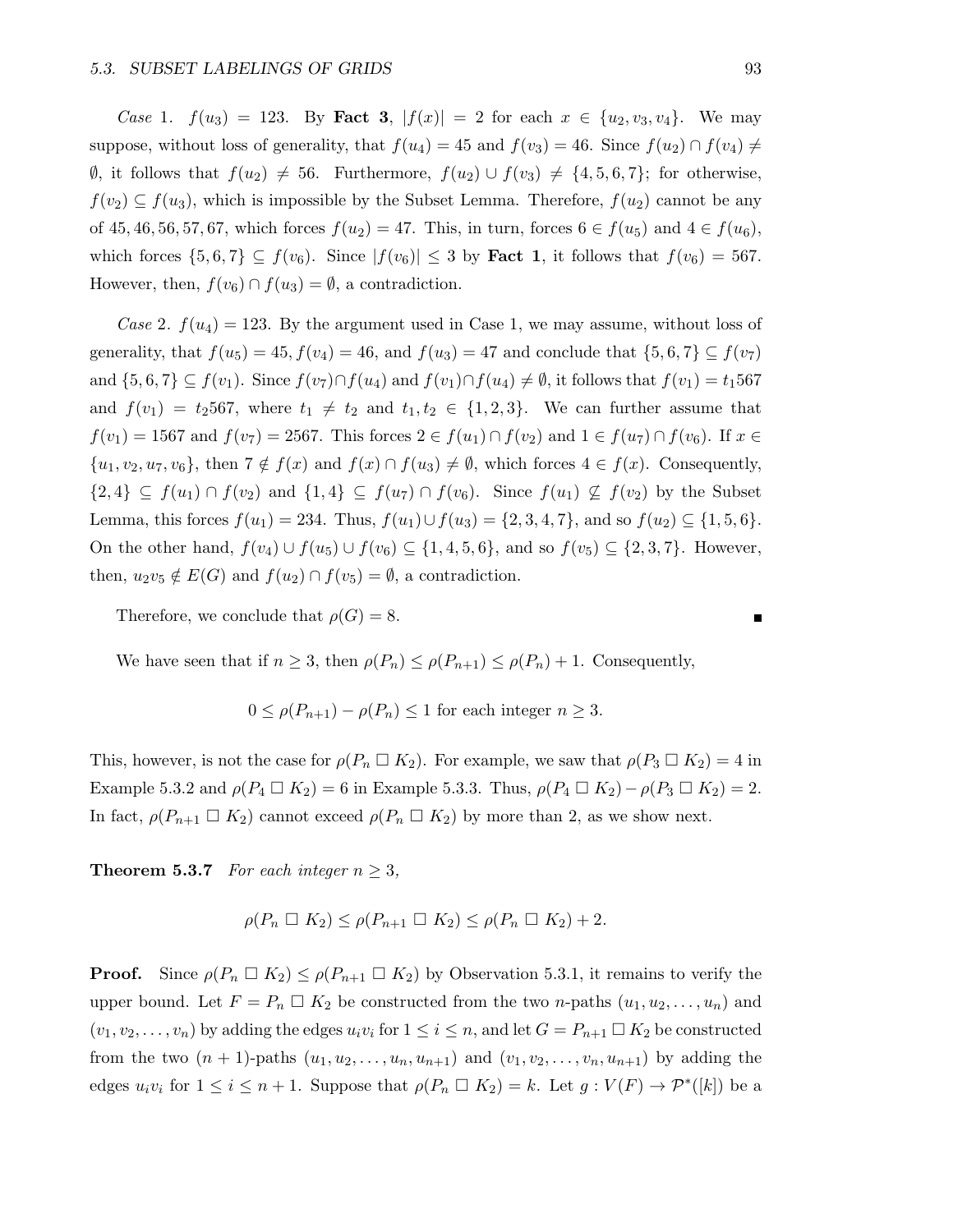*Case* 1. $f(u_3) = 123$. By **Fact 3**, $|f(x)| = 2$ for each $x \in \{u_2, v_3, v_4\}$. We may suppose, without loss of generality, that $f(u_4) = 45$ and $f(v_3) = 46$. Since $f(u_2) \cap f(v_4) \neq \emptyset$, it follows that $f(u_2) \neq 56$. Furthermore, $f(u_2) \cup f(v_3) \neq \{4, 5, 6, 7\}$; for otherwise, $f(v_2) \subseteq f(u_3)$, which is impossible by the Subset Lemma. Therefore, $f(u_2)$ cannot be any of $45, 46, 56, 57, 67$, which forces $f(u_2) = 47$. This, in turn, forces $6 \in f(u_5)$ and $4 \in f(u_6)$, which forces $\{5, 6, 7\} \subseteq f(v_6)$. Since $|f(v_6)| \leq 3$ by **Fact 1**, it follows that $f(v_6) = 567$. However, then, $f(v_6) \cap f(u_3) = \emptyset$, a contradiction.

*Case* 2. $f(u_4) = 123$. By the argument used in Case 1, we may assume, without loss of generality, that $f(u_5) = 45$, $f(v_4) = 46$, and $f(u_3) = 47$ and conclude that $\{5, 6, 7\} \subseteq f(v_7)$ and $\{5, 6, 7\} \subseteq f(v_1)$. Since $f(v_7) \cap f(u_4)$ and $f(v_1) \cap f(u_4) \neq \emptyset$, it follows that $f(v_1) = t_1 567$ and $f(v_1) = t_2 567$, where $t_1 \neq t_2$ and $t_1, t_2 \in \{1, 2, 3\}$. We can further assume that $f(v_1) = 1567$ and $f(v_7) = 2567$. This forces $2 \in f(u_1) \cap f(v_2)$ and $1 \in f(u_7) \cap f(v_6)$. If $x \in \{u_1, v_2, u_7, v_6\}$, then $7 \notin f(x)$ and $f(x) \cap f(u_3) \neq \emptyset$, which forces $4 \in f(x)$. Consequently, $\{2, 4\} \subseteq f(u_1) \cap f(v_2)$ and $\{1, 4\} \subseteq f(u_7) \cap f(v_6)$. Since $f(u_1) \not\subseteq f(v_2)$ by the Subset Lemma, this forces $f(u_1) = 234$. Thus, $f(u_1) \cup f(u_3) = \{2, 3, 4, 7\}$, and so $f(u_2) \subseteq \{1, 5, 6\}$. On the other hand, $f(v_4) \cup f(u_5) \cup f(v_6) \subseteq \{1, 4, 5, 6\}$, and so $f(v_5) \subseteq \{2, 3, 7\}$. However, then, $u_2 v_5 \notin E(G)$ and $f(u_2) \cap f(v_5) = \emptyset$, a contradiction.

Therefore, we conclude that $\rho(G) = 8$. ■

We have seen that if $n \geq 3$, then $\rho(P_n) \leq \rho(P_{n+1}) \leq \rho(P_n) + 1$. Consequently,

$$0 \leq \rho(P_{n+1}) - \rho(P_n) \leq 1 \text{ for each integer } n \geq 3.$$

This, however, is not the case for $\rho(P_n \,\square\, K_2)$. For example, we saw that $\rho(P_3 \,\square\, K_2) = 4$ in Example 5.3.2 and $\rho(P_4 \,\square\, K_2) = 6$ in Example 5.3.3. Thus, $\rho(P_4 \,\square\, K_2) - \rho(P_3 \,\square\, K_2) = 2$. In fact, $\rho(P_{n+1} \,\square\, K_2)$ cannot exceed $\rho(P_n \,\square\, K_2)$ by more than 2, as we show next.

**Theorem 5.3.7** *For each integer $n \geq 3$,*

$$\rho(P_n \,\square\, K_2) \leq \rho(P_{n+1} \,\square\, K_2) \leq \rho(P_n \,\square\, K_2) + 2.$$

**Proof.** Since $\rho(P_n \,\square\, K_2) \leq \rho(P_{n+1} \,\square\, K_2)$ by Observation 5.3.1, it remains to verify the upper bound. Let $F = P_n \,\square\, K_2$ be constructed from the two $n$-paths $(u_1, u_2, \ldots, u_n)$ and $(v_1, v_2, \ldots, v_n)$ by adding the edges $u_i v_i$ for $1 \leq i \leq n$, and let $G = P_{n+1} \,\square\, K_2$ be constructed from the two $(n+1)$-paths $(u_1, u_2, \ldots, u_n, u_{n+1})$ and $(v_1, v_2, \ldots, v_n, u_{n+1})$ by adding the edges $u_i v_i$ for $1 \leq i \leq n+1$. Suppose that $\rho(P_n \,\square\, K_2) = k$. Let $g : V(F) \to \mathcal{P}^*([k])$ be a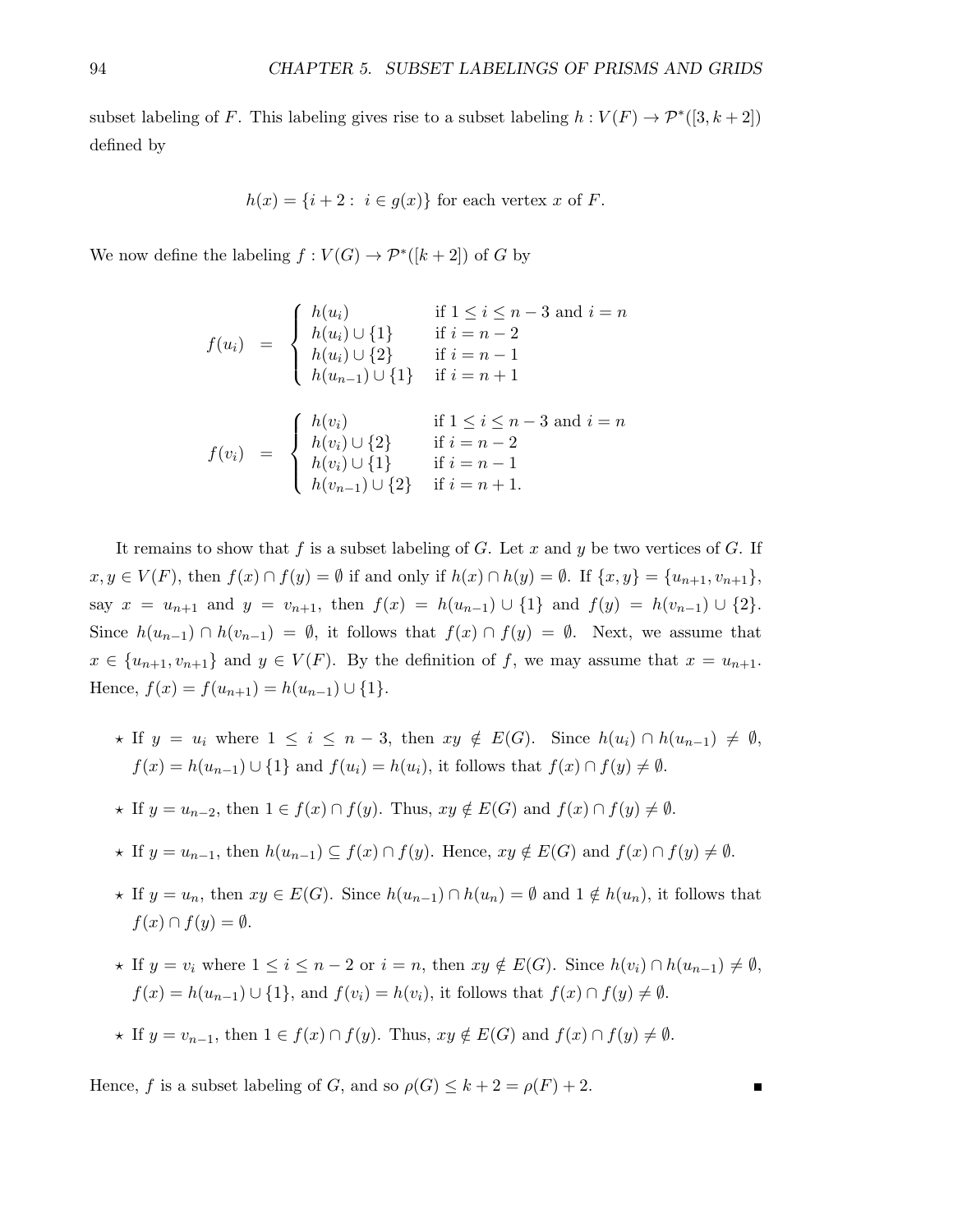subset labeling of $F$. This labeling gives rise to a subset labeling $h : V(F) \to \mathcal{P}^*([3, k+2])$ defined by

$$h(x) = \{i + 2 : \ i \in g(x)\} \text{ for each vertex } x \text{ of } F.$$

We now define the labeling $f : V(G) \to \mathcal{P}^*([k+2])$ of $G$ by

$$f(u_i) = \begin{cases} h(u_i) & \text{if } 1 \le i \le n-3 \text{ and } i = n \\ h(u_i) \cup \{1\} & \text{if } i = n-2 \\ h(u_i) \cup \{2\} & \text{if } i = n-1 \\ h(u_{n-1}) \cup \{1\} & \text{if } i = n+1 \end{cases}$$

$$f(v_i) = \begin{cases} h(v_i) & \text{if } 1 \le i \le n-3 \text{ and } i = n \\ h(v_i) \cup \{2\} & \text{if } i = n-2 \\ h(v_i) \cup \{1\} & \text{if } i = n-1 \\ h(v_{n-1}) \cup \{2\} & \text{if } i = n+1. \end{cases}$$

It remains to show that $f$ is a subset labeling of $G$. Let $x$ and $y$ be two vertices of $G$. If $x, y \in V(F)$, then $f(x) \cap f(y) = \emptyset$ if and only if $h(x) \cap h(y) = \emptyset$. If $\{x, y\} = \{u_{n+1}, v_{n+1}\}$, say $x = u_{n+1}$ and $y = v_{n+1}$, then $f(x) = h(u_{n-1}) \cup \{1\}$ and $f(y) = h(v_{n-1}) \cup \{2\}$. Since $h(u_{n-1}) \cap h(v_{n-1}) = \emptyset$, it follows that $f(x) \cap f(y) = \emptyset$. Next, we assume that $x \in \{u_{n+1}, v_{n+1}\}$ and $y \in V(F)$. By the definition of $f$, we may assume that $x = u_{n+1}$. Hence, $f(x) = f(u_{n+1}) = h(u_{n-1}) \cup \{1\}$.

- ⋆ If $y = u_i$ where $1 \le i \le n-3$, then $xy \notin E(G)$. Since $h(u_i) \cap h(u_{n-1}) \neq \emptyset$, $f(x) = h(u_{n-1}) \cup \{1\}$ and $f(u_i) = h(u_i)$, it follows that $f(x) \cap f(y) \neq \emptyset$.
- ⋆ If $y = u_{n-2}$, then $1 \in f(x) \cap f(y)$. Thus, $xy \notin E(G)$ and $f(x) \cap f(y) \neq \emptyset$.
- ⋆ If $y = u_{n-1}$, then $h(u_{n-1}) \subseteq f(x) \cap f(y)$. Hence, $xy \notin E(G)$ and $f(x) \cap f(y) \neq \emptyset$.
- ⋆ If $y = u_n$, then $xy \in E(G)$. Since $h(u_{n-1}) \cap h(u_n) = \emptyset$ and $1 \notin h(u_n)$, it follows that $f(x) \cap f(y) = \emptyset$.
- ⋆ If $y = v_i$ where $1 \le i \le n-2$ or $i = n$, then $xy \notin E(G)$. Since $h(v_i) \cap h(u_{n-1}) \neq \emptyset$, $f(x) = h(u_{n-1}) \cup \{1\}$, and $f(v_i) = h(v_i)$, it follows that $f(x) \cap f(y) \neq \emptyset$.
- ⋆ If $y = v_{n-1}$, then $1 \in f(x) \cap f(y)$. Thus, $xy \notin E(G)$ and $f(x) \cap f(y) \neq \emptyset$.

Hence, $f$ is a subset labeling of $G$, and so $\rho(G) \le k + 2 = \rho(F) + 2$. ■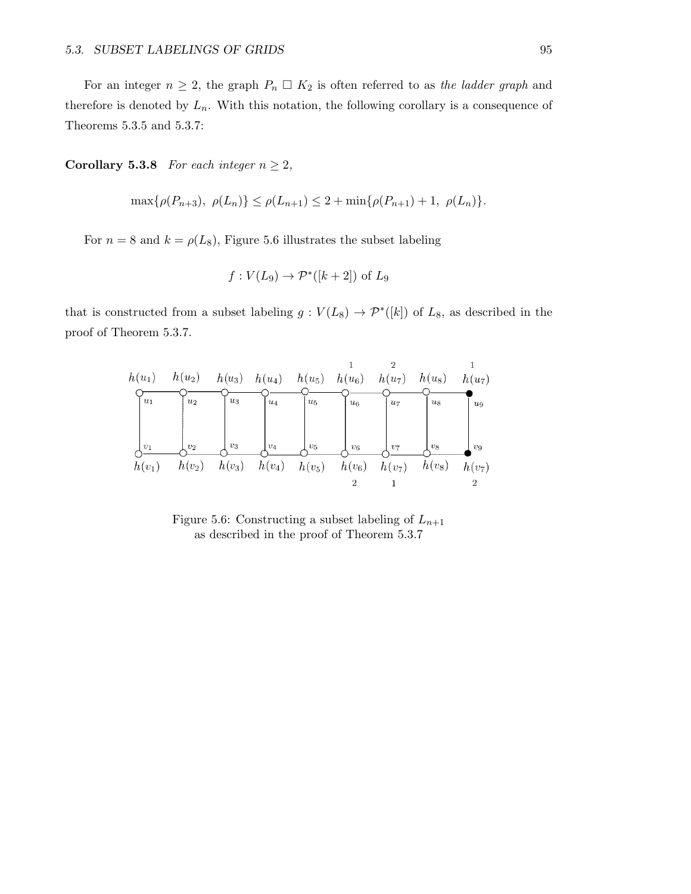For an integer $n \geq 2$, the graph $P_n \square K_2$ is often referred to as *the ladder graph* and therefore is denoted by $L_n$. With this notation, the following corollary is a consequence of Theorems 5.3.5 and 5.3.7:

**Corollary 5.3.8** *For each integer $n \geq 2$,*

$$\max\{\rho(P_{n+3}),\ \rho(L_n)\} \leq \rho(L_{n+1}) \leq 2 + \min\{\rho(P_{n+1}) + 1,\ \rho(L_n)\}.$$

For $n = 8$ and $k = \rho(L_8)$, Figure 5.6 illustrates the subset labeling

$$f : V(L_9) \to \mathcal{P}^*([k+2]) \text{ of } L_9$$

that is constructed from a subset labeling $g : V(L_8) \to \mathcal{P}^*([k])$ of $L_8$, as described in the proof of Theorem 5.3.7.

Figure 5.6: Constructing a subset labeling of $L_{n+1}$ as described in the proof of Theorem 5.3.7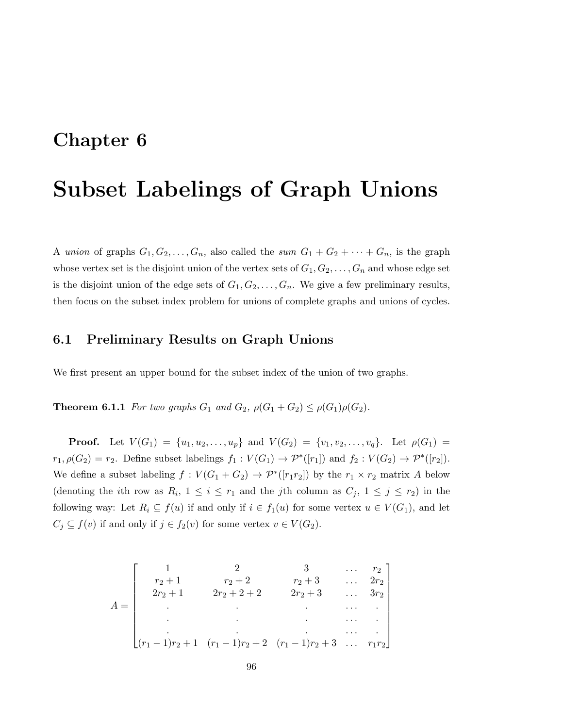# Chapter 6

# Subset Labelings of Graph Unions

A *union* of graphs $G_1, G_2, \ldots, G_n$, also called the *sum* $G_1 + G_2 + \cdots + G_n$, is the graph whose vertex set is the disjoint union of the vertex sets of $G_1, G_2, \ldots, G_n$ and whose edge set is the disjoint union of the edge sets of $G_1, G_2, \ldots, G_n$. We give a few preliminary results, then focus on the subset index problem for unions of complete graphs and unions of cycles.

## 6.1 Preliminary Results on Graph Unions

We first present an upper bound for the subset index of the union of two graphs.

**Theorem 6.1.1** *For two graphs $G_1$ and $G_2$, $\rho(G_1 + G_2) \leq \rho(G_1)\rho(G_2)$.*

**Proof.** Let $V(G_1) = \{u_1, u_2, \ldots, u_p\}$ and $V(G_2) = \{v_1, v_2, \ldots, v_q\}$. Let $\rho(G_1) = r_1, \rho(G_2) = r_2$. Define subset labelings $f_1 : V(G_1) \to \mathcal{P}^*([r_1])$ and $f_2 : V(G_2) \to \mathcal{P}^*([r_2])$. We define a subset labeling $f : V(G_1 + G_2) \to \mathcal{P}^*([r_1 r_2])$ by the $r_1 \times r_2$ matrix $A$ below (denoting the $i$th row as $R_i$, $1 \leq i \leq r_1$ and the $j$th column as $C_j$, $1 \leq j \leq r_2$) in the following way: Let $R_i \subseteq f(u)$ if and only if $i \in f_1(u)$ for some vertex $u \in V(G_1)$, and let $C_j \subseteq f(v)$ if and only if $j \in f_2(v)$ for some vertex $v \in V(G_2)$.

$$A = \begin{bmatrix} 1 & 2 & 3 & \ldots & r_2 \\ r_2 + 1 & r_2 + 2 & r_2 + 3 & \ldots & 2r_2 \\ 2r_2 + 1 & 2r_2 + 2 + 2 & 2r_2 + 3 & \ldots & 3r_2 \\ . & . & . & \ldots & . \\ . & . & . & \ldots & . \\ . & . & . & \ldots & . \\ (r_1 - 1)r_2 + 1 & (r_1 - 1)r_2 + 2 & (r_1 - 1)r_2 + 3 & \ldots & r_1 r_2 \end{bmatrix}$$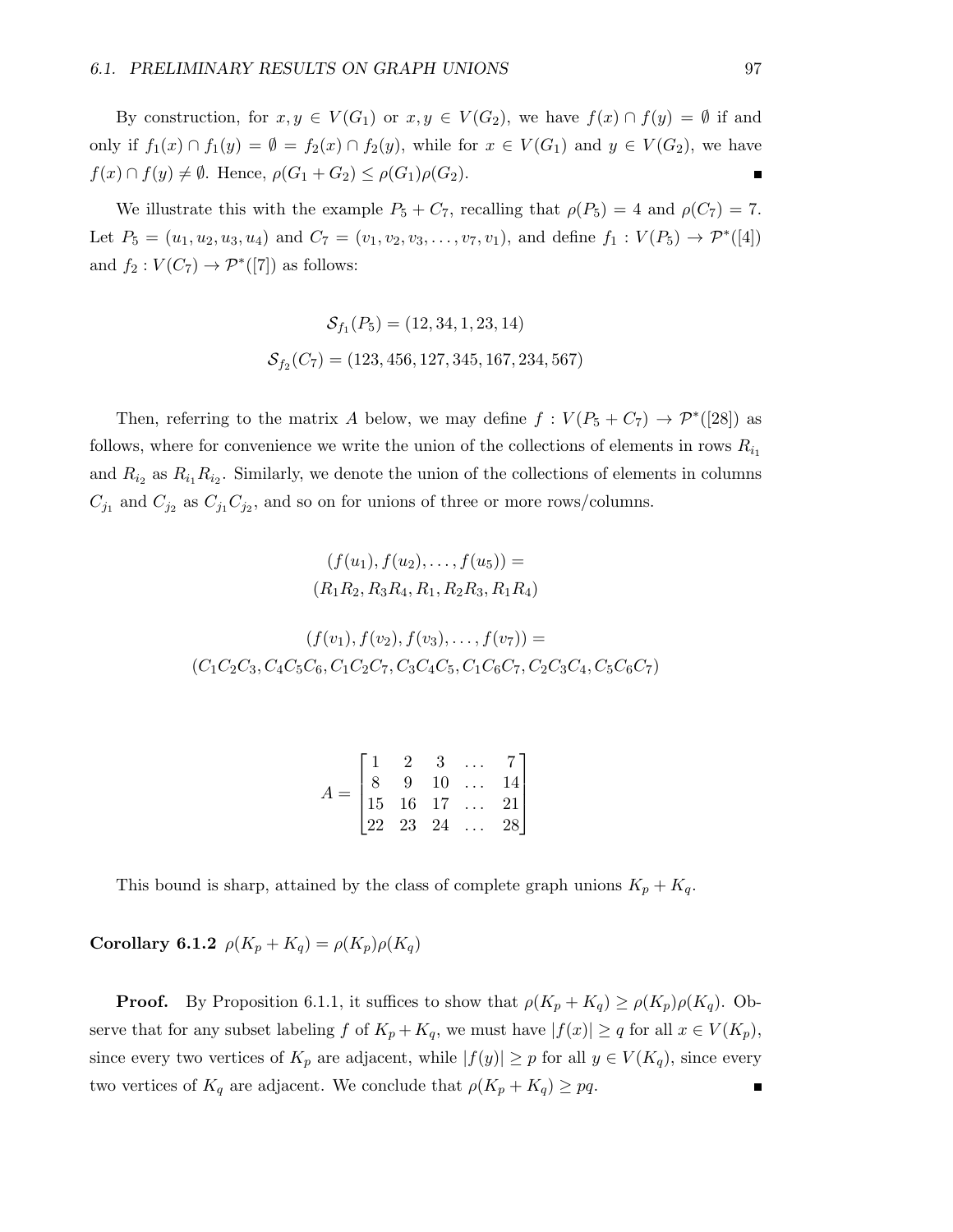By construction, for $x, y \in V(G_1)$ or $x, y \in V(G_2)$, we have $f(x) \cap f(y) = \emptyset$ if and only if $f_1(x) \cap f_1(y) = \emptyset = f_2(x) \cap f_2(y)$, while for $x \in V(G_1)$ and $y \in V(G_2)$, we have $f(x) \cap f(y) \neq \emptyset$. Hence, $\rho(G_1 + G_2) \leq \rho(G_1)\rho(G_2)$. ∎

We illustrate this with the example $P_5 + C_7$, recalling that $\rho(P_5) = 4$ and $\rho(C_7) = 7$. Let $P_5 = (u_1, u_2, u_3, u_4)$ and $C_7 = (v_1, v_2, v_3, \ldots, v_7, v_1)$, and define $f_1 : V(P_5) \to \mathcal{P}^*([4])$ and $f_2 : V(C_7) \to \mathcal{P}^*([7])$ as follows:

$$\mathcal{S}_{f_1}(P_5) = (12, 34, 1, 23, 14)$$

$$\mathcal{S}_{f_2}(C_7) = (123, 456, 127, 345, 167, 234, 567)$$

Then, referring to the matrix $A$ below, we may define $f : V(P_5 + C_7) \to \mathcal{P}^*([28])$ as follows, where for convenience we write the union of the collections of elements in rows $R_{i_1}$ and $R_{i_2}$ as $R_{i_1}R_{i_2}$. Similarly, we denote the union of the collections of elements in columns $C_{j_1}$ and $C_{j_2}$ as $C_{j_1}C_{j_2}$, and so on for unions of three or more rows/columns.

$$(f(u_1), f(u_2), \ldots, f(u_5)) =$$
$$(R_1R_2, R_3R_4, R_1, R_2R_3, R_1R_4)$$

$$(f(v_1), f(v_2), f(v_3), \ldots, f(v_7)) =$$
$$(C_1C_2C_3, C_4C_5C_6, C_1C_2C_7, C_3C_4C_5, C_1C_6C_7, C_2C_3C_4, C_5C_6C_7)$$

$$A = \begin{bmatrix} 1 & 2 & 3 & \ldots & 7 \\ 8 & 9 & 10 & \ldots & 14 \\ 15 & 16 & 17 & \ldots & 21 \\ 22 & 23 & 24 & \ldots & 28 \end{bmatrix}$$

This bound is sharp, attained by the class of complete graph unions $K_p + K_q$.

**Corollary 6.1.2** $\rho(K_p + K_q) = \rho(K_p)\rho(K_q)$

**Proof.** By Proposition 6.1.1, it suffices to show that $\rho(K_p + K_q) \geq \rho(K_p)\rho(K_q)$. Observe that for any subset labeling $f$ of $K_p + K_q$, we must have $|f(x)| \geq q$ for all $x \in V(K_p)$, since every two vertices of $K_p$ are adjacent, while $|f(y)| \geq p$ for all $y \in V(K_q)$, since every two vertices of $K_q$ are adjacent. We conclude that $\rho(K_p + K_q) \geq pq$. ∎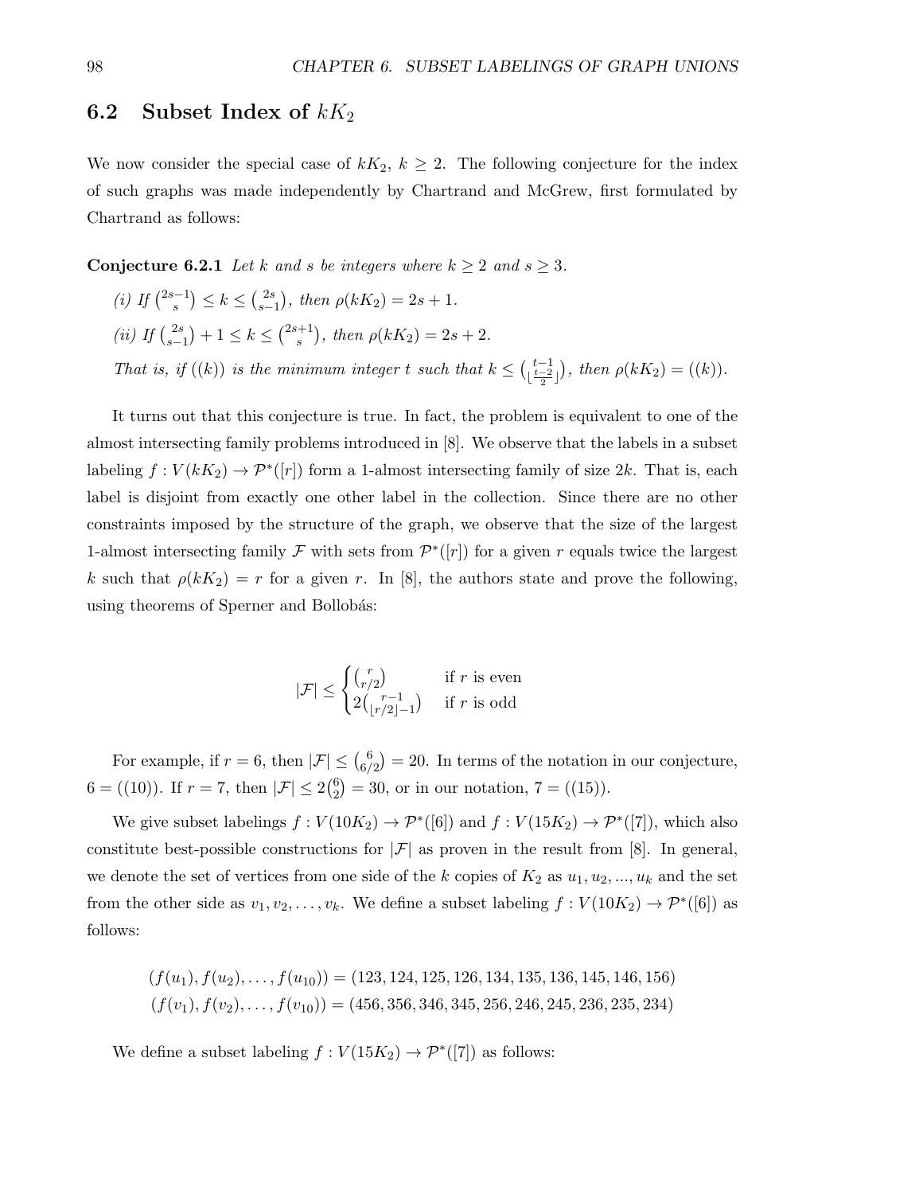## 6.2 Subset Index of $kK_2$

We now consider the special case of $kK_2$, $k \geq 2$. The following conjecture for the index of such graphs was made independently by Chartrand and McGrew, first formulated by Chartrand as follows:

**Conjecture 6.2.1** *Let $k$ and $s$ be integers where $k \geq 2$ and $s \geq 3$.*

*(i) If $\binom{2s-1}{s} \leq k \leq \binom{2s}{s-1}$, then $\rho(kK_2) = 2s+1$.*

*(ii) If $\binom{2s}{s-1} + 1 \leq k \leq \binom{2s+1}{s}$, then $\rho(kK_2) = 2s+2$.*

*That is, if $((k))$ is the minimum integer $t$ such that $k \leq \binom{t-1}{\lfloor \frac{t-2}{2} \rfloor}$, then $\rho(kK_2) = ((k))$.*

It turns out that this conjecture is true. In fact, the problem is equivalent to one of the almost intersecting family problems introduced in [8]. We observe that the labels in a subset labeling $f : V(kK_2) \to \mathcal{P}^*([r])$ form a 1-almost intersecting family of size $2k$. That is, each label is disjoint from exactly one other label in the collection. Since there are no other constraints imposed by the structure of the graph, we observe that the size of the largest 1-almost intersecting family $\mathcal{F}$ with sets from $\mathcal{P}^*([r])$ for a given $r$ equals twice the largest $k$ such that $\rho(kK_2) = r$ for a given $r$. In [8], the authors state and prove the following, using theorems of Sperner and Bollobás:

$$|\mathcal{F}| \leq \begin{cases} \binom{r}{r/2} & \text{if } r \text{ is even} \\ 2\binom{r-1}{\lfloor r/2 \rfloor - 1} & \text{if } r \text{ is odd} \end{cases}$$

For example, if $r = 6$, then $|\mathcal{F}| \leq \binom{6}{6/2} = 20$. In terms of the notation in our conjecture, $6 = ((10))$. If $r = 7$, then $|\mathcal{F}| \leq 2\binom{6}{2} = 30$, or in our notation, $7 = ((15))$.

We give subset labelings $f : V(10K_2) \to \mathcal{P}^*([6])$ and $f : V(15K_2) \to \mathcal{P}^*([7])$, which also constitute best-possible constructions for $|\mathcal{F}|$ as proven in the result from [8]. In general, we denote the set of vertices from one side of the $k$ copies of $K_2$ as $u_1, u_2, ..., u_k$ and the set from the other side as $v_1, v_2, \ldots, v_k$. We define a subset labeling $f : V(10K_2) \to \mathcal{P}^*([6])$ as follows:

$$(f(u_1), f(u_2), \ldots, f(u_{10})) = (123, 124, 125, 126, 134, 135, 136, 145, 146, 156)$$
$$(f(v_1), f(v_2), \ldots, f(v_{10})) = (456, 356, 346, 345, 256, 246, 245, 236, 235, 234)$$

We define a subset labeling $f : V(15K_2) \to \mathcal{P}^*([7])$ as follows: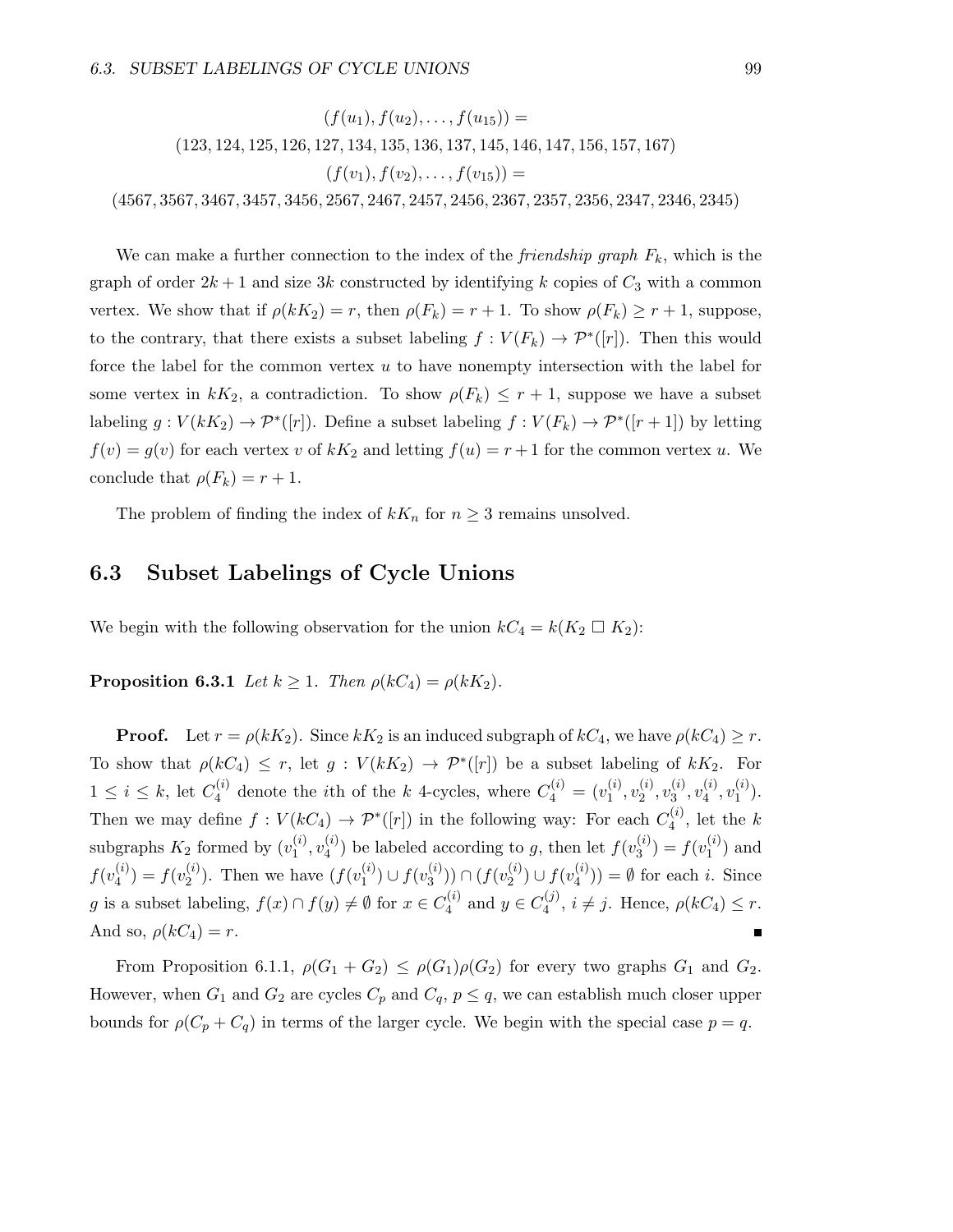$$(f(u_1), f(u_2), \ldots, f(u_{15})) =$$
$$(123, 124, 125, 126, 127, 134, 135, 136, 137, 145, 146, 147, 156, 157, 167)$$
$$(f(v_1), f(v_2), \ldots, f(v_{15})) =$$
$$(4567, 3567, 3467, 3457, 3456, 2567, 2467, 2457, 2456, 2367, 2357, 2356, 2347, 2346, 2345)$$

We can make a further connection to the index of the *friendship graph* $F_k$, which is the graph of order $2k+1$ and size $3k$ constructed by identifying $k$ copies of $C_3$ with a common vertex. We show that if $\rho(kK_2) = r$, then $\rho(F_k) = r + 1$. To show $\rho(F_k) \geq r + 1$, suppose, to the contrary, that there exists a subset labeling $f : V(F_k) \to \mathcal{P}^*([r])$. Then this would force the label for the common vertex $u$ to have nonempty intersection with the label for some vertex in $kK_2$, a contradiction. To show $\rho(F_k) \leq r + 1$, suppose we have a subset labeling $g : V(kK_2) \to \mathcal{P}^*([r])$. Define a subset labeling $f : V(F_k) \to \mathcal{P}^*([r+1])$ by letting $f(v) = g(v)$ for each vertex $v$ of $kK_2$ and letting $f(u) = r+1$ for the common vertex $u$. We conclude that $\rho(F_k) = r + 1$.

The problem of finding the index of $kK_n$ for $n \geq 3$ remains unsolved.

## 6.3 Subset Labelings of Cycle Unions

We begin with the following observation for the union $kC_4 = k(K_2 \,\square\, K_2)$:

**Proposition 6.3.1** *Let $k \geq 1$. Then $\rho(kC_4) = \rho(kK_2)$.*

**Proof.** Let $r = \rho(kK_2)$. Since $kK_2$ is an induced subgraph of $kC_4$, we have $\rho(kC_4) \geq r$. To show that $\rho(kC_4) \leq r$, let $g : V(kK_2) \to \mathcal{P}^*([r])$ be a subset labeling of $kK_2$. For $1 \leq i \leq k$, let $C_4^{(i)}$ denote the $i$th of the $k$ 4-cycles, where $C_4^{(i)} = (v_1^{(i)}, v_2^{(i)}, v_3^{(i)}, v_4^{(i)}, v_1^{(i)})$. Then we may define $f : V(kC_4) \to \mathcal{P}^*([r])$ in the following way: For each $C_4^{(i)}$, let the $k$ subgraphs $K_2$ formed by $(v_1^{(i)}, v_4^{(i)})$ be labeled according to $g$, then let $f(v_3^{(i)}) = f(v_1^{(i)})$ and $f(v_4^{(i)}) = f(v_2^{(i)})$. Then we have $(f(v_1^{(i)}) \cup f(v_3^{(i)})) \cap (f(v_2^{(i)}) \cup f(v_4^{(i)})) = \emptyset$ for each $i$. Since $g$ is a subset labeling, $f(x) \cap f(y) \neq \emptyset$ for $x \in C_4^{(i)}$ and $y \in C_4^{(j)}$, $i \neq j$. Hence, $\rho(kC_4) \leq r$. And so, $\rho(kC_4) = r$. ■

From Proposition 6.1.1, $\rho(G_1 + G_2) \leq \rho(G_1)\rho(G_2)$ for every two graphs $G_1$ and $G_2$. However, when $G_1$ and $G_2$ are cycles $C_p$ and $C_q$, $p \leq q$, we can establish much closer upper bounds for $\rho(C_p + C_q)$ in terms of the larger cycle. We begin with the special case $p = q$.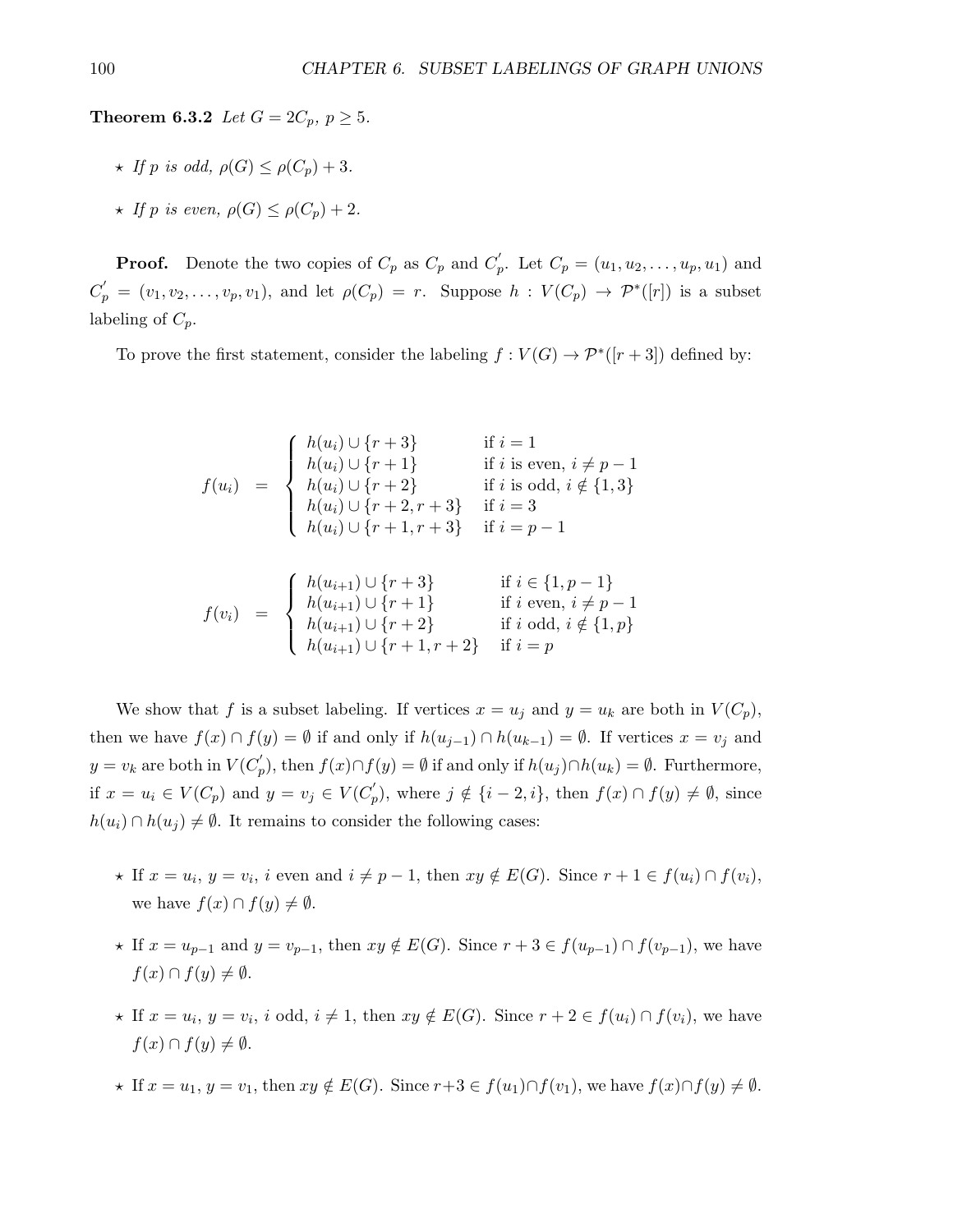**Theorem 6.3.2** *Let $G = 2C_p$, $p \geq 5$.*

- ⋆ *If $p$ is odd, $\rho(G) \leq \rho(C_p) + 3$.*
- ⋆ *If $p$ is even, $\rho(G) \leq \rho(C_p) + 2$.*

**Proof.** Denote the two copies of $C_p$ as $C_p$ and $C_p^{'}$. Let $C_p = (u_1, u_2, \ldots, u_p, u_1)$ and $C_p^{'} = (v_1, v_2, \ldots, v_p, v_1)$, and let $\rho(C_p) = r$. Suppose $h : V(C_p) \to \mathcal{P}^*([r])$ is a subset labeling of $C_p$.

To prove the first statement, consider the labeling $f : V(G) \to \mathcal{P}^*([r+3])$ defined by:

$$f(u_i) = \begin{cases} h(u_i) \cup \{r+3\} & \text{if } i = 1 \\ h(u_i) \cup \{r+1\} & \text{if } i \text{ is even, } i \neq p-1 \\ h(u_i) \cup \{r+2\} & \text{if } i \text{ is odd, } i \notin \{1,3\} \\ h(u_i) \cup \{r+2, r+3\} & \text{if } i = 3 \\ h(u_i) \cup \{r+1, r+3\} & \text{if } i = p-1 \end{cases}$$

$$f(v_i) = \begin{cases} h(u_{i+1}) \cup \{r+3\} & \text{if } i \in \{1, p-1\} \\ h(u_{i+1}) \cup \{r+1\} & \text{if } i \text{ even, } i \neq p-1 \\ h(u_{i+1}) \cup \{r+2\} & \text{if } i \text{ odd, } i \notin \{1,p\} \\ h(u_{i+1}) \cup \{r+1, r+2\} & \text{if } i = p \end{cases}$$

We show that $f$ is a subset labeling. If vertices $x = u_j$ and $y = u_k$ are both in $V(C_p)$, then we have $f(x) \cap f(y) = \emptyset$ if and only if $h(u_{j-1}) \cap h(u_{k-1}) = \emptyset$. If vertices $x = v_j$ and $y = v_k$ are both in $V(C_p^{'})$, then $f(x) \cap f(y) = \emptyset$ if and only if $h(u_j) \cap h(u_k) = \emptyset$. Furthermore, if $x = u_i \in V(C_p)$ and $y = v_j \in V(C_p^{'})$, where $j \notin \{i-2, i\}$, then $f(x) \cap f(y) \neq \emptyset$, since $h(u_i) \cap h(u_j) \neq \emptyset$. It remains to consider the following cases:

- ⋆ If $x = u_i$, $y = v_i$, $i$ even and $i \neq p-1$, then $xy \notin E(G)$. Since $r+1 \in f(u_i) \cap f(v_i)$, we have $f(x) \cap f(y) \neq \emptyset$.
- ⋆ If $x = u_{p-1}$ and $y = v_{p-1}$, then $xy \notin E(G)$. Since $r+3 \in f(u_{p-1}) \cap f(v_{p-1})$, we have $f(x) \cap f(y) \neq \emptyset$.
- ⋆ If $x = u_i$, $y = v_i$, $i$ odd, $i \neq 1$, then $xy \notin E(G)$. Since $r+2 \in f(u_i) \cap f(v_i)$, we have $f(x) \cap f(y) \neq \emptyset$.
- ⋆ If $x = u_1$, $y = v_1$, then $xy \notin E(G)$. Since $r+3 \in f(u_1) \cap f(v_1)$, we have $f(x) \cap f(y) \neq \emptyset$.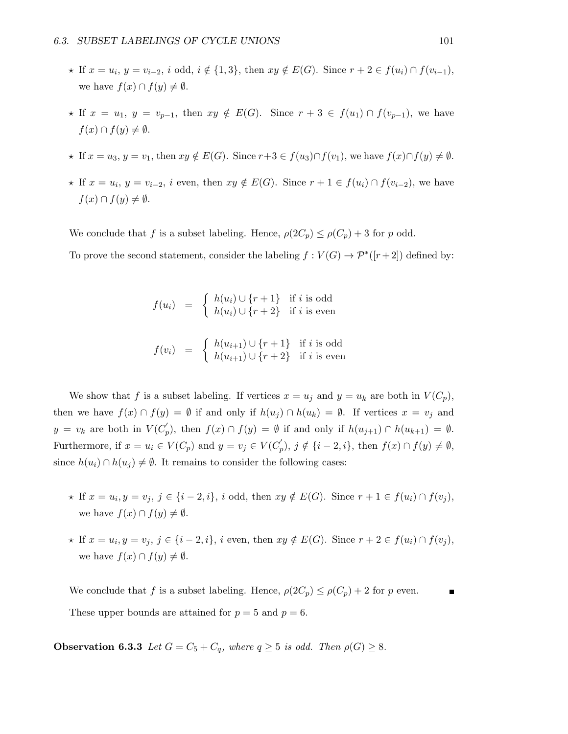- ⋆ If $x = u_i$, $y = v_{i-2}$, $i$ odd, $i \notin \{1, 3\}$, then $xy \notin E(G)$. Since $r + 2 \in f(u_i) \cap f(v_{i-1})$, we have $f(x) \cap f(y) \neq \emptyset$.

- ⋆ If $x = u_1$, $y = v_{p-1}$, then $xy \notin E(G)$. Since $r + 3 \in f(u_1) \cap f(v_{p-1})$, we have $f(x) \cap f(y) \neq \emptyset$.

- ⋆ If $x = u_3$, $y = v_1$, then $xy \notin E(G)$. Since $r+3 \in f(u_3) \cap f(v_1)$, we have $f(x) \cap f(y) \neq \emptyset$.

- ⋆ If $x = u_i$, $y = v_{i-2}$, $i$ even, then $xy \notin E(G)$. Since $r + 1 \in f(u_i) \cap f(v_{i-2})$, we have $f(x) \cap f(y) \neq \emptyset$.

We conclude that $f$ is a subset labeling. Hence, $\rho(2C_p) \leq \rho(C_p) + 3$ for $p$ odd.

To prove the second statement, consider the labeling $f : V(G) \to \mathcal{P}^*([r+2])$ defined by:

$$f(u_i) = \begin{cases} h(u_i) \cup \{r+1\} & \text{if } i \text{ is odd} \\ h(u_i) \cup \{r+2\} & \text{if } i \text{ is even} \end{cases}$$

$$f(v_i) = \begin{cases} h(u_{i+1}) \cup \{r+1\} & \text{if } i \text{ is odd} \\ h(u_{i+1}) \cup \{r+2\} & \text{if } i \text{ is even} \end{cases}$$

We show that $f$ is a subset labeling. If vertices $x = u_j$ and $y = u_k$ are both in $V(C_p)$, then we have $f(x) \cap f(y) = \emptyset$ if and only if $h(u_j) \cap h(u_k) = \emptyset$. If vertices $x = v_j$ and $y = v_k$ are both in $V(C_p^{'})$, then $f(x) \cap f(y) = \emptyset$ if and only if $h(u_{j+1}) \cap h(u_{k+1}) = \emptyset$. Furthermore, if $x = u_i \in V(C_p)$ and $y = v_j \in V(C_p^{'})$, $j \notin \{i-2, i\}$, then $f(x) \cap f(y) \neq \emptyset$, since $h(u_i) \cap h(u_j) \neq \emptyset$. It remains to consider the following cases:

- ⋆ If $x = u_i, y = v_j$, $j \in \{i-2, i\}$, $i$ odd, then $xy \notin E(G)$. Since $r + 1 \in f(u_i) \cap f(v_j)$, we have $f(x) \cap f(y) \neq \emptyset$.

- ⋆ If $x = u_i, y = v_j$, $j \in \{i-2, i\}$, $i$ even, then $xy \notin E(G)$. Since $r + 2 \in f(u_i) \cap f(v_j)$, we have $f(x) \cap f(y) \neq \emptyset$.

We conclude that $f$ is a subset labeling. Hence, $\rho(2C_p) \leq \rho(C_p) + 2$ for $p$ even. ∎

These upper bounds are attained for $p = 5$ and $p = 6$.

**Observation 6.3.3** *Let $G = C_5 + C_q$, where $q \geq 5$ is odd. Then $\rho(G) \geq 8$.*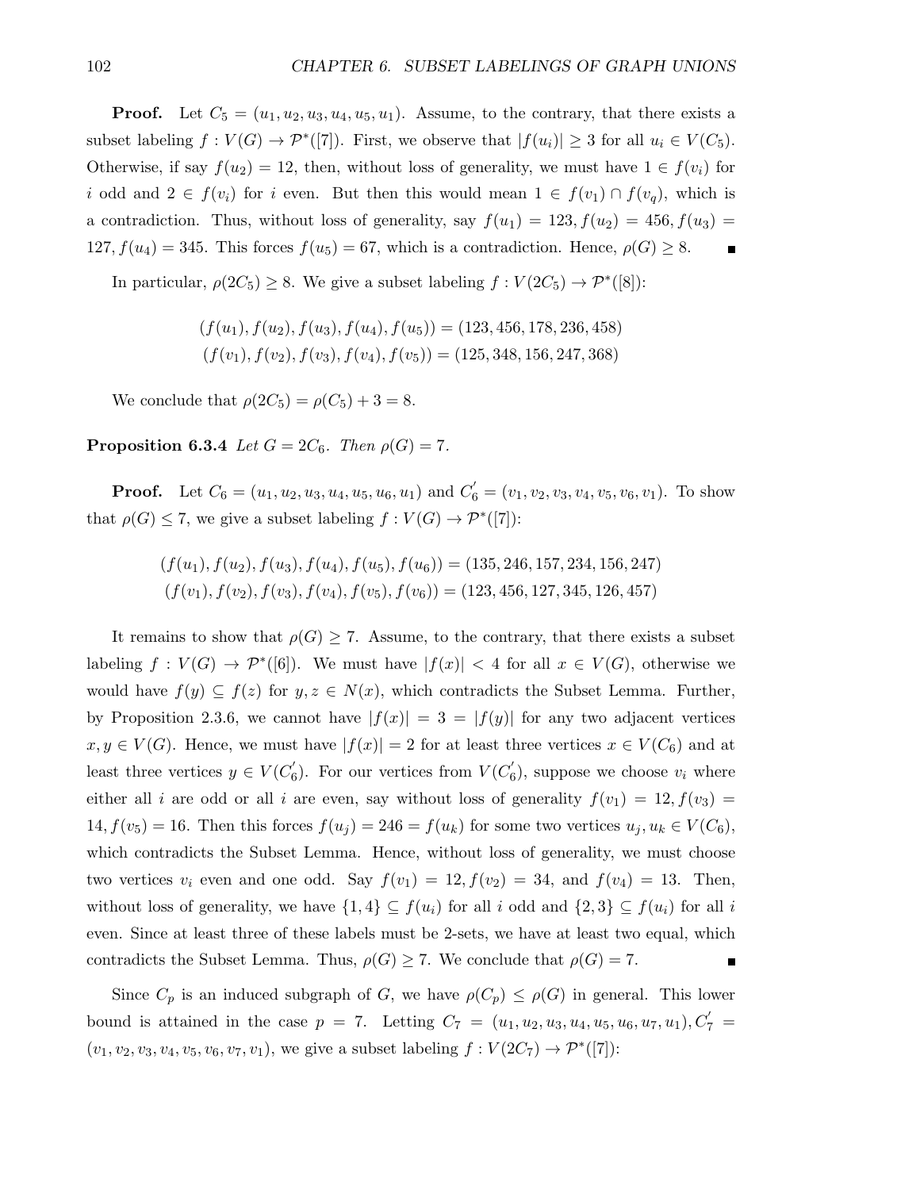**Proof.** Let $C_5 = (u_1, u_2, u_3, u_4, u_5, u_1)$. Assume, to the contrary, that there exists a subset labeling $f : V(G) \to \mathcal{P}^*([7])$. First, we observe that $|f(u_i)| \geq 3$ for all $u_i \in V(C_5)$. Otherwise, if say $f(u_2) = 12$, then, without loss of generality, we must have $1 \in f(v_i)$ for $i$ odd and $2 \in f(v_i)$ for $i$ even. But then this would mean $1 \in f(v_1) \cap f(v_q)$, which is a contradiction. Thus, without loss of generality, say $f(u_1) = 123, f(u_2) = 456, f(u_3) = 127, f(u_4) = 345$. This forces $f(u_5) = 67$, which is a contradiction. Hence, $\rho(G) \geq 8$. ■

In particular, $\rho(2C_5) \geq 8$. We give a subset labeling $f : V(2C_5) \to \mathcal{P}^*([8])$:

$$(f(u_1), f(u_2), f(u_3), f(u_4), f(u_5)) = (123, 456, 178, 236, 458)$$
$$(f(v_1), f(v_2), f(v_3), f(v_4), f(v_5)) = (125, 348, 156, 247, 368)$$

We conclude that $\rho(2C_5) = \rho(C_5) + 3 = 8$.

**Proposition 6.3.4** *Let $G = 2C_6$. Then $\rho(G) = 7$.*

**Proof.** Let $C_6 = (u_1, u_2, u_3, u_4, u_5, u_6, u_1)$ and $C_6' = (v_1, v_2, v_3, v_4, v_5, v_6, v_1)$. To show that $\rho(G) \leq 7$, we give a subset labeling $f : V(G) \to \mathcal{P}^*([7])$:

$$(f(u_1), f(u_2), f(u_3), f(u_4), f(u_5), f(u_6)) = (135, 246, 157, 234, 156, 247)$$
$$(f(v_1), f(v_2), f(v_3), f(v_4), f(v_5), f(v_6)) = (123, 456, 127, 345, 126, 457)$$

It remains to show that $\rho(G) \geq 7$. Assume, to the contrary, that there exists a subset labeling $f : V(G) \to \mathcal{P}^*([6])$. We must have $|f(x)| < 4$ for all $x \in V(G)$, otherwise we would have $f(y) \subseteq f(z)$ for $y, z \in N(x)$, which contradicts the Subset Lemma. Further, by Proposition 2.3.6, we cannot have $|f(x)| = 3 = |f(y)|$ for any two adjacent vertices $x, y \in V(G)$. Hence, we must have $|f(x)| = 2$ for at least three vertices $x \in V(C_6)$ and at least three vertices $y \in V(C_6')$. For our vertices from $V(C_6')$, suppose we choose $v_i$ where either all $i$ are odd or all $i$ are even, say without loss of generality $f(v_1) = 12, f(v_3) = 14, f(v_5) = 16$. Then this forces $f(u_j) = 246 = f(u_k)$ for some two vertices $u_j, u_k \in V(C_6)$, which contradicts the Subset Lemma. Hence, without loss of generality, we must choose two vertices $v_i$ even and one odd. Say $f(v_1) = 12, f(v_2) = 34$, and $f(v_4) = 13$. Then, without loss of generality, we have $\{1, 4\} \subseteq f(u_i)$ for all $i$ odd and $\{2, 3\} \subseteq f(u_i)$ for all $i$ even. Since at least three of these labels must be 2-sets, we have at least two equal, which contradicts the Subset Lemma. Thus, $\rho(G) \geq 7$. We conclude that $\rho(G) = 7$. ■

Since $C_p$ is an induced subgraph of $G$, we have $\rho(C_p) \leq \rho(G)$ in general. This lower bound is attained in the case $p = 7$. Letting $C_7 = (u_1, u_2, u_3, u_4, u_5, u_6, u_7, u_1), C_7' = (v_1, v_2, v_3, v_4, v_5, v_6, v_7, v_1)$, we give a subset labeling $f : V(2C_7) \to \mathcal{P}^*([7])$: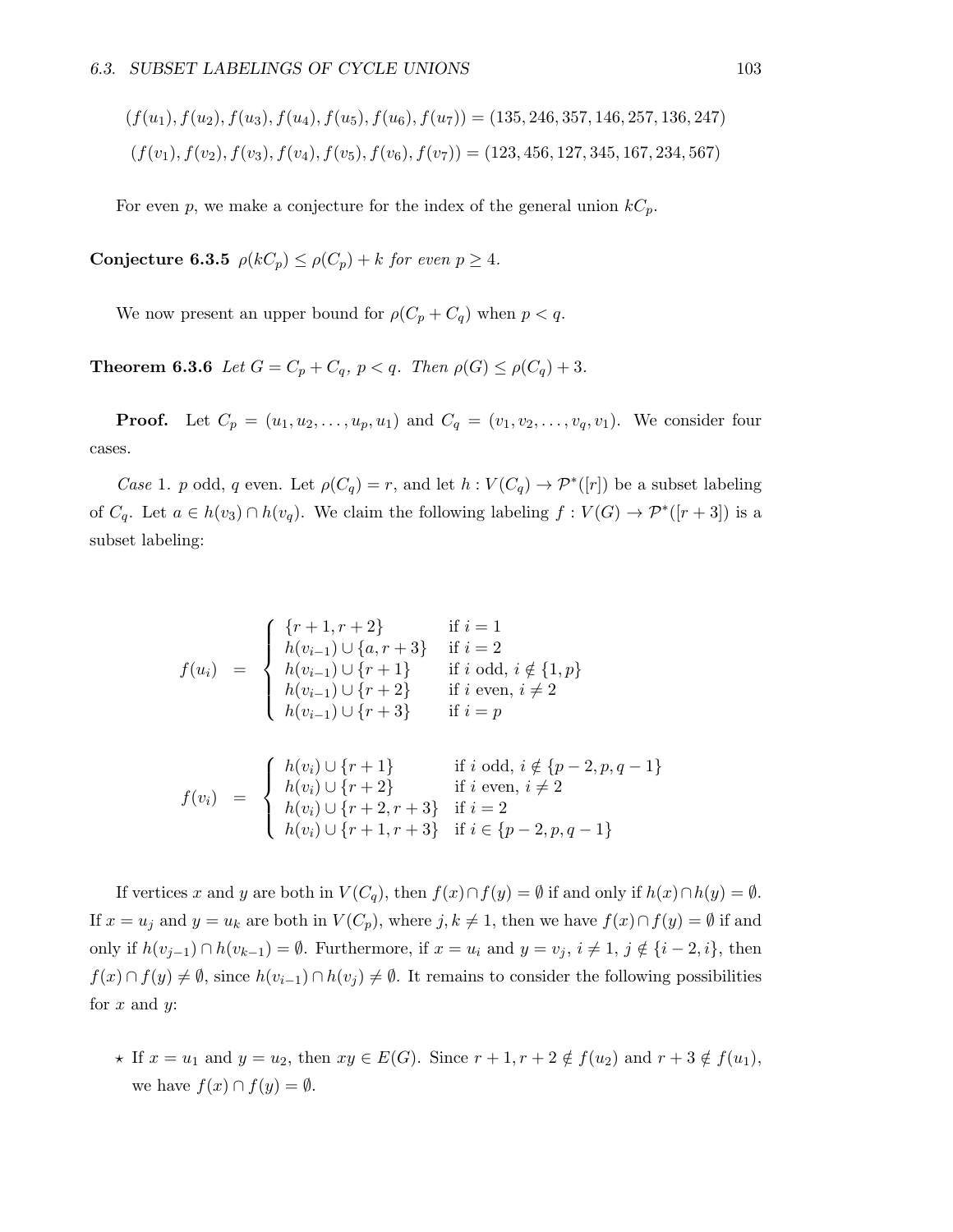$$(f(u_1), f(u_2), f(u_3), f(u_4), f(u_5), f(u_6), f(u_7)) = (135, 246, 357, 146, 257, 136, 247)$$

$$(f(v_1), f(v_2), f(v_3), f(v_4), f(v_5), f(v_6), f(v_7)) = (123, 456, 127, 345, 167, 234, 567)$$

For even $p$, we make a conjecture for the index of the general union $kC_p$.

**Conjecture 6.3.5** *$\rho(kC_p) \le \rho(C_p) + k$ for even $p \ge 4$.*

We now present an upper bound for $\rho(C_p + C_q)$ when $p < q$.

**Theorem 6.3.6** *Let $G = C_p + C_q$, $p < q$. Then $\rho(G) \le \rho(C_q) + 3$.*

**Proof.** Let $C_p = (u_1, u_2, \ldots, u_p, u_1)$ and $C_q = (v_1, v_2, \ldots, v_q, v_1)$. We consider four cases.

*Case* 1. $p$ odd, $q$ even. Let $\rho(C_q) = r$, and let $h : V(C_q) \to \mathcal{P}^*([r])$ be a subset labeling of $C_q$. Let $a \in h(v_3) \cap h(v_q)$. We claim the following labeling $f : V(G) \to \mathcal{P}^*([r+3])$ is a subset labeling:

$$f(u_i) = \begin{cases} \{r+1, r+2\} & \text{if } i = 1 \\ h(v_{i-1}) \cup \{a, r+3\} & \text{if } i = 2 \\ h(v_{i-1}) \cup \{r+1\} & \text{if } i \text{ odd, } i \notin \{1, p\} \\ h(v_{i-1}) \cup \{r+2\} & \text{if } i \text{ even, } i \neq 2 \\ h(v_{i-1}) \cup \{r+3\} & \text{if } i = p \end{cases}$$

$$f(v_i) = \begin{cases} h(v_i) \cup \{r+1\} & \text{if } i \text{ odd, } i \notin \{p-2, p, q-1\} \\ h(v_i) \cup \{r+2\} & \text{if } i \text{ even, } i \neq 2 \\ h(v_i) \cup \{r+2, r+3\} & \text{if } i = 2 \\ h(v_i) \cup \{r+1, r+3\} & \text{if } i \in \{p-2, p, q-1\} \end{cases}$$

If vertices $x$ and $y$ are both in $V(C_q)$, then $f(x) \cap f(y) = \emptyset$ if and only if $h(x) \cap h(y) = \emptyset$. If $x = u_j$ and $y = u_k$ are both in $V(C_p)$, where $j, k \neq 1$, then we have $f(x) \cap f(y) = \emptyset$ if and only if $h(v_{j-1}) \cap h(v_{k-1}) = \emptyset$. Furthermore, if $x = u_i$ and $y = v_j$, $i \neq 1$, $j \notin \{i-2, i\}$, then $f(x) \cap f(y) \neq \emptyset$, since $h(v_{i-1}) \cap h(v_j) \neq \emptyset$. It remains to consider the following possibilities for $x$ and $y$:

- ⋆ If $x = u_1$ and $y = u_2$, then $xy \in E(G)$. Since $r+1, r+2 \notin f(u_2)$ and $r+3 \notin f(u_1)$, we have $f(x) \cap f(y) = \emptyset$.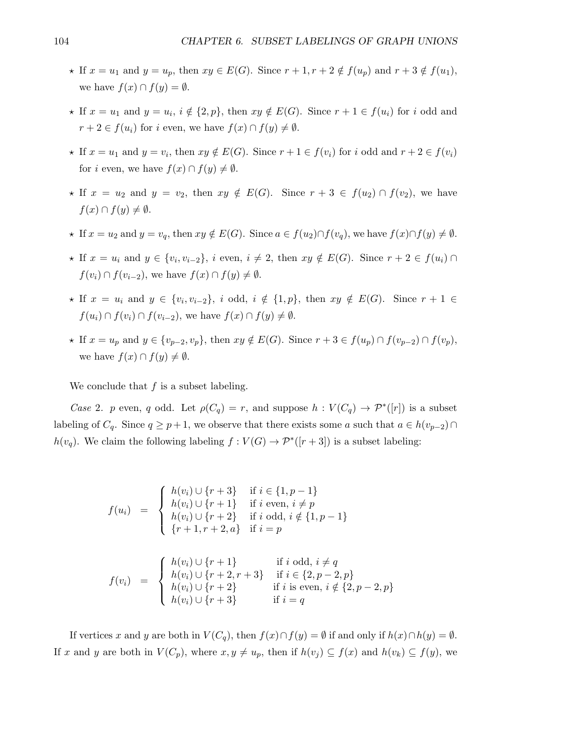- ⋆ If $x = u_1$ and $y = u_p$, then $xy \in E(G)$. Since $r+1, r+2 \notin f(u_p)$ and $r+3 \notin f(u_1)$, we have $f(x) \cap f(y) = \emptyset$.
- ⋆ If $x = u_1$ and $y = u_i$, $i \notin \{2, p\}$, then $xy \notin E(G)$. Since $r+1 \in f(u_i)$ for $i$ odd and $r+2 \in f(u_i)$ for $i$ even, we have $f(x) \cap f(y) \neq \emptyset$.
- ⋆ If $x = u_1$ and $y = v_i$, then $xy \notin E(G)$. Since $r+1 \in f(v_i)$ for $i$ odd and $r+2 \in f(v_i)$ for $i$ even, we have $f(x) \cap f(y) \neq \emptyset$.
- ⋆ If $x = u_2$ and $y = v_2$, then $xy \notin E(G)$. Since $r+3 \in f(u_2) \cap f(v_2)$, we have $f(x) \cap f(y) \neq \emptyset$.
- ⋆ If $x = u_2$ and $y = v_q$, then $xy \notin E(G)$. Since $a \in f(u_2) \cap f(v_q)$, we have $f(x) \cap f(y) \neq \emptyset$.
- ⋆ If $x = u_i$ and $y \in \{v_i, v_{i-2}\}$, $i$ even, $i \neq 2$, then $xy \notin E(G)$. Since $r+2 \in f(u_i) \cap f(v_i) \cap f(v_{i-2})$, we have $f(x) \cap f(y) \neq \emptyset$.
- ⋆ If $x = u_i$ and $y \in \{v_i, v_{i-2}\}$, $i$ odd, $i \notin \{1, p\}$, then $xy \notin E(G)$. Since $r+1 \in f(u_i) \cap f(v_i) \cap f(v_{i-2})$, we have $f(x) \cap f(y) \neq \emptyset$.
- ⋆ If $x = u_p$ and $y \in \{v_{p-2}, v_p\}$, then $xy \notin E(G)$. Since $r+3 \in f(u_p) \cap f(v_{p-2}) \cap f(v_p)$, we have $f(x) \cap f(y) \neq \emptyset$.

We conclude that $f$ is a subset labeling.

*Case* 2. $p$ even, $q$ odd. Let $\rho(C_q) = r$, and suppose $h : V(C_q) \to \mathcal{P}^*([r])$ is a subset labeling of $C_q$. Since $q \geq p+1$, we observe that there exists some $a$ such that $a \in h(v_{p-2}) \cap h(v_q)$. We claim the following labeling $f : V(G) \to \mathcal{P}^*([r+3])$ is a subset labeling:

$$f(u_i) = \begin{cases} h(v_i) \cup \{r+3\} & \text{if } i \in \{1, p-1\} \\ h(v_i) \cup \{r+1\} & \text{if } i \text{ even, } i \neq p \\ h(v_i) \cup \{r+2\} & \text{if } i \text{ odd, } i \notin \{1, p-1\} \\ \{r+1, r+2, a\} & \text{if } i = p \end{cases}$$

$$f(v_i) = \begin{cases} h(v_i) \cup \{r+1\} & \text{if } i \text{ odd, } i \neq q \\ h(v_i) \cup \{r+2, r+3\} & \text{if } i \in \{2, p-2, p\} \\ h(v_i) \cup \{r+2\} & \text{if } i \text{ is even, } i \notin \{2, p-2, p\} \\ h(v_i) \cup \{r+3\} & \text{if } i = q \end{cases}$$

If vertices $x$ and $y$ are both in $V(C_q)$, then $f(x) \cap f(y) = \emptyset$ if and only if $h(x) \cap h(y) = \emptyset$. If $x$ and $y$ are both in $V(C_p)$, where $x, y \neq u_p$, then if $h(v_j) \subseteq f(x)$ and $h(v_k) \subseteq f(y)$, we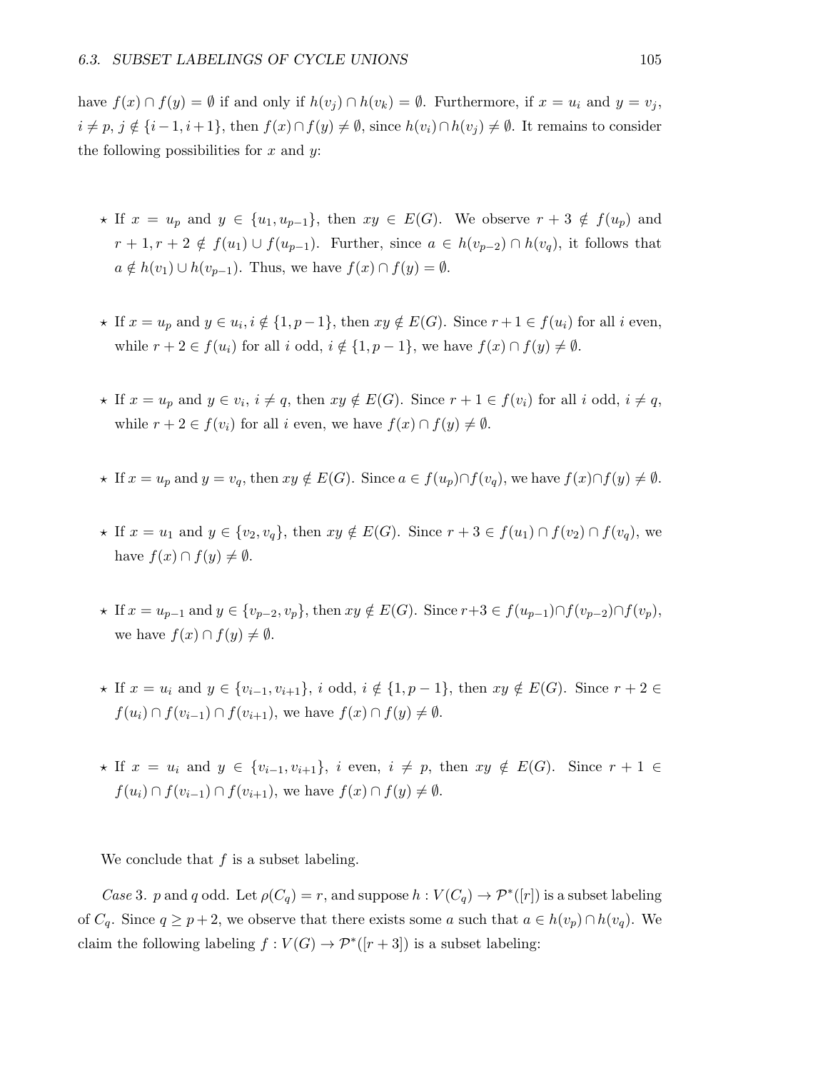have $f(x) \cap f(y) = \emptyset$ if and only if $h(v_j) \cap h(v_k) = \emptyset$. Furthermore, if $x = u_i$ and $y = v_j$, $i \neq p$, $j \notin \{i-1, i+1\}$, then $f(x) \cap f(y) \neq \emptyset$, since $h(v_i) \cap h(v_j) \neq \emptyset$. It remains to consider the following possibilities for $x$ and $y$:

- ⋆ If $x = u_p$ and $y \in \{u_1, u_{p-1}\}$, then $xy \in E(G)$. We observe $r+3 \notin f(u_p)$ and $r+1, r+2 \notin f(u_1) \cup f(u_{p-1})$. Further, since $a \in h(v_{p-2}) \cap h(v_q)$, it follows that $a \notin h(v_1) \cup h(v_{p-1})$. Thus, we have $f(x) \cap f(y) = \emptyset$.

- ⋆ If $x = u_p$ and $y \in u_i, i \notin \{1, p-1\}$, then $xy \notin E(G)$. Since $r+1 \in f(u_i)$ for all $i$ even, while $r+2 \in f(u_i)$ for all $i$ odd, $i \notin \{1, p-1\}$, we have $f(x) \cap f(y) \neq \emptyset$.

- ⋆ If $x = u_p$ and $y \in v_i$, $i \neq q$, then $xy \notin E(G)$. Since $r+1 \in f(v_i)$ for all $i$ odd, $i \neq q$, while $r+2 \in f(v_i)$ for all $i$ even, we have $f(x) \cap f(y) \neq \emptyset$.

- ⋆ If $x = u_p$ and $y = v_q$, then $xy \notin E(G)$. Since $a \in f(u_p) \cap f(v_q)$, we have $f(x) \cap f(y) \neq \emptyset$.

- ⋆ If $x = u_1$ and $y \in \{v_2, v_q\}$, then $xy \notin E(G)$. Since $r+3 \in f(u_1) \cap f(v_2) \cap f(v_q)$, we have $f(x) \cap f(y) \neq \emptyset$.

- ⋆ If $x = u_{p-1}$ and $y \in \{v_{p-2}, v_p\}$, then $xy \notin E(G)$. Since $r+3 \in f(u_{p-1}) \cap f(v_{p-2}) \cap f(v_p)$, we have $f(x) \cap f(y) \neq \emptyset$.

- ⋆ If $x = u_i$ and $y \in \{v_{i-1}, v_{i+1}\}$, $i$ odd, $i \notin \{1, p-1\}$, then $xy \notin E(G)$. Since $r+2 \in f(u_i) \cap f(v_{i-1}) \cap f(v_{i+1})$, we have $f(x) \cap f(y) \neq \emptyset$.

- ⋆ If $x = u_i$ and $y \in \{v_{i-1}, v_{i+1}\}$, $i$ even, $i \neq p$, then $xy \notin E(G)$. Since $r+1 \in f(u_i) \cap f(v_{i-1}) \cap f(v_{i+1})$, we have $f(x) \cap f(y) \neq \emptyset$.

We conclude that $f$ is a subset labeling.

*Case* 3. $p$ and $q$ odd. Let $\rho(C_q) = r$, and suppose $h : V(C_q) \to \mathcal{P}^*([r])$ is a subset labeling of $C_q$. Since $q \geq p+2$, we observe that there exists some $a$ such that $a \in h(v_p) \cap h(v_q)$. We claim the following labeling $f : V(G) \to \mathcal{P}^*([r+3])$ is a subset labeling: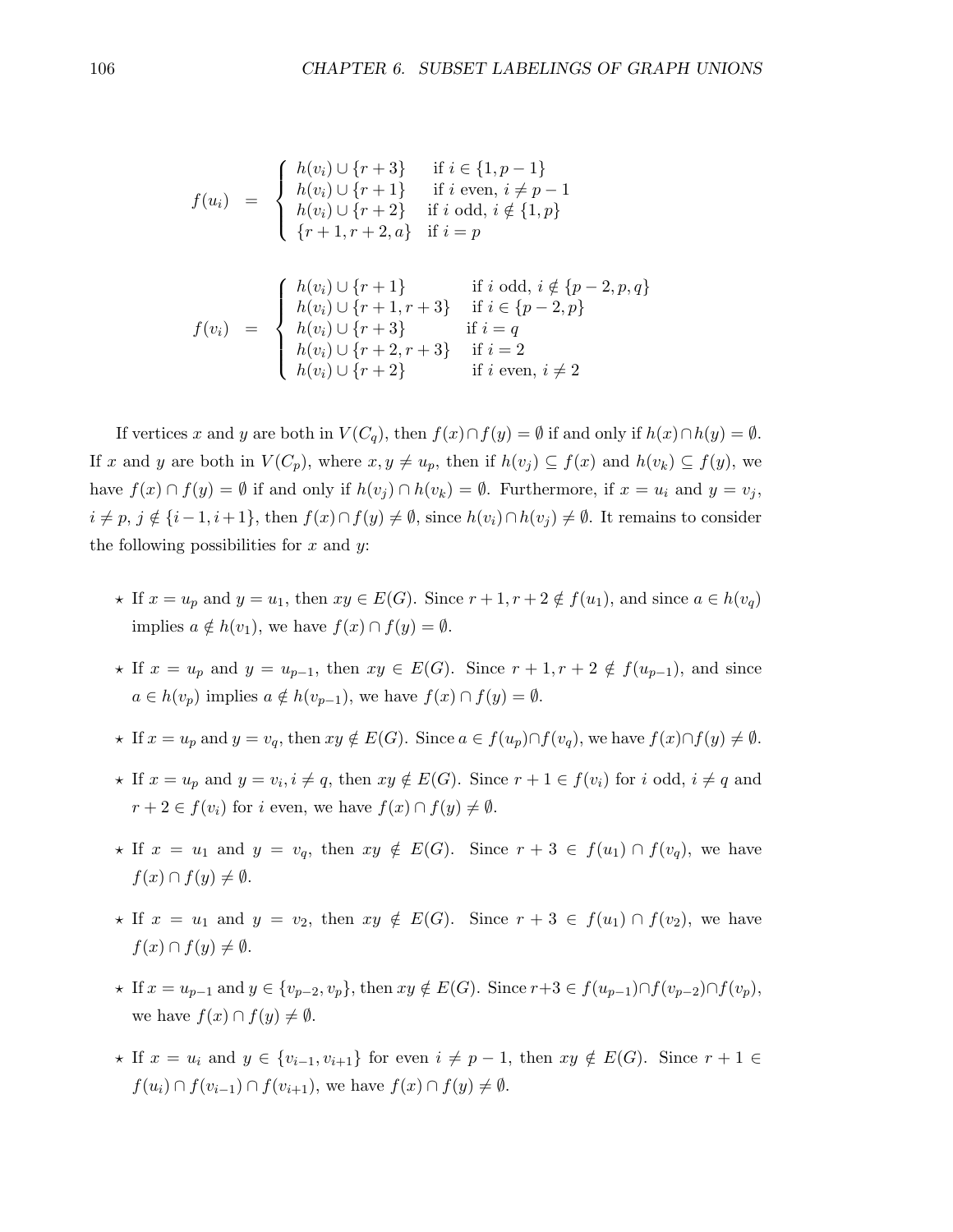$$
f(u_i) = \begin{cases} h(v_i) \cup \{r+3\} & \text{if } i \in \{1, p-1\} \\ h(v_i) \cup \{r+1\} & \text{if } i \text{ even, } i \neq p-1 \\ h(v_i) \cup \{r+2\} & \text{if } i \text{ odd, } i \notin \{1, p\} \\ \{r+1, r+2, a\} & \text{if } i = p \end{cases}
$$

$$
f(v_i) = \begin{cases} h(v_i) \cup \{r+1\} & \text{if } i \text{ odd, } i \notin \{p-2, p, q\} \\ h(v_i) \cup \{r+1, r+3\} & \text{if } i \in \{p-2, p\} \\ h(v_i) \cup \{r+3\} & \text{if } i = q \\ h(v_i) \cup \{r+2, r+3\} & \text{if } i = 2 \\ h(v_i) \cup \{r+2\} & \text{if } i \text{ even, } i \neq 2 \end{cases}
$$

If vertices $x$ and $y$ are both in $V(C_q)$, then $f(x) \cap f(y) = \emptyset$ if and only if $h(x) \cap h(y) = \emptyset$. If $x$ and $y$ are both in $V(C_p)$, where $x, y \neq u_p$, then if $h(v_j) \subseteq f(x)$ and $h(v_k) \subseteq f(y)$, we have $f(x) \cap f(y) = \emptyset$ if and only if $h(v_j) \cap h(v_k) = \emptyset$. Furthermore, if $x = u_i$ and $y = v_j$, $i \neq p$, $j \notin \{i-1, i+1\}$, then $f(x) \cap f(y) \neq \emptyset$, since $h(v_i) \cap h(v_j) \neq \emptyset$. It remains to consider the following possibilities for $x$ and $y$:

- ⋆ If $x = u_p$ and $y = u_1$, then $xy \in E(G)$. Since $r+1, r+2 \notin f(u_1)$, and since $a \in h(v_q)$ implies $a \notin h(v_1)$, we have $f(x) \cap f(y) = \emptyset$.
- ⋆ If $x = u_p$ and $y = u_{p-1}$, then $xy \in E(G)$. Since $r+1, r+2 \notin f(u_{p-1})$, and since $a \in h(v_p)$ implies $a \notin h(v_{p-1})$, we have $f(x) \cap f(y) = \emptyset$.
- ⋆ If $x = u_p$ and $y = v_q$, then $xy \notin E(G)$. Since $a \in f(u_p) \cap f(v_q)$, we have $f(x) \cap f(y) \neq \emptyset$.
- ⋆ If $x = u_p$ and $y = v_i, i \neq q$, then $xy \notin E(G)$. Since $r+1 \in f(v_i)$ for $i$ odd, $i \neq q$ and $r+2 \in f(v_i)$ for $i$ even, we have $f(x) \cap f(y) \neq \emptyset$.
- ⋆ If $x = u_1$ and $y = v_q$, then $xy \notin E(G)$. Since $r+3 \in f(u_1) \cap f(v_q)$, we have $f(x) \cap f(y) \neq \emptyset$.
- ⋆ If $x = u_1$ and $y = v_2$, then $xy \notin E(G)$. Since $r+3 \in f(u_1) \cap f(v_2)$, we have $f(x) \cap f(y) \neq \emptyset$.
- ⋆ If $x = u_{p-1}$ and $y \in \{v_{p-2}, v_p\}$, then $xy \notin E(G)$. Since $r+3 \in f(u_{p-1}) \cap f(v_{p-2}) \cap f(v_p)$, we have $f(x) \cap f(y) \neq \emptyset$.
- ⋆ If $x = u_i$ and $y \in \{v_{i-1}, v_{i+1}\}$ for even $i \neq p-1$, then $xy \notin E(G)$. Since $r+1 \in f(u_i) \cap f(v_{i-1}) \cap f(v_{i+1})$, we have $f(x) \cap f(y) \neq \emptyset$.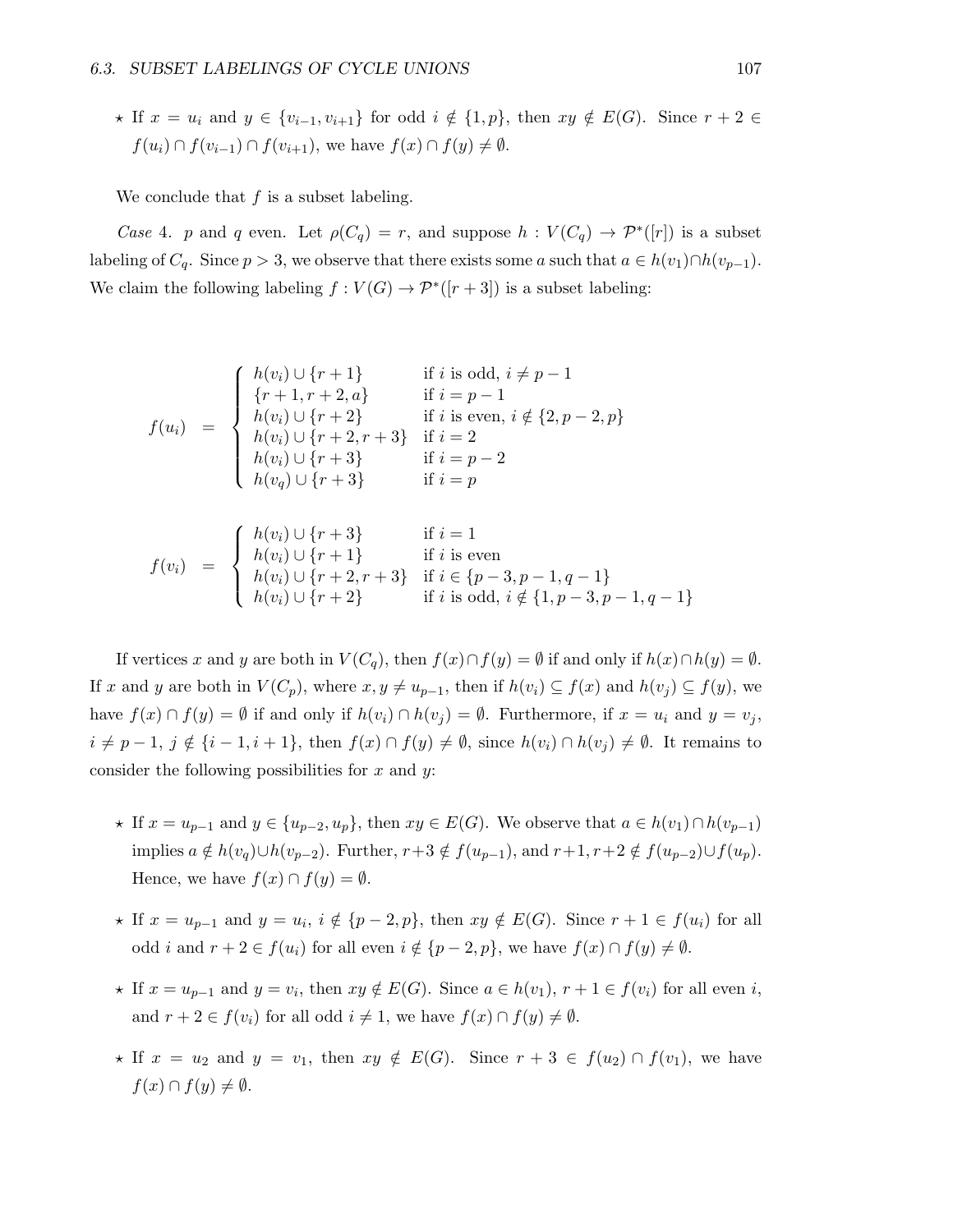- ⋆ If $x = u_i$ and $y \in \{v_{i-1}, v_{i+1}\}$ for odd $i \notin \{1, p\}$, then $xy \notin E(G)$. Since $r + 2 \in f(u_i) \cap f(v_{i-1}) \cap f(v_{i+1})$, we have $f(x) \cap f(y) \neq \emptyset$.

We conclude that $f$ is a subset labeling.

*Case 4.* $p$ and $q$ even. Let $\rho(C_q) = r$, and suppose $h : V(C_q) \to \mathcal{P}^*([r])$ is a subset labeling of $C_q$. Since $p > 3$, we observe that there exists some $a$ such that $a \in h(v_1) \cap h(v_{p-1})$. We claim the following labeling $f : V(G) \to \mathcal{P}^*([r + 3])$ is a subset labeling:

$$f(u_i) = \begin{cases} h(v_i) \cup \{r+1\} & \text{if } i \text{ is odd, } i \neq p-1 \\ \{r+1, r+2, a\} & \text{if } i = p-1 \\ h(v_i) \cup \{r+2\} & \text{if } i \text{ is even, } i \notin \{2, p-2, p\} \\ h(v_i) \cup \{r+2, r+3\} & \text{if } i = 2 \\ h(v_i) \cup \{r+3\} & \text{if } i = p-2 \\ h(v_q) \cup \{r+3\} & \text{if } i = p \end{cases}$$

$$f(v_i) = \begin{cases} h(v_i) \cup \{r+3\} & \text{if } i = 1 \\ h(v_i) \cup \{r+1\} & \text{if } i \text{ is even} \\ h(v_i) \cup \{r+2, r+3\} & \text{if } i \in \{p-3, p-1, q-1\} \\ h(v_i) \cup \{r+2\} & \text{if } i \text{ is odd, } i \notin \{1, p-3, p-1, q-1\} \end{cases}$$

If vertices $x$ and $y$ are both in $V(C_q)$, then $f(x) \cap f(y) = \emptyset$ if and only if $h(x) \cap h(y) = \emptyset$. If $x$ and $y$ are both in $V(C_p)$, where $x, y \neq u_{p-1}$, then if $h(v_i) \subseteq f(x)$ and $h(v_j) \subseteq f(y)$, we have $f(x) \cap f(y) = \emptyset$ if and only if $h(v_i) \cap h(v_j) = \emptyset$. Furthermore, if $x = u_i$ and $y = v_j$, $i \neq p-1$, $j \notin \{i-1, i+1\}$, then $f(x) \cap f(y) \neq \emptyset$, since $h(v_i) \cap h(v_j) \neq \emptyset$. It remains to consider the following possibilities for $x$ and $y$:

- ⋆ If $x = u_{p-1}$ and $y \in \{u_{p-2}, u_p\}$, then $xy \in E(G)$. We observe that $a \in h(v_1) \cap h(v_{p-1})$ implies $a \notin h(v_q) \cup h(v_{p-2})$. Further, $r+3 \notin f(u_{p-1})$, and $r+1, r+2 \notin f(u_{p-2}) \cup f(u_p)$. Hence, we have $f(x) \cap f(y) = \emptyset$.

- ⋆ If $x = u_{p-1}$ and $y = u_i$, $i \notin \{p-2, p\}$, then $xy \notin E(G)$. Since $r+1 \in f(u_i)$ for all odd $i$ and $r+2 \in f(u_i)$ for all even $i \notin \{p-2, p\}$, we have $f(x) \cap f(y) \neq \emptyset$.

- ⋆ If $x = u_{p-1}$ and $y = v_i$, then $xy \notin E(G)$. Since $a \in h(v_1)$, $r+1 \in f(v_i)$ for all even $i$, and $r+2 \in f(v_i)$ for all odd $i \neq 1$, we have $f(x) \cap f(y) \neq \emptyset$.

- ⋆ If $x = u_2$ and $y = v_1$, then $xy \notin E(G)$. Since $r+3 \in f(u_2) \cap f(v_1)$, we have $f(x) \cap f(y) \neq \emptyset$.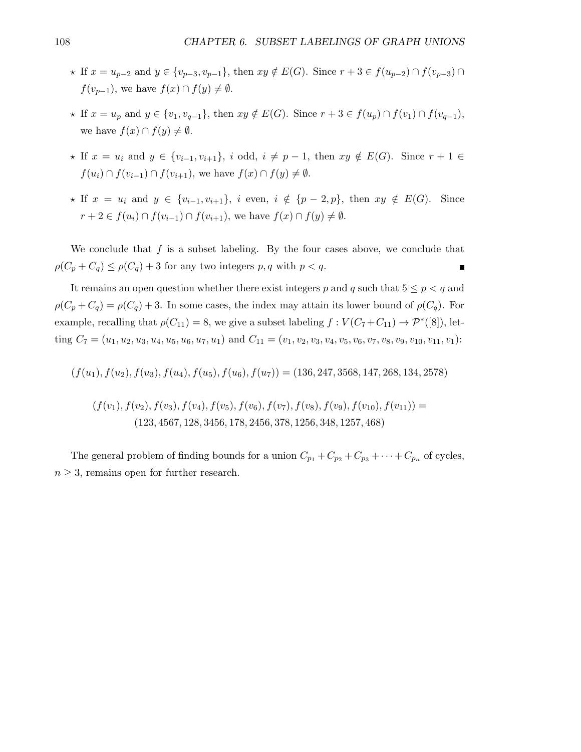- ⋆ If $x = u_{p-2}$ and $y \in \{v_{p-3}, v_{p-1}\}$, then $xy \notin E(G)$. Since $r+3 \in f(u_{p-2}) \cap f(v_{p-3}) \cap f(v_{p-1})$, we have $f(x) \cap f(y) \neq \emptyset$.
- ⋆ If $x = u_p$ and $y \in \{v_1, v_{q-1}\}$, then $xy \notin E(G)$. Since $r+3 \in f(u_p) \cap f(v_1) \cap f(v_{q-1})$, we have $f(x) \cap f(y) \neq \emptyset$.
- ⋆ If $x = u_i$ and $y \in \{v_{i-1}, v_{i+1}\}$, $i$ odd, $i \neq p-1$, then $xy \notin E(G)$. Since $r+1 \in f(u_i) \cap f(v_{i-1}) \cap f(v_{i+1})$, we have $f(x) \cap f(y) \neq \emptyset$.
- ⋆ If $x = u_i$ and $y \in \{v_{i-1}, v_{i+1}\}$, $i$ even, $i \notin \{p-2, p\}$, then $xy \notin E(G)$. Since $r+2 \in f(u_i) \cap f(v_{i-1}) \cap f(v_{i+1})$, we have $f(x) \cap f(y) \neq \emptyset$.

We conclude that $f$ is a subset labeling. By the four cases above, we conclude that $\rho(C_p + C_q) \leq \rho(C_q) + 3$ for any two integers $p, q$ with $p < q$. ∎

It remains an open question whether there exist integers $p$ and $q$ such that $5 \leq p < q$ and $\rho(C_p + C_q) = \rho(C_q) + 3$. In some cases, the index may attain its lower bound of $\rho(C_q)$. For example, recalling that $\rho(C_{11}) = 8$, we give a subset labeling $f : V(C_7 + C_{11}) \to \mathcal{P}^*([8])$, letting $C_7 = (u_1, u_2, u_3, u_4, u_5, u_6, u_7, u_1)$ and $C_{11} = (v_1, v_2, v_3, v_4, v_5, v_6, v_7, v_8, v_9, v_{10}, v_{11}, v_1)$:

$$(f(u_1), f(u_2), f(u_3), f(u_4), f(u_5), f(u_6), f(u_7)) = (136, 247, 3568, 147, 268, 134, 2578)$$

$$(f(v_1), f(v_2), f(v_3), f(v_4), f(v_5), f(v_6), f(v_7), f(v_8), f(v_9), f(v_{10}), f(v_{11})) = \\ (123, 4567, 128, 3456, 178, 2456, 378, 1256, 348, 1257, 468)$$

The general problem of finding bounds for a union $C_{p_1} + C_{p_2} + C_{p_3} + \cdots + C_{p_n}$ of cycles, $n \geq 3$, remains open for further research.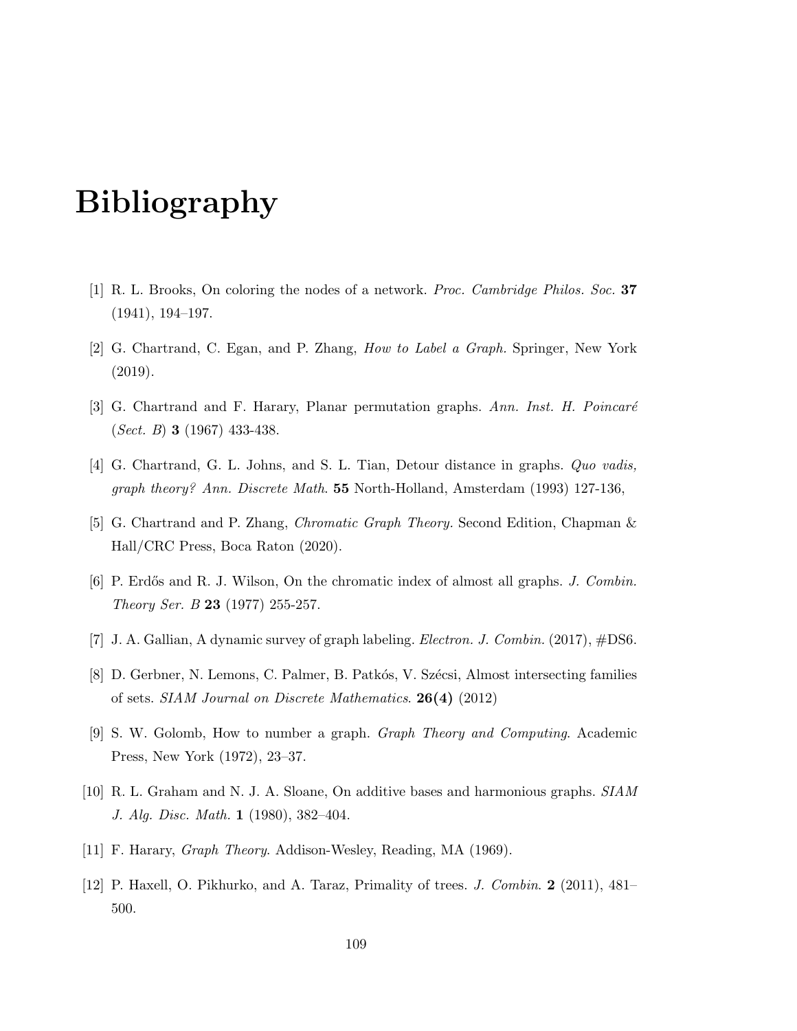# Bibliography

[1] R. L. Brooks, On coloring the nodes of a network. *Proc. Cambridge Philos. Soc.* **37** (1941), 194–197.

[2] G. Chartrand, C. Egan, and P. Zhang, *How to Label a Graph.* Springer, New York (2019).

[3] G. Chartrand and F. Harary, Planar permutation graphs. *Ann. Inst. H. Poincaré* (*Sect. B*) **3** (1967) 433-438.

[4] G. Chartrand, G. L. Johns, and S. L. Tian, Detour distance in graphs. *Quo vadis, graph theory? Ann. Discrete Math*. **55** North-Holland, Amsterdam (1993) 127-136,

[5] G. Chartrand and P. Zhang, *Chromatic Graph Theory.* Second Edition, Chapman & Hall/CRC Press, Boca Raton (2020).

[6] P. Erdős and R. J. Wilson, On the chromatic index of almost all graphs. *J. Combin. Theory Ser. B* **23** (1977) 255-257.

[7] J. A. Gallian, A dynamic survey of graph labeling. *Electron. J. Combin.* (2017), #DS6.

[8] D. Gerbner, N. Lemons, C. Palmer, B. Patkós, V. Szécsi, Almost intersecting families of sets. *SIAM Journal on Discrete Mathematics*. **26(4)** (2012)

[9] S. W. Golomb, How to number a graph. *Graph Theory and Computing*. Academic Press, New York (1972), 23–37.

[10] R. L. Graham and N. J. A. Sloane, On additive bases and harmonious graphs. *SIAM J. Alg. Disc. Math.* **1** (1980), 382–404.

[11] F. Harary, *Graph Theory*. Addison-Wesley, Reading, MA (1969).

[12] P. Haxell, O. Pikhurko, and A. Taraz, Primality of trees. *J. Combin*. **2** (2011), 481–500.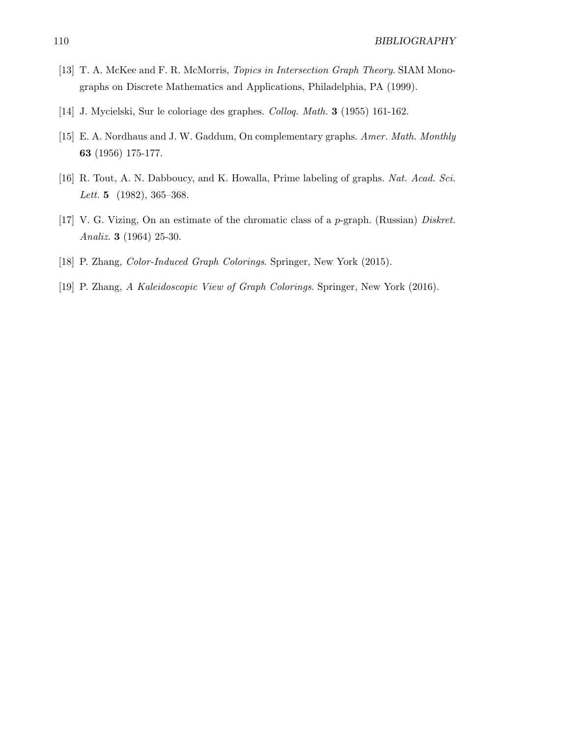[13] T. A. McKee and F. R. McMorris, *Topics in Intersection Graph Theory*. SIAM Monographs on Discrete Mathematics and Applications, Philadelphia, PA (1999).

[14] J. Mycielski, Sur le coloriage des graphes. *Colloq. Math.* **3** (1955) 161-162.

[15] E. A. Nordhaus and J. W. Gaddum, On complementary graphs. *Amer. Math. Monthly* **63** (1956) 175-177.

[16] R. Tout, A. N. Dabboucy, and K. Howalla, Prime labeling of graphs. *Nat. Acad. Sci. Lett.* **5** (1982), 365–368.

[17] V. G. Vizing, On an estimate of the chromatic class of a $p$-graph. (Russian) *Diskret. Analiz.* **3** (1964) 25-30.

[18] P. Zhang, *Color-Induced Graph Colorings*. Springer, New York (2015).

[19] P. Zhang, *A Kaleidoscopic View of Graph Colorings*. Springer, New York (2016).